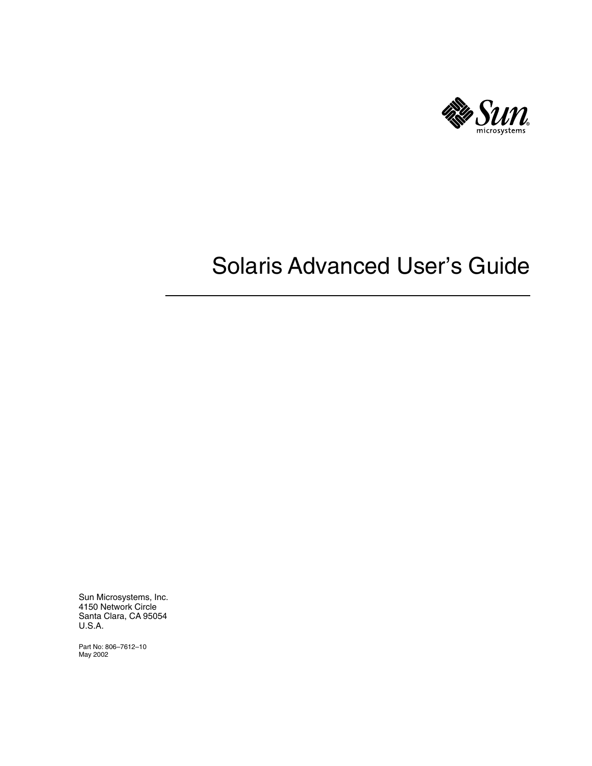Sun microsystems

# Solaris Advanced User's Guide

Sun Microsystems, Inc.
4150 Network Circle
Santa Clara, CA 95054
U.S.A.

Part No: 806–7612–10
May 2002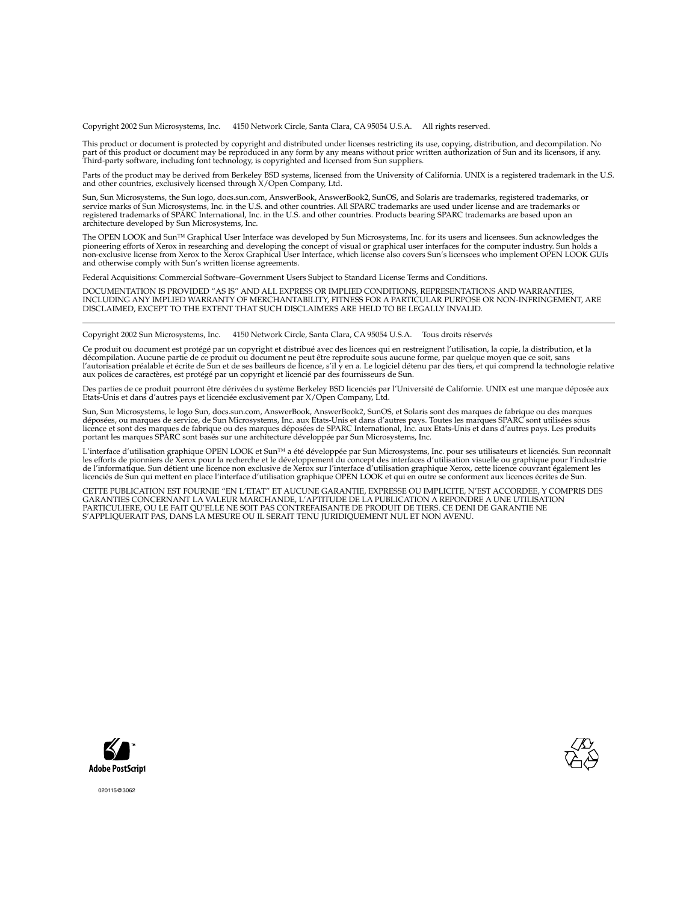Copyright 2002 Sun Microsystems, Inc. 4150 Network Circle, Santa Clara, CA 95054 U.S.A. All rights reserved.

This product or document is protected by copyright and distributed under licenses restricting its use, copying, distribution, and decompilation. No part of this product or document may be reproduced in any form by any means without prior written authorization of Sun and its licensors, if any. Third-party software, including font technology, is copyrighted and licensed from Sun suppliers.

Parts of the product may be derived from Berkeley BSD systems, licensed from the University of California. UNIX is a registered trademark in the U.S. and other countries, exclusively licensed through X/Open Company, Ltd.

Sun, Sun Microsystems, the Sun logo, docs.sun.com, AnswerBook, AnswerBook2, SunOS, and Solaris are trademarks, registered trademarks, or service marks of Sun Microsystems, Inc. in the U.S. and other countries. All SPARC trademarks are used under license and are trademarks or registered trademarks of SPARC International, Inc. in the U.S. and other countries. Products bearing SPARC trademarks are based upon an architecture developed by Sun Microsystems, Inc.

The OPEN LOOK and Sun™ Graphical User Interface was developed by Sun Microsystems, Inc. for its users and licensees. Sun acknowledges the pioneering efforts of Xerox in researching and developing the concept of visual or graphical user interfaces for the computer industry. Sun holds a non-exclusive license from Xerox to the Xerox Graphical User Interface, which license also covers Sun's licensees who implement OPEN LOOK GUIs and otherwise comply with Sun's written license agreements.

Federal Acquisitions: Commercial Software–Government Users Subject to Standard License Terms and Conditions.

DOCUMENTATION IS PROVIDED "AS IS" AND ALL EXPRESS OR IMPLIED CONDITIONS, REPRESENTATIONS AND WARRANTIES, INCLUDING ANY IMPLIED WARRANTY OF MERCHANTABILITY, FITNESS FOR A PARTICULAR PURPOSE OR NON-INFRINGEMENT, ARE DISCLAIMED, EXCEPT TO THE EXTENT THAT SUCH DISCLAIMERS ARE HELD TO BE LEGALLY INVALID.

---

Copyright 2002 Sun Microsystems, Inc. 4150 Network Circle, Santa Clara, CA 95054 U.S.A. Tous droits réservés

Ce produit ou document est protégé par un copyright et distribué avec des licences qui en restreignent l'utilisation, la copie, la distribution, et la décompilation. Aucune partie de ce produit ou document ne peut être reproduite sous aucune forme, par quelque moyen que ce soit, sans l'autorisation préalable et écrite de Sun et de ses bailleurs de licence, s'il y en a. Le logiciel détenu par des tiers, et qui comprend la technologie relative aux polices de caractères, est protégé par un copyright et licencié par des fournisseurs de Sun.

Des parties de ce produit pourront être dérivées du système Berkeley BSD licenciés par l'Université de Californie. UNIX est une marque déposée aux Etats-Unis et dans d'autres pays et licenciée exclusivement par X/Open Company, Ltd.

Sun, Sun Microsystems, le logo Sun, docs.sun.com, AnswerBook, AnswerBook2, SunOS, et Solaris sont des marques de fabrique ou des marques déposées, ou marques de service, de Sun Microsystems, Inc. aux Etats-Unis et dans d'autres pays. Toutes les marques SPARC sont utilisées sous licence et sont des marques de fabrique ou des marques déposées de SPARC International, Inc. aux Etats-Unis et dans d'autres pays. Les produits portant les marques SPARC sont basés sur une architecture développée par Sun Microsystems, Inc.

L'interface d'utilisation graphique OPEN LOOK et Sun™ a été développée par Sun Microsystems, Inc. pour ses utilisateurs et licenciés. Sun reconnaît les efforts de pionniers de Xerox pour la recherche et le développement du concept des interfaces d'utilisation visuelle ou graphique pour l'industrie de l'informatique. Sun détient une licence non exclusive de Xerox sur l'interface d'utilisation graphique Xerox, cette licence couvrant également les licenciés de Sun qui mettent en place l'interface d'utilisation graphique OPEN LOOK et qui en outre se conforment aux licences écrites de Sun.

CETTE PUBLICATION EST FOURNIE "EN L'ETAT" ET AUCUNE GARANTIE, EXPRESSE OU IMPLICITE, N'EST ACCORDEE, Y COMPRIS DES GARANTIES CONCERNANT LA VALEUR MARCHANDE, L'APTITUDE DE LA PUBLICATION A REPONDRE A UNE UTILISATION PARTICULIERE, OU LE FAIT QU'ELLE NE SOIT PAS CONTREFAISANTE DE PRODUIT DE TIERS. CE DENI DE GARANTIE NE S'APPLIQUERAIT PAS, DANS LA MESURE OU IL SERAIT TENU JURIDIQUEMENT NUL ET NON AVENU.

Adobe PostScript

020115@3062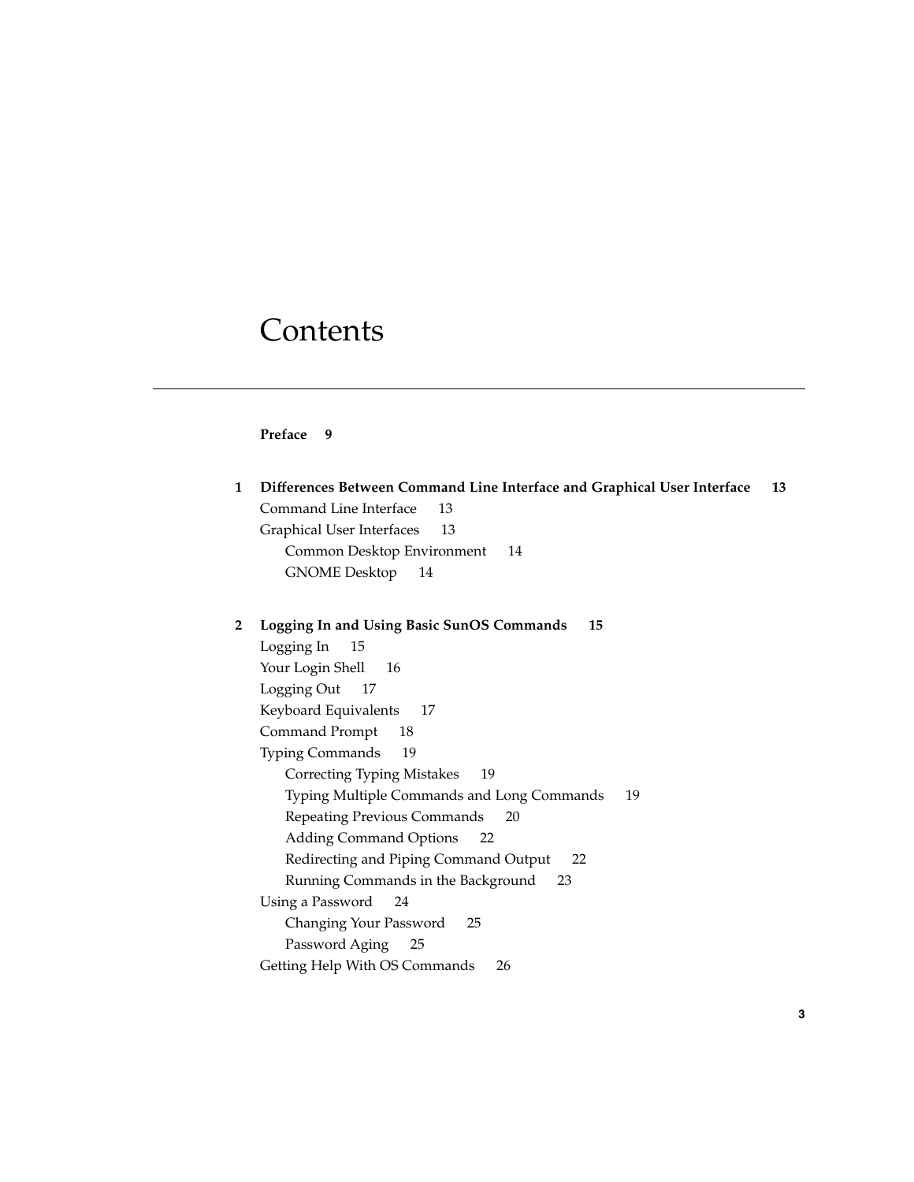# Contents

**Preface 9**

**1 Differences Between Command Line Interface and Graphical User Interface 13**

Command Line Interface 13

Graphical User Interfaces 13

- Common Desktop Environment 14
- GNOME Desktop 14

**2 Logging In and Using Basic SunOS Commands 15**

Logging In 15

Your Login Shell 16

Logging Out 17

Keyboard Equivalents 17

Command Prompt 18

Typing Commands 19

- Correcting Typing Mistakes 19
- Typing Multiple Commands and Long Commands 19
- Repeating Previous Commands 20
- Adding Command Options 22
- Redirecting and Piping Command Output 22
- Running Commands in the Background 23

Using a Password 24

- Changing Your Password 25
- Password Aging 25

Getting Help With OS Commands 26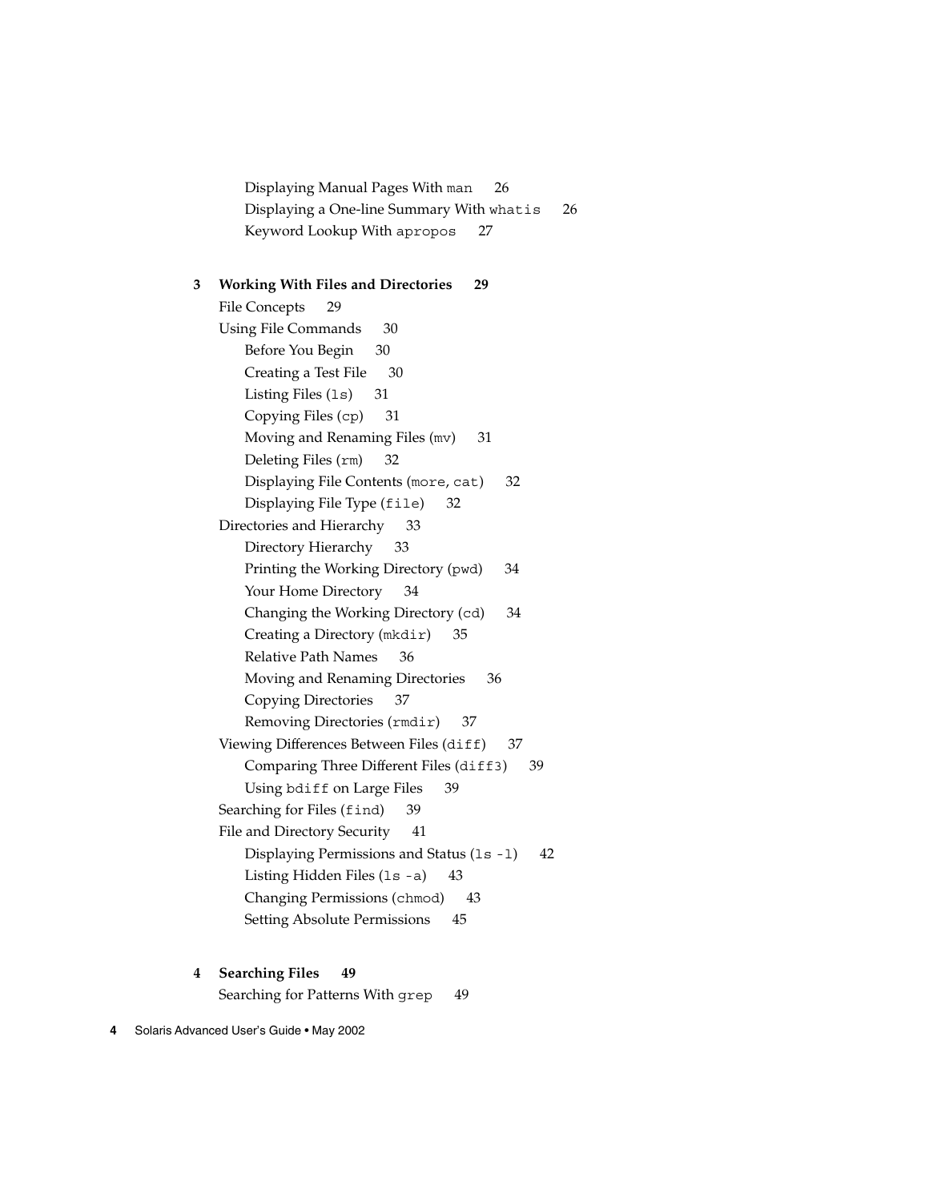Displaying Manual Pages With `man` 26
Displaying a One-line Summary With `whatis` 26
Keyword Lookup With `apropos` 27

**3 Working With Files and Directories 29**

File Concepts 29

Using File Commands 30

- Before You Begin 30
- Creating a Test File 30
- Listing Files (`ls`) 31
- Copying Files (`cp`) 31
- Moving and Renaming Files (`mv`) 31
- Deleting Files (`rm`) 32
- Displaying File Contents (`more`, `cat`) 32
- Displaying File Type (`file`) 32

Directories and Hierarchy 33

- Directory Hierarchy 33
- Printing the Working Directory (`pwd`) 34
- Your Home Directory 34
- Changing the Working Directory (`cd`) 34
- Creating a Directory (`mkdir`) 35
- Relative Path Names 36
- Moving and Renaming Directories 36
- Copying Directories 37
- Removing Directories (`rmdir`) 37

Viewing Differences Between Files (`diff`) 37

- Comparing Three Different Files (`diff3`) 39
- Using `bdiff` on Large Files 39

Searching for Files (`find`) 39

File and Directory Security 41

- Displaying Permissions and Status (`ls -l`) 42
- Listing Hidden Files (`ls -a`) 43
- Changing Permissions (`chmod`) 43
- Setting Absolute Permissions 45

**4 Searching Files 49**

Searching for Patterns With `grep` 49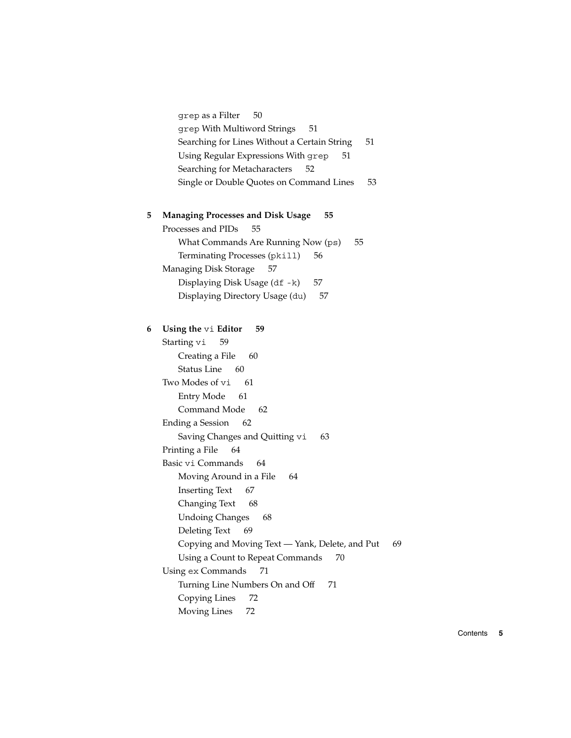`grep` as a Filter 50
`grep` With Multiword Strings 51
Searching for Lines Without a Certain String 51
Using Regular Expressions With `grep` 51
Searching for Metacharacters 52
Single or Double Quotes on Command Lines 53

**5 Managing Processes and Disk Usage 55**

Processes and PIDs 55
What Commands Are Running Now (`ps`) 55
Terminating Processes (`pkill`) 56
Managing Disk Storage 57
Displaying Disk Usage (`df -k`) 57
Displaying Directory Usage (`du`) 57

**6 Using the `vi` Editor 59**

Starting `vi` 59
Creating a File 60
Status Line 60
Two Modes of `vi` 61
Entry Mode 61
Command Mode 62
Ending a Session 62
Saving Changes and Quitting `vi` 63
Printing a File 64
Basic `vi` Commands 64
Moving Around in a File 64
Inserting Text 67
Changing Text 68
Undoing Changes 68
Deleting Text 69
Copying and Moving Text — Yank, Delete, and Put 69
Using a Count to Repeat Commands 70
Using `ex` Commands 71
Turning Line Numbers On and Off 71
Copying Lines 72
Moving Lines 72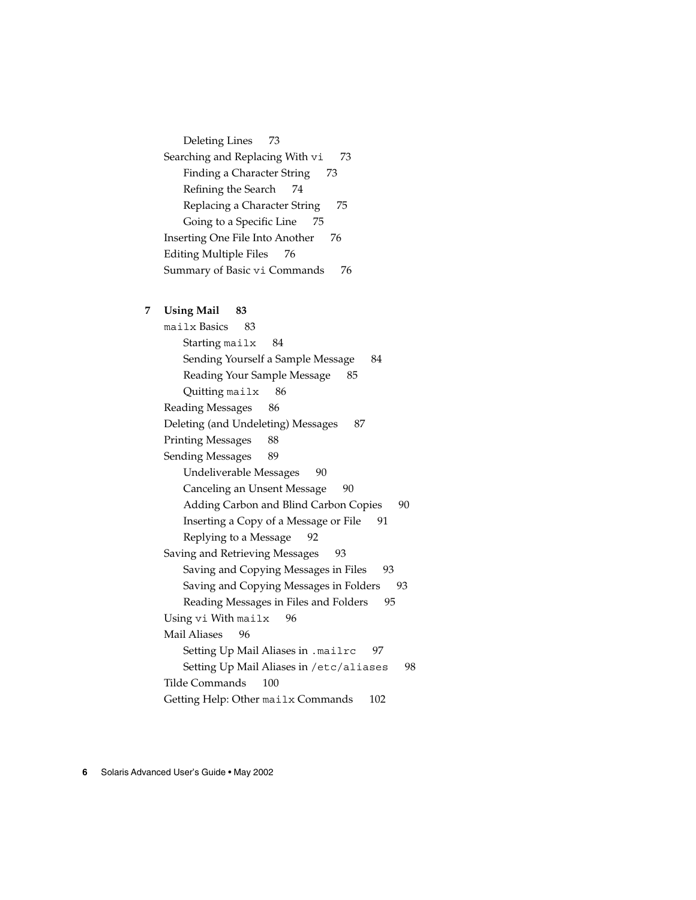Deleting Lines 73

Searching and Replacing With `vi` 73

Finding a Character String 73

Refining the Search 74

Replacing a Character String 75

Going to a Specific Line 75

Inserting One File Into Another 76

Editing Multiple Files 76

Summary of Basic `vi` Commands 76

**7 Using Mail 83**

`mailx` Basics 83

Starting `mailx` 84

Sending Yourself a Sample Message 84

Reading Your Sample Message 85

Quitting `mailx` 86

Reading Messages 86

Deleting (and Undeleting) Messages 87

Printing Messages 88

Sending Messages 89

Undeliverable Messages 90

Canceling an Unsent Message 90

Adding Carbon and Blind Carbon Copies 90

Inserting a Copy of a Message or File 91

Replying to a Message 92

Saving and Retrieving Messages 93

Saving and Copying Messages in Files 93

Saving and Copying Messages in Folders 93

Reading Messages in Files and Folders 95

Using `vi` With `mailx` 96

Mail Aliases 96

Setting Up Mail Aliases in `.mailrc` 97

Setting Up Mail Aliases in `/etc/aliases` 98

Tilde Commands 100

Getting Help: Other `mailx` Commands 102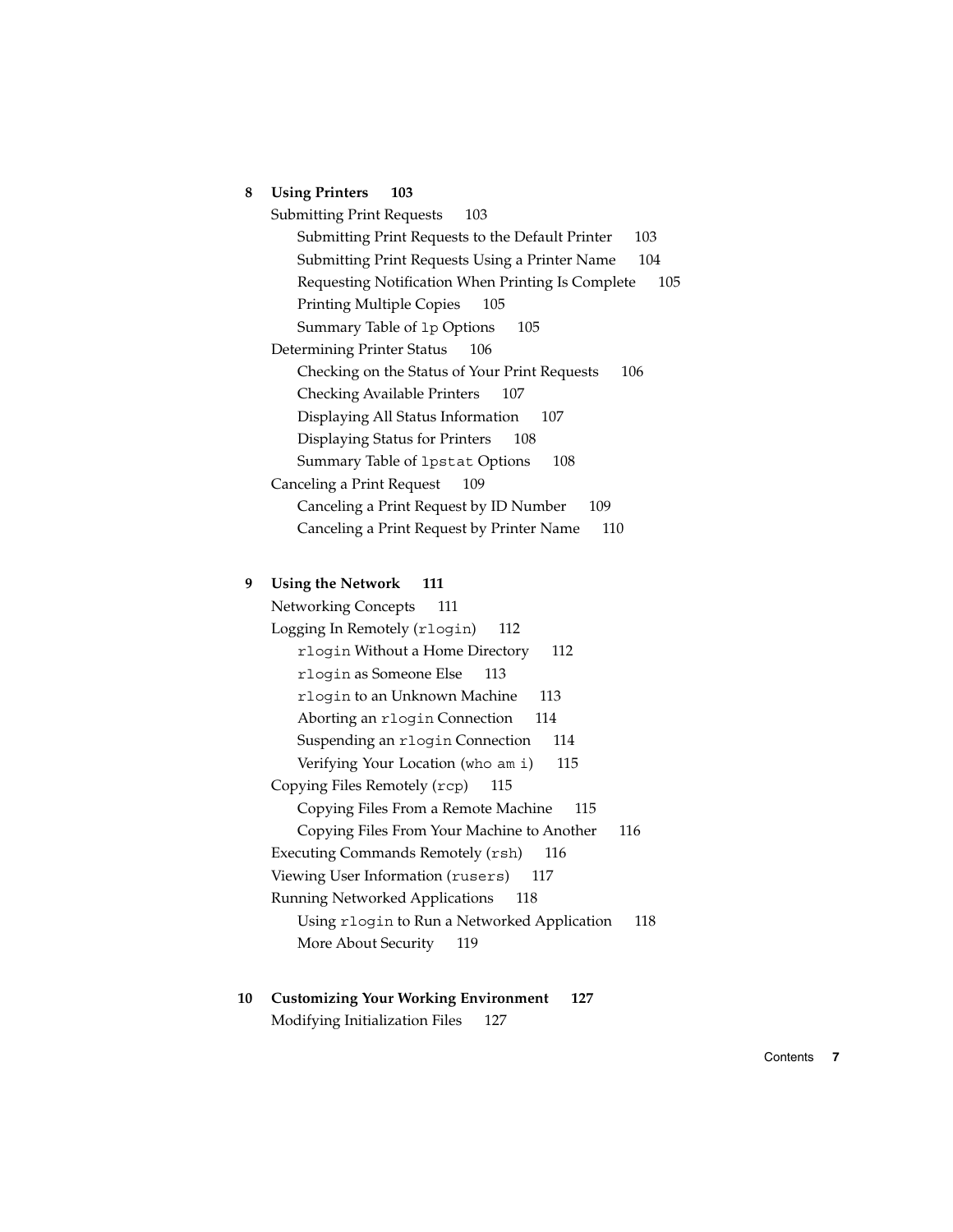**8 Using Printers 103**

Submitting Print Requests 103

- Submitting Print Requests to the Default Printer 103
- Submitting Print Requests Using a Printer Name 104
- Requesting Notification When Printing Is Complete 105
- Printing Multiple Copies 105
- Summary Table of `lp` Options 105

Determining Printer Status 106

- Checking on the Status of Your Print Requests 106
- Checking Available Printers 107
- Displaying All Status Information 107
- Displaying Status for Printers 108
- Summary Table of `lpstat` Options 108

Canceling a Print Request 109

- Canceling a Print Request by ID Number 109
- Canceling a Print Request by Printer Name 110

**9 Using the Network 111**

Networking Concepts 111

Logging In Remotely (`rlogin`) 112

- `rlogin` Without a Home Directory 112
- `rlogin` as Someone Else 113
- `rlogin` to an Unknown Machine 113
- Aborting an `rlogin` Connection 114
- Suspending an `rlogin` Connection 114
- Verifying Your Location (`who am i`) 115

Copying Files Remotely (`rcp`) 115

- Copying Files From a Remote Machine 115
- Copying Files From Your Machine to Another 116

Executing Commands Remotely (`rsh`) 116

Viewing User Information (`rusers`) 117

Running Networked Applications 118

- Using `rlogin` to Run a Networked Application 118
- More About Security 119

**10 Customizing Your Working Environment 127**

Modifying Initialization Files 127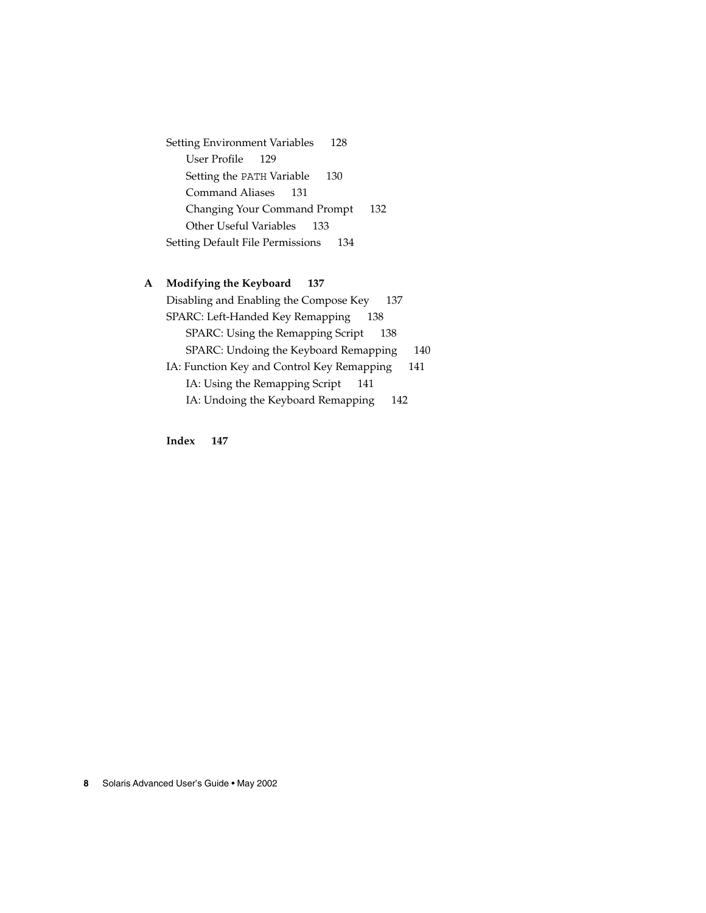Setting Environment Variables 128
    User Profile 129
    Setting the `PATH` Variable 130
    Command Aliases 131
    Changing Your Command Prompt 132
    Other Useful Variables 133
Setting Default File Permissions 134

**A Modifying the Keyboard 137**

Disabling and Enabling the Compose Key 137
SPARC: Left-Handed Key Remapping 138
    SPARC: Using the Remapping Script 138
    SPARC: Undoing the Keyboard Remapping 140
IA: Function Key and Control Key Remapping 141
    IA: Using the Remapping Script 141
    IA: Undoing the Keyboard Remapping 142

**Index 147**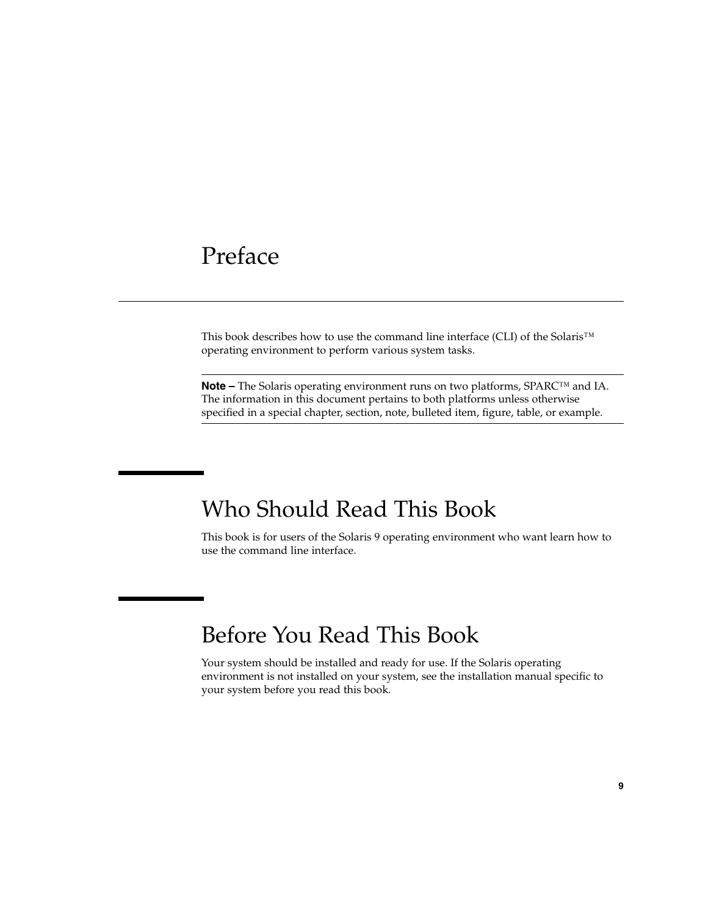# Preface

This book describes how to use the command line interface (CLI) of the Solaris™ operating environment to perform various system tasks.

---

**Note –** The Solaris operating environment runs on two platforms, SPARC™ and IA. The information in this document pertains to both platforms unless otherwise specified in a special chapter, section, note, bulleted item, figure, table, or example.

---

## Who Should Read This Book

This book is for users of the Solaris 9 operating environment who want learn how to use the command line interface.

## Before You Read This Book

Your system should be installed and ready for use. If the Solaris operating environment is not installed on your system, see the installation manual specific to your system before you read this book.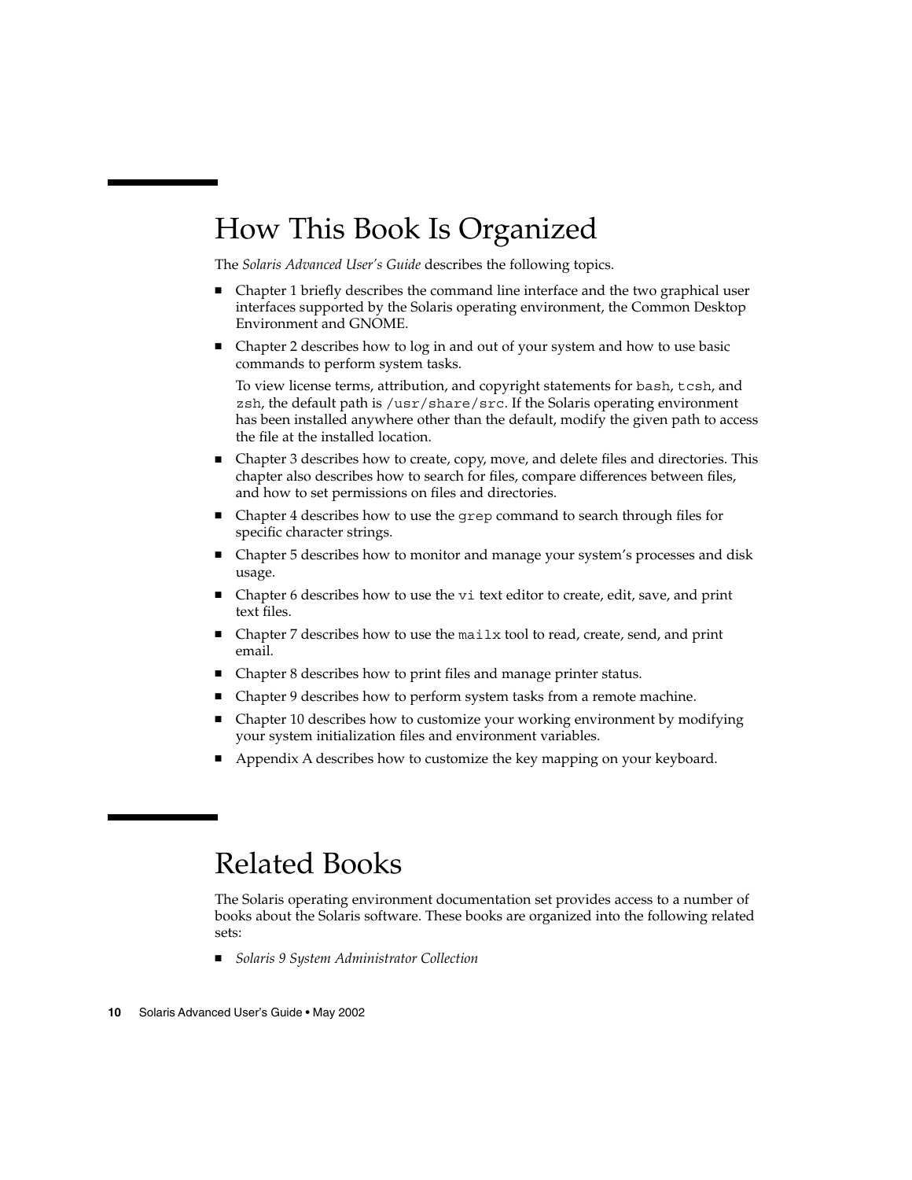## How This Book Is Organized

The *Solaris Advanced User's Guide* describes the following topics.

- Chapter 1 briefly describes the command line interface and the two graphical user interfaces supported by the Solaris operating environment, the Common Desktop Environment and GNOME.
- Chapter 2 describes how to log in and out of your system and how to use basic commands to perform system tasks.

  To view license terms, attribution, and copyright statements for `bash`, `tcsh`, and `zsh`, the default path is `/usr/share/src`. If the Solaris operating environment has been installed anywhere other than the default, modify the given path to access the file at the installed location.
- Chapter 3 describes how to create, copy, move, and delete files and directories. This chapter also describes how to search for files, compare differences between files, and how to set permissions on files and directories.
- Chapter 4 describes how to use the `grep` command to search through files for specific character strings.
- Chapter 5 describes how to monitor and manage your system's processes and disk usage.
- Chapter 6 describes how to use the `vi` text editor to create, edit, save, and print text files.
- Chapter 7 describes how to use the `mailx` tool to read, create, send, and print email.
- Chapter 8 describes how to print files and manage printer status.
- Chapter 9 describes how to perform system tasks from a remote machine.
- Chapter 10 describes how to customize your working environment by modifying your system initialization files and environment variables.
- Appendix A describes how to customize the key mapping on your keyboard.

## Related Books

The Solaris operating environment documentation set provides access to a number of books about the Solaris software. These books are organized into the following related sets:

- *Solaris 9 System Administrator Collection*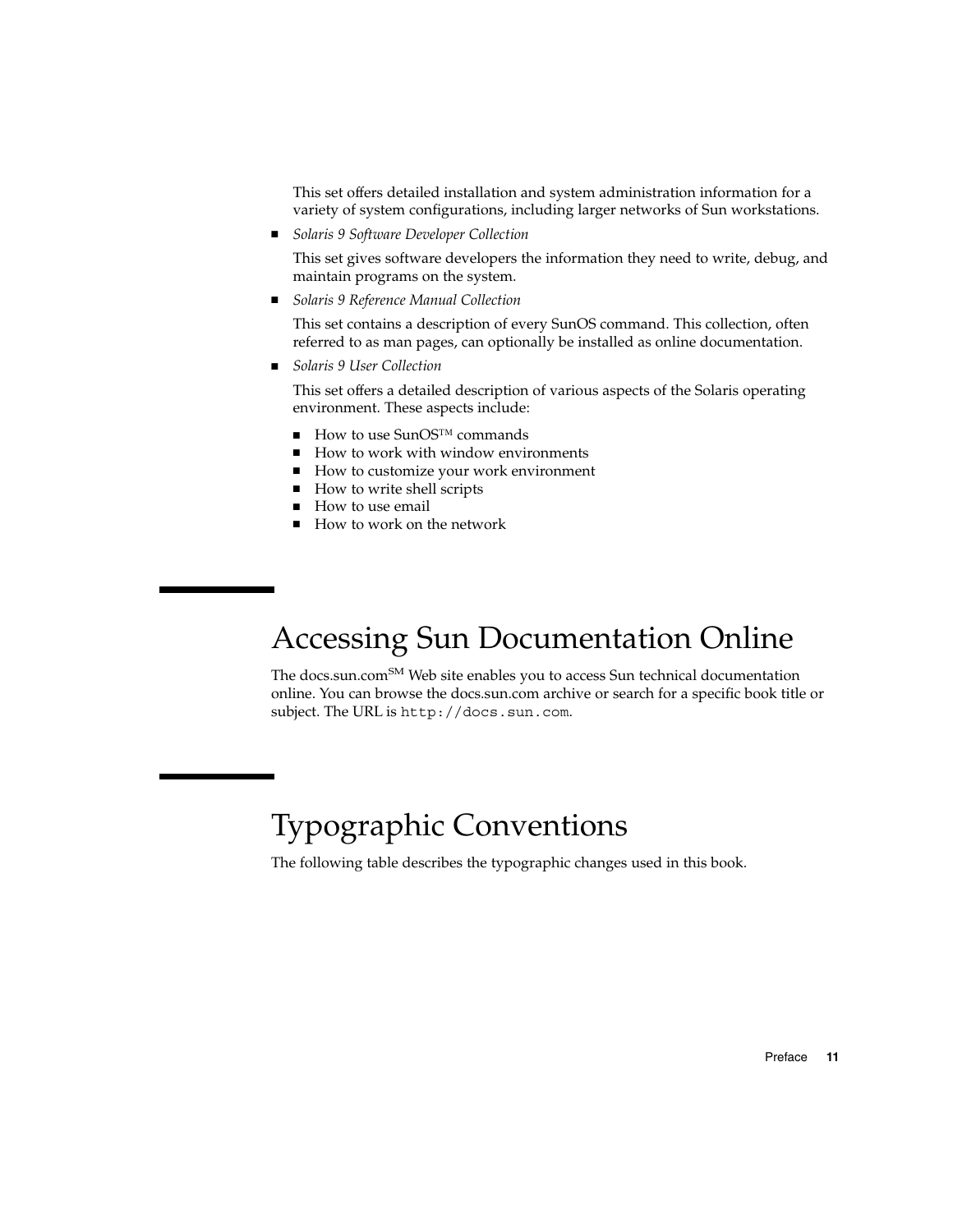This set offers detailed installation and system administration information for a variety of system configurations, including larger networks of Sun workstations.

- *Solaris 9 Software Developer Collection*

  This set gives software developers the information they need to write, debug, and maintain programs on the system.

- *Solaris 9 Reference Manual Collection*

  This set contains a description of every SunOS command. This collection, often referred to as man pages, can optionally be installed as online documentation.

- *Solaris 9 User Collection*

  This set offers a detailed description of various aspects of the Solaris operating environment. These aspects include:

  - How to use SunOS™ commands
  - How to work with window environments
  - How to customize your work environment
  - How to write shell scripts
  - How to use email
  - How to work on the network

# Accessing Sun Documentation Online

The docs.sun.com℠ Web site enables you to access Sun technical documentation online. You can browse the docs.sun.com archive or search for a specific book title or subject. The URL is `http://docs.sun.com`.

# Typographic Conventions

The following table describes the typographic changes used in this book.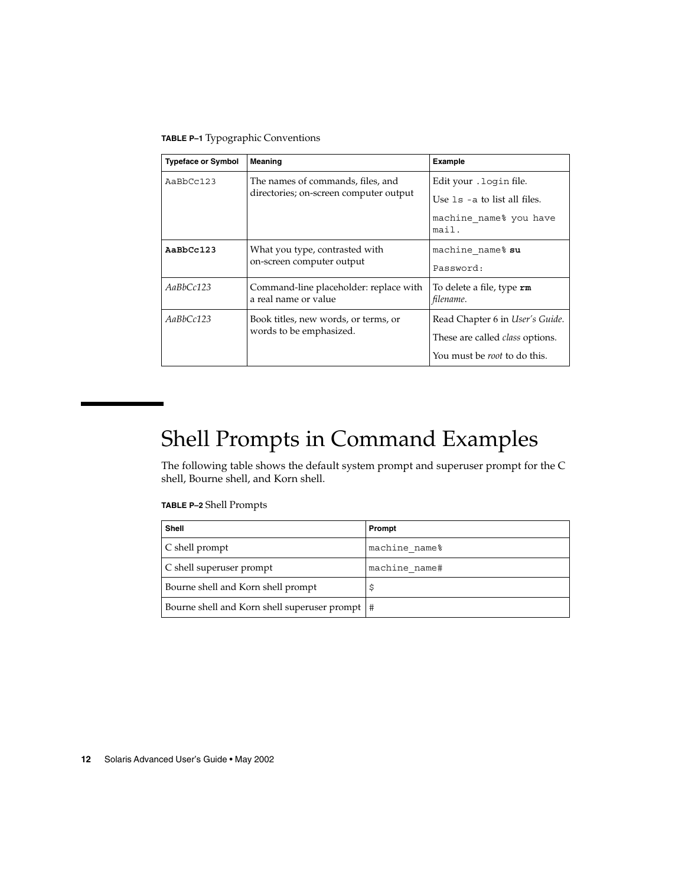**TABLE P–1** Typographic Conventions

| Typeface or Symbol | Meaning | Example |
| --- | --- | --- |
| `AaBbCc123` | The names of commands, files, and directories; on-screen computer output | Edit your `.login` file.<br>Use `ls -a` to list all files.<br>`machine_name% you have mail.` |
| **`AaBbCc123`** | What you type, contrasted with on-screen computer output | `machine_name%` **`su`**<br>`Password:` |
| *AaBbCc123* | Command-line placeholder: replace with a real name or value | To delete a file, type **`rm`** *filename*. |
| *AaBbCc123* | Book titles, new words, or terms, or words to be emphasized. | Read Chapter 6 in *User's Guide*.<br>These are called *class* options.<br>You must be *root* to do this. |

# Shell Prompts in Command Examples

The following table shows the default system prompt and superuser prompt for the C shell, Bourne shell, and Korn shell.

**TABLE P–2** Shell Prompts

| Shell | Prompt |
| --- | --- |
| C shell prompt | `machine_name%` |
| C shell superuser prompt | `machine_name#` |
| Bourne shell and Korn shell prompt | `$` |
| Bourne shell and Korn shell superuser prompt | `#` |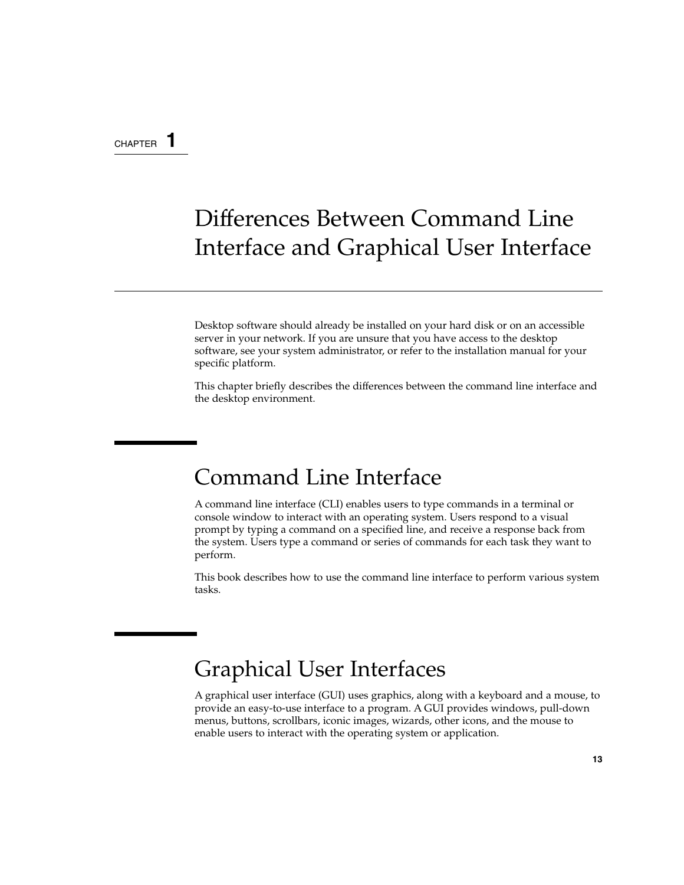CHAPTER 1

# Differences Between Command Line Interface and Graphical User Interface

Desktop software should already be installed on your hard disk or on an accessible server in your network. If you are unsure that you have access to the desktop software, see your system administrator, or refer to the installation manual for your specific platform.

This chapter briefly describes the differences between the command line interface and the desktop environment.

## Command Line Interface

A command line interface (CLI) enables users to type commands in a terminal or console window to interact with an operating system. Users respond to a visual prompt by typing a command on a specified line, and receive a response back from the system. Users type a command or series of commands for each task they want to perform.

This book describes how to use the command line interface to perform various system tasks.

## Graphical User Interfaces

A graphical user interface (GUI) uses graphics, along with a keyboard and a mouse, to provide an easy-to-use interface to a program. A GUI provides windows, pull-down menus, buttons, scrollbars, iconic images, wizards, other icons, and the mouse to enable users to interact with the operating system or application.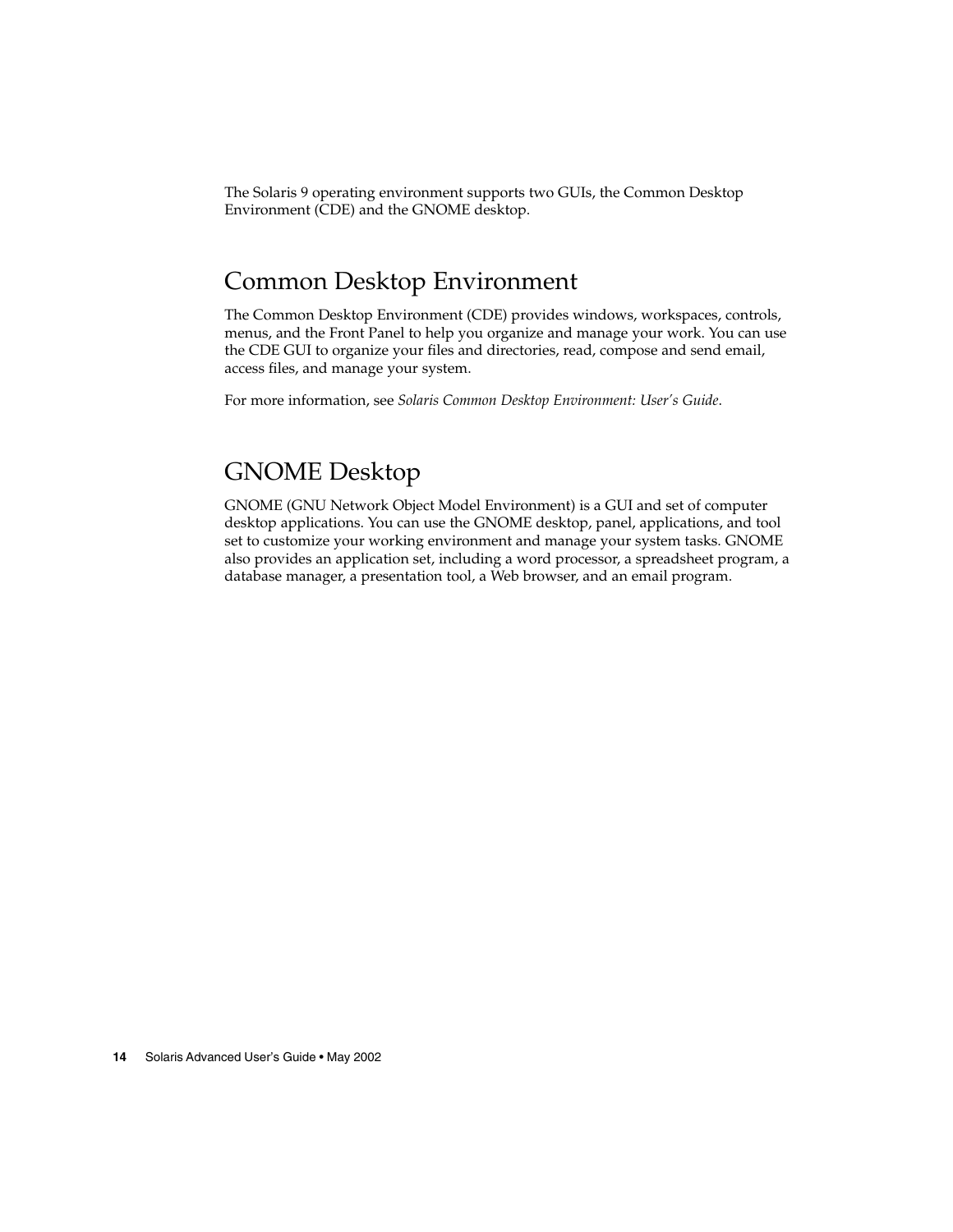The Solaris 9 operating environment supports two GUIs, the Common Desktop Environment (CDE) and the GNOME desktop.

## Common Desktop Environment

The Common Desktop Environment (CDE) provides windows, workspaces, controls, menus, and the Front Panel to help you organize and manage your work. You can use the CDE GUI to organize your files and directories, read, compose and send email, access files, and manage your system.

For more information, see *Solaris Common Desktop Environment: User's Guide*.

## GNOME Desktop

GNOME (GNU Network Object Model Environment) is a GUI and set of computer desktop applications. You can use the GNOME desktop, panel, applications, and tool set to customize your working environment and manage your system tasks. GNOME also provides an application set, including a word processor, a spreadsheet program, a database manager, a presentation tool, a Web browser, and an email program.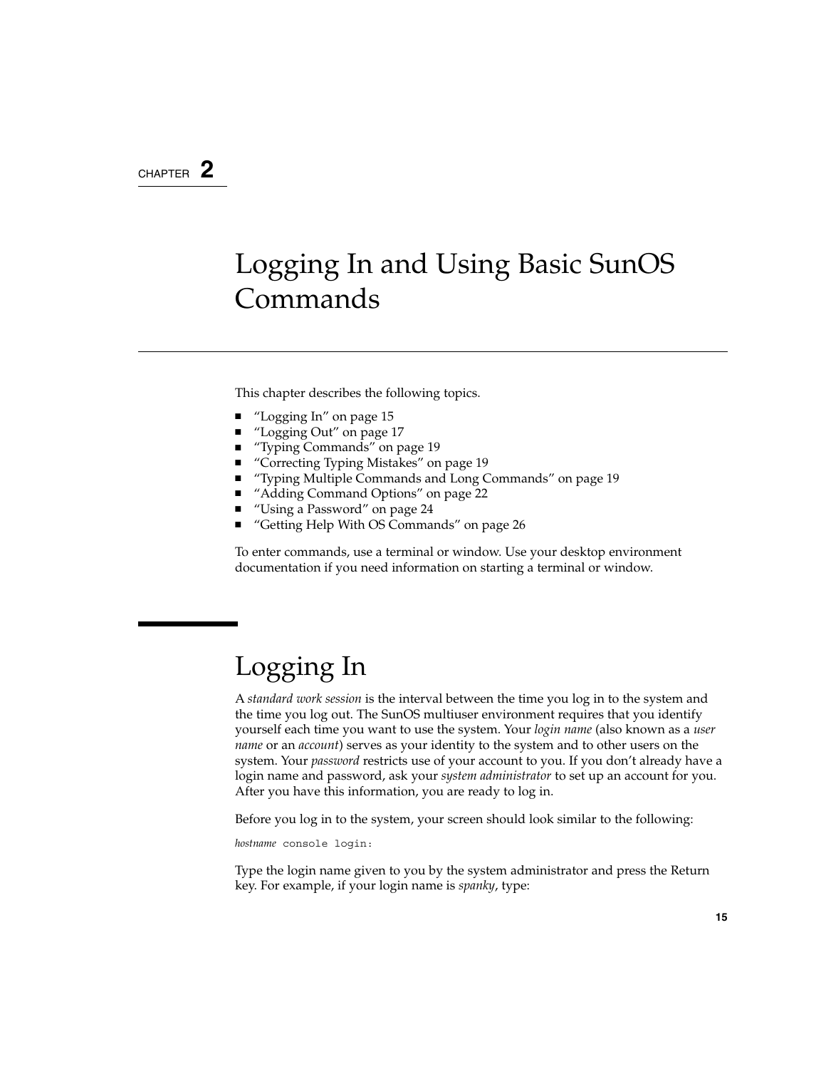CHAPTER 2

# Logging In and Using Basic SunOS Commands

This chapter describes the following topics.

- "Logging In" on page 15
- "Logging Out" on page 17
- "Typing Commands" on page 19
- "Correcting Typing Mistakes" on page 19
- "Typing Multiple Commands and Long Commands" on page 19
- "Adding Command Options" on page 22
- "Using a Password" on page 24
- "Getting Help With OS Commands" on page 26

To enter commands, use a terminal or window. Use your desktop environment documentation if you need information on starting a terminal or window.

## Logging In

A *standard work session* is the interval between the time you log in to the system and the time you log out. The SunOS multiuser environment requires that you identify yourself each time you want to use the system. Your *login name* (also known as a *user name* or an *account*) serves as your identity to the system and to other users on the system. Your *password* restricts use of your account to you. If you don't already have a login name and password, ask your *system administrator* to set up an account for you. After you have this information, you are ready to log in.

Before you log in to the system, your screen should look similar to the following:

```
hostname console login:
```

Type the login name given to you by the system administrator and press the Return key. For example, if your login name is *spanky*, type: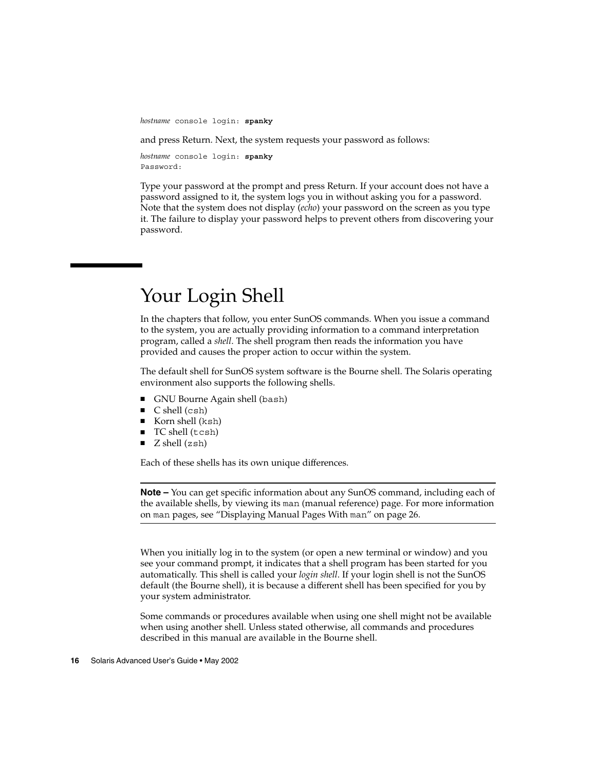```
hostname console login: spanky
```

and press Return. Next, the system requests your password as follows:

```
hostname console login: spanky
Password:
```

Type your password at the prompt and press Return. If your account does not have a password assigned to it, the system logs you in without asking you for a password. Note that the system does not display (*echo*) your password on the screen as you type it. The failure to display your password helps to prevent others from discovering your password.

# Your Login Shell

In the chapters that follow, you enter SunOS commands. When you issue a command to the system, you are actually providing information to a command interpretation program, called a *shell*. The shell program then reads the information you have provided and causes the proper action to occur within the system.

The default shell for SunOS system software is the Bourne shell. The Solaris operating environment also supports the following shells.

- GNU Bourne Again shell (`bash`)
- C shell (`csh`)
- Korn shell (`ksh`)
- TC shell (`tcsh`)
- Z shell (`zsh`)

Each of these shells has its own unique differences.

---

**Note –** You can get specific information about any SunOS command, including each of the available shells, by viewing its `man` (manual reference) page. For more information on `man` pages, see "Displaying Manual Pages With `man`" on page 26.

---

When you initially log in to the system (or open a new terminal or window) and you see your command prompt, it indicates that a shell program has been started for you automatically. This shell is called your *login shell*. If your login shell is not the SunOS default (the Bourne shell), it is because a different shell has been specified for you by your system administrator.

Some commands or procedures available when using one shell might not be available when using another shell. Unless stated otherwise, all commands and procedures described in this manual are available in the Bourne shell.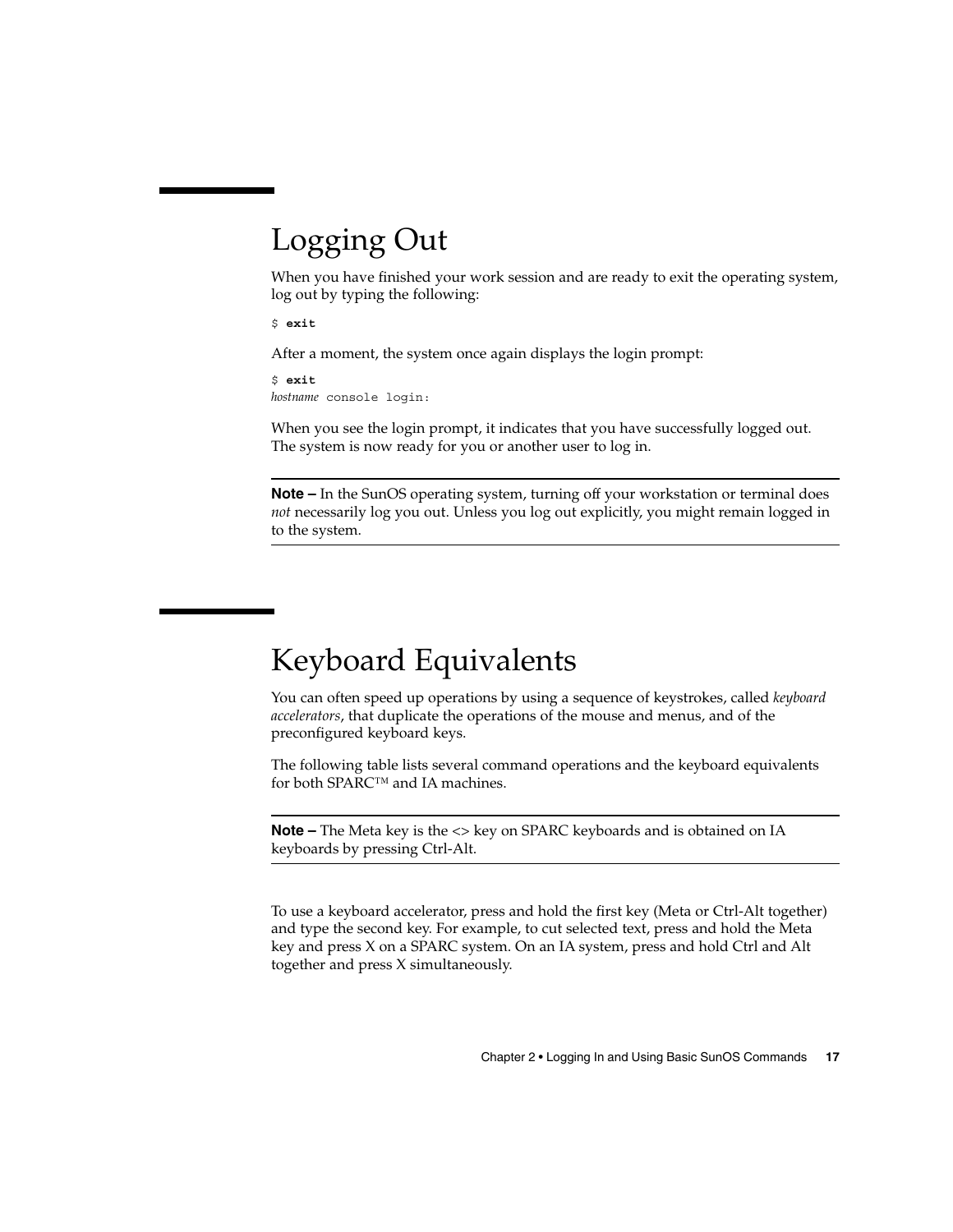## Logging Out

When you have finished your work session and are ready to exit the operating system, log out by typing the following:

```
$ exit
```

After a moment, the system once again displays the login prompt:

```
$ exit
hostname console login:
```

When you see the login prompt, it indicates that you have successfully logged out. The system is now ready for you or another user to log in.

---

**Note –** In the SunOS operating system, turning off your workstation or terminal does *not* necessarily log you out. Unless you log out explicitly, you might remain logged in to the system.

---

## Keyboard Equivalents

You can often speed up operations by using a sequence of keystrokes, called *keyboard accelerators*, that duplicate the operations of the mouse and menus, and of the preconfigured keyboard keys.

The following table lists several command operations and the keyboard equivalents for both SPARC™ and IA machines.

---

**Note –** The Meta key is the <> key on SPARC keyboards and is obtained on IA keyboards by pressing Ctrl-Alt.

---

To use a keyboard accelerator, press and hold the first key (Meta or Ctrl-Alt together) and type the second key. For example, to cut selected text, press and hold the Meta key and press X on a SPARC system. On an IA system, press and hold Ctrl and Alt together and press X simultaneously.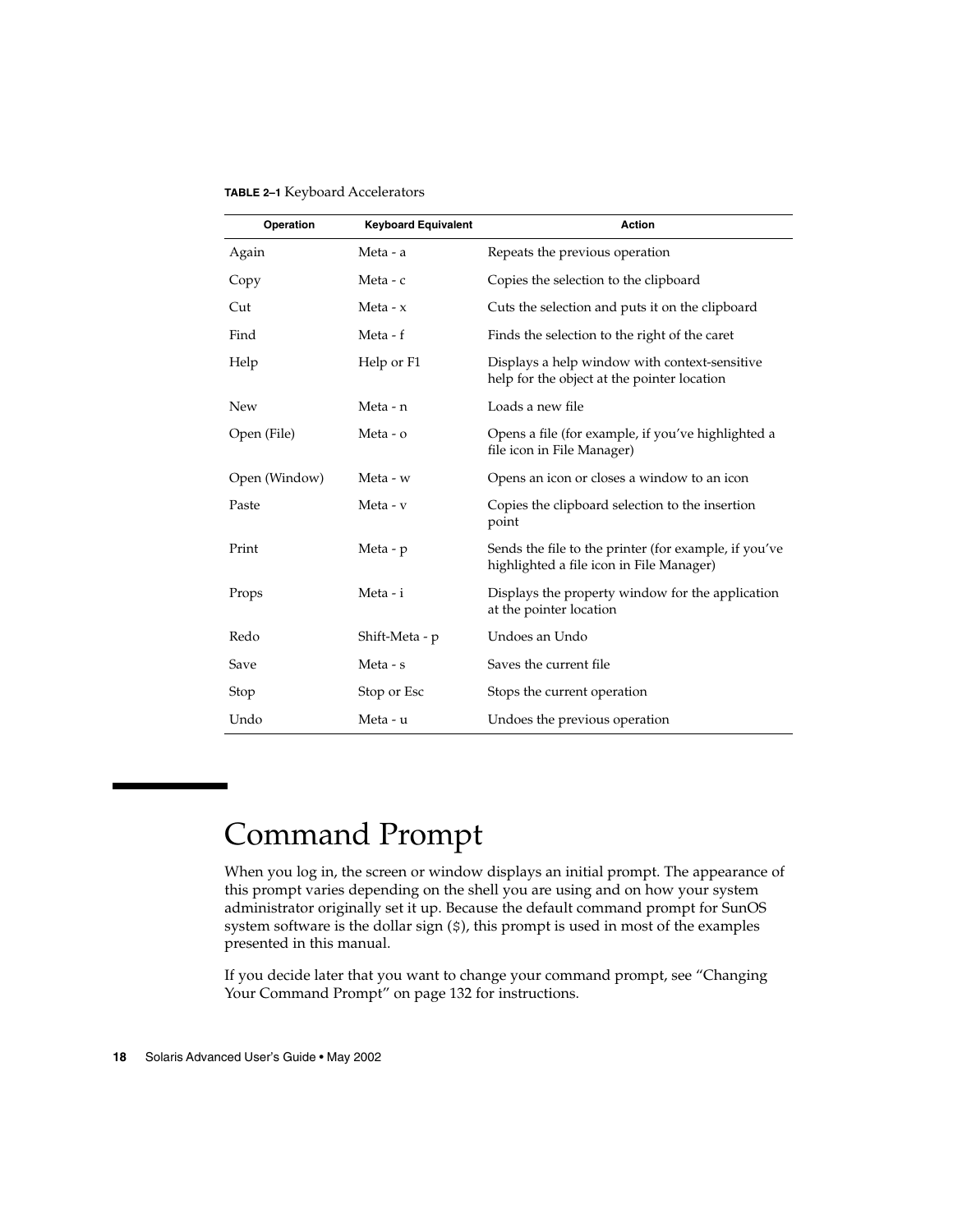**TABLE 2–1** Keyboard Accelerators

| Operation | Keyboard Equivalent | Action |
| --- | --- | --- |
| Again | Meta - a | Repeats the previous operation |
| Copy | Meta - c | Copies the selection to the clipboard |
| Cut | Meta - x | Cuts the selection and puts it on the clipboard |
| Find | Meta - f | Finds the selection to the right of the caret |
| Help | Help or F1 | Displays a help window with context-sensitive help for the object at the pointer location |
| New | Meta - n | Loads a new file |
| Open (File) | Meta - o | Opens a file (for example, if you've highlighted a file icon in File Manager) |
| Open (Window) | Meta - w | Opens an icon or closes a window to an icon |
| Paste | Meta - v | Copies the clipboard selection to the insertion point |
| Print | Meta - p | Sends the file to the printer (for example, if you've highlighted a file icon in File Manager) |
| Props | Meta - i | Displays the property window for the application at the pointer location |
| Redo | Shift-Meta - p | Undoes an Undo |
| Save | Meta - s | Saves the current file |
| Stop | Stop or Esc | Stops the current operation |
| Undo | Meta - u | Undoes the previous operation |

# Command Prompt

When you log in, the screen or window displays an initial prompt. The appearance of this prompt varies depending on the shell you are using and on how your system administrator originally set it up. Because the default command prompt for SunOS system software is the dollar sign ($), this prompt is used in most of the examples presented in this manual.

If you decide later that you want to change your command prompt, see "Changing Your Command Prompt" on page 132 for instructions.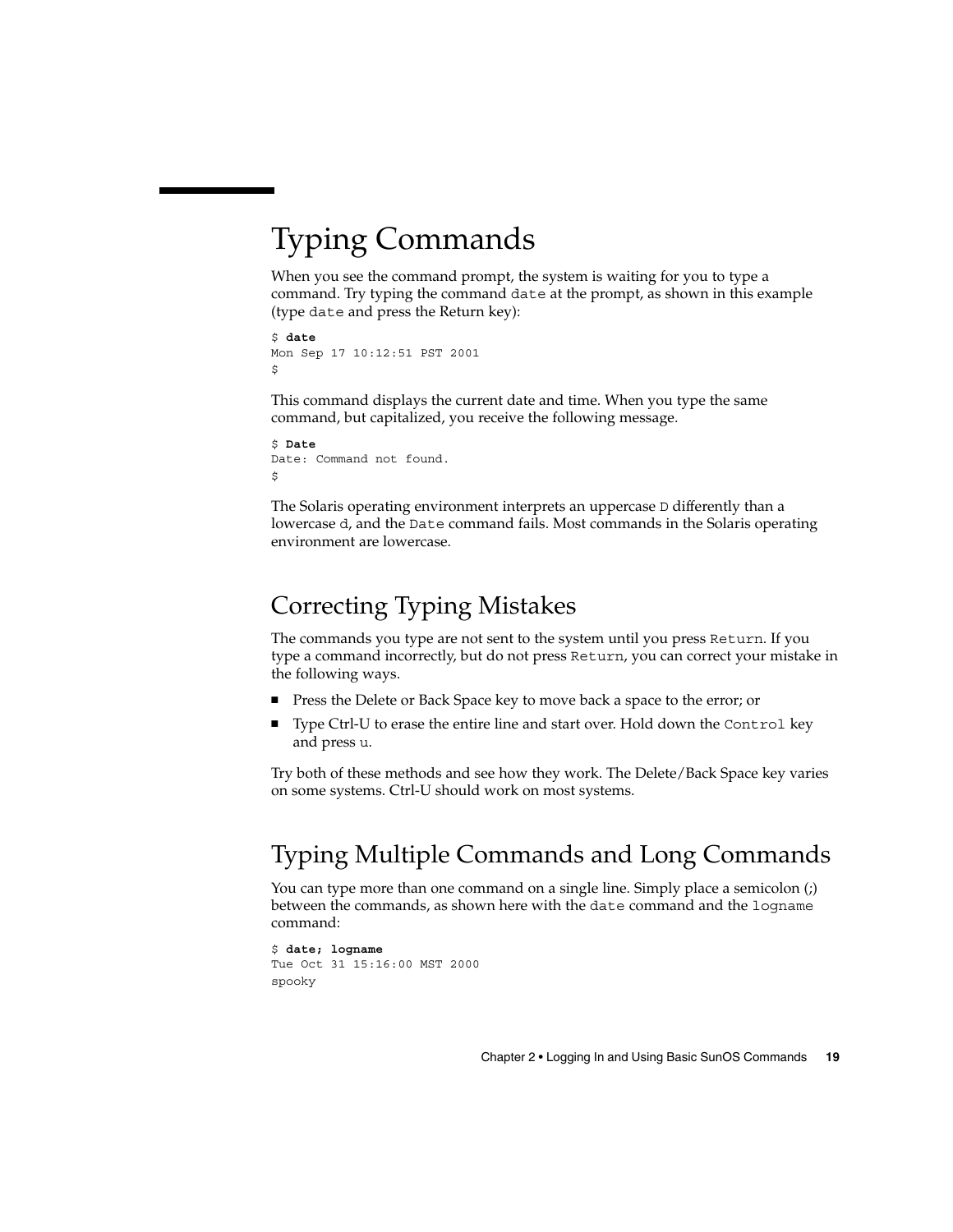# Typing Commands

When you see the command prompt, the system is waiting for you to type a command. Try typing the command `date` at the prompt, as shown in this example (type `date` and press the Return key):

```
$ date
Mon Sep 17 10:12:51 PST 2001
$
```

This command displays the current date and time. When you type the same command, but capitalized, you receive the following message.

```
$ Date
Date: Command not found.
$
```

The Solaris operating environment interprets an uppercase `D` differently than a lowercase `d`, and the `Date` command fails. Most commands in the Solaris operating environment are lowercase.

## Correcting Typing Mistakes

The commands you type are not sent to the system until you press `Return`. If you type a command incorrectly, but do not press `Return`, you can correct your mistake in the following ways.

- Press the Delete or Back Space key to move back a space to the error; or
- Type Ctrl-U to erase the entire line and start over. Hold down the `Control` key and press `u`.

Try both of these methods and see how they work. The Delete/Back Space key varies on some systems. Ctrl-U should work on most systems.

## Typing Multiple Commands and Long Commands

You can type more than one command on a single line. Simply place a semicolon (;) between the commands, as shown here with the `date` command and the `logname` command:

```
$ date; logname
Tue Oct 31 15:16:00 MST 2000
spooky
```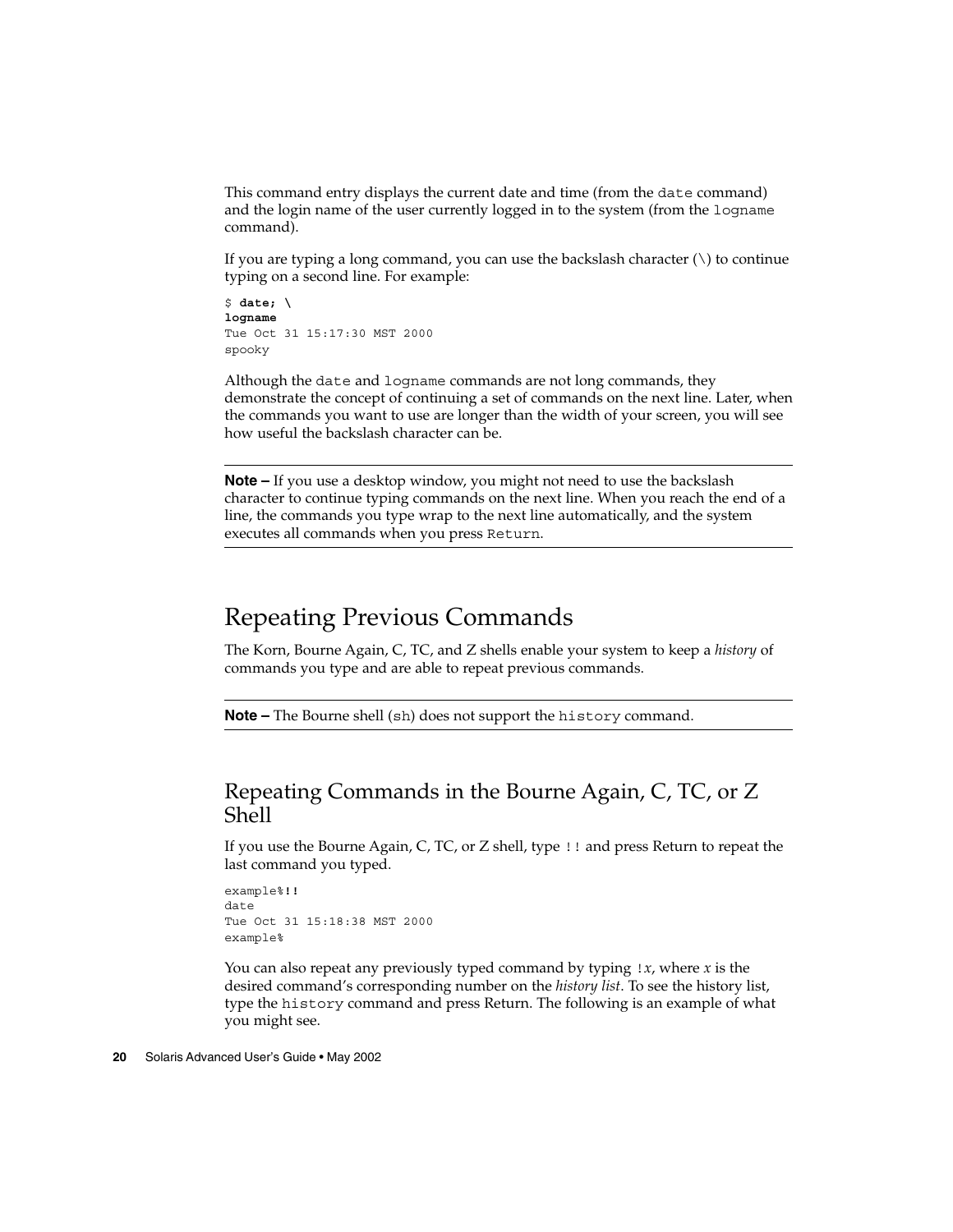This command entry displays the current date and time (from the `date` command) and the login name of the user currently logged in to the system (from the `logname` command).

If you are typing a long command, you can use the backslash character (\) to continue typing on a second line. For example:

```
$ date; \
logname
Tue Oct 31 15:17:30 MST 2000
spooky
```

Although the `date` and `logname` commands are not long commands, they demonstrate the concept of continuing a set of commands on the next line. Later, when the commands you want to use are longer than the width of your screen, you will see how useful the backslash character can be.

---

**Note –** If you use a desktop window, you might not need to use the backslash character to continue typing commands on the next line. When you reach the end of a line, the commands you type wrap to the next line automatically, and the system executes all commands when you press `Return`.

---

## Repeating Previous Commands

The Korn, Bourne Again, C, TC, and Z shells enable your system to keep a *history* of commands you type and are able to repeat previous commands.

---

**Note –** The Bourne shell (`sh`) does not support the `history` command.

---

### Repeating Commands in the Bourne Again, C, TC, or Z Shell

If you use the Bourne Again, C, TC, or Z shell, type `!!` and press Return to repeat the last command you typed.

```
example%!!
date
Tue Oct 31 15:18:38 MST 2000
example%
```

You can also repeat any previously typed command by typing `!`*x*, where *x* is the desired command's corresponding number on the *history list*. To see the history list, type the `history` command and press Return. The following is an example of what you might see.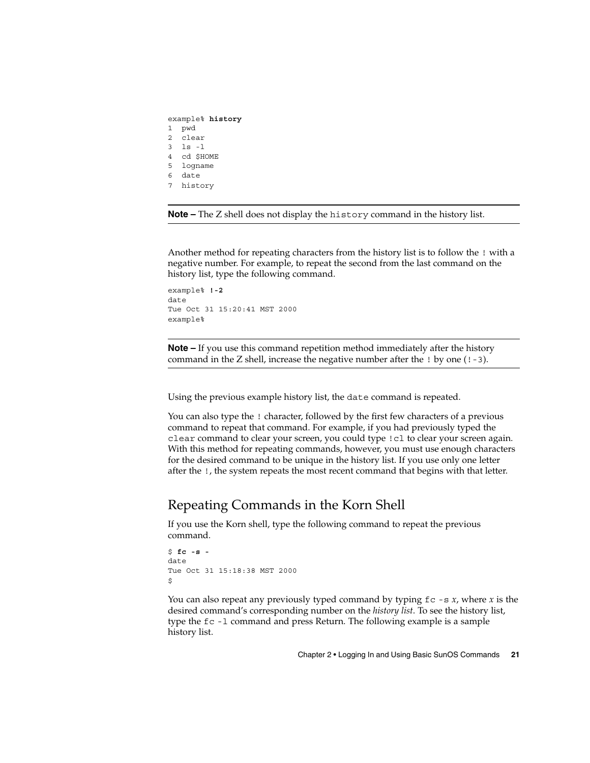```
example% history
1  pwd
2  clear
3  ls -l
4  cd $HOME
5  logname
6  date
7  history
```

---

**Note –** The Z shell does not display the `history` command in the history list.

---

Another method for repeating characters from the history list is to follow the `!` with a negative number. For example, to repeat the second from the last command on the history list, type the following command.

```
example% !-2
date
Tue Oct 31 15:20:41 MST 2000
example%
```

---

**Note –** If you use this command repetition method immediately after the history command in the Z shell, increase the negative number after the `!` by one (`!-3`).

---

Using the previous example history list, the `date` command is repeated.

You can also type the `!` character, followed by the first few characters of a previous command to repeat that command. For example, if you had previously typed the `clear` command to clear your screen, you could type `!cl` to clear your screen again. With this method for repeating commands, however, you must use enough characters for the desired command to be unique in the history list. If you use only one letter after the `!`, the system repeats the most recent command that begins with that letter.

## Repeating Commands in the Korn Shell

If you use the Korn shell, type the following command to repeat the previous command.

```
$ fc -s -
date
Tue Oct 31 15:18:38 MST 2000
$
```

You can also repeat any previously typed command by typing `fc -s` *x*, where *x* is the desired command's corresponding number on the *history list*. To see the history list, type the `fc -l` command and press Return. The following example is a sample history list.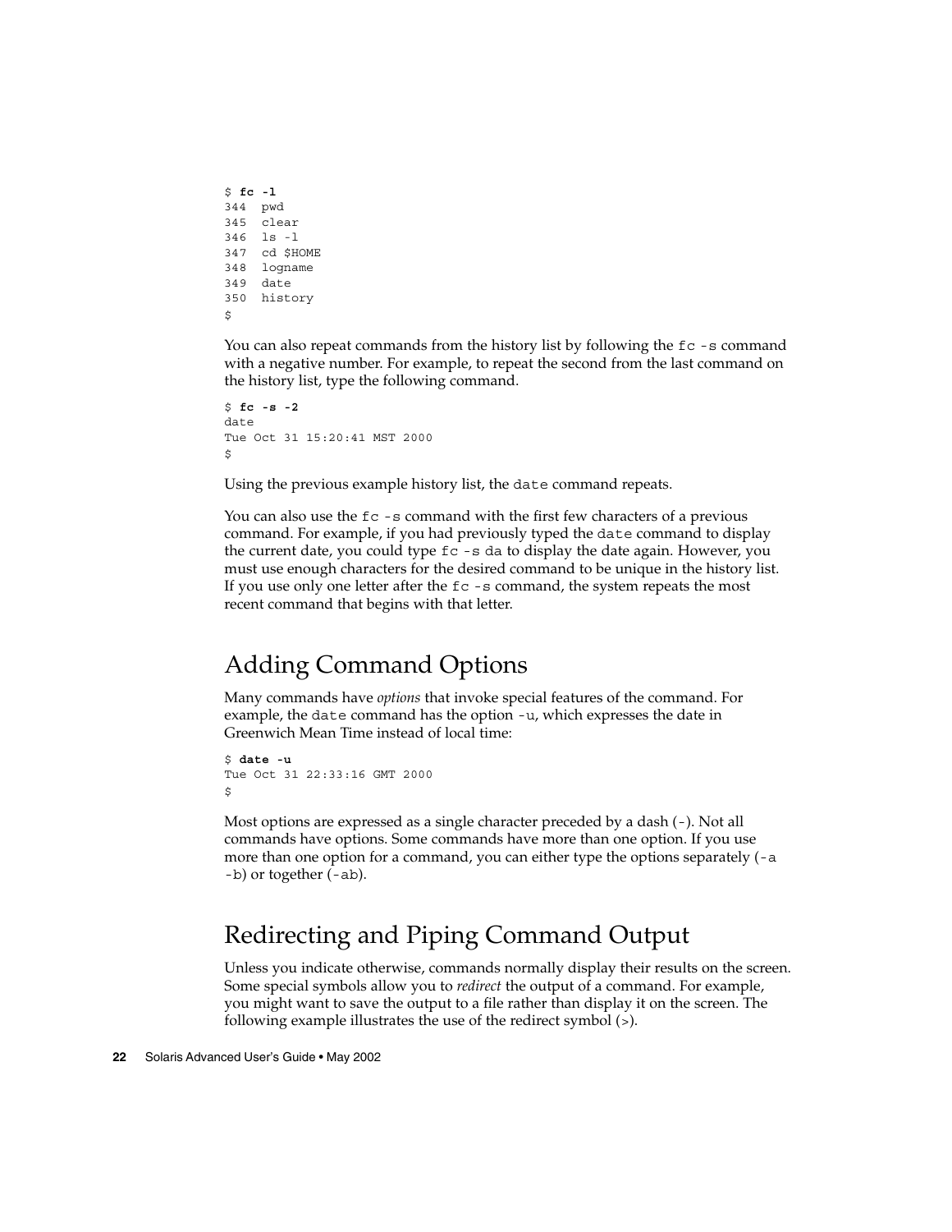```
$ fc -l
344  pwd
345  clear
346  ls -l
347  cd $HOME
348  logname
349  date
350  history
$
```

You can also repeat commands from the history list by following the `fc -s` command with a negative number. For example, to repeat the second from the last command on the history list, type the following command.

```
$ fc -s -2
date
Tue Oct 31 15:20:41 MST 2000
$
```

Using the previous example history list, the `date` command repeats.

You can also use the `fc -s` command with the first few characters of a previous command. For example, if you had previously typed the `date` command to display the current date, you could type `fc -s da` to display the date again. However, you must use enough characters for the desired command to be unique in the history list. If you use only one letter after the `fc -s` command, the system repeats the most recent command that begins with that letter.

## Adding Command Options

Many commands have *options* that invoke special features of the command. For example, the `date` command has the option `-u`, which expresses the date in Greenwich Mean Time instead of local time:

```
$ date -u
Tue Oct 31 22:33:16 GMT 2000
$
```

Most options are expressed as a single character preceded by a dash (`-`). Not all commands have options. Some commands have more than one option. If you use more than one option for a command, you can either type the options separately (`-a -b`) or together (`-ab`).

## Redirecting and Piping Command Output

Unless you indicate otherwise, commands normally display their results on the screen. Some special symbols allow you to *redirect* the output of a command. For example, you might want to save the output to a file rather than display it on the screen. The following example illustrates the use of the redirect symbol (`>`).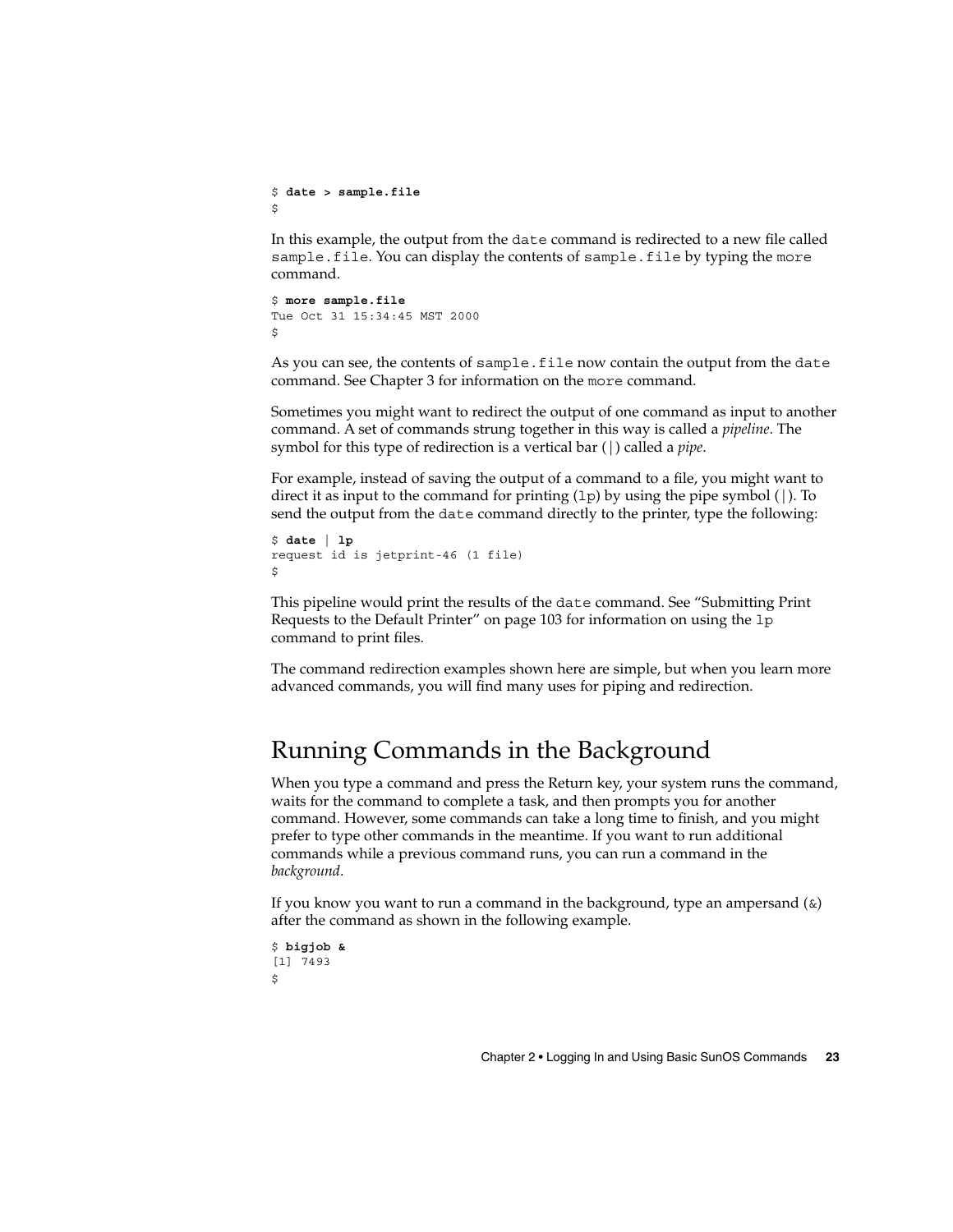```
$ date > sample.file
$
```

In this example, the output from the `date` command is redirected to a new file called `sample.file`. You can display the contents of `sample.file` by typing the `more` command.

```
$ more sample.file
Tue Oct 31 15:34:45 MST 2000
$
```

As you can see, the contents of `sample.file` now contain the output from the `date` command. See Chapter 3 for information on the `more` command.

Sometimes you might want to redirect the output of one command as input to another command. A set of commands strung together in this way is called a *pipeline*. The symbol for this type of redirection is a vertical bar (|) called a *pipe*.

For example, instead of saving the output of a command to a file, you might want to direct it as input to the command for printing (`lp`) by using the pipe symbol (|). To send the output from the `date` command directly to the printer, type the following:

```
$ date | lp
request id is jetprint-46 (1 file)
$
```

This pipeline would print the results of the `date` command. See "Submitting Print Requests to the Default Printer" on page 103 for information on using the `lp` command to print files.

The command redirection examples shown here are simple, but when you learn more advanced commands, you will find many uses for piping and redirection.

## Running Commands in the Background

When you type a command and press the Return key, your system runs the command, waits for the command to complete a task, and then prompts you for another command. However, some commands can take a long time to finish, and you might prefer to type other commands in the meantime. If you want to run additional commands while a previous command runs, you can run a command in the *background*.

If you know you want to run a command in the background, type an ampersand (&) after the command as shown in the following example.

```
$ bigjob &
[1] 7493
$
```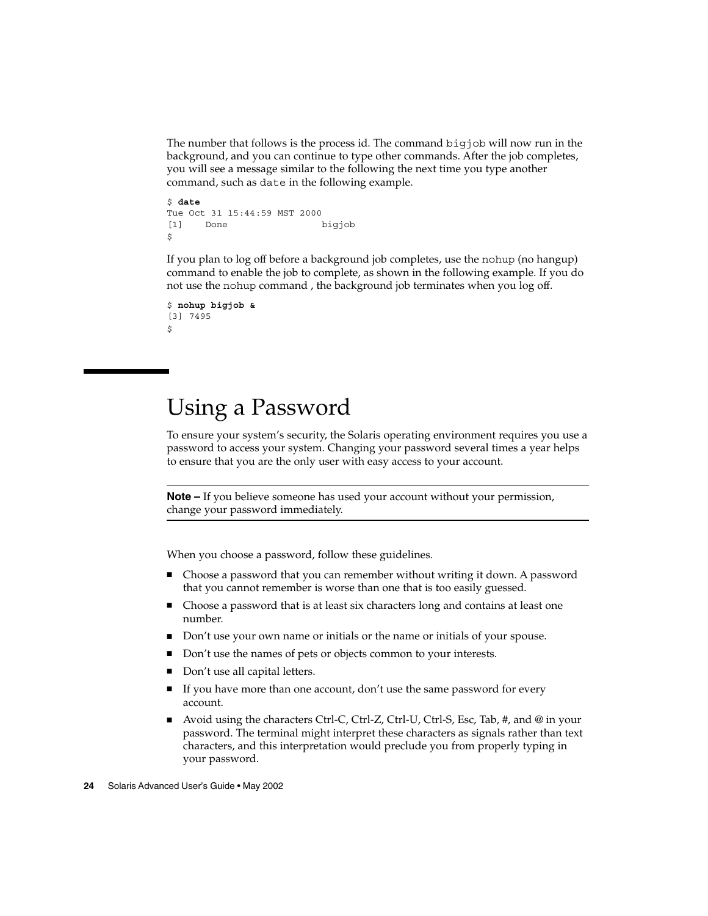The number that follows is the process id. The command `bigjob` will now run in the background, and you can continue to type other commands. After the job completes, you will see a message similar to the following the next time you type another command, such as `date` in the following example.

```
$ date
Tue Oct 31 15:44:59 MST 2000
[1]    Done                bigjob
$
```

If you plan to log off before a background job completes, use the `nohup` (no hangup) command to enable the job to complete, as shown in the following example. If you do not use the `nohup` command , the background job terminates when you log off.

```
$ nohup bigjob &
[3] 7495
$
```

# Using a Password

To ensure your system's security, the Solaris operating environment requires you use a password to access your system. Changing your password several times a year helps to ensure that you are the only user with easy access to your account.

---

**Note –** If you believe someone has used your account without your permission, change your password immediately.

---

When you choose a password, follow these guidelines.

- Choose a password that you can remember without writing it down. A password that you cannot remember is worse than one that is too easily guessed.
- Choose a password that is at least six characters long and contains at least one number.
- Don't use your own name or initials or the name or initials of your spouse.
- Don't use the names of pets or objects common to your interests.
- Don't use all capital letters.
- If you have more than one account, don't use the same password for every account.
- Avoid using the characters Ctrl-C, Ctrl-Z, Ctrl-U, Ctrl-S, Esc, Tab, #, and @ in your password. The terminal might interpret these characters as signals rather than text characters, and this interpretation would preclude you from properly typing in your password.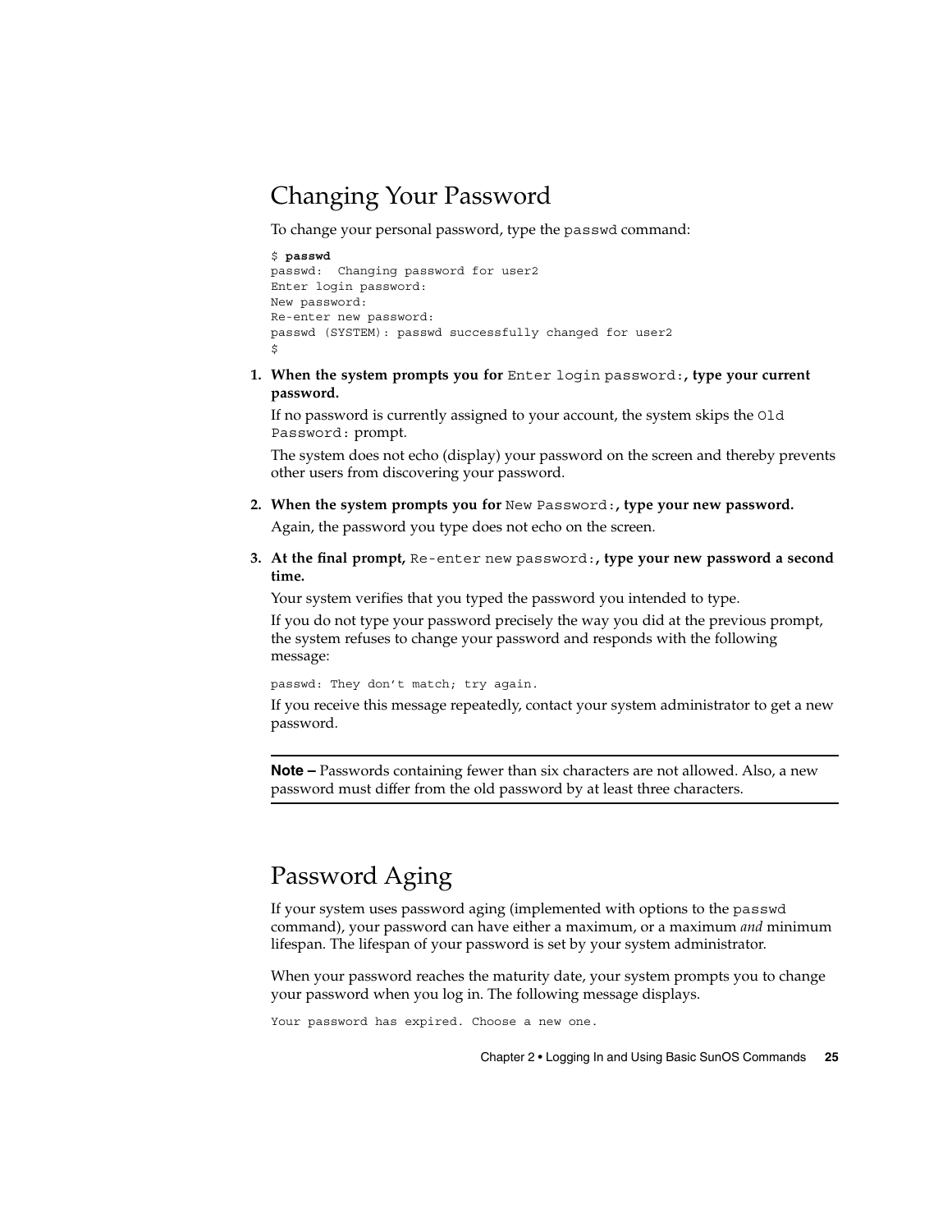## Changing Your Password

To change your personal password, type the `passwd` command:

```
$ passwd
passwd:  Changing password for user2
Enter login password:
New password:
Re-enter new password:
passwd (SYSTEM): passwd successfully changed for user2
$
```

1. **When the system prompts you for `Enter login password:`, type your current password.**

   If no password is currently assigned to your account, the system skips the `Old Password:` prompt.

   The system does not echo (display) your password on the screen and thereby prevents other users from discovering your password.

2. **When the system prompts you for `New Password:`, type your new password.**

   Again, the password you type does not echo on the screen.

3. **At the final prompt, `Re-enter new password:`, type your new password a second time.**

   Your system verifies that you typed the password you intended to type.

   If you do not type your password precisely the way you did at the previous prompt, the system refuses to change your password and responds with the following message:

   ```
   passwd: They don't match; try again.
   ```

   If you receive this message repeatedly, contact your system administrator to get a new password.

---

**Note –** Passwords containing fewer than six characters are not allowed. Also, a new password must differ from the old password by at least three characters.

---

## Password Aging

If your system uses password aging (implemented with options to the `passwd` command), your password can have either a maximum, or a maximum *and* minimum lifespan. The lifespan of your password is set by your system administrator.

When your password reaches the maturity date, your system prompts you to change your password when you log in. The following message displays.

```
Your password has expired. Choose a new one.
```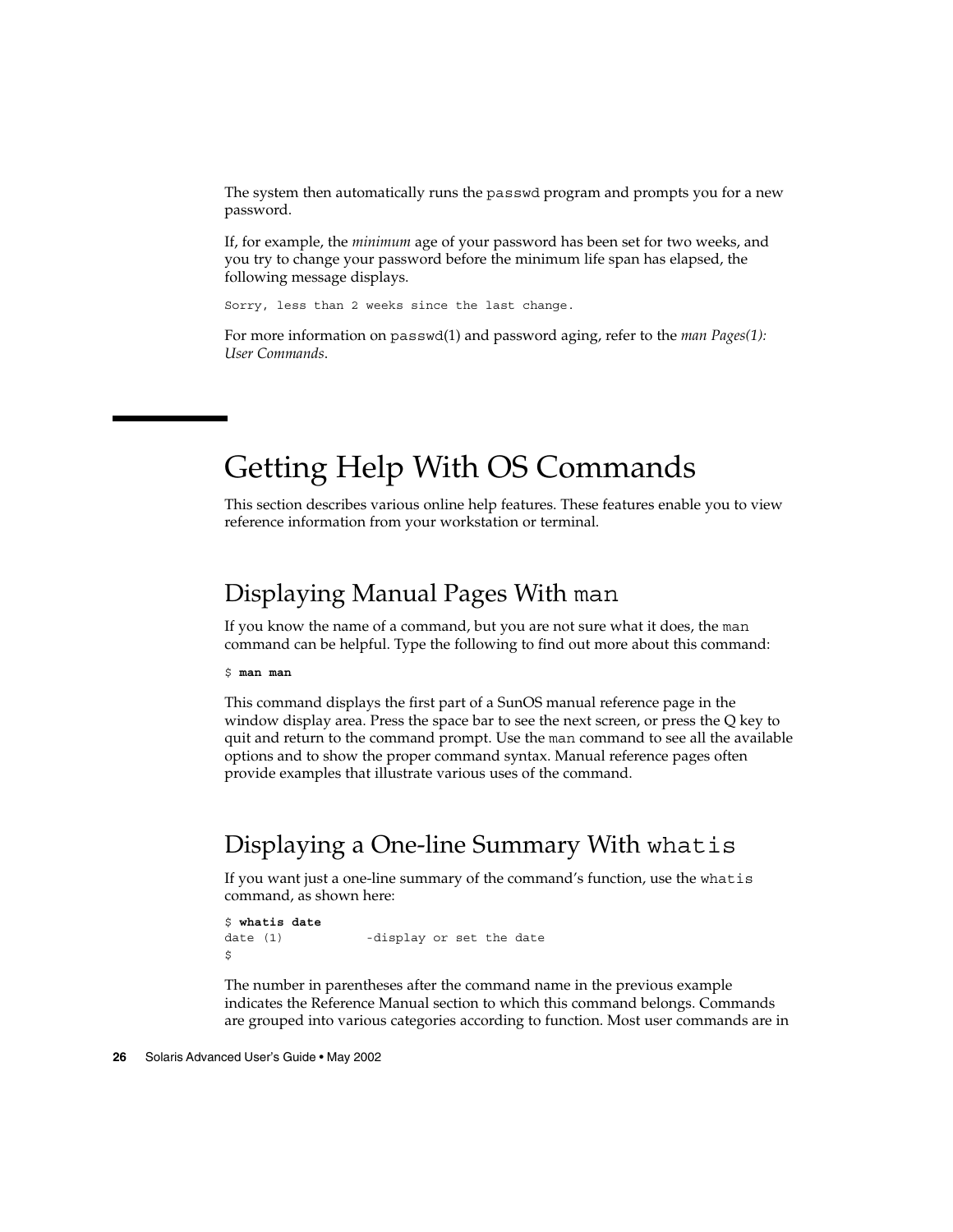The system then automatically runs the `passwd` program and prompts you for a new password.

If, for example, the *minimum* age of your password has been set for two weeks, and you try to change your password before the minimum life span has elapsed, the following message displays.

```
Sorry, less than 2 weeks since the last change.
```

For more information on `passwd`(1) and password aging, refer to the *man Pages(1): User Commands*.

# Getting Help With OS Commands

This section describes various online help features. These features enable you to view reference information from your workstation or terminal.

## Displaying Manual Pages With `man`

If you know the name of a command, but you are not sure what it does, the `man` command can be helpful. Type the following to find out more about this command:

```
$ man man
```

This command displays the first part of a SunOS manual reference page in the window display area. Press the space bar to see the next screen, or press the Q key to quit and return to the command prompt. Use the `man` command to see all the available options and to show the proper command syntax. Manual reference pages often provide examples that illustrate various uses of the command.

## Displaying a One-line Summary With `whatis`

If you want just a one-line summary of the command's function, use the `whatis` command, as shown here:

```
$ whatis date
date (1)           -display or set the date
$
```

The number in parentheses after the command name in the previous example indicates the Reference Manual section to which this command belongs. Commands are grouped into various categories according to function. Most user commands are in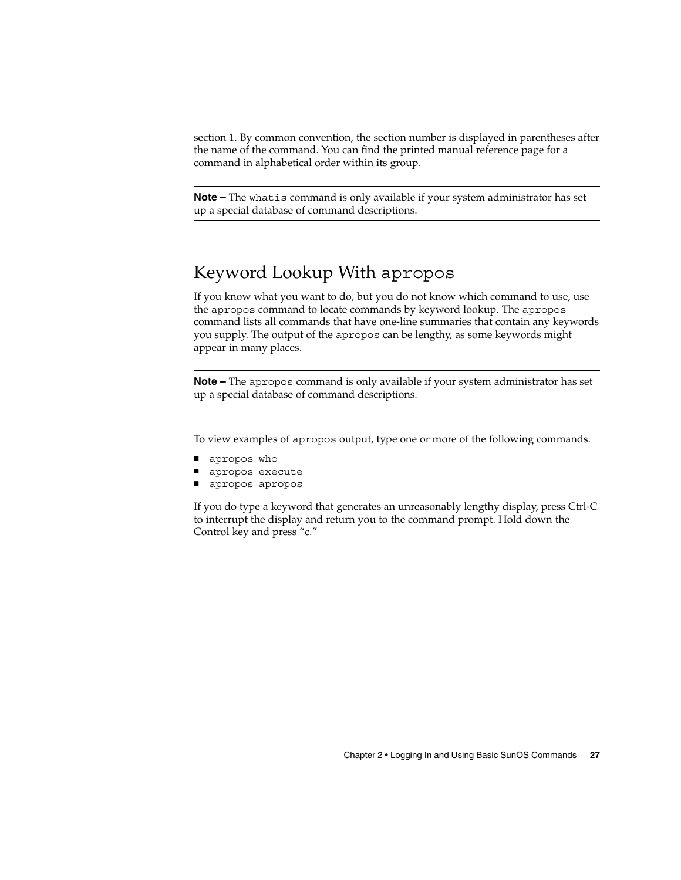section 1. By common convention, the section number is displayed in parentheses after the name of the command. You can find the printed manual reference page for a command in alphabetical order within its group.

---

**Note –** The `whatis` command is only available if your system administrator has set up a special database of command descriptions.

---

## Keyword Lookup With `apropos`

If you know what you want to do, but you do not know which command to use, use the `apropos` command to locate commands by keyword lookup. The `apropos` command lists all commands that have one-line summaries that contain any keywords you supply. The output of the `apropos` can be lengthy, as some keywords might appear in many places.

---

**Note –** The `apropos` command is only available if your system administrator has set up a special database of command descriptions.

---

To view examples of `apropos` output, type one or more of the following commands.

- `apropos who`
- `apropos execute`
- `apropos apropos`

If you do type a keyword that generates an unreasonably lengthy display, press Ctrl-C to interrupt the display and return you to the command prompt. Hold down the Control key and press "c."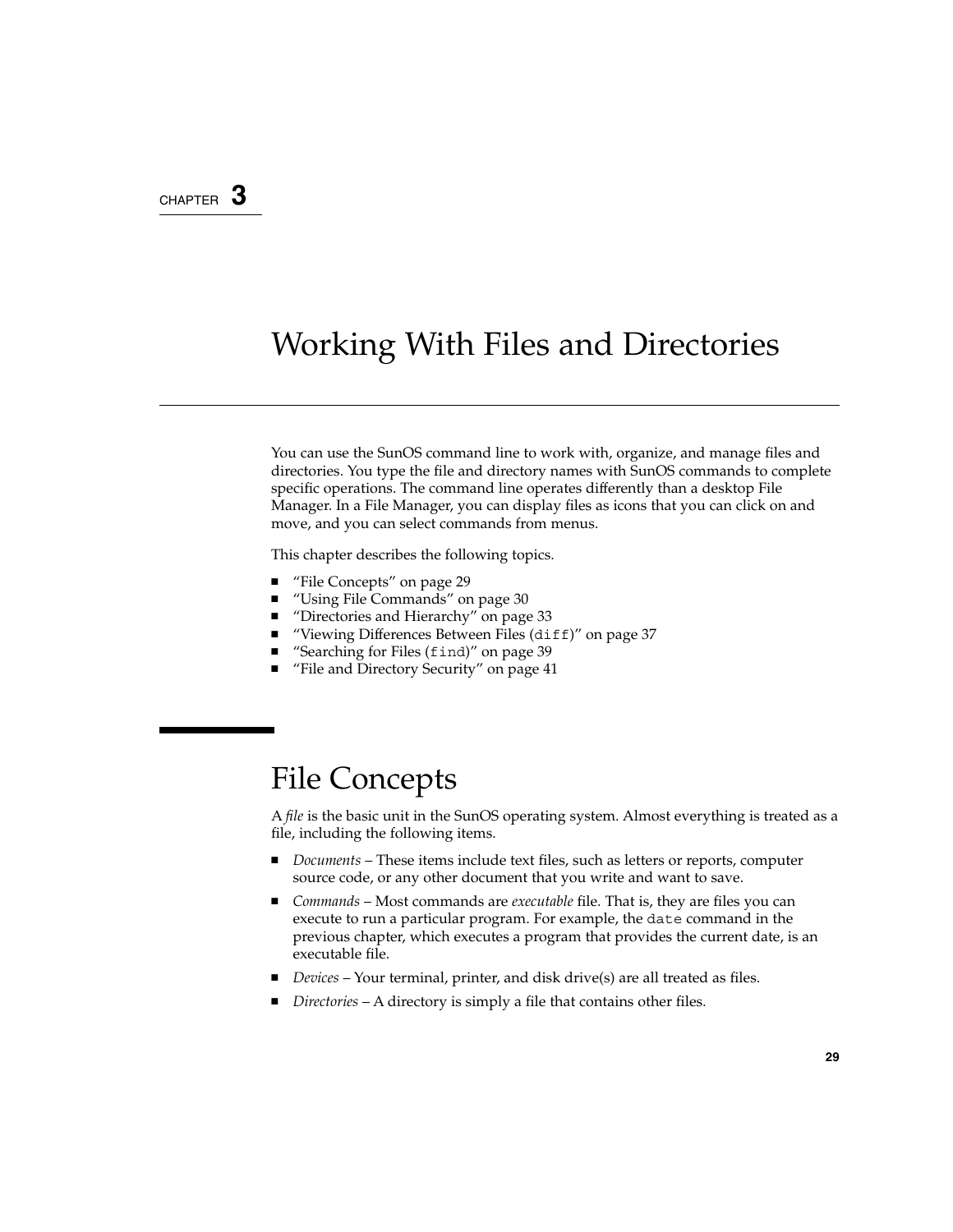CHAPTER 3

# Working With Files and Directories

You can use the SunOS command line to work with, organize, and manage files and directories. You type the file and directory names with SunOS commands to complete specific operations. The command line operates differently than a desktop File Manager. In a File Manager, you can display files as icons that you can click on and move, and you can select commands from menus.

This chapter describes the following topics.

- "File Concepts" on page 29
- "Using File Commands" on page 30
- "Directories and Hierarchy" on page 33
- "Viewing Differences Between Files (`diff`)" on page 37
- "Searching for Files (`find`)" on page 39
- "File and Directory Security" on page 41

## File Concepts

A *file* is the basic unit in the SunOS operating system. Almost everything is treated as a file, including the following items.

- *Documents* – These items include text files, such as letters or reports, computer source code, or any other document that you write and want to save.
- *Commands* – Most commands are *executable* file. That is, they are files you can execute to run a particular program. For example, the `date` command in the previous chapter, which executes a program that provides the current date, is an executable file.
- *Devices* – Your terminal, printer, and disk drive(s) are all treated as files.
- *Directories* – A directory is simply a file that contains other files.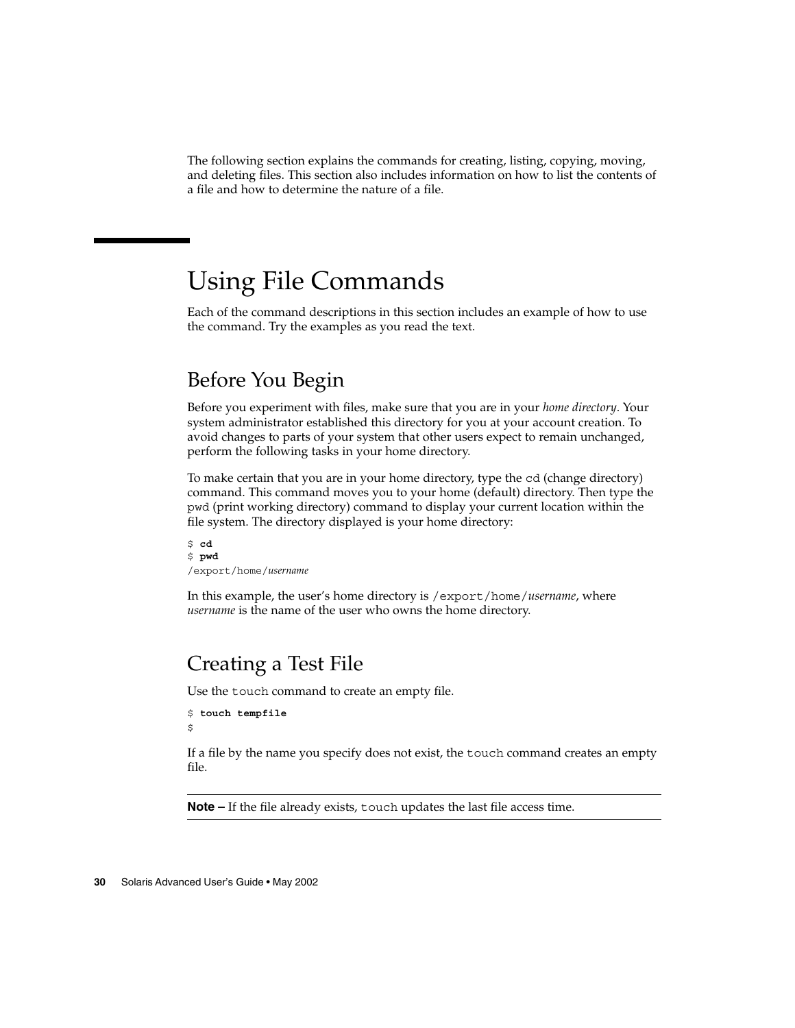The following section explains the commands for creating, listing, copying, moving, and deleting files. This section also includes information on how to list the contents of a file and how to determine the nature of a file.

# Using File Commands

Each of the command descriptions in this section includes an example of how to use the command. Try the examples as you read the text.

## Before You Begin

Before you experiment with files, make sure that you are in your *home directory*. Your system administrator established this directory for you at your account creation. To avoid changes to parts of your system that other users expect to remain unchanged, perform the following tasks in your home directory.

To make certain that you are in your home directory, type the `cd` (change directory) command. This command moves you to your home (default) directory. Then type the `pwd` (print working directory) command to display your current location within the file system. The directory displayed is your home directory:

```
$ cd
$ pwd
/export/home/username
```

In this example, the user's home directory is `/export/home/`*username*, where *username* is the name of the user who owns the home directory.

## Creating a Test File

Use the `touch` command to create an empty file.

```
$ touch tempfile
$
```

If a file by the name you specify does not exist, the `touch` command creates an empty file.

**Note –** If the file already exists, `touch` updates the last file access time.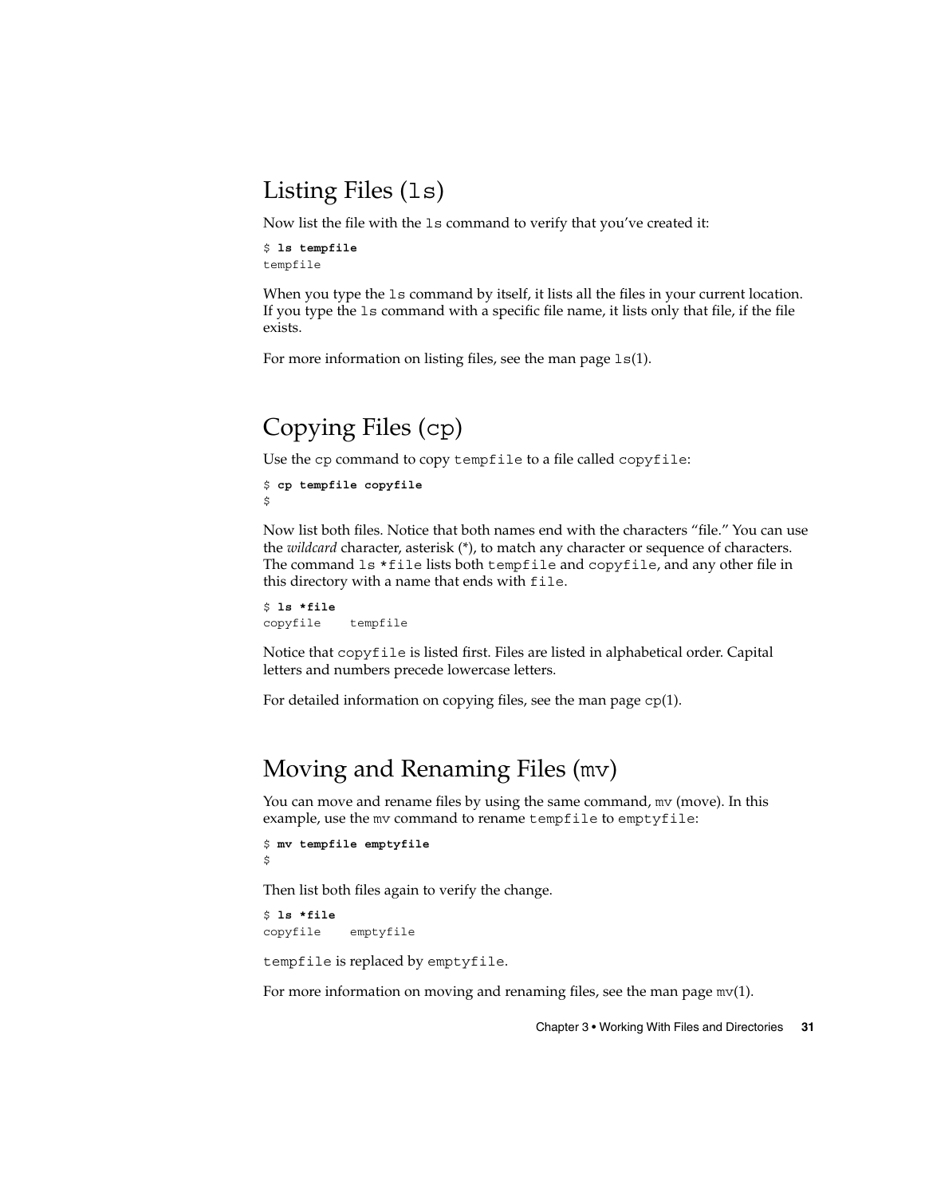## Listing Files (ls)

Now list the file with the `ls` command to verify that you've created it:

```
$ ls tempfile
tempfile
```

When you type the `ls` command by itself, it lists all the files in your current location. If you type the `ls` command with a specific file name, it lists only that file, if the file exists.

For more information on listing files, see the man page `ls`(1).

## Copying Files (cp)

Use the `cp` command to copy `tempfile` to a file called `copyfile`:

```
$ cp tempfile copyfile
$
```

Now list both files. Notice that both names end with the characters "file." You can use the *wildcard* character, asterisk (*), to match any character or sequence of characters. The command `ls *file` lists both `tempfile` and `copyfile`, and any other file in this directory with a name that ends with `file`.

```
$ ls *file
copyfile    tempfile
```

Notice that `copyfile` is listed first. Files are listed in alphabetical order. Capital letters and numbers precede lowercase letters.

For detailed information on copying files, see the man page `cp`(1).

## Moving and Renaming Files (mv)

You can move and rename files by using the same command, `mv` (move). In this example, use the `mv` command to rename `tempfile` to `emptyfile`:

```
$ mv tempfile emptyfile
$
```

Then list both files again to verify the change.

```
$ ls *file
copyfile    emptyfile
```

`tempfile` is replaced by `emptyfile`.

For more information on moving and renaming files, see the man page `mv`(1).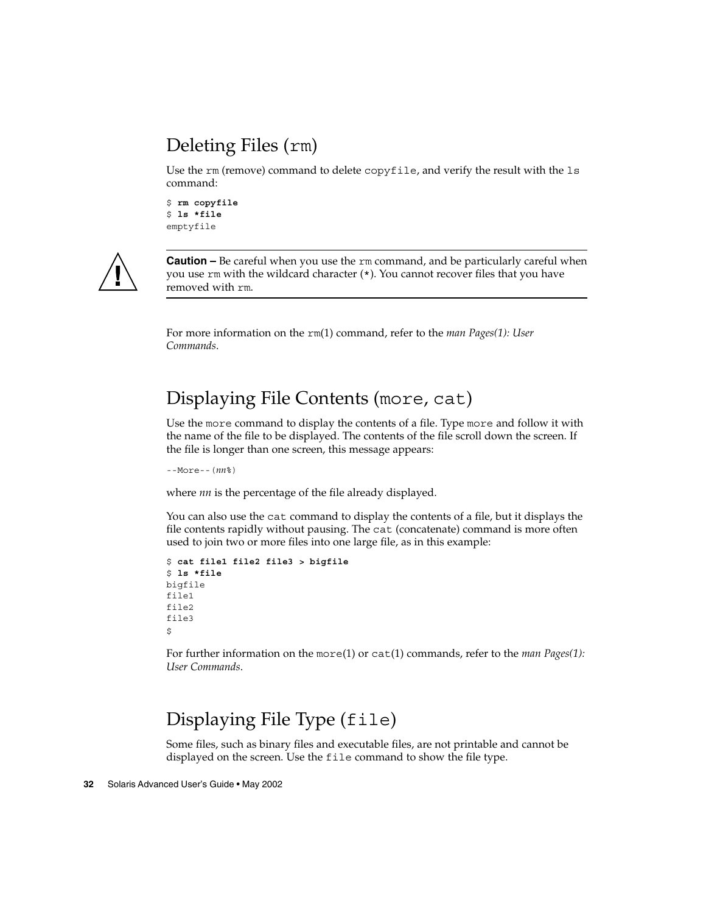## Deleting Files (`rm`)

Use the `rm` (remove) command to delete `copyfile`, and verify the result with the `ls` command:

```
$ rm copyfile
$ ls *file
emptyfile
```

---

**Caution –** Be careful when you use the `rm` command, and be particularly careful when you use `rm` with the wildcard character (`*`). You cannot recover files that you have removed with `rm`.

---

For more information on the `rm`(1) command, refer to the *man Pages(1): User Commands*.

## Displaying File Contents (`more`, `cat`)

Use the `more` command to display the contents of a file. Type `more` and follow it with the name of the file to be displayed. The contents of the file scroll down the screen. If the file is longer than one screen, this message appears:

```
--More--(nn%)
```

where *nn* is the percentage of the file already displayed.

You can also use the `cat` command to display the contents of a file, but it displays the file contents rapidly without pausing. The `cat` (concatenate) command is more often used to join two or more files into one large file, as in this example:

```
$ cat file1 file2 file3 > bigfile
$ ls *file
bigfile
file1
file2
file3
$
```

For further information on the `more`(1) or `cat`(1) commands, refer to the *man Pages(1): User Commands*.

## Displaying File Type (`file`)

Some files, such as binary files and executable files, are not printable and cannot be displayed on the screen. Use the `file` command to show the file type.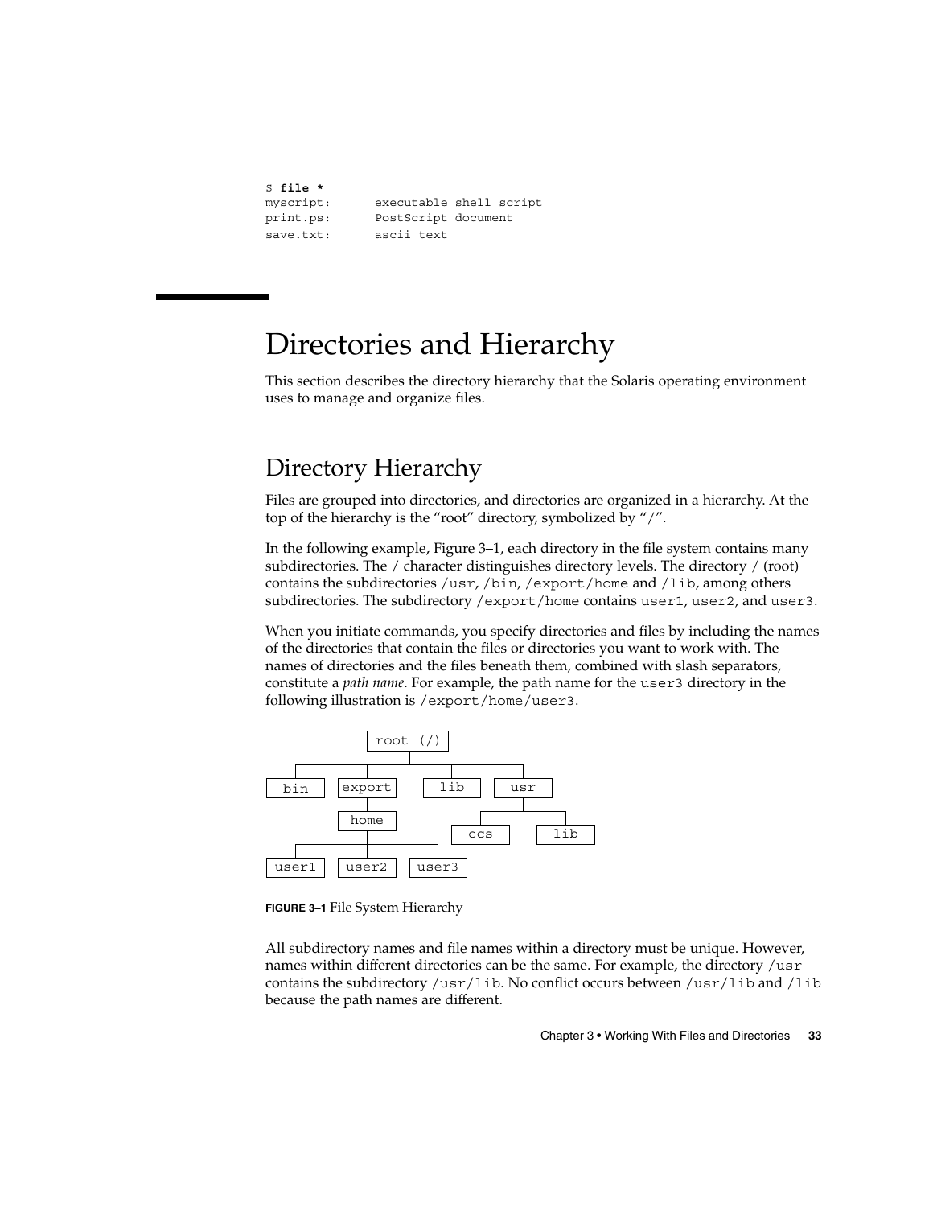```
$ file *
myscript:      executable shell script
print.ps:      PostScript document
save.txt:      ascii text
```

# Directories and Hierarchy

This section describes the directory hierarchy that the Solaris operating environment uses to manage and organize files.

## Directory Hierarchy

Files are grouped into directories, and directories are organized in a hierarchy. At the top of the hierarchy is the "root" directory, symbolized by "/".

In the following example, Figure 3–1, each directory in the file system contains many subdirectories. The / character distinguishes directory levels. The directory / (root) contains the subdirectories `/usr`, `/bin`, `/export/home` and `/lib`, among others subdirectories. The subdirectory `/export/home` contains `user1`, `user2`, and `user3`.

When you initiate commands, you specify directories and files by including the names of the directories that contain the files or directories you want to work with. The names of directories and the files beneath them, combined with slash separators, constitute a *path name*. For example, the path name for the `user3` directory in the following illustration is `/export/home/user3`.

root (/)
bin
export
lib
usr
home
ccs
lib
user1
user2
user3

**FIGURE 3–1** File System Hierarchy

All subdirectory names and file names within a directory must be unique. However, names within different directories can be the same. For example, the directory `/usr` contains the subdirectory `/usr/lib`. No conflict occurs between `/usr/lib` and `/lib` because the path names are different.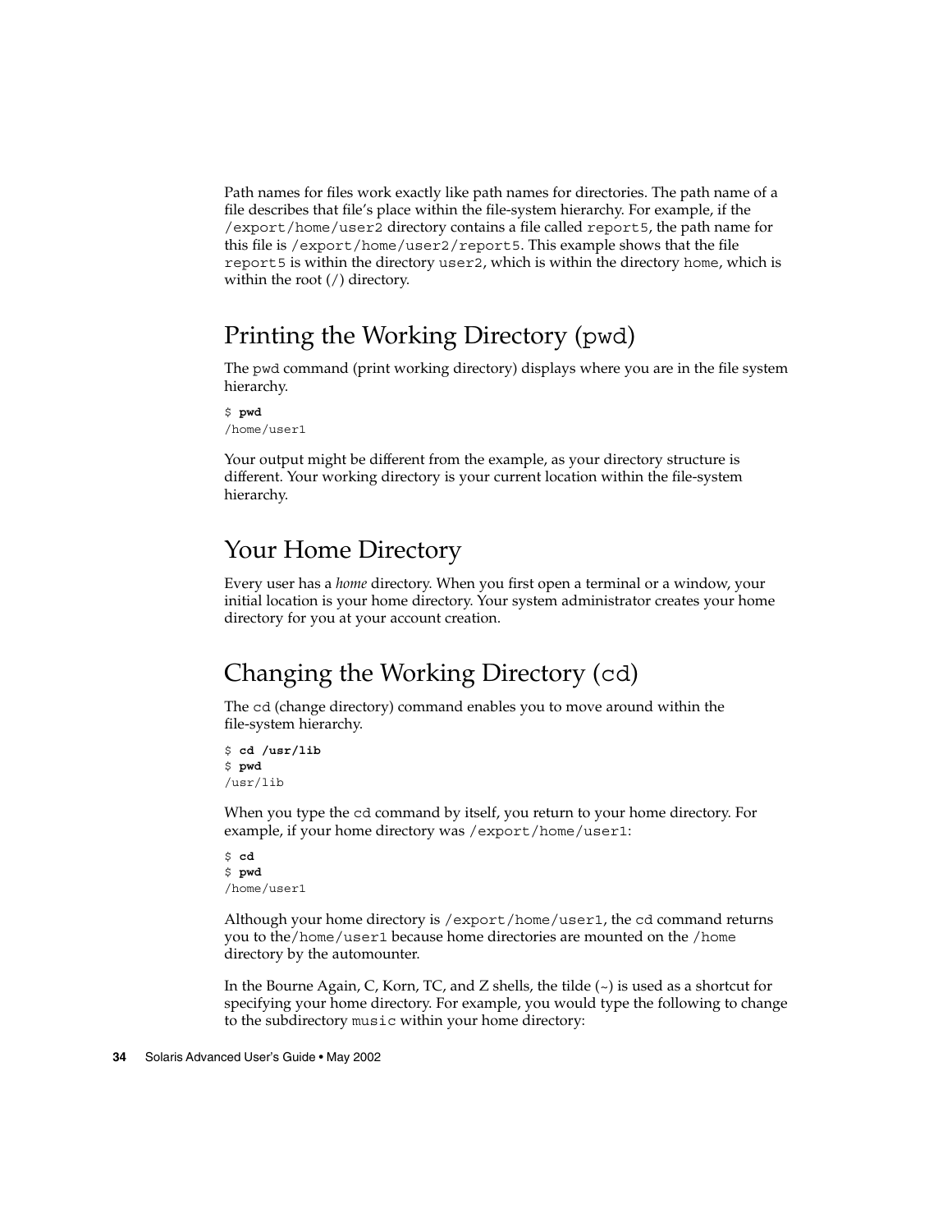Path names for files work exactly like path names for directories. The path name of a file describes that file's place within the file-system hierarchy. For example, if the /export/home/user2 directory contains a file called report5, the path name for this file is /export/home/user2/report5. This example shows that the file report5 is within the directory user2, which is within the directory home, which is within the root (/) directory.

## Printing the Working Directory (pwd)

The pwd command (print working directory) displays where you are in the file system hierarchy.

```
$ pwd
/home/user1
```

Your output might be different from the example, as your directory structure is different. Your working directory is your current location within the file-system hierarchy.

## Your Home Directory

Every user has a *home* directory. When you first open a terminal or a window, your initial location is your home directory. Your system administrator creates your home directory for you at your account creation.

## Changing the Working Directory (cd)

The cd (change directory) command enables you to move around within the file-system hierarchy.

```
$ cd /usr/lib
$ pwd
/usr/lib
```

When you type the cd command by itself, you return to your home directory. For example, if your home directory was /export/home/user1:

```
$ cd
$ pwd
/home/user1
```

Although your home directory is /export/home/user1, the cd command returns you to the/home/user1 because home directories are mounted on the /home directory by the automounter.

In the Bourne Again, C, Korn, TC, and Z shells, the tilde (~) is used as a shortcut for specifying your home directory. For example, you would type the following to change to the subdirectory music within your home directory: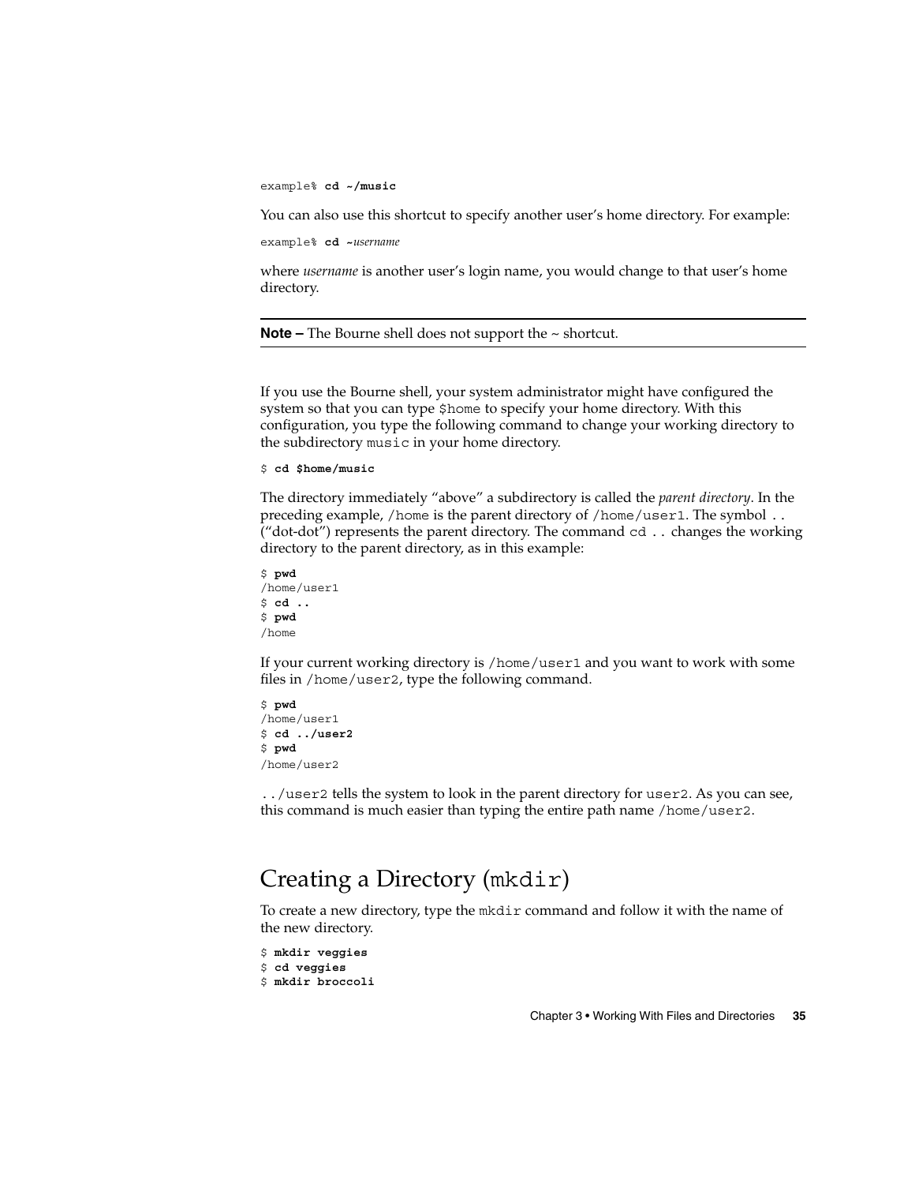```
example% cd ~/music
```

You can also use this shortcut to specify another user's home directory. For example:

```
example% cd ~username
```

where *username* is another user's login name, you would change to that user's home directory.

---

**Note –** The Bourne shell does not support the ~ shortcut.

---

If you use the Bourne shell, your system administrator might have configured the system so that you can type `$home` to specify your home directory. With this configuration, you type the following command to change your working directory to the subdirectory `music` in your home directory.

```
$ cd $home/music
```

The directory immediately "above" a subdirectory is called the *parent directory*. In the preceding example, `/home` is the parent directory of `/home/user1`. The symbol `..` ("dot-dot") represents the parent directory. The command `cd ..` changes the working directory to the parent directory, as in this example:

```
$ pwd
/home/user1
$ cd ..
$ pwd
/home
```

If your current working directory is `/home/user1` and you want to work with some files in `/home/user2`, type the following command.

```
$ pwd
/home/user1
$ cd ../user2
$ pwd
/home/user2
```

`../user2` tells the system to look in the parent directory for `user2`. As you can see, this command is much easier than typing the entire path name `/home/user2`.

## Creating a Directory (mkdir)

To create a new directory, type the `mkdir` command and follow it with the name of the new directory.

```
$ mkdir veggies
$ cd veggies
$ mkdir broccoli
```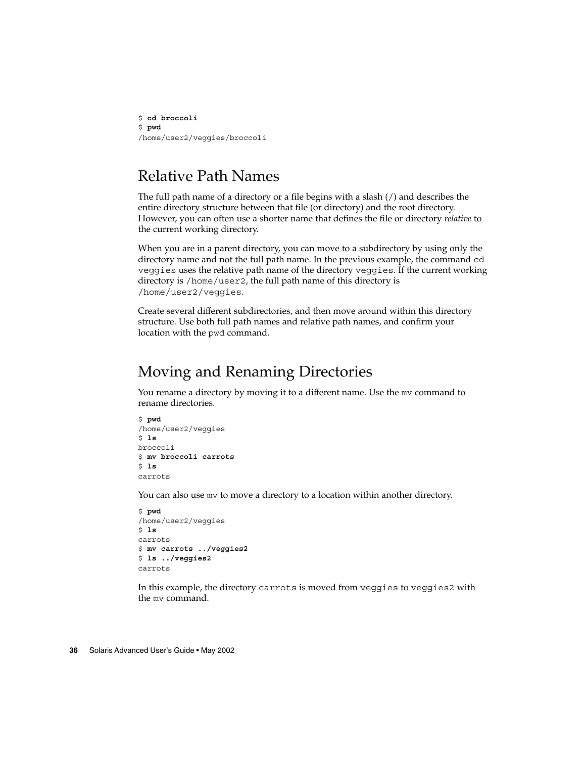```
$ cd broccoli
$ pwd
/home/user2/veggies/broccoli
```

## Relative Path Names

The full path name of a directory or a file begins with a slash (/) and describes the entire directory structure between that file (or directory) and the root directory. However, you can often use a shorter name that defines the file or directory *relative* to the current working directory.

When you are in a parent directory, you can move to a subdirectory by using only the directory name and not the full path name. In the previous example, the command `cd veggies` uses the relative path name of the directory `veggies`. If the current working directory is `/home/user2`, the full path name of this directory is `/home/user2/veggies`.

Create several different subdirectories, and then move around within this directory structure. Use both full path names and relative path names, and confirm your location with the `pwd` command.

## Moving and Renaming Directories

You rename a directory by moving it to a different name. Use the `mv` command to rename directories.

```
$ pwd
/home/user2/veggies
$ ls
broccoli
$ mv broccoli carrots
$ ls
carrots
```

You can also use `mv` to move a directory to a location within another directory.

```
$ pwd
/home/user2/veggies
$ ls
carrots
$ mv carrots ../veggies2
$ ls ../veggies2
carrots
```

In this example, the directory `carrots` is moved from `veggies` to `veggies2` with the `mv` command.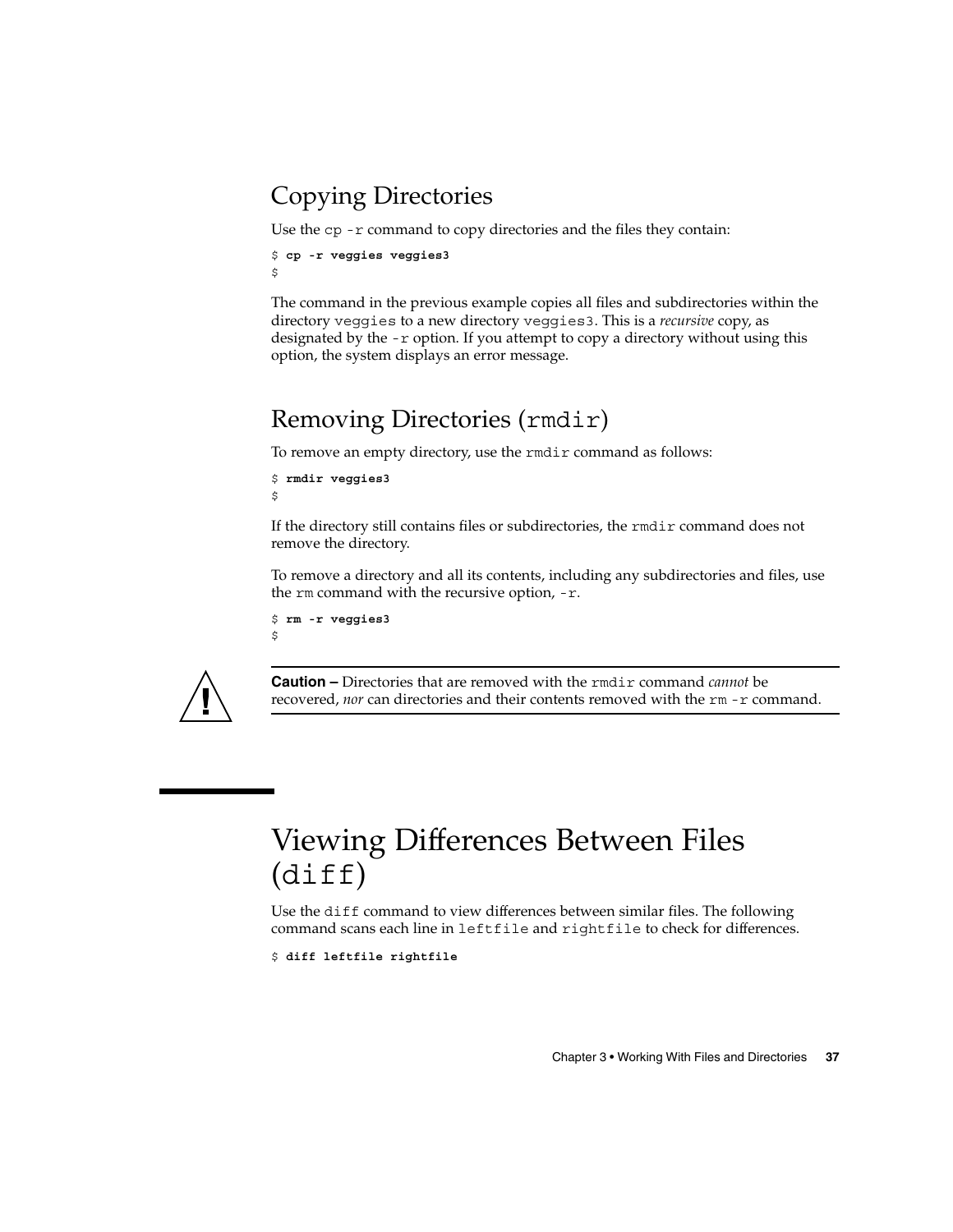## Copying Directories

Use the `cp -r` command to copy directories and the files they contain:

```
$ cp -r veggies veggies3
$
```

The command in the previous example copies all files and subdirectories within the directory `veggies` to a new directory `veggies3`. This is a *recursive* copy, as designated by the `-r` option. If you attempt to copy a directory without using this option, the system displays an error message.

## Removing Directories (`rmdir`)

To remove an empty directory, use the `rmdir` command as follows:

```
$ rmdir veggies3
$
```

If the directory still contains files or subdirectories, the `rmdir` command does not remove the directory.

To remove a directory and all its contents, including any subdirectories and files, use the `rm` command with the recursive option, `-r`.

```
$ rm -r veggies3
$
```

---

**Caution –** Directories that are removed with the `rmdir` command *cannot* be recovered, *nor* can directories and their contents removed with the `rm -r` command.

---

# Viewing Differences Between Files (`diff`)

Use the `diff` command to view differences between similar files. The following command scans each line in `leftfile` and `rightfile` to check for differences.

```
$ diff leftfile rightfile
```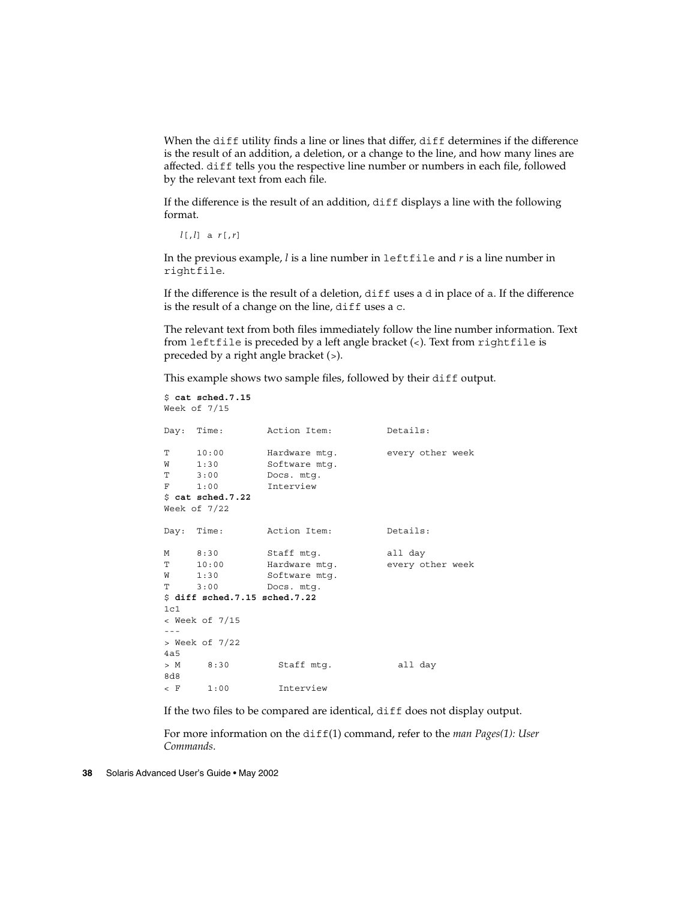When the `diff` utility finds a line or lines that differ, `diff` determines if the difference is the result of an addition, a deletion, or a change to the line, and how many lines are affected. `diff` tells you the respective line number or numbers in each file, followed by the relevant text from each file.

If the difference is the result of an addition, `diff` displays a line with the following format.

```
l[,l] a r[,r]
```

In the previous example, *l* is a line number in `leftfile` and *r* is a line number in `rightfile`.

If the difference is the result of a deletion, `diff` uses a `d` in place of `a`. If the difference is the result of a change on the line, `diff` uses a `c`.

The relevant text from both files immediately follow the line number information. Text from `leftfile` is preceded by a left angle bracket (<). Text from `rightfile` is preceded by a right angle bracket (>).

This example shows two sample files, followed by their `diff` output.

```
$ cat sched.7.15
Week of 7/15

Day:  Time:        Action Item:          Details:

T     10:00        Hardware mtg.         every other week
W     1:30         Software mtg.
T     3:00         Docs. mtg.
F     1:00         Interview
$ cat sched.7.22
Week of 7/22

Day:  Time:        Action Item:          Details:

M     8:30         Staff mtg.            all day
T     10:00        Hardware mtg.         every other week
W     1:30         Software mtg.
T     3:00         Docs. mtg.
$ diff sched.7.15 sched.7.22
1c1
< Week of 7/15
---
> Week of 7/22
4a5
> M     8:30         Staff mtg.            all day
8d8
< F     1:00         Interview
```

If the two files to be compared are identical, `diff` does not display output.

For more information on the `diff`(1) command, refer to the *man Pages(1): User Commands*.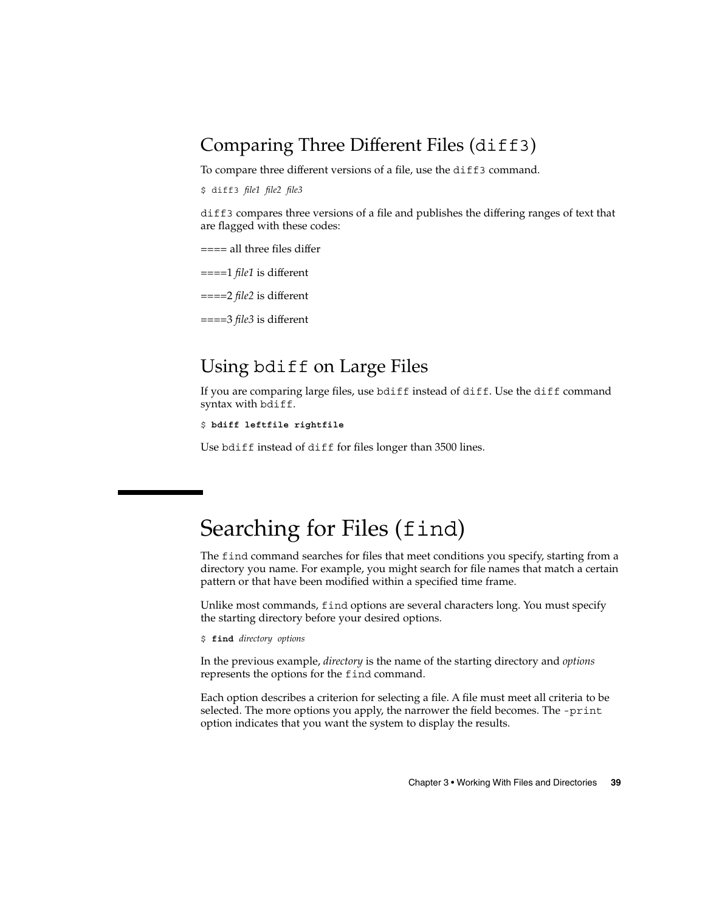## Comparing Three Different Files (diff3)

To compare three different versions of a file, use the `diff3` command.

```
$ diff3 file1 file2 file3
```

`diff3` compares three versions of a file and publishes the differing ranges of text that are flagged with these codes:

==== all three files differ

====1 *file1* is different

====2 *file2* is different

====3 *file3* is different

## Using bdiff on Large Files

If you are comparing large files, use `bdiff` instead of `diff`. Use the `diff` command syntax with `bdiff`.

```
$ bdiff leftfile rightfile
```

Use `bdiff` instead of `diff` for files longer than 3500 lines.

# Searching for Files (find)

The `find` command searches for files that meet conditions you specify, starting from a directory you name. For example, you might search for file names that match a certain pattern or that have been modified within a specified time frame.

Unlike most commands, `find` options are several characters long. You must specify the starting directory before your desired options.

```
$ find directory options
```

In the previous example, *directory* is the name of the starting directory and *options* represents the options for the `find` command.

Each option describes a criterion for selecting a file. A file must meet all criteria to be selected. The more options you apply, the narrower the field becomes. The `-print` option indicates that you want the system to display the results.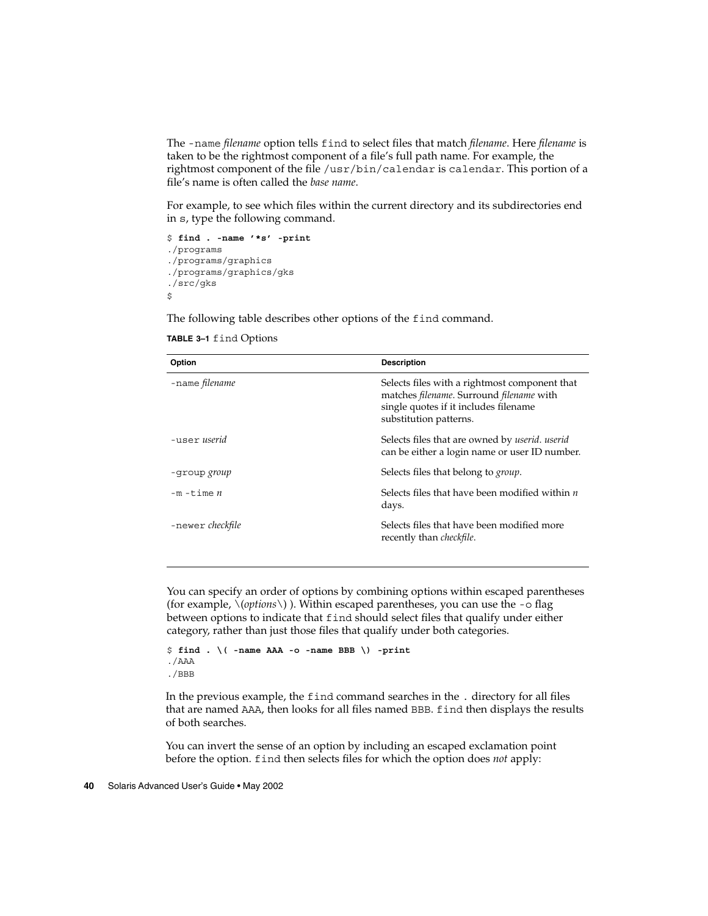The `-name` *filename* option tells `find` to select files that match *filename*. Here *filename* is taken to be the rightmost component of a file's full path name. For example, the rightmost component of the file `/usr/bin/calendar` is `calendar`. This portion of a file's name is often called the *base name*.

For example, to see which files within the current directory and its subdirectories end in `s`, type the following command.

```
$ find . -name '*s' -print
./programs
./programs/graphics
./programs/graphics/gks
./src/gks
$
```

The following table describes other options of the `find` command.

**TABLE 3–1** `find` Options

| Option | Description |
| --- | --- |
| `-name` *filename* | Selects files with a rightmost component that matches *filename*. Surround *filename* with single quotes if it includes filename substitution patterns. |
| `-user` *userid* | Selects files that are owned by *userid*. *userid* can be either a login name or user ID number. |
| `-group` *group* | Selects files that belong to *group*. |
| `-m -time` *n* | Selects files that have been modified within *n* days. |
| `-newer` *checkfile* | Selects files that have been modified more recently than *checkfile*. |

You can specify an order of options by combining options within escaped parentheses (for example, \(*options*\) ). Within escaped parentheses, you can use the `-o` flag between options to indicate that `find` should select files that qualify under either category, rather than just those files that qualify under both categories.

```
$ find . \( -name AAA -o -name BBB \) -print
./AAA
./BBB
```

In the previous example, the `find` command searches in the `.` directory for all files that are named `AAA`, then looks for all files named `BBB`. `find` then displays the results of both searches.

You can invert the sense of an option by including an escaped exclamation point before the option. `find` then selects files for which the option does *not* apply: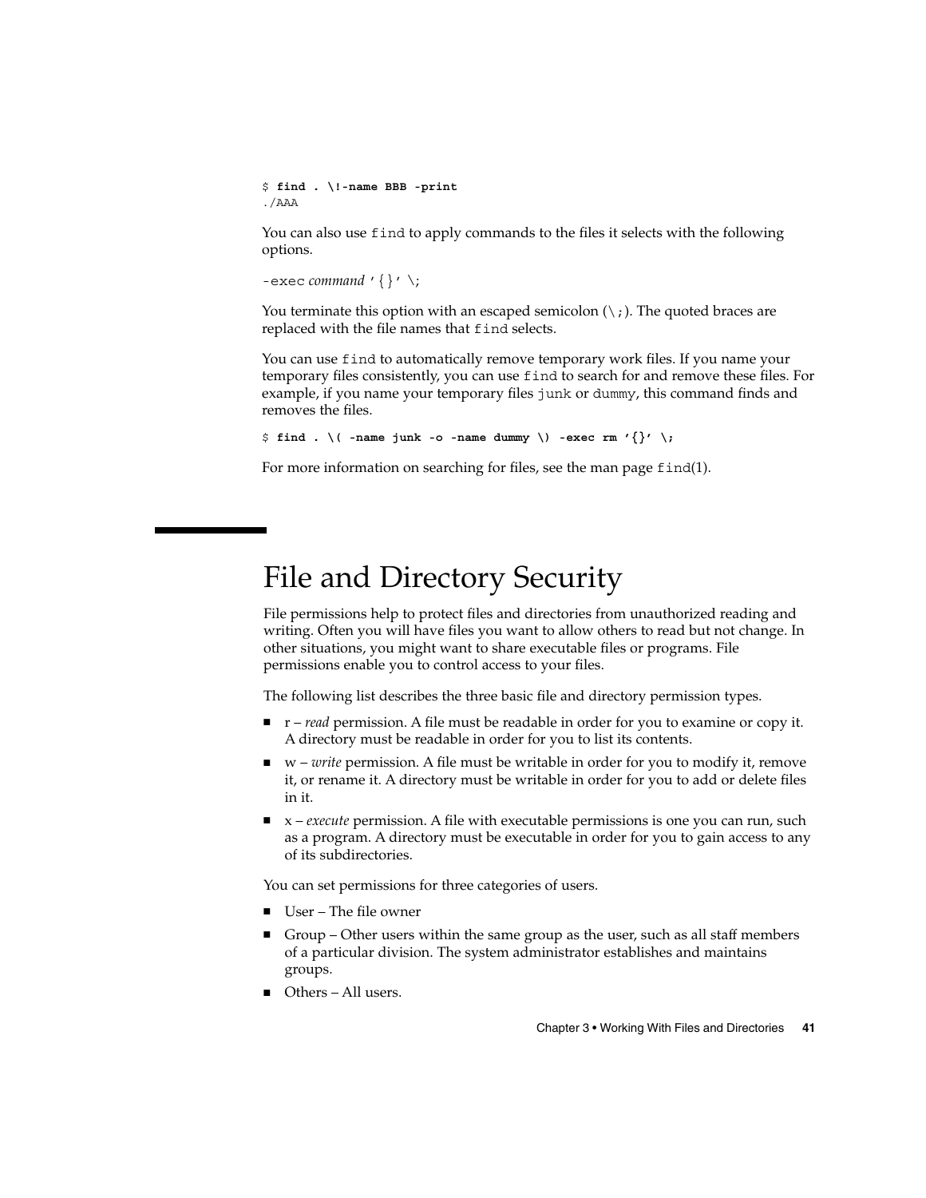```
$ find . \!-name BBB -print
./AAA
```

You can also use `find` to apply commands to the files it selects with the following options.

`-exec` *command* `'{}' \;`

You terminate this option with an escaped semicolon (`\;`). The quoted braces are replaced with the file names that `find` selects.

You can use `find` to automatically remove temporary work files. If you name your temporary files consistently, you can use `find` to search for and remove these files. For example, if you name your temporary files `junk` or `dummy`, this command finds and removes the files.

```
$ find . \( -name junk -o -name dummy \) -exec rm '{}' \;
```

For more information on searching for files, see the man page `find`(1).

# File and Directory Security

File permissions help to protect files and directories from unauthorized reading and writing. Often you will have files you want to allow others to read but not change. In other situations, you might want to share executable files or programs. File permissions enable you to control access to your files.

The following list describes the three basic file and directory permission types.

- r – *read* permission. A file must be readable in order for you to examine or copy it. A directory must be readable in order for you to list its contents.
- w – *write* permission. A file must be writable in order for you to modify it, remove it, or rename it. A directory must be writable in order for you to add or delete files in it.
- x – *execute* permission. A file with executable permissions is one you can run, such as a program. A directory must be executable in order for you to gain access to any of its subdirectories.

You can set permissions for three categories of users.

- User – The file owner
- Group – Other users within the same group as the user, such as all staff members of a particular division. The system administrator establishes and maintains groups.
- Others – All users.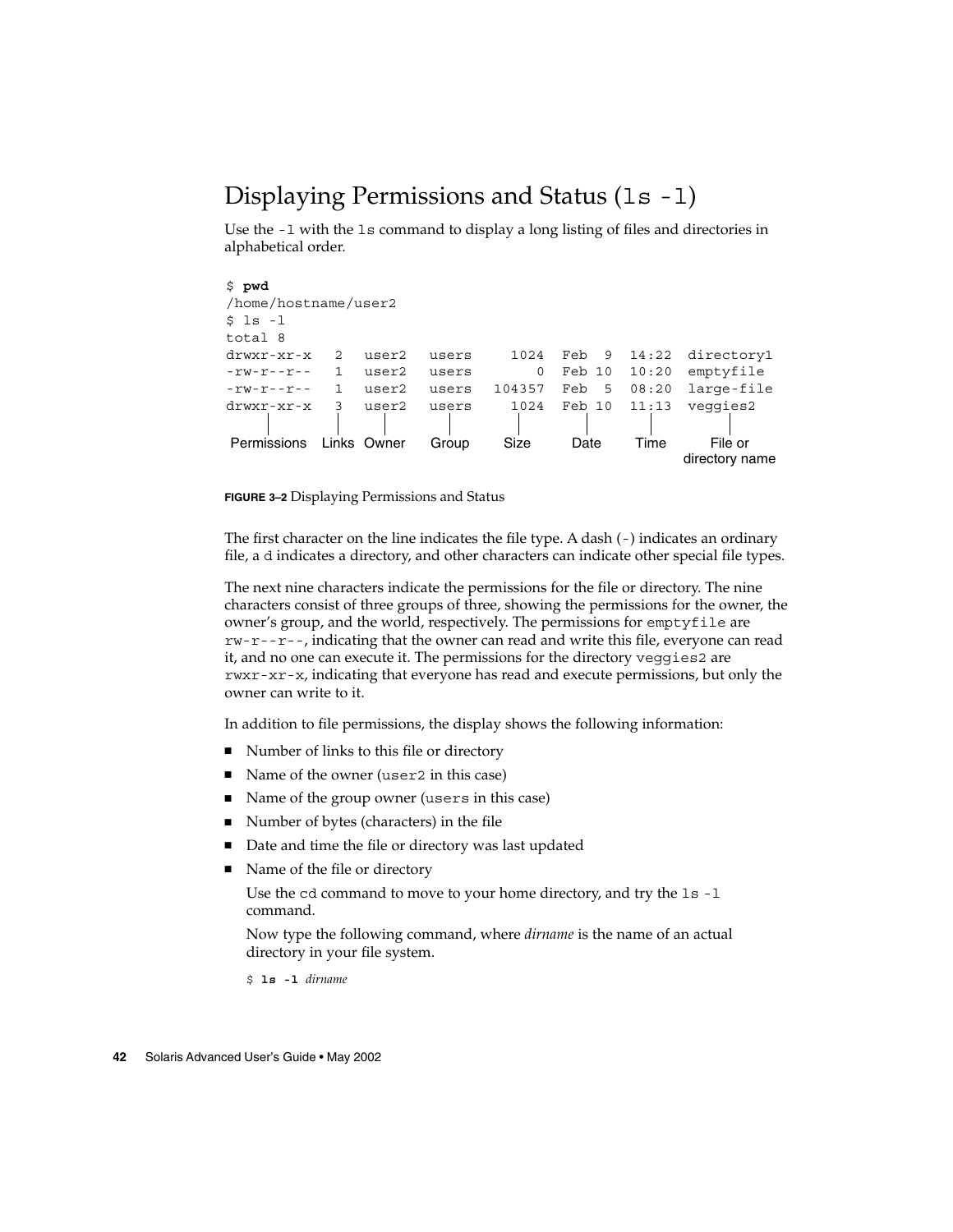## Displaying Permissions and Status (`ls -l`)

Use the `-l` with the `ls` command to display a long listing of files and directories in alphabetical order.

```
$ pwd
/home/hostname/user2
$ ls -l
total 8
drwxr-xr-x   2   user2   users     1024  Feb  9  14:22  directory1
-rw-r--r--   1   user2   users        0  Feb 10  10:20  emptyfile
-rw-r--r--   1   user2   users   104357  Feb  5  08:20  large-file
drwxr-xr-x   3   user2   users     1024  Feb 10  11:13  veggies2
     |       |     |       |        |      |       |        |
Permissions Links Owner  Group    Size    Date    Time   File or
                                                        directory name
```

**FIGURE 3–2** Displaying Permissions and Status

The first character on the line indicates the file type. A dash (`-`) indicates an ordinary file, a `d` indicates a directory, and other characters can indicate other special file types.

The next nine characters indicate the permissions for the file or directory. The nine characters consist of three groups of three, showing the permissions for the owner, the owner's group, and the world, respectively. The permissions for `emptyfile` are `rw-r--r--`, indicating that the owner can read and write this file, everyone can read it, and no one can execute it. The permissions for the directory `veggies2` are `rwxr-xr-x`, indicating that everyone has read and execute permissions, but only the owner can write to it.

In addition to file permissions, the display shows the following information:

- Number of links to this file or directory
- Name of the owner (`user2` in this case)
- Name of the group owner (`users` in this case)
- Number of bytes (characters) in the file
- Date and time the file or directory was last updated
- Name of the file or directory

  Use the `cd` command to move to your home directory, and try the `ls -l` command.

  Now type the following command, where *dirname* is the name of an actual directory in your file system.

  ```
  $ ls -l dirname
  ```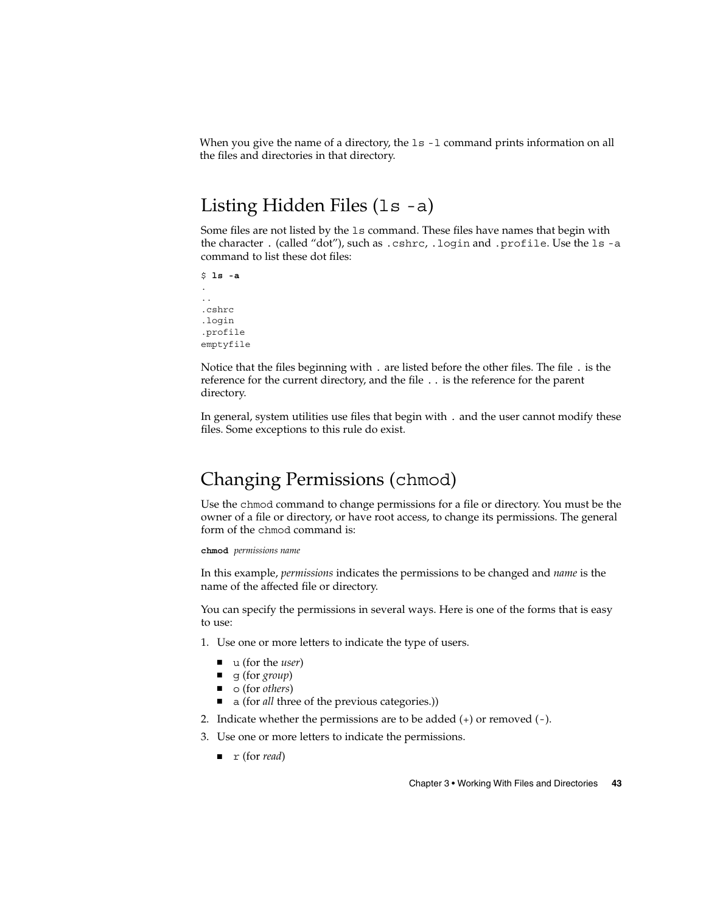When you give the name of a directory, the `ls -l` command prints information on all the files and directories in that directory.

## Listing Hidden Files (`ls -a`)

Some files are not listed by the `ls` command. These files have names that begin with the character `.` (called "dot"), such as `.cshrc`, `.login` and `.profile`. Use the `ls -a` command to list these dot files:

```
$ ls -a
.
..
.cshrc
.login
.profile
emptyfile
```

Notice that the files beginning with `.` are listed before the other files. The file `.` is the reference for the current directory, and the file `..` is the reference for the parent directory.

In general, system utilities use files that begin with `.` and the user cannot modify these files. Some exceptions to this rule do exist.

## Changing Permissions (`chmod`)

Use the `chmod` command to change permissions for a file or directory. You must be the owner of a file or directory, or have root access, to change its permissions. The general form of the `chmod` command is:

**chmod** *permissions name*

In this example, *permissions* indicates the permissions to be changed and *name* is the name of the affected file or directory.

You can specify the permissions in several ways. Here is one of the forms that is easy to use:

1. Use one or more letters to indicate the type of users.
   - `u` (for the *user*)
   - `g` (for *group*)
   - `o` (for *others*)
   - `a` (for *all* three of the previous categories.))
2. Indicate whether the permissions are to be added (`+`) or removed (`-`).
3. Use one or more letters to indicate the permissions.
   - `r` (for *read*)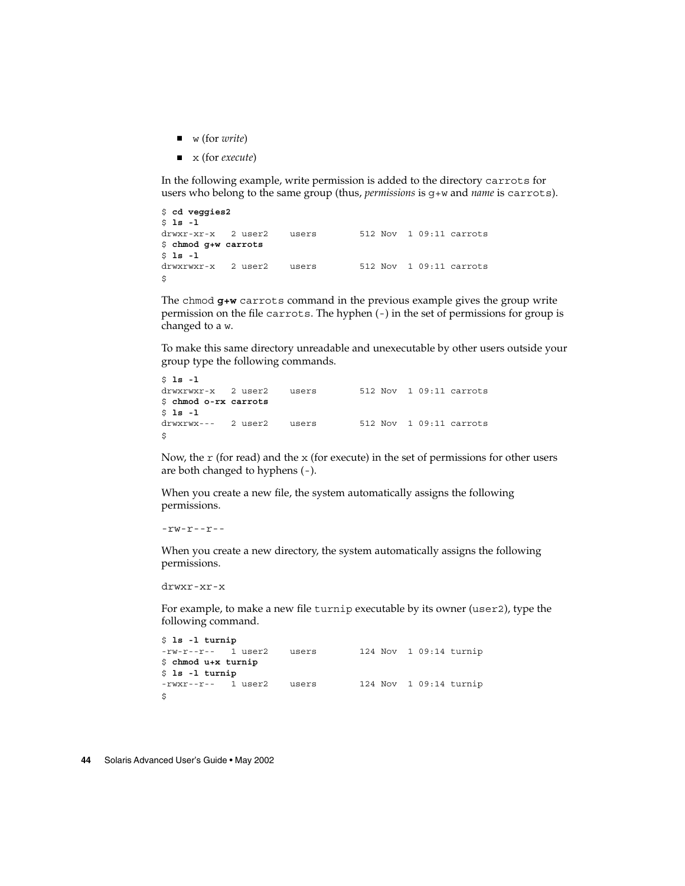- w (for *write*)
- x (for *execute*)

In the following example, write permission is added to the directory carrots for users who belong to the same group (thus, *permissions* is g+w and *name* is carrots).

```
$ cd veggies2
$ ls -l
drwxr-xr-x   2 user2    users        512 Nov  1 09:11 carrots
$ chmod g+w carrots
$ ls -l
drwxrwxr-x   2 user2    users        512 Nov  1 09:11 carrots
$
```

The chmod **g+w** carrots command in the previous example gives the group write permission on the file carrots. The hyphen (-) in the set of permissions for group is changed to a w.

To make this same directory unreadable and unexecutable by other users outside your group type the following commands.

```
$ ls -l
drwxrwxr-x   2 user2    users        512 Nov  1 09:11 carrots
$ chmod o-rx carrots
$ ls -l
drwxrwx---   2 user2    users        512 Nov  1 09:11 carrots
$
```

Now, the r (for read) and the x (for execute) in the set of permissions for other users are both changed to hyphens (-).

When you create a new file, the system automatically assigns the following permissions.

```
-rw-r--r--
```

When you create a new directory, the system automatically assigns the following permissions.

```
drwxr-xr-x
```

For example, to make a new file turnip executable by its owner (user2), type the following command.

```
$ ls -l turnip
-rw-r--r--   1 user2    users        124 Nov  1 09:14 turnip
$ chmod u+x turnip
$ ls -l turnip
-rwxr--r--   1 user2    users        124 Nov  1 09:14 turnip
$
```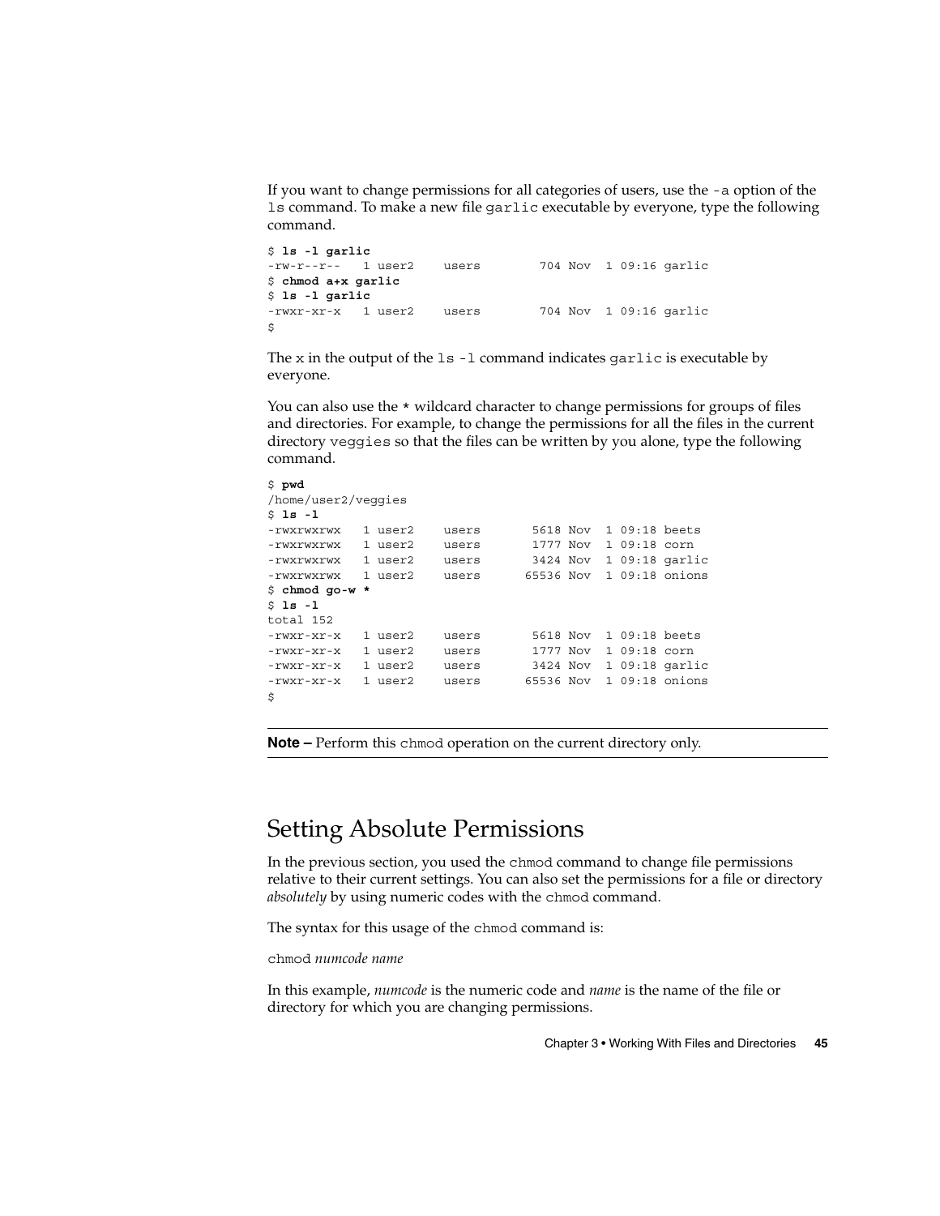If you want to change permissions for all categories of users, use the `-a` option of the `ls` command. To make a new file `garlic` executable by everyone, type the following command.

```
$ ls -l garlic
-rw-r--r--   1 user2    users        704 Nov  1 09:16 garlic
$ chmod a+x garlic
$ ls -l garlic
-rwxr-xr-x   1 user2    users        704 Nov  1 09:16 garlic
$
```

The `x` in the output of the `ls -l` command indicates `garlic` is executable by everyone.

You can also use the `*` wildcard character to change permissions for groups of files and directories. For example, to change the permissions for all the files in the current directory `veggies` so that the files can be written by you alone, type the following command.

```
$ pwd
/home/user2/veggies
$ ls -l
-rwxrwxrwx   1 user2    users       5618 Nov  1 09:18 beets
-rwxrwxrwx   1 user2    users       1777 Nov  1 09:18 corn
-rwxrwxrwx   1 user2    users       3424 Nov  1 09:18 garlic
-rwxrwxrwx   1 user2    users      65536 Nov  1 09:18 onions
$ chmod go-w *
$ ls -l
total 152
-rwxr-xr-x   1 user2    users       5618 Nov  1 09:18 beets
-rwxr-xr-x   1 user2    users       1777 Nov  1 09:18 corn
-rwxr-xr-x   1 user2    users       3424 Nov  1 09:18 garlic
-rwxr-xr-x   1 user2    users      65536 Nov  1 09:18 onions
$
```

---

**Note –** Perform this `chmod` operation on the current directory only.

---

## Setting Absolute Permissions

In the previous section, you used the `chmod` command to change file permissions relative to their current settings. You can also set the permissions for a file or directory *absolutely* by using numeric codes with the `chmod` command.

The syntax for this usage of the `chmod` command is:

`chmod` *numcode name*

In this example, *numcode* is the numeric code and *name* is the name of the file or directory for which you are changing permissions.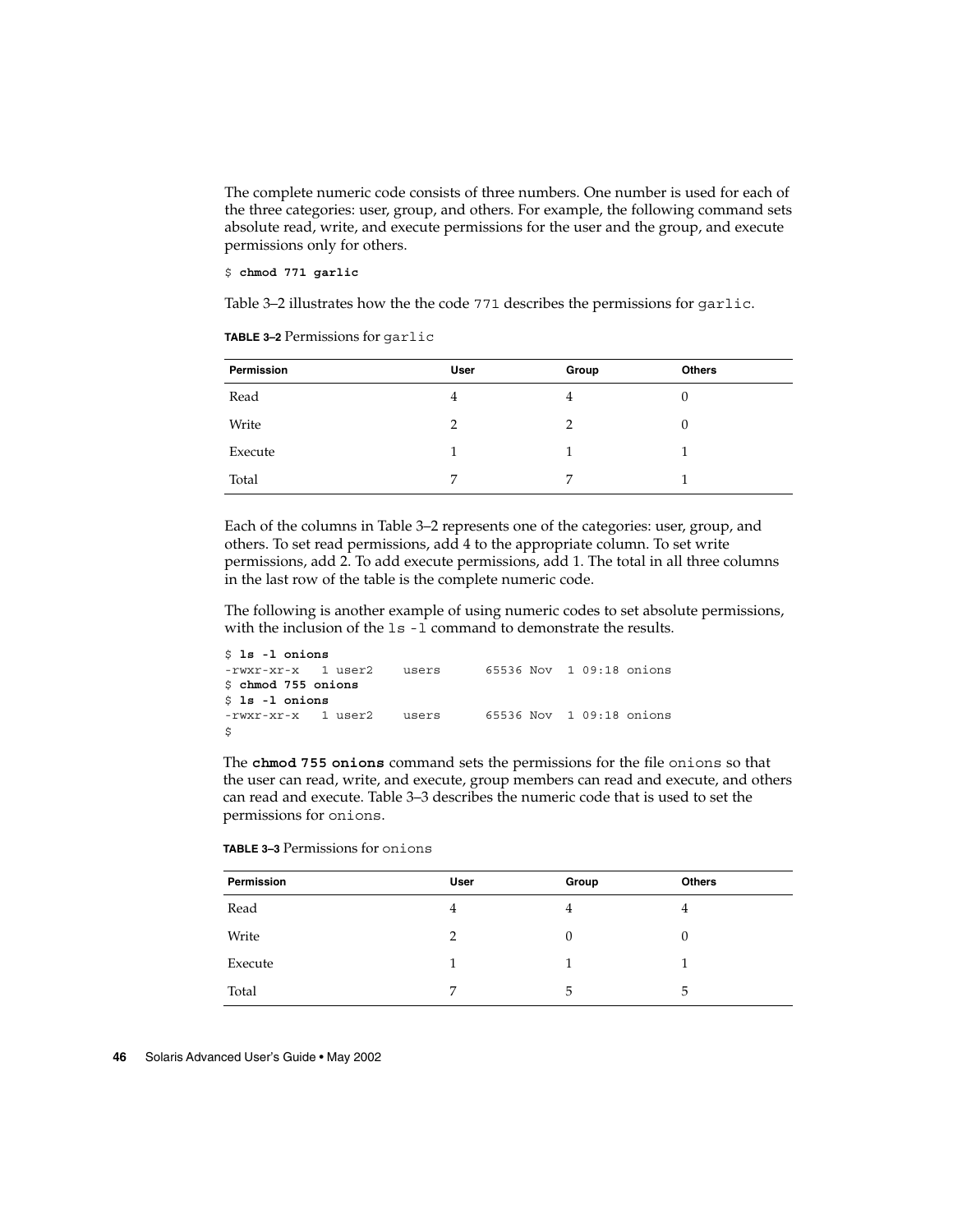The complete numeric code consists of three numbers. One number is used for each of the three categories: user, group, and others. For example, the following command sets absolute read, write, and execute permissions for the user and the group, and execute permissions only for others.

```
$ chmod 771 garlic
```

Table 3–2 illustrates how the the code 771 describes the permissions for garlic.

**TABLE 3–2** Permissions for garlic

| Permission | User | Group | Others |
|---|---|---|---|
| Read | 4 | 4 | 0 |
| Write | 2 | 2 | 0 |
| Execute | 1 | 1 | 1 |
| Total | 7 | 7 | 1 |

Each of the columns in Table 3–2 represents one of the categories: user, group, and others. To set read permissions, add 4 to the appropriate column. To set write permissions, add 2. To add execute permissions, add 1. The total in all three columns in the last row of the table is the complete numeric code.

The following is another example of using numeric codes to set absolute permissions, with the inclusion of the ls -l command to demonstrate the results.

```
$ ls -l onions
-rwxr-xr-x   1 user2    users      65536 Nov  1 09:18 onions
$ chmod 755 onions
$ ls -l onions
-rwxr-xr-x   1 user2    users      65536 Nov  1 09:18 onions
$
```

The **chmod 755 onions** command sets the permissions for the file onions so that the user can read, write, and execute, group members can read and execute, and others can read and execute. Table 3–3 describes the numeric code that is used to set the permissions for onions.

**TABLE 3–3** Permissions for onions

| Permission | User | Group | Others |
|---|---|---|---|
| Read | 4 | 4 | 4 |
| Write | 2 | 0 | 0 |
| Execute | 1 | 1 | 1 |
| Total | 7 | 5 | 5 |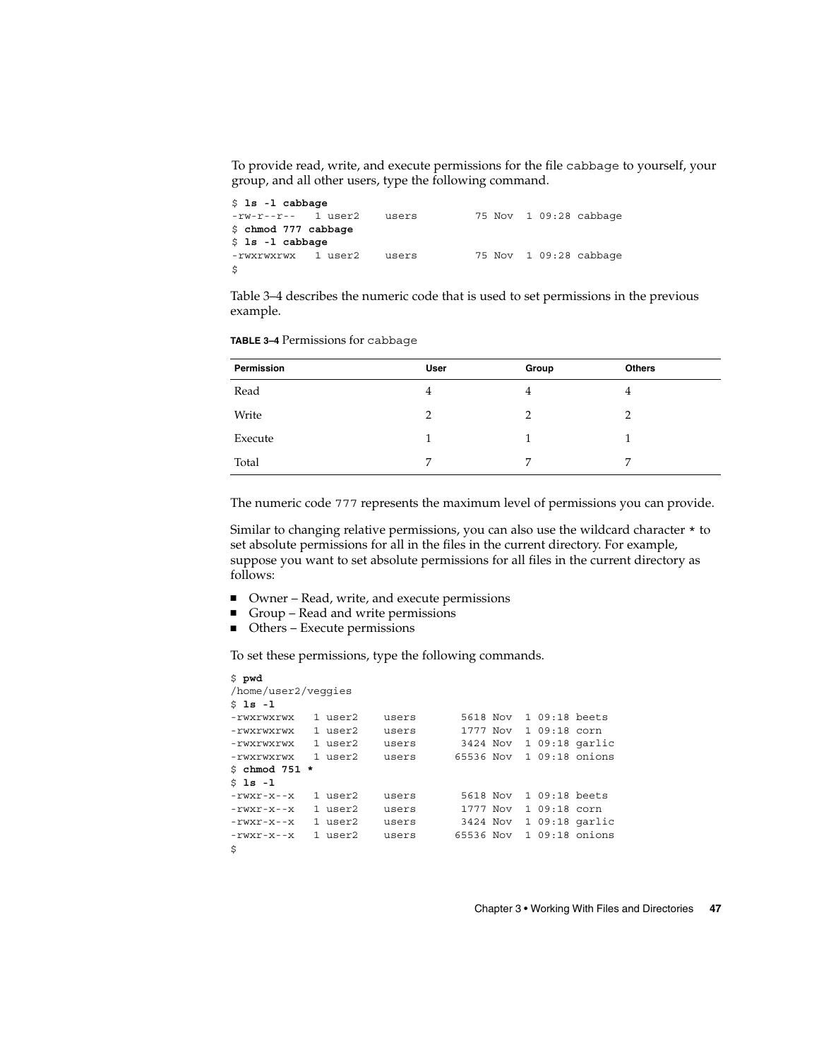To provide read, write, and execute permissions for the file `cabbage` to yourself, your group, and all other users, type the following command.

```
$ ls -l cabbage
-rw-r--r--   1 user2    users         75 Nov  1 09:28 cabbage
$ chmod 777 cabbage
$ ls -l cabbage
-rwxrwxrwx   1 user2    users         75 Nov  1 09:28 cabbage
$
```

Table 3–4 describes the numeric code that is used to set permissions in the previous example.

**TABLE 3–4** Permissions for `cabbage`

| Permission | User | Group | Others |
|---|---|---|---|
| Read | 4 | 4 | 4 |
| Write | 2 | 2 | 2 |
| Execute | 1 | 1 | 1 |
| Total | 7 | 7 | 7 |

The numeric code `777` represents the maximum level of permissions you can provide.

Similar to changing relative permissions, you can also use the wildcard character `*` to set absolute permissions for all in the files in the current directory. For example, suppose you want to set absolute permissions for all files in the current directory as follows:

- Owner – Read, write, and execute permissions
- Group – Read and write permissions
- Others – Execute permissions

To set these permissions, type the following commands.

```
$ pwd
/home/user2/veggies
$ ls -l
-rwxrwxrwx   1 user2    users       5618 Nov  1 09:18 beets
-rwxrwxrwx   1 user2    users       1777 Nov  1 09:18 corn
-rwxrwxrwx   1 user2    users       3424 Nov  1 09:18 garlic
-rwxrwxrwx   1 user2    users      65536 Nov  1 09:18 onions
$ chmod 751 *
$ ls -l
-rwxr-x--x   1 user2    users       5618 Nov  1 09:18 beets
-rwxr-x--x   1 user2    users       1777 Nov  1 09:18 corn
-rwxr-x--x   1 user2    users       3424 Nov  1 09:18 garlic
-rwxr-x--x   1 user2    users      65536 Nov  1 09:18 onions
$
```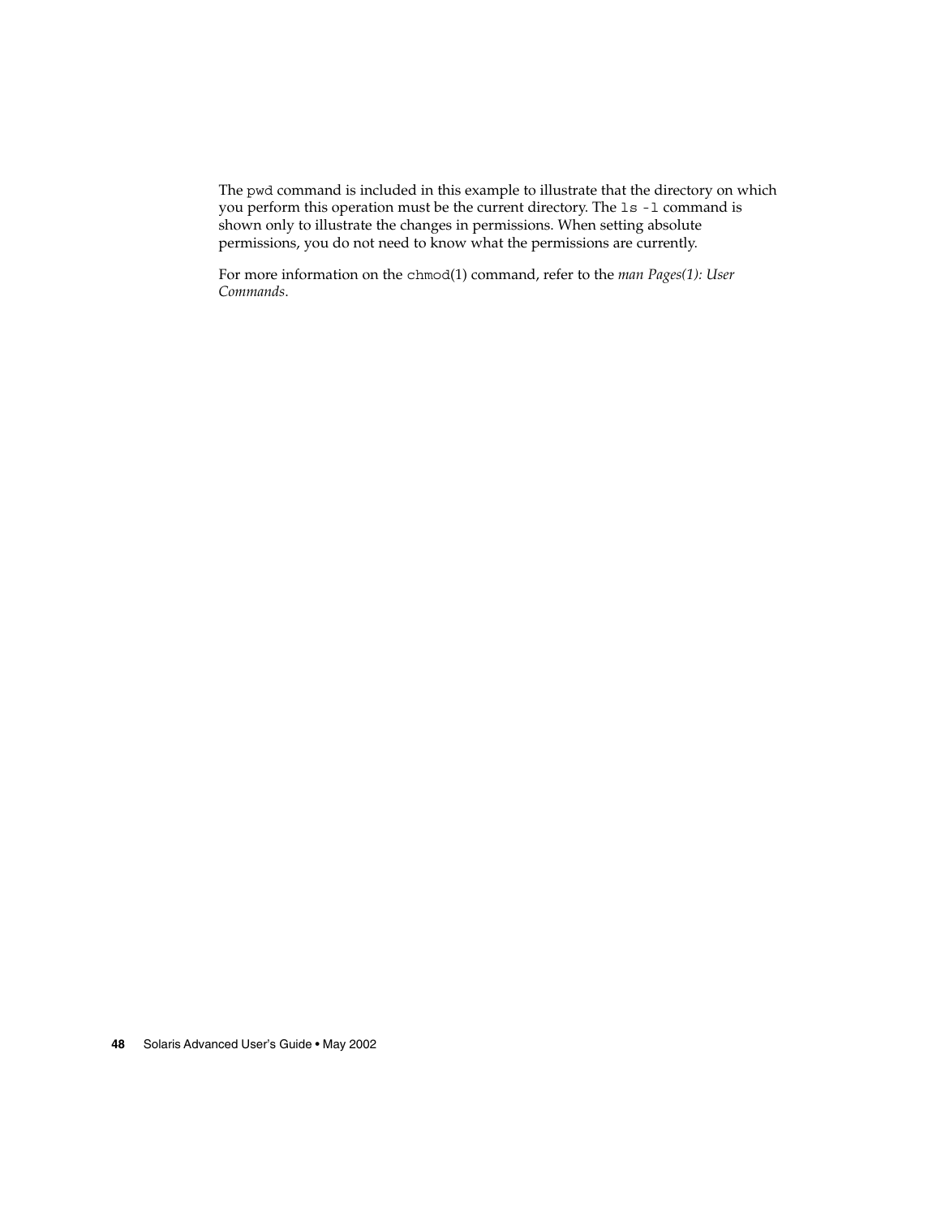The `pwd` command is included in this example to illustrate that the directory on which you perform this operation must be the current directory. The `ls -l` command is shown only to illustrate the changes in permissions. When setting absolute permissions, you do not need to know what the permissions are currently.

For more information on the `chmod`(1) command, refer to the *man Pages(1): User Commands*.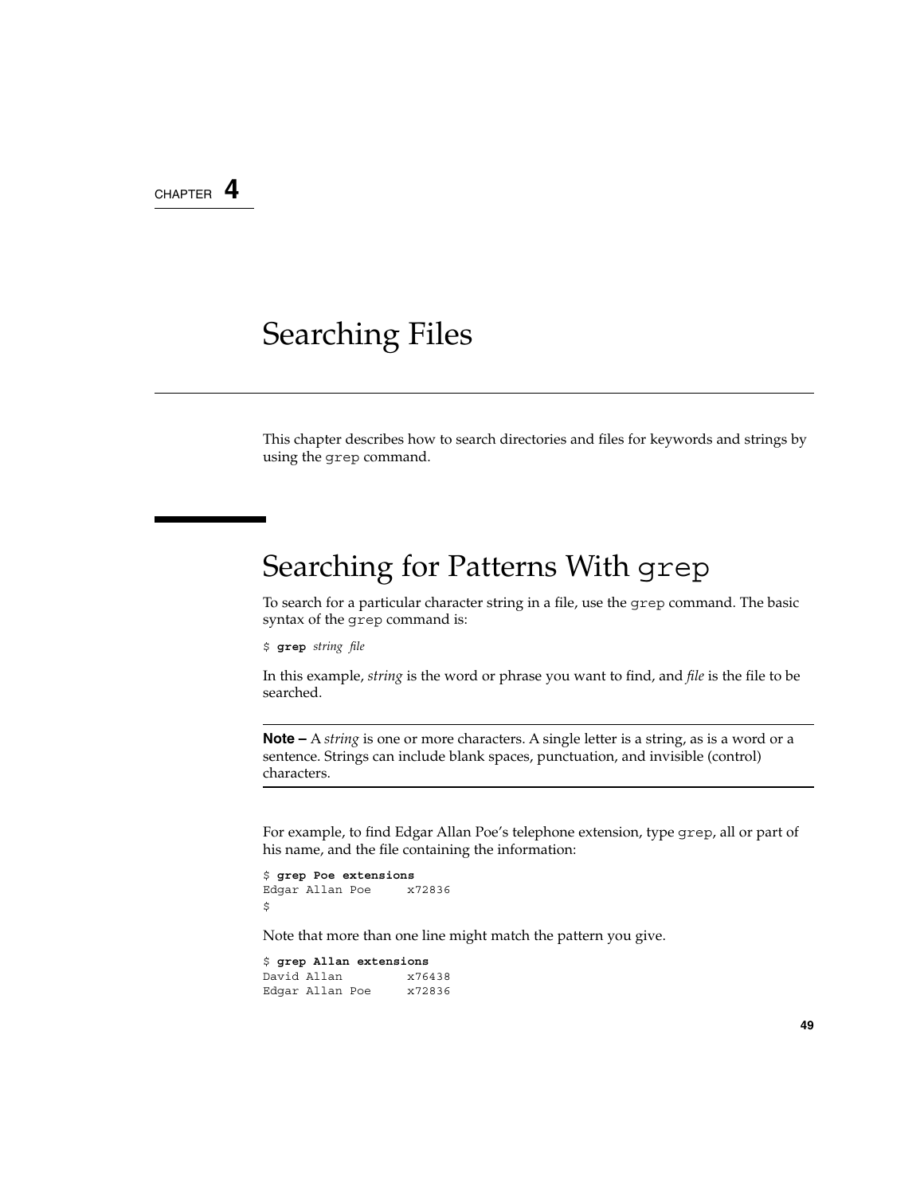CHAPTER 4

# Searching Files

This chapter describes how to search directories and files for keywords and strings by using the `grep` command.

## Searching for Patterns With `grep`

To search for a particular character string in a file, use the `grep` command. The basic syntax of the `grep` command is:

```
$ grep string file
```

In this example, *string* is the word or phrase you want to find, and *file* is the file to be searched.

---

**Note –** A *string* is one or more characters. A single letter is a string, as is a word or a sentence. Strings can include blank spaces, punctuation, and invisible (control) characters.

---

For example, to find Edgar Allan Poe's telephone extension, type `grep`, all or part of his name, and the file containing the information:

```
$ grep Poe extensions
Edgar Allan Poe     x72836
$
```

Note that more than one line might match the pattern you give.

```
$ grep Allan extensions
David Allan         x76438
Edgar Allan Poe     x72836
```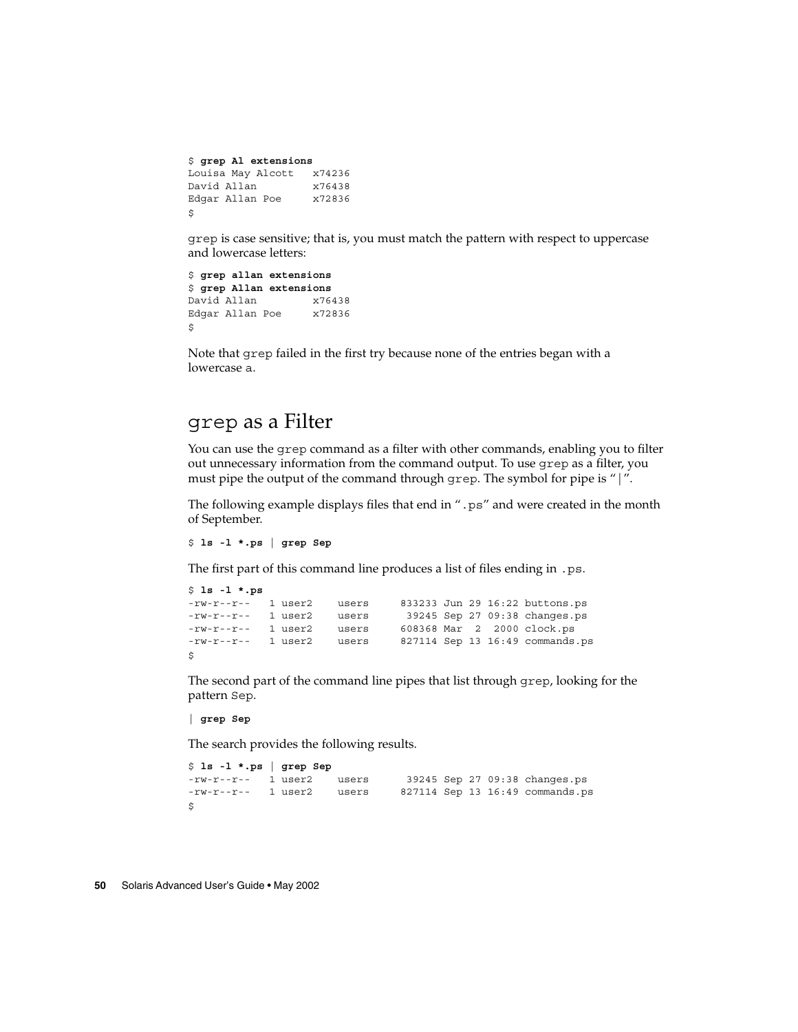```
$ grep Al extensions
Louisa May Alcott   x74236
David Allan         x76438
Edgar Allan Poe     x72836
$
```

grep is case sensitive; that is, you must match the pattern with respect to uppercase and lowercase letters:

```
$ grep allan extensions
$ grep Allan extensions
David Allan         x76438
Edgar Allan Poe     x72836
$
```

Note that grep failed in the first try because none of the entries began with a lowercase a.

## grep as a Filter

You can use the grep command as a filter with other commands, enabling you to filter out unnecessary information from the command output. To use grep as a filter, you must pipe the output of the command through grep. The symbol for pipe is "|".

The following example displays files that end in ".ps" and were created in the month of September.

```
$ ls -l *.ps | grep Sep
```

The first part of this command line produces a list of files ending in .ps.

```
$ ls -l *.ps
-rw-r--r--   1 user2    users     833233 Jun 29 16:22 buttons.ps
-rw-r--r--   1 user2    users      39245 Sep 27 09:38 changes.ps
-rw-r--r--   1 user2    users     608368 Mar  2  2000 clock.ps
-rw-r--r--   1 user2    users     827114 Sep 13 16:49 commands.ps
$
```

The second part of the command line pipes that list through grep, looking for the pattern Sep.

```
| grep Sep
```

The search provides the following results.

```
$ ls -l *.ps | grep Sep
-rw-r--r--   1 user2    users      39245 Sep 27 09:38 changes.ps
-rw-r--r--   1 user2    users     827114 Sep 13 16:49 commands.ps
$
```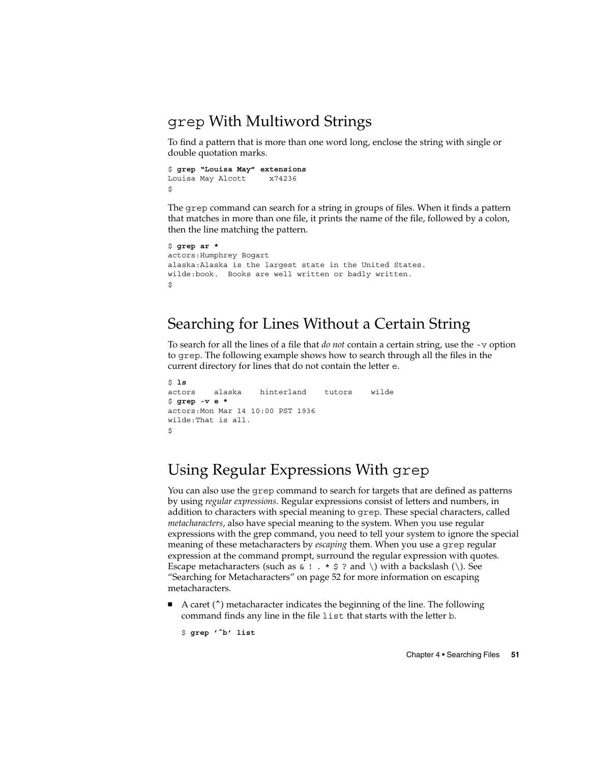## grep With Multiword Strings

To find a pattern that is more than one word long, enclose the string with single or double quotation marks.

```
$ grep "Louisa May" extensions
Louisa May Alcott     x74236
$
```

The grep command can search for a string in groups of files. When it finds a pattern that matches in more than one file, it prints the name of the file, followed by a colon, then the line matching the pattern.

```
$ grep ar *
actors:Humphrey Bogart
alaska:Alaska is the largest state in the United States.
wilde:book.  Books are well written or badly written.
$
```

## Searching for Lines Without a Certain String

To search for all the lines of a file that *do not* contain a certain string, use the -v option to grep. The following example shows how to search through all the files in the current directory for lines that do not contain the letter e.

```
$ ls
actors    alaska    hinterland    tutors    wilde
$ grep -v e *
actors:Mon Mar 14 10:00 PST 1936
wilde:That is all.
$
```

## Using Regular Expressions With grep

You can also use the grep command to search for targets that are defined as patterns by using *regular expressions*. Regular expressions consist of letters and numbers, in addition to characters with special meaning to grep. These special characters, called *metacharacters*, also have special meaning to the system. When you use regular expressions with the grep command, you need to tell your system to ignore the special meaning of these metacharacters by *escaping* them. When you use a grep regular expression at the command prompt, surround the regular expression with quotes. Escape metacharacters (such as & ! . * $ ? and \) with a backslash (\). See "Searching for Metacharacters" on page 52 for more information on escaping metacharacters.

- A caret (^) metacharacter indicates the beginning of the line. The following command finds any line in the file list that starts with the letter b.

  ```
  $ grep '^b' list
  ```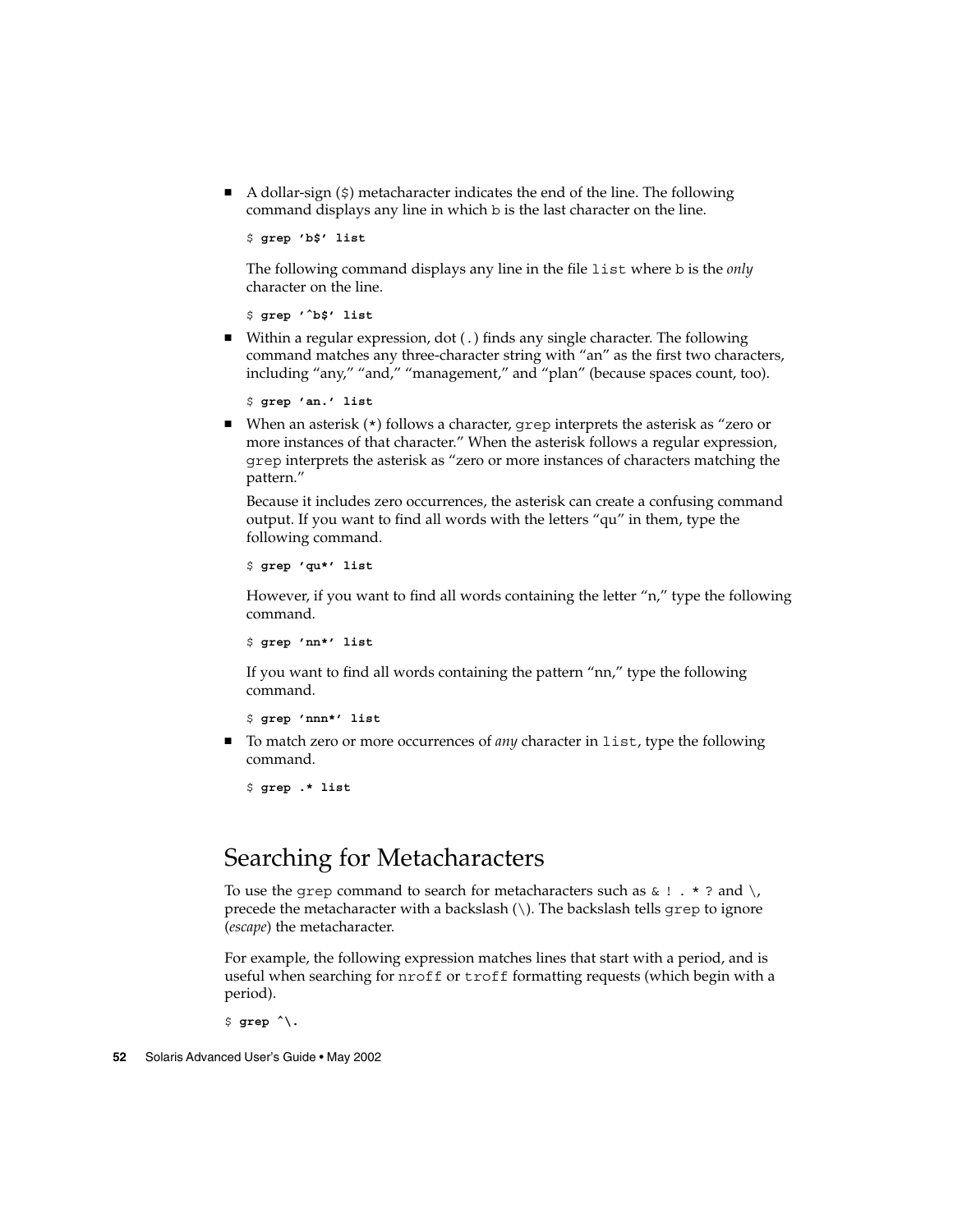- A dollar-sign ($) metacharacter indicates the end of the line. The following command displays any line in which b is the last character on the line.

  ```
  $ grep 'b$' list
  ```

  The following command displays any line in the file `list` where b is the *only* character on the line.

  ```
  $ grep '^b$' list
  ```

- Within a regular expression, dot (.) finds any single character. The following command matches any three-character string with "an" as the first two characters, including "any," "and," "management," and "plan" (because spaces count, too).

  ```
  $ grep 'an.' list
  ```

- When an asterisk (*) follows a character, `grep` interprets the asterisk as "zero or more instances of that character." When the asterisk follows a regular expression, `grep` interprets the asterisk as "zero or more instances of characters matching the pattern."

  Because it includes zero occurrences, the asterisk can create a confusing command output. If you want to find all words with the letters "qu" in them, type the following command.

  ```
  $ grep 'qu*' list
  ```

  However, if you want to find all words containing the letter "n," type the following command.

  ```
  $ grep 'nn*' list
  ```

  If you want to find all words containing the pattern "nn," type the following command.

  ```
  $ grep 'nnn*' list
  ```

- To match zero or more occurrences of *any* character in `list`, type the following command.

  ```
  $ grep .* list
  ```

## Searching for Metacharacters

To use the `grep` command to search for metacharacters such as & ! . * ? and \, precede the metacharacter with a backslash (\). The backslash tells `grep` to ignore (*escape*) the metacharacter.

For example, the following expression matches lines that start with a period, and is useful when searching for `nroff` or `troff` formatting requests (which begin with a period).

```
$ grep ^\.
```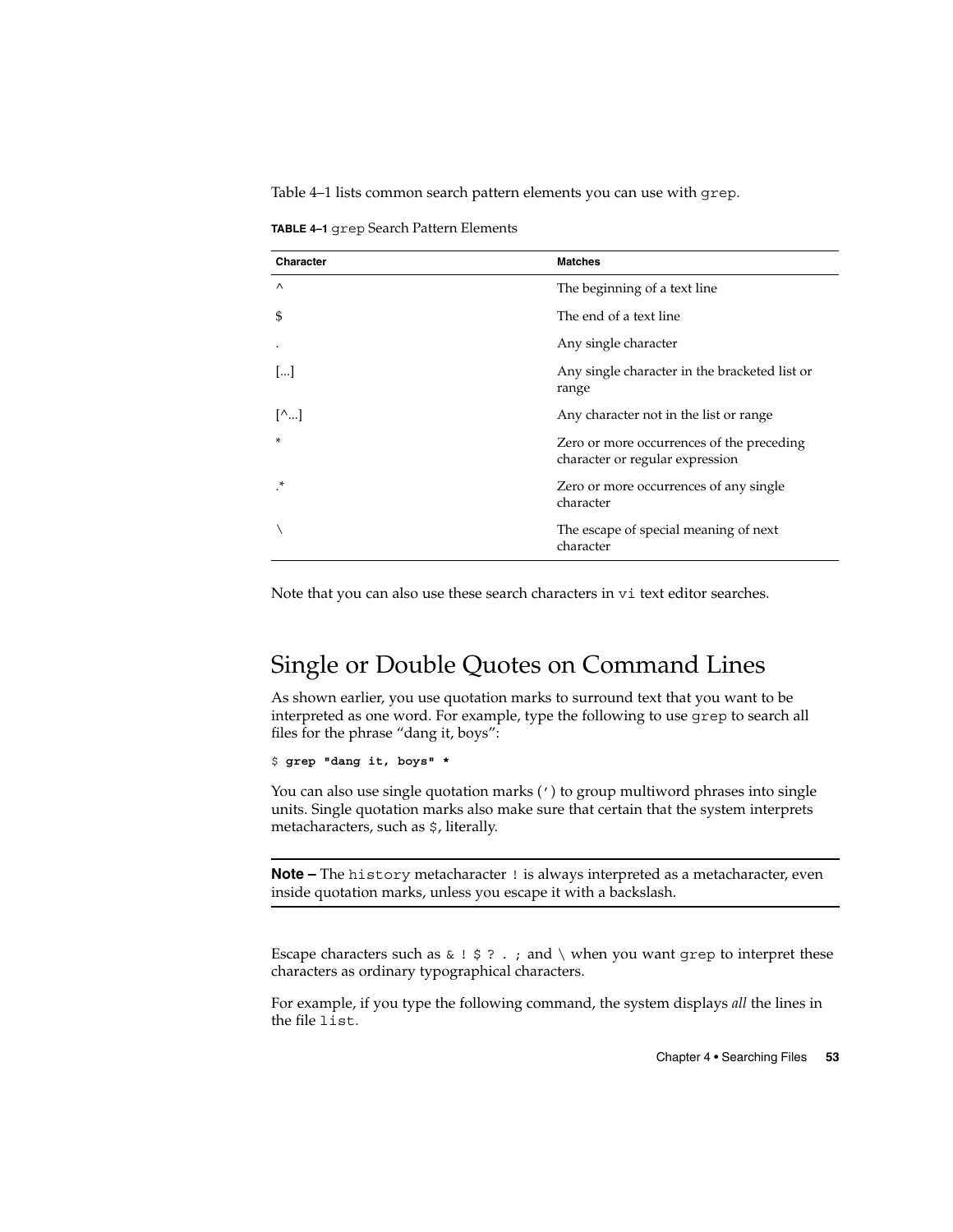Table 4–1 lists common search pattern elements you can use with `grep`.

**TABLE 4–1** `grep` Search Pattern Elements

| Character | Matches |
| --- | --- |
| ^ | The beginning of a text line |
| $ | The end of a text line |
| . | Any single character |
| [...] | Any single character in the bracketed list or range |
| [^...] | Any character not in the list or range |
| * | Zero or more occurrences of the preceding character or regular expression |
| .* | Zero or more occurrences of any single character |
| \ | The escape of special meaning of next character |

Note that you can also use these search characters in `vi` text editor searches.

## Single or Double Quotes on Command Lines

As shown earlier, you use quotation marks to surround text that you want to be interpreted as one word. For example, type the following to use `grep` to search all files for the phrase "dang it, boys":

```
$ grep "dang it, boys" *
```

You can also use single quotation marks (') to group multiword phrases into single units. Single quotation marks also make sure that certain that the system interprets metacharacters, such as `$`, literally.

---

**Note –** The `history` metacharacter `!` is always interpreted as a metacharacter, even inside quotation marks, unless you escape it with a backslash.

---

Escape characters such as `& ! $ ? . ;` and \ when you want `grep` to interpret these characters as ordinary typographical characters.

For example, if you type the following command, the system displays *all* the lines in the file `list`.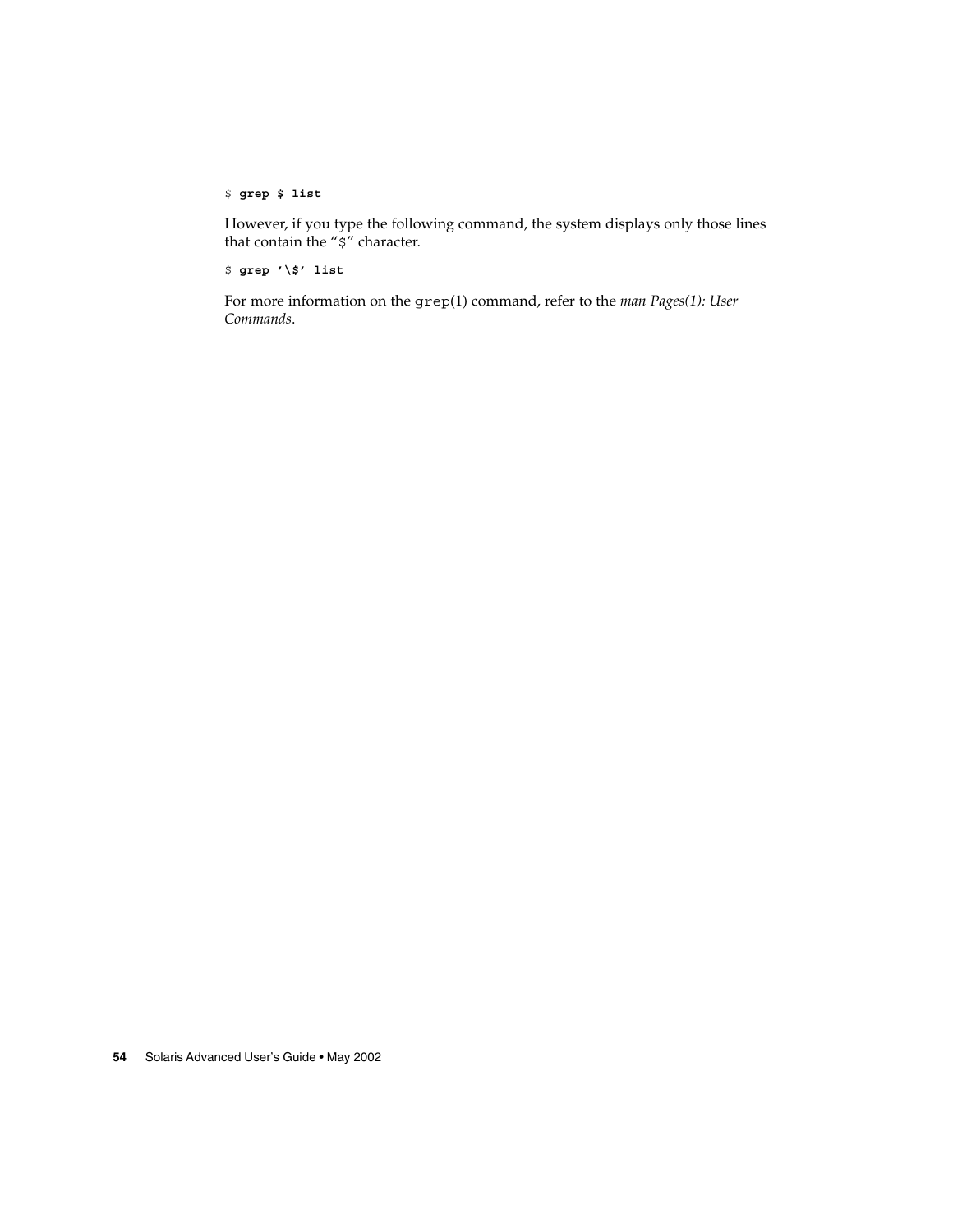```
$ grep $ list
```

However, if you type the following command, the system displays only those lines that contain the "$" character.

```
$ grep '\$' list
```

For more information on the `grep`(1) command, refer to the *man Pages(1): User Commands*.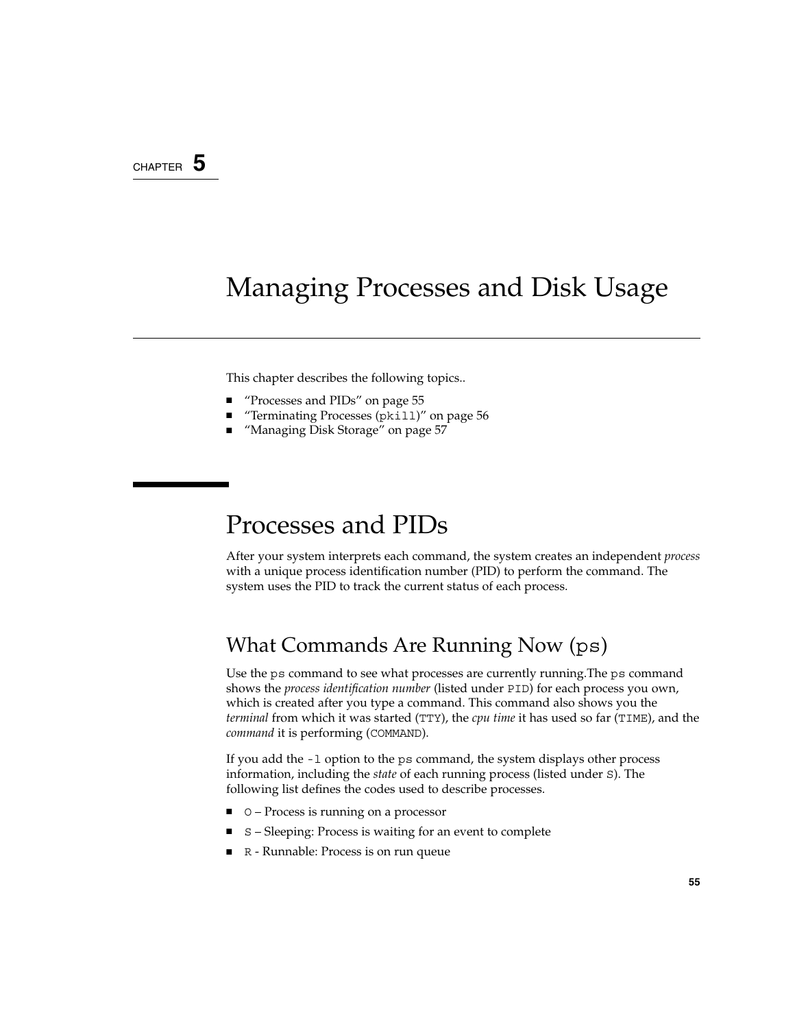CHAPTER 5

# Managing Processes and Disk Usage

This chapter describes the following topics..

- "Processes and PIDs" on page 55
- "Terminating Processes (`pkill`)" on page 56
- "Managing Disk Storage" on page 57

## Processes and PIDs

After your system interprets each command, the system creates an independent *process* with a unique process identification number (PID) to perform the command. The system uses the PID to track the current status of each process.

### What Commands Are Running Now (`ps`)

Use the `ps` command to see what processes are currently running.The `ps` command shows the *process identification number* (listed under `PID`) for each process you own, which is created after you type a command. This command also shows you the *terminal* from which it was started (`TTY`), the *cpu time* it has used so far (`TIME`), and the *command* it is performing (`COMMAND`).

If you add the `-l` option to the `ps` command, the system displays other process information, including the *state* of each running process (listed under `S`). The following list defines the codes used to describe processes.

- `O` – Process is running on a processor
- `S` – Sleeping: Process is waiting for an event to complete
- `R` - Runnable: Process is on run queue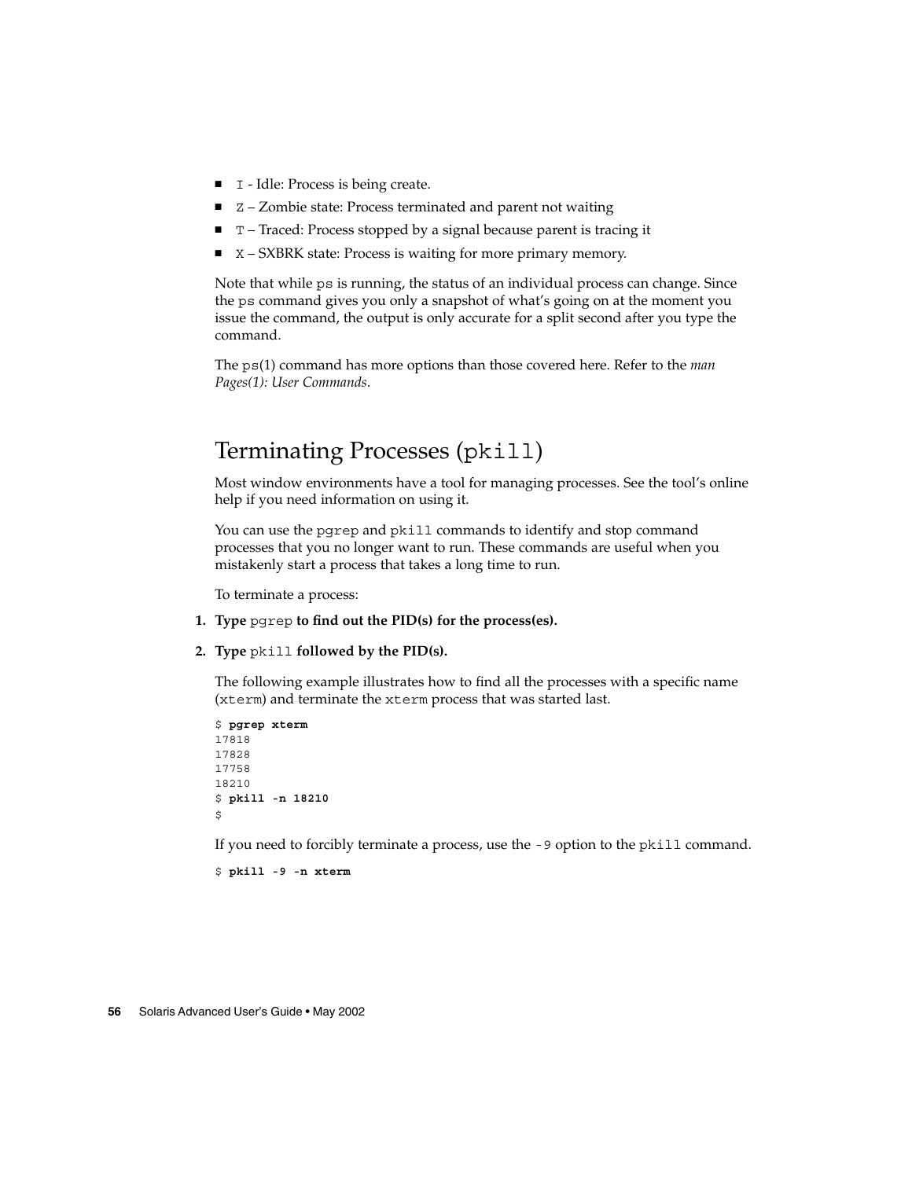- `I` - Idle: Process is being create.
- `Z` – Zombie state: Process terminated and parent not waiting
- `T` – Traced: Process stopped by a signal because parent is tracing it
- `X` – SXBRK state: Process is waiting for more primary memory.

Note that while `ps` is running, the status of an individual process can change. Since the `ps` command gives you only a snapshot of what's going on at the moment you issue the command, the output is only accurate for a split second after you type the command.

The `ps`(1) command has more options than those covered here. Refer to the *man Pages(1): User Commands*.

## Terminating Processes (`pkill`)

Most window environments have a tool for managing processes. See the tool's online help if you need information on using it.

You can use the `pgrep` and `pkill` commands to identify and stop command processes that you no longer want to run. These commands are useful when you mistakenly start a process that takes a long time to run.

To terminate a process:

1. **Type `pgrep` to find out the PID(s) for the process(es).**
2. **Type `pkill` followed by the PID(s).**

   The following example illustrates how to find all the processes with a specific name (`xterm`) and terminate the `xterm` process that was started last.

```
$ pgrep xterm
17818
17828
17758
18210
$ pkill -n 18210
$
```

   If you need to forcibly terminate a process, use the `-9` option to the `pkill` command.

```
$ pkill -9 -n xterm
```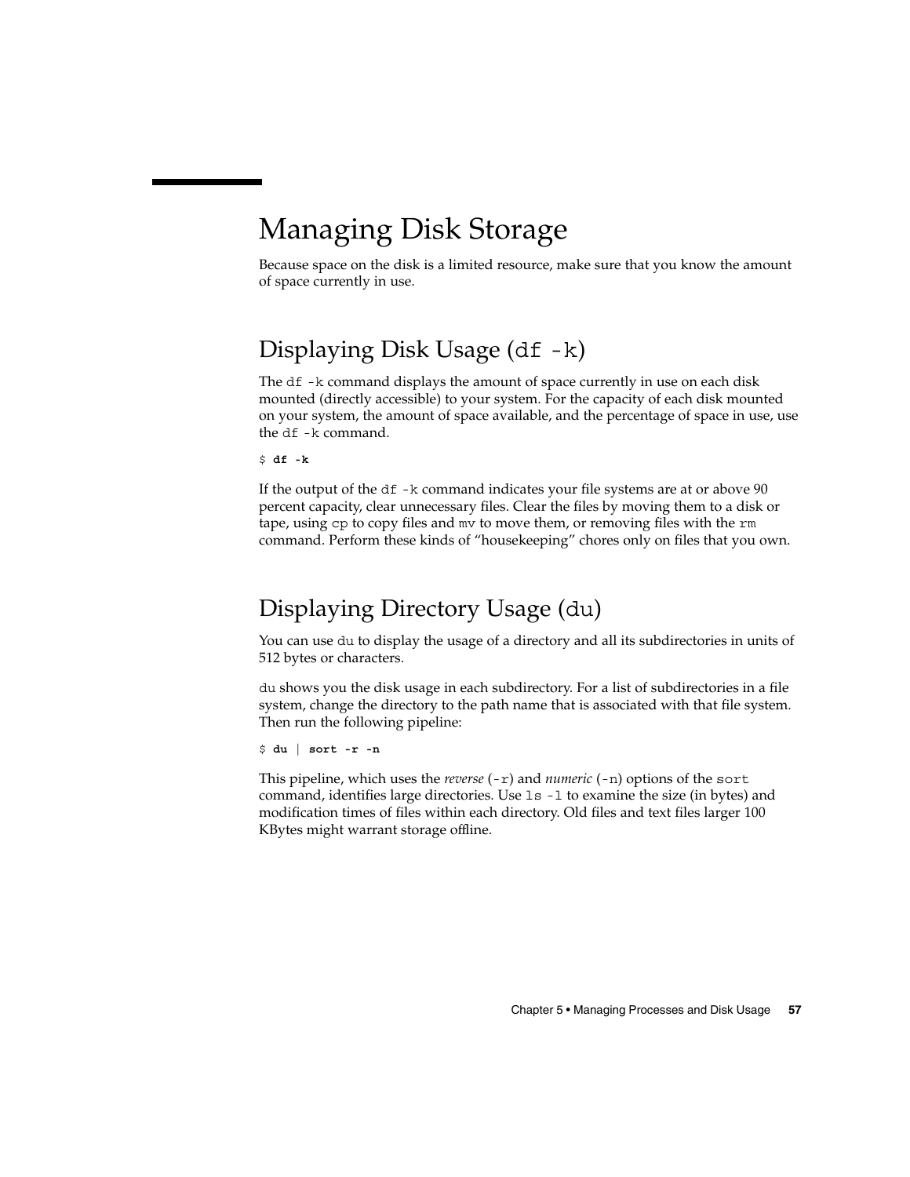# Managing Disk Storage

Because space on the disk is a limited resource, make sure that you know the amount of space currently in use.

## Displaying Disk Usage (`df -k`)

The `df -k` command displays the amount of space currently in use on each disk mounted (directly accessible) to your system. For the capacity of each disk mounted on your system, the amount of space available, and the percentage of space in use, use the `df -k` command.

```
$ df -k
```

If the output of the `df -k` command indicates your file systems are at or above 90 percent capacity, clear unnecessary files. Clear the files by moving them to a disk or tape, using `cp` to copy files and `mv` to move them, or removing files with the `rm` command. Perform these kinds of "housekeeping" chores only on files that you own.

## Displaying Directory Usage (`du`)

You can use `du` to display the usage of a directory and all its subdirectories in units of 512 bytes or characters.

`du` shows you the disk usage in each subdirectory. For a list of subdirectories in a file system, change the directory to the path name that is associated with that file system. Then run the following pipeline:

```
$ du | sort -r -n
```

This pipeline, which uses the *reverse* (`-r`) and *numeric* (`-n`) options of the `sort` command, identifies large directories. Use `ls -l` to examine the size (in bytes) and modification times of files within each directory. Old files and text files larger 100 KBytes might warrant storage offline.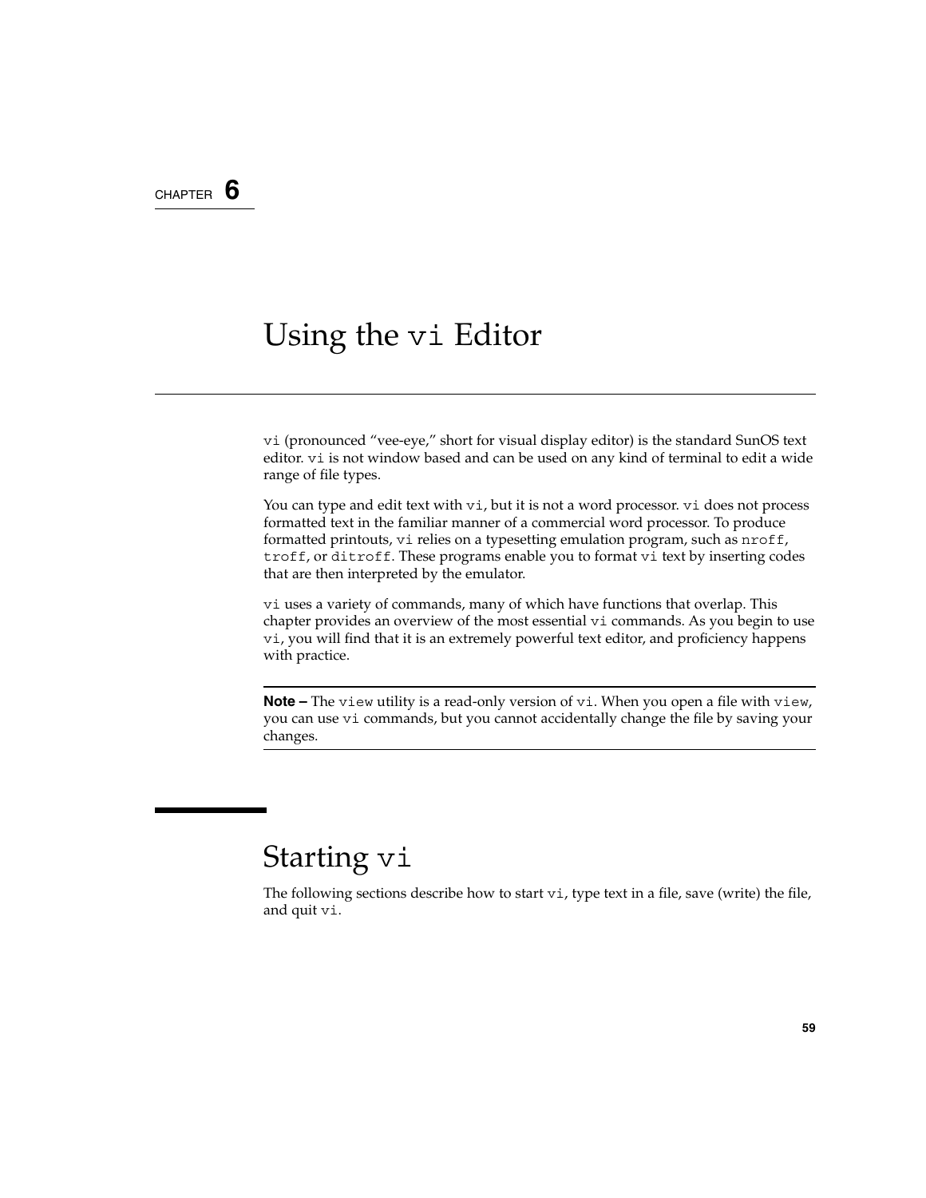CHAPTER 6

# Using the `vi` Editor

`vi` (pronounced "vee-eye," short for visual display editor) is the standard SunOS text editor. `vi` is not window based and can be used on any kind of terminal to edit a wide range of file types.

You can type and edit text with `vi`, but it is not a word processor. `vi` does not process formatted text in the familiar manner of a commercial word processor. To produce formatted printouts, `vi` relies on a typesetting emulation program, such as `nroff`, `troff`, or `ditroff`. These programs enable you to format `vi` text by inserting codes that are then interpreted by the emulator.

`vi` uses a variety of commands, many of which have functions that overlap. This chapter provides an overview of the most essential `vi` commands. As you begin to use `vi`, you will find that it is an extremely powerful text editor, and proficiency happens with practice.

---

**Note –** The `view` utility is a read-only version of `vi`. When you open a file with `view`, you can use `vi` commands, but you cannot accidentally change the file by saving your changes.

---

## Starting `vi`

The following sections describe how to start `vi`, type text in a file, save (write) the file, and quit `vi`.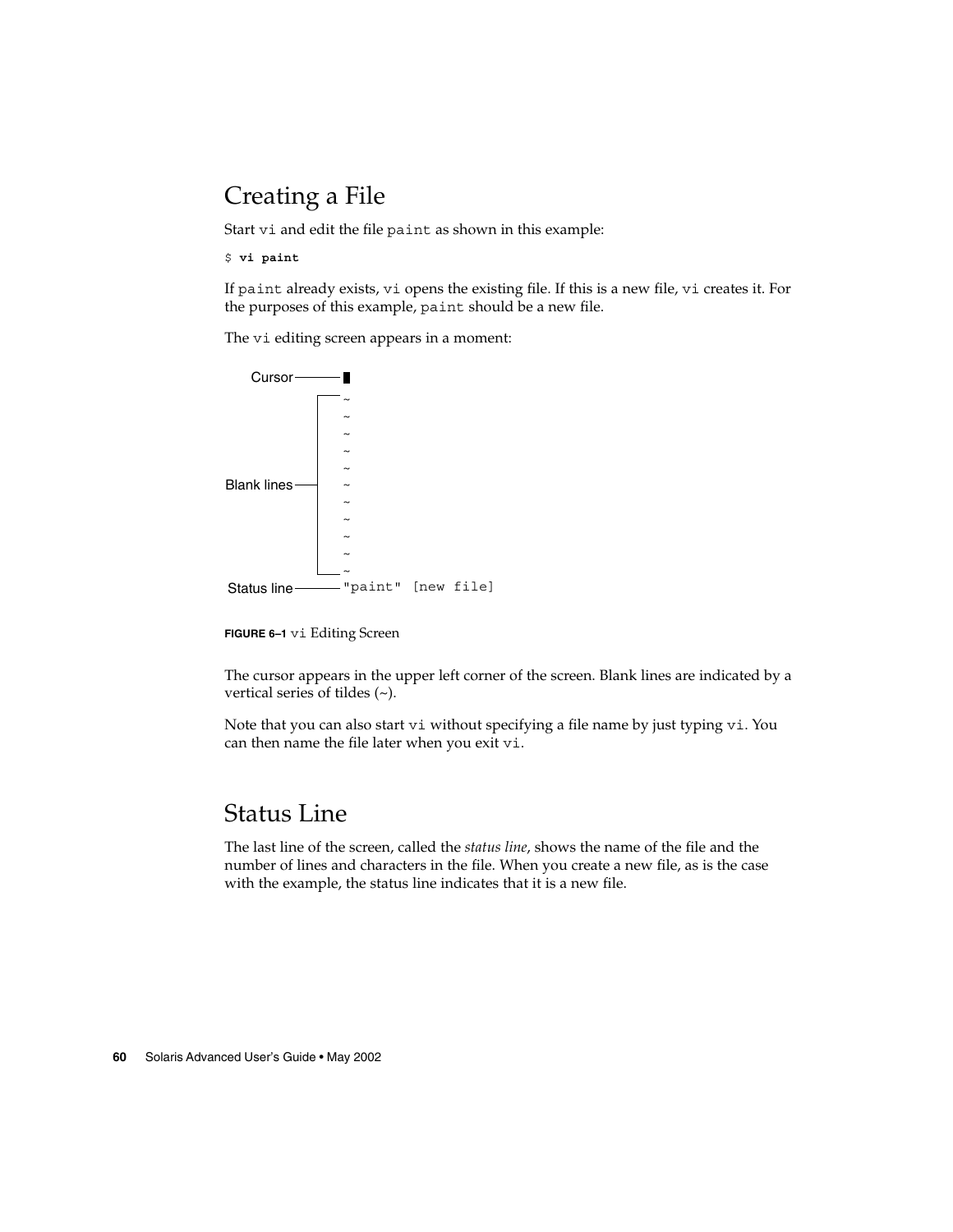## Creating a File

Start `vi` and edit the file `paint` as shown in this example:

```
$ vi paint
```

If `paint` already exists, `vi` opens the existing file. If this is a new file, `vi` creates it. For the purposes of this example, `paint` should be a new file.

The `vi` editing screen appears in a moment:

Cursor

Blank lines

Status line

```
█
~
~
~
~
~
~
~
~
~
~
~
"paint" [new file]
```

**FIGURE 6–1** `vi` Editing Screen

The cursor appears in the upper left corner of the screen. Blank lines are indicated by a vertical series of tildes (~).

Note that you can also start `vi` without specifying a file name by just typing `vi`. You can then name the file later when you exit `vi`.

## Status Line

The last line of the screen, called the *status line*, shows the name of the file and the number of lines and characters in the file. When you create a new file, as is the case with the example, the status line indicates that it is a new file.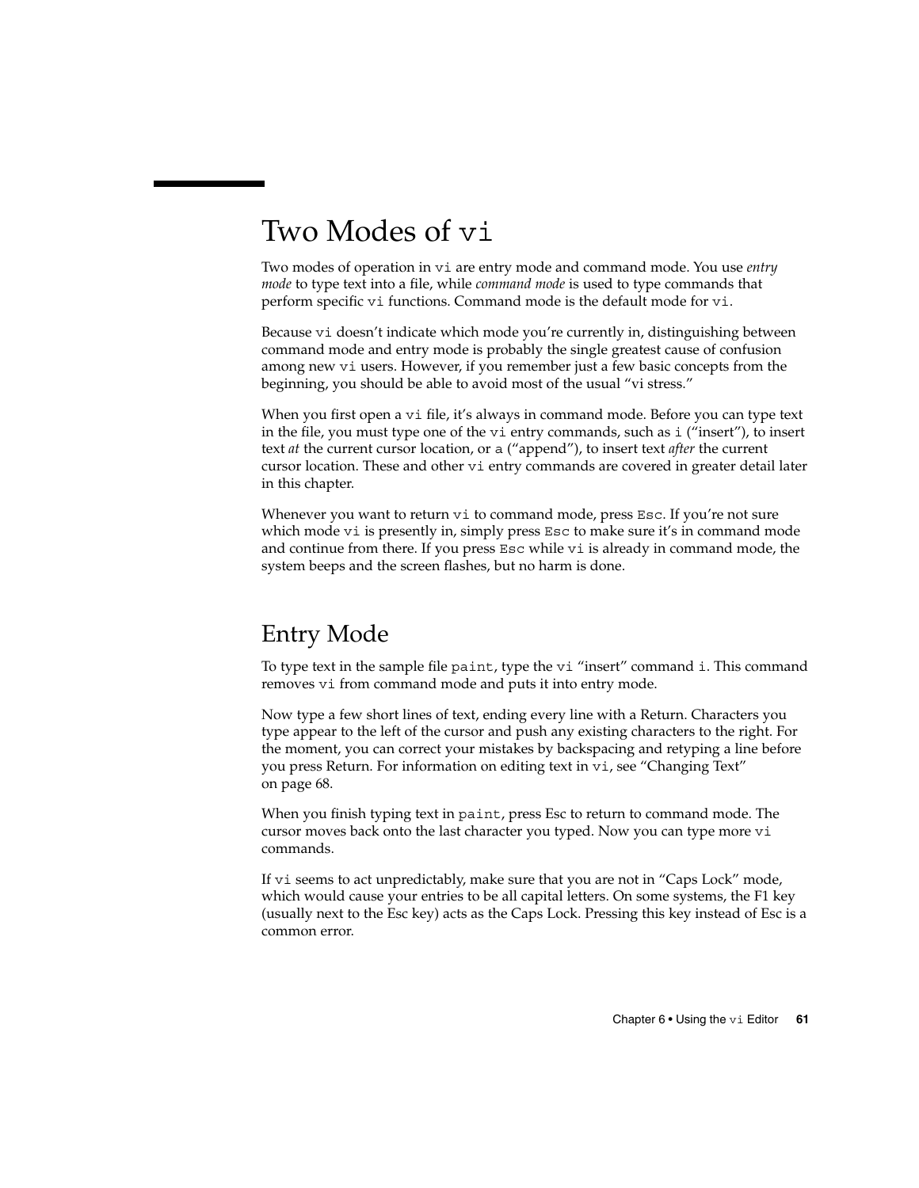# Two Modes of `vi`

Two modes of operation in `vi` are entry mode and command mode. You use *entry mode* to type text into a file, while *command mode* is used to type commands that perform specific `vi` functions. Command mode is the default mode for `vi`.

Because `vi` doesn't indicate which mode you're currently in, distinguishing between command mode and entry mode is probably the single greatest cause of confusion among new `vi` users. However, if you remember just a few basic concepts from the beginning, you should be able to avoid most of the usual "vi stress."

When you first open a `vi` file, it's always in command mode. Before you can type text in the file, you must type one of the `vi` entry commands, such as `i` ("insert"), to insert text *at* the current cursor location, or `a` ("append"), to insert text *after* the current cursor location. These and other `vi` entry commands are covered in greater detail later in this chapter.

Whenever you want to return `vi` to command mode, press `Esc`. If you're not sure which mode `vi` is presently in, simply press `Esc` to make sure it's in command mode and continue from there. If you press `Esc` while `vi` is already in command mode, the system beeps and the screen flashes, but no harm is done.

## Entry Mode

To type text in the sample file `paint`, type the `vi` "insert" command `i`. This command removes `vi` from command mode and puts it into entry mode.

Now type a few short lines of text, ending every line with a Return. Characters you type appear to the left of the cursor and push any existing characters to the right. For the moment, you can correct your mistakes by backspacing and retyping a line before you press Return. For information on editing text in `vi`, see "Changing Text" on page 68.

When you finish typing text in `paint`, press Esc to return to command mode. The cursor moves back onto the last character you typed. Now you can type more `vi` commands.

If `vi` seems to act unpredictably, make sure that you are not in "Caps Lock" mode, which would cause your entries to be all capital letters. On some systems, the F1 key (usually next to the Esc key) acts as the Caps Lock. Pressing this key instead of Esc is a common error.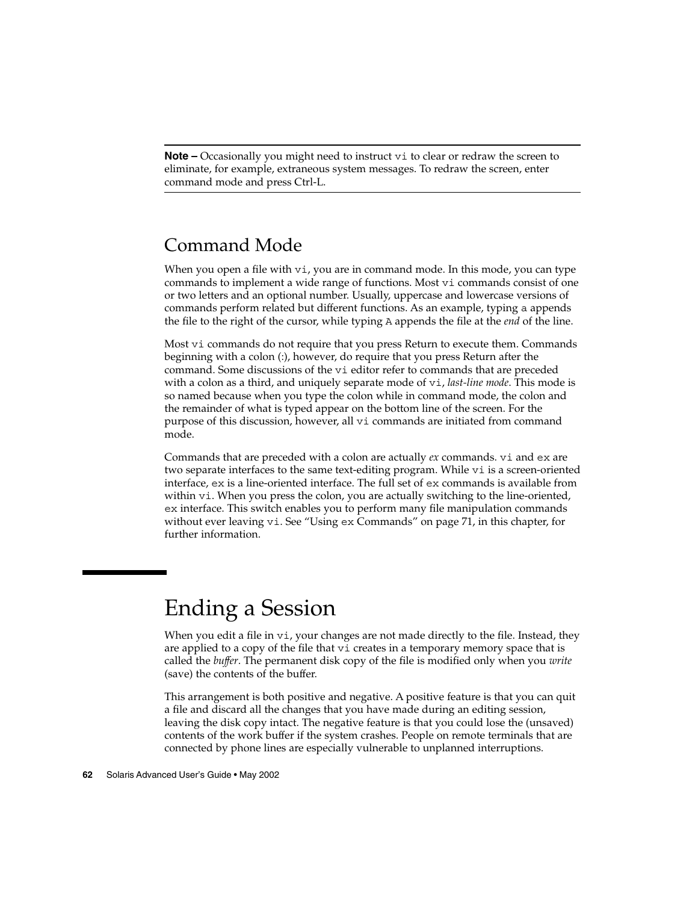**Note –** Occasionally you might need to instruct `vi` to clear or redraw the screen to eliminate, for example, extraneous system messages. To redraw the screen, enter command mode and press Ctrl-L.

## Command Mode

When you open a file with `vi`, you are in command mode. In this mode, you can type commands to implement a wide range of functions. Most `vi` commands consist of one or two letters and an optional number. Usually, uppercase and lowercase versions of commands perform related but different functions. As an example, typing `a` appends the file to the right of the cursor, while typing `A` appends the file at the *end* of the line.

Most `vi` commands do not require that you press Return to execute them. Commands beginning with a colon (:), however, do require that you press Return after the command. Some discussions of the `vi` editor refer to commands that are preceded with a colon as a third, and uniquely separate mode of `vi`, *last-line mode*. This mode is so named because when you type the colon while in command mode, the colon and the remainder of what is typed appear on the bottom line of the screen. For the purpose of this discussion, however, all `vi` commands are initiated from command mode.

Commands that are preceded with a colon are actually *ex* commands. `vi` and `ex` are two separate interfaces to the same text-editing program. While `vi` is a screen-oriented interface, `ex` is a line-oriented interface. The full set of `ex` commands is available from within `vi`. When you press the colon, you are actually switching to the line-oriented, `ex` interface. This switch enables you to perform many file manipulation commands without ever leaving `vi`. See "Using `ex` Commands" on page 71, in this chapter, for further information.

# Ending a Session

When you edit a file in `vi`, your changes are not made directly to the file. Instead, they are applied to a copy of the file that `vi` creates in a temporary memory space that is called the *buffer*. The permanent disk copy of the file is modified only when you *write* (save) the contents of the buffer.

This arrangement is both positive and negative. A positive feature is that you can quit a file and discard all the changes that you have made during an editing session, leaving the disk copy intact. The negative feature is that you could lose the (unsaved) contents of the work buffer if the system crashes. People on remote terminals that are connected by phone lines are especially vulnerable to unplanned interruptions.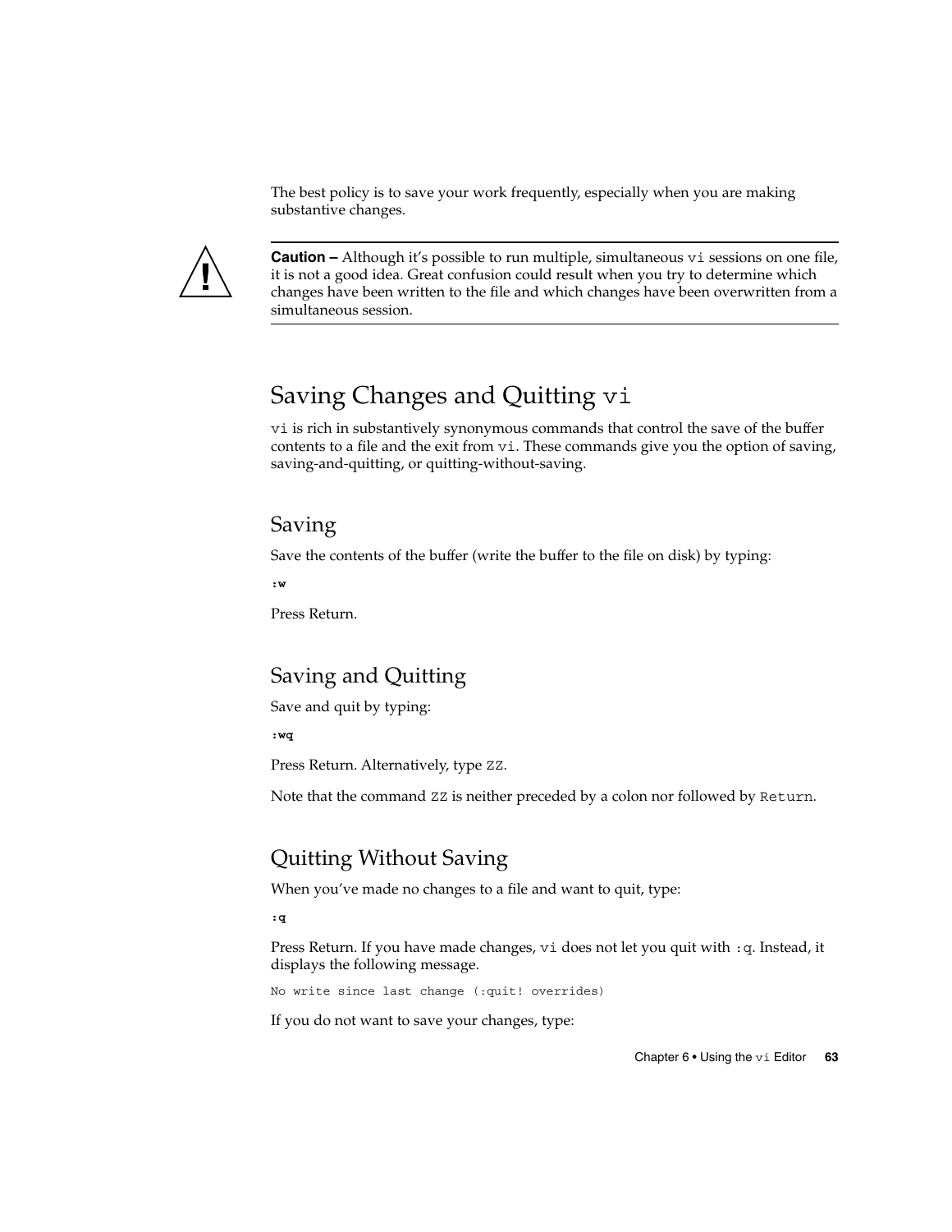The best policy is to save your work frequently, especially when you are making substantive changes.

---

**Caution –** Although it's possible to run multiple, simultaneous `vi` sessions on one file, it is not a good idea. Great confusion could result when you try to determine which changes have been written to the file and which changes have been overwritten from a simultaneous session.

---

## Saving Changes and Quitting `vi`

`vi` is rich in substantively synonymous commands that control the save of the buffer contents to a file and the exit from `vi`. These commands give you the option of saving, saving-and-quitting, or quitting-without-saving.

### Saving

Save the contents of the buffer (write the buffer to the file on disk) by typing:

```
:w
```

Press Return.

### Saving and Quitting

Save and quit by typing:

```
:wq
```

Press Return. Alternatively, type `ZZ`.

Note that the command `ZZ` is neither preceded by a colon nor followed by `Return`.

### Quitting Without Saving

When you've made no changes to a file and want to quit, type:

```
:q
```

Press Return. If you have made changes, `vi` does not let you quit with `:q`. Instead, it displays the following message.

```
No write since last change (:quit! overrides)
```

If you do not want to save your changes, type: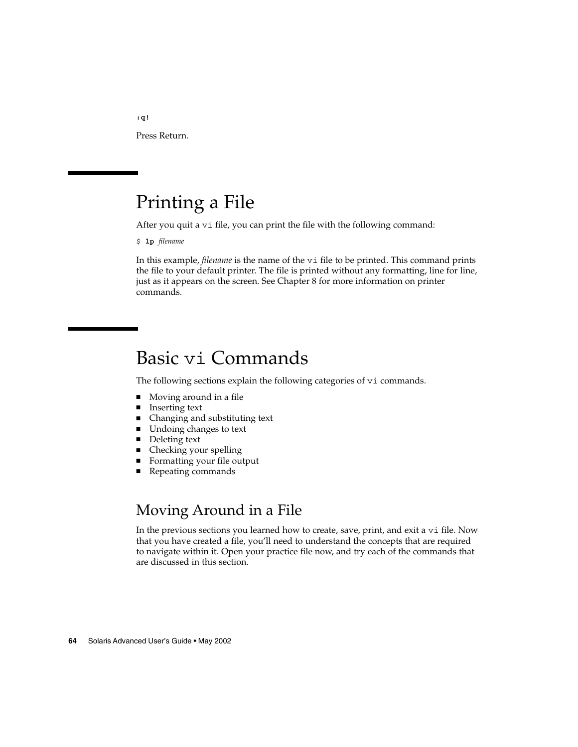```
:q!
```

Press Return.

## Printing a File

After you quit a `vi` file, you can print the file with the following command:

```
$ lp filename
```

In this example, *filename* is the name of the `vi` file to be printed. This command prints the file to your default printer. The file is printed without any formatting, line for line, just as it appears on the screen. See Chapter 8 for more information on printer commands.

## Basic `vi` Commands

The following sections explain the following categories of `vi` commands.

- Moving around in a file
- Inserting text
- Changing and substituting text
- Undoing changes to text
- Deleting text
- Checking your spelling
- Formatting your file output
- Repeating commands

### Moving Around in a File

In the previous sections you learned how to create, save, print, and exit a `vi` file. Now that you have created a file, you'll need to understand the concepts that are required to navigate within it. Open your practice file now, and try each of the commands that are discussed in this section.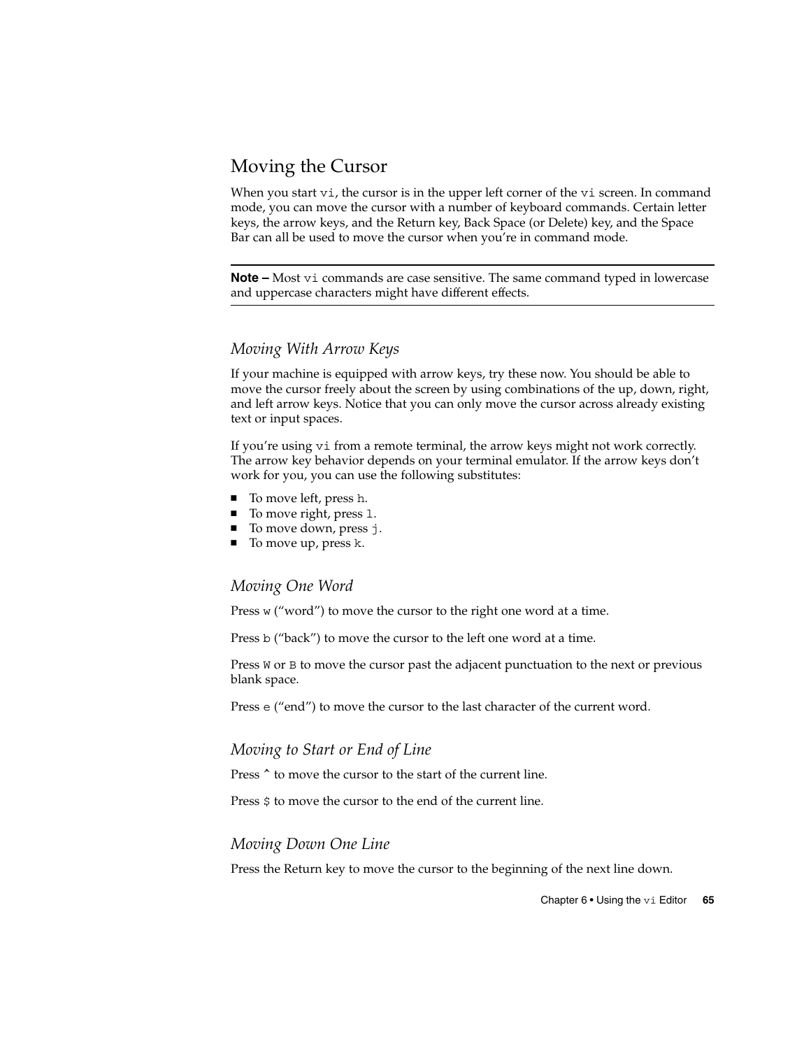## Moving the Cursor

When you start `vi`, the cursor is in the upper left corner of the `vi` screen. In command mode, you can move the cursor with a number of keyboard commands. Certain letter keys, the arrow keys, and the Return key, Back Space (or Delete) key, and the Space Bar can all be used to move the cursor when you're in command mode.

---

**Note –** Most `vi` commands are case sensitive. The same command typed in lowercase and uppercase characters might have different effects.

---

### *Moving With Arrow Keys*

If your machine is equipped with arrow keys, try these now. You should be able to move the cursor freely about the screen by using combinations of the up, down, right, and left arrow keys. Notice that you can only move the cursor across already existing text or input spaces.

If you're using `vi` from a remote terminal, the arrow keys might not work correctly. The arrow key behavior depends on your terminal emulator. If the arrow keys don't work for you, you can use the following substitutes:

- To move left, press `h`.
- To move right, press `l`.
- To move down, press `j`.
- To move up, press `k`.

### *Moving One Word*

Press `w` ("word") to move the cursor to the right one word at a time.

Press `b` ("back") to move the cursor to the left one word at a time.

Press `W` or `B` to move the cursor past the adjacent punctuation to the next or previous blank space.

Press `e` ("end") to move the cursor to the last character of the current word.

### *Moving to Start or End of Line*

Press `^` to move the cursor to the start of the current line.

Press `$` to move the cursor to the end of the current line.

### *Moving Down One Line*

Press the Return key to move the cursor to the beginning of the next line down.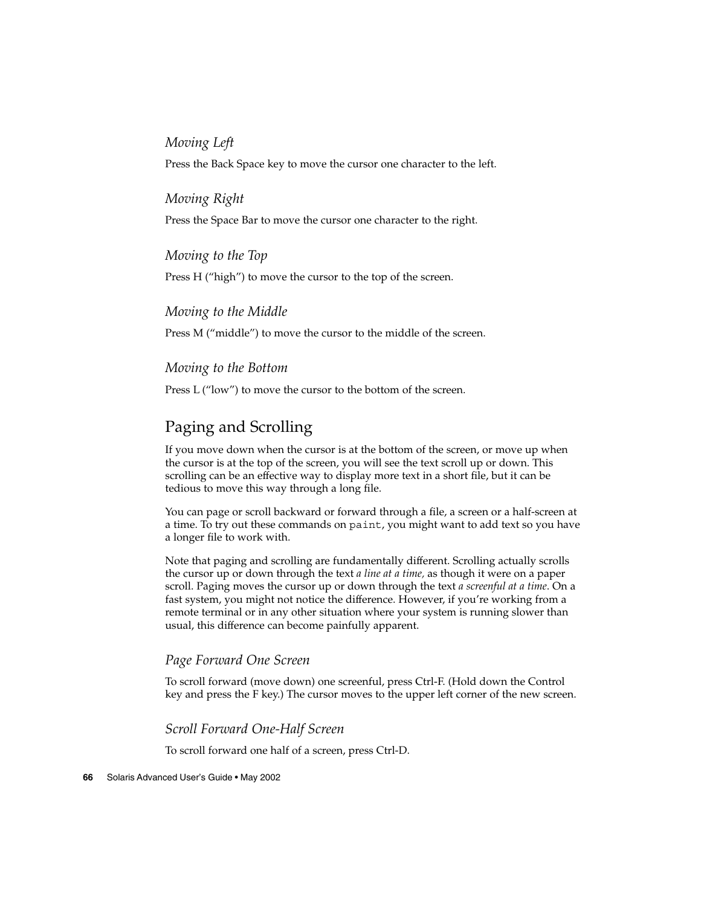### *Moving Left*

Press the Back Space key to move the cursor one character to the left.

### *Moving Right*

Press the Space Bar to move the cursor one character to the right.

### *Moving to the Top*

Press H (“high”) to move the cursor to the top of the screen.

### *Moving to the Middle*

Press M (“middle”) to move the cursor to the middle of the screen.

### *Moving to the Bottom*

Press L (“low”) to move the cursor to the bottom of the screen.

## Paging and Scrolling

If you move down when the cursor is at the bottom of the screen, or move up when the cursor is at the top of the screen, you will see the text scroll up or down. This scrolling can be an effective way to display more text in a short file, but it can be tedious to move this way through a long file.

You can page or scroll backward or forward through a file, a screen or a half-screen at a time. To try out these commands on `paint`, you might want to add text so you have a longer file to work with.

Note that paging and scrolling are fundamentally different. Scrolling actually scrolls the cursor up or down through the text *a line at a time,* as though it were on a paper scroll. Paging moves the cursor up or down through the text *a screenful at a time*. On a fast system, you might not notice the difference. However, if you’re working from a remote terminal or in any other situation where your system is running slower than usual, this difference can become painfully apparent.

### *Page Forward One Screen*

To scroll forward (move down) one screenful, press Ctrl-F. (Hold down the Control key and press the F key.) The cursor moves to the upper left corner of the new screen.

### *Scroll Forward One-Half Screen*

To scroll forward one half of a screen, press Ctrl-D.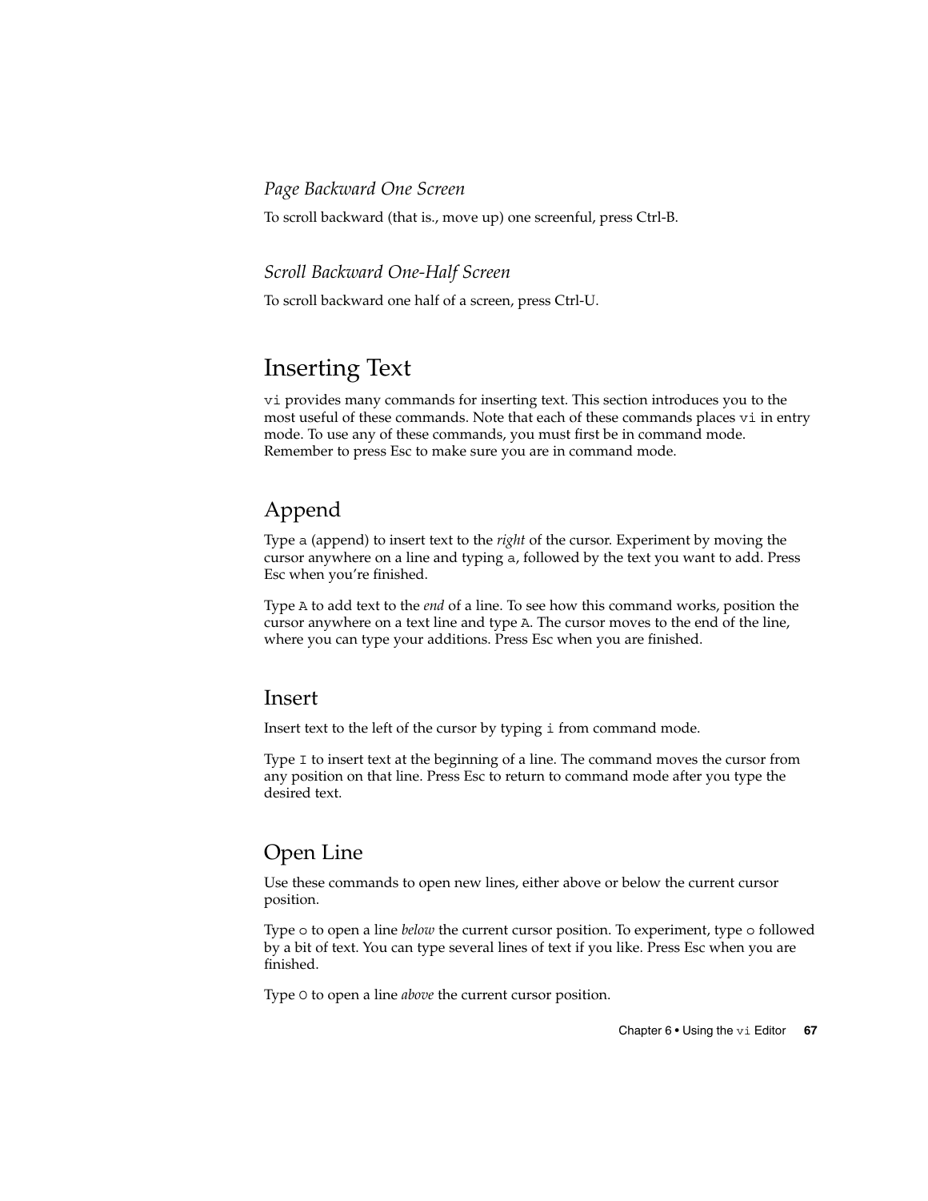#### *Page Backward One Screen*

To scroll backward (that is., move up) one screenful, press Ctrl-B.

#### *Scroll Backward One-Half Screen*

To scroll backward one half of a screen, press Ctrl-U.

## Inserting Text

`vi` provides many commands for inserting text. This section introduces you to the most useful of these commands. Note that each of these commands places `vi` in entry mode. To use any of these commands, you must first be in command mode. Remember to press Esc to make sure you are in command mode.

### Append

Type `a` (append) to insert text to the *right* of the cursor. Experiment by moving the cursor anywhere on a line and typing `a`, followed by the text you want to add. Press Esc when you're finished.

Type `A` to add text to the *end* of a line. To see how this command works, position the cursor anywhere on a text line and type `A`. The cursor moves to the end of the line, where you can type your additions. Press Esc when you are finished.

### Insert

Insert text to the left of the cursor by typing `i` from command mode.

Type `I` to insert text at the beginning of a line. The command moves the cursor from any position on that line. Press Esc to return to command mode after you type the desired text.

### Open Line

Use these commands to open new lines, either above or below the current cursor position.

Type `o` to open a line *below* the current cursor position. To experiment, type `o` followed by a bit of text. You can type several lines of text if you like. Press Esc when you are finished.

Type `O` to open a line *above* the current cursor position.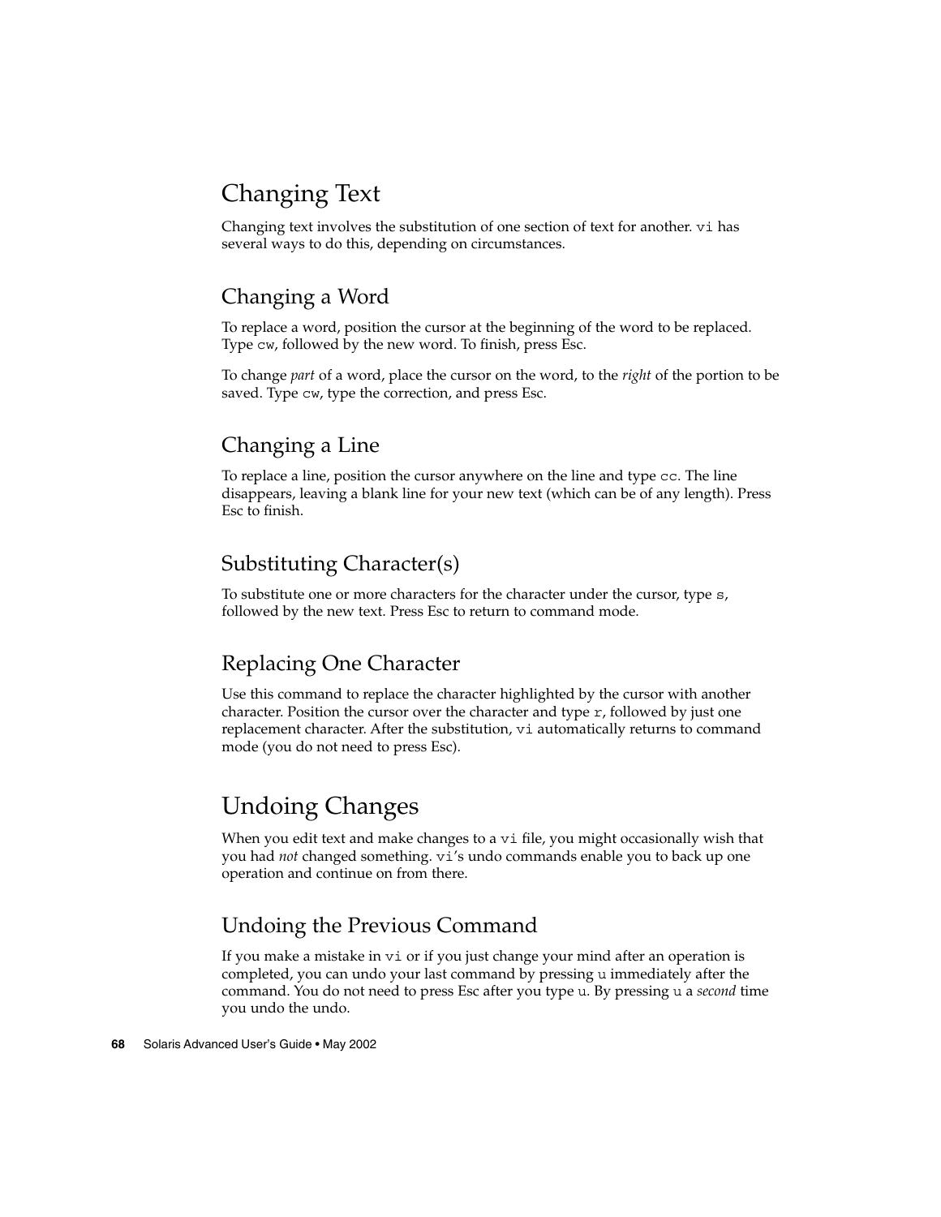## Changing Text

Changing text involves the substitution of one section of text for another. `vi` has several ways to do this, depending on circumstances.

### Changing a Word

To replace a word, position the cursor at the beginning of the word to be replaced. Type `cw`, followed by the new word. To finish, press Esc.

To change *part* of a word, place the cursor on the word, to the *right* of the portion to be saved. Type `cw`, type the correction, and press Esc.

### Changing a Line

To replace a line, position the cursor anywhere on the line and type `cc`. The line disappears, leaving a blank line for your new text (which can be of any length). Press Esc to finish.

### Substituting Character(s)

To substitute one or more characters for the character under the cursor, type `s`, followed by the new text. Press Esc to return to command mode.

### Replacing One Character

Use this command to replace the character highlighted by the cursor with another character. Position the cursor over the character and type `r`, followed by just one replacement character. After the substitution, `vi` automatically returns to command mode (you do not need to press Esc).

## Undoing Changes

When you edit text and make changes to a `vi` file, you might occasionally wish that you had *not* changed something. `vi`'s undo commands enable you to back up one operation and continue on from there.

### Undoing the Previous Command

If you make a mistake in `vi` or if you just change your mind after an operation is completed, you can undo your last command by pressing `u` immediately after the command. You do not need to press Esc after you type `u`. By pressing `u` a *second* time you undo the undo.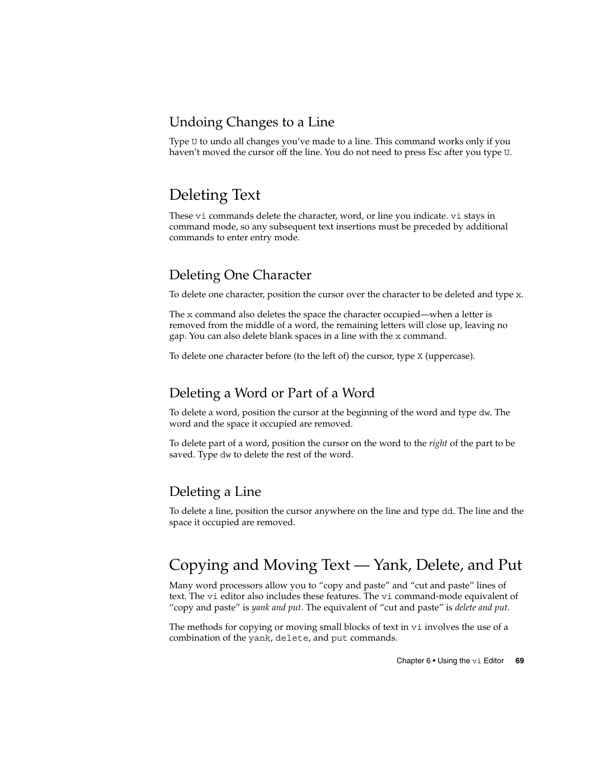### Undoing Changes to a Line

Type `U` to undo all changes you've made to a line. This command works only if you haven't moved the cursor off the line. You do not need to press Esc after you type `U`.

## Deleting Text

These `vi` commands delete the character, word, or line you indicate. `vi` stays in command mode, so any subsequent text insertions must be preceded by additional commands to enter entry mode.

### Deleting One Character

To delete one character, position the cursor over the character to be deleted and type `x`.

The `x` command also deletes the space the character occupied—when a letter is removed from the middle of a word, the remaining letters will close up, leaving no gap. You can also delete blank spaces in a line with the `x` command.

To delete one character before (to the left of) the cursor, type `X` (uppercase).

### Deleting a Word or Part of a Word

To delete a word, position the cursor at the beginning of the word and type `dw`. The word and the space it occupied are removed.

To delete part of a word, position the cursor on the word to the *right* of the part to be saved. Type `dw` to delete the rest of the word.

### Deleting a Line

To delete a line, position the cursor anywhere on the line and type `dd`. The line and the space it occupied are removed.

## Copying and Moving Text — Yank, Delete, and Put

Many word processors allow you to "copy and paste" and "cut and paste" lines of text. The `vi` editor also includes these features. The `vi` command-mode equivalent of "copy and paste" is *yank and put*. The equivalent of "cut and paste" is *delete and put*.

The methods for copying or moving small blocks of text in `vi` involves the use of a combination of the `yank`, `delete`, and `put` commands.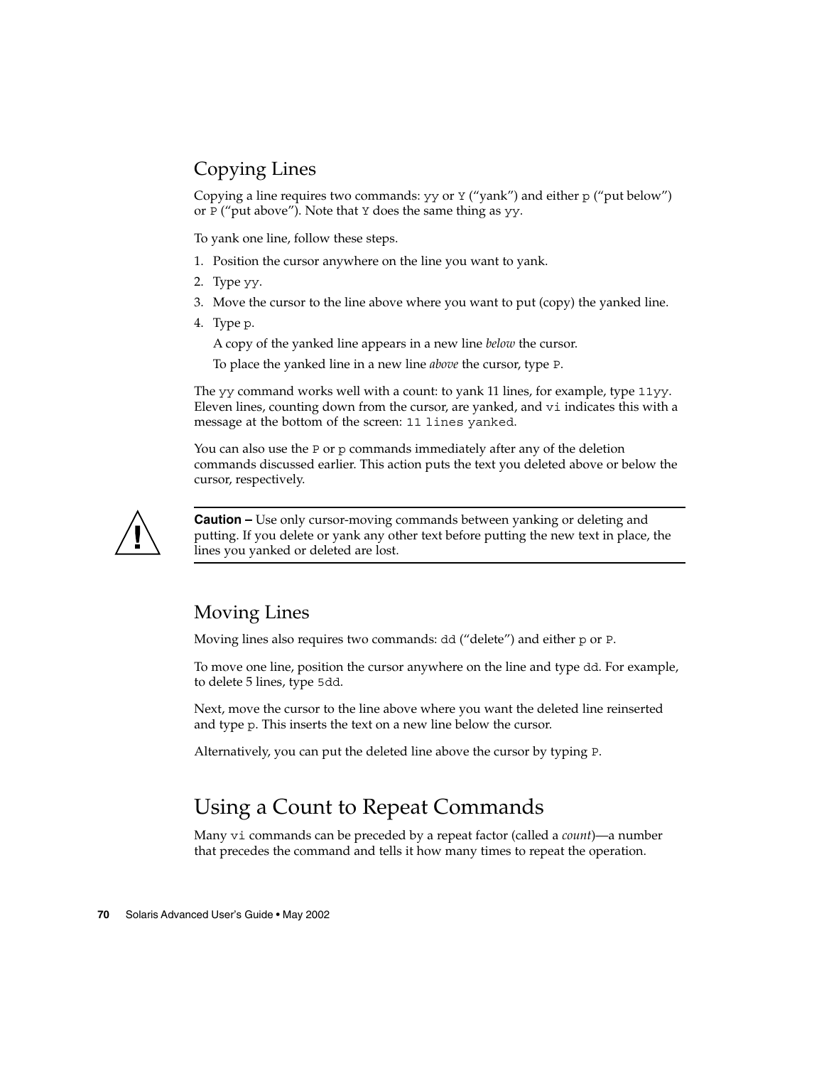## Copying Lines

Copying a line requires two commands: `yy` or `Y` (“yank”) and either `p` (“put below”) or `P` (“put above”). Note that `Y` does the same thing as `yy`.

To yank one line, follow these steps.

1. Position the cursor anywhere on the line you want to yank.
2. Type `yy`.
3. Move the cursor to the line above where you want to put (copy) the yanked line.
4. Type `p`.

   A copy of the yanked line appears in a new line *below* the cursor.

   To place the yanked line in a new line *above* the cursor, type `P`.

The `yy` command works well with a count: to yank 11 lines, for example, type `11yy`. Eleven lines, counting down from the cursor, are yanked, and `vi` indicates this with a message at the bottom of the screen: `11 lines yanked`.

You can also use the `P` or `p` commands immediately after any of the deletion commands discussed earlier. This action puts the text you deleted above or below the cursor, respectively.

**Caution –** Use only cursor-moving commands between yanking or deleting and putting. If you delete or yank any other text before putting the new text in place, the lines you yanked or deleted are lost.

## Moving Lines

Moving lines also requires two commands: `dd` (“delete”) and either `p` or `P`.

To move one line, position the cursor anywhere on the line and type `dd`. For example, to delete 5 lines, type `5dd`.

Next, move the cursor to the line above where you want the deleted line reinserted and type `p`. This inserts the text on a new line below the cursor.

Alternatively, you can put the deleted line above the cursor by typing `P`.

# Using a Count to Repeat Commands

Many `vi` commands can be preceded by a repeat factor (called a *count*)—a number that precedes the command and tells it how many times to repeat the operation.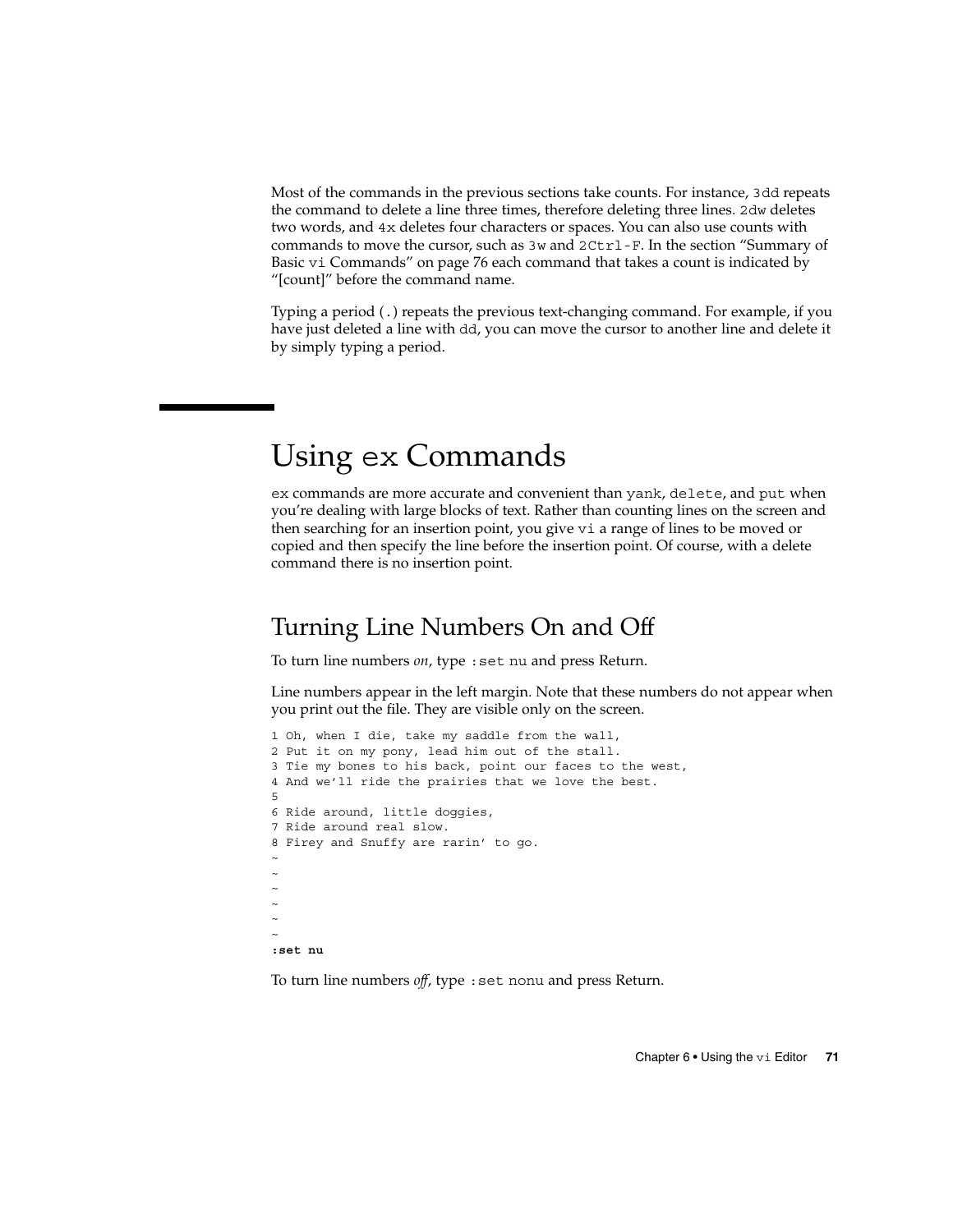Most of the commands in the previous sections take counts. For instance, `3dd` repeats the command to delete a line three times, therefore deleting three lines. `2dw` deletes two words, and `4x` deletes four characters or spaces. You can also use counts with commands to move the cursor, such as `3w` and `2Ctrl-F`. In the section "Summary of Basic `vi` Commands" on page 76 each command that takes a count is indicated by "[count]" before the command name.

Typing a period (`.`) repeats the previous text-changing command. For example, if you have just deleted a line with `dd`, you can move the cursor to another line and delete it by simply typing a period.

# Using `ex` Commands

`ex` commands are more accurate and convenient than `yank`, `delete`, and `put` when you're dealing with large blocks of text. Rather than counting lines on the screen and then searching for an insertion point, you give `vi` a range of lines to be moved or copied and then specify the line before the insertion point. Of course, with a delete command there is no insertion point.

## Turning Line Numbers On and Off

To turn line numbers *on*, type `:set nu` and press Return.

Line numbers appear in the left margin. Note that these numbers do not appear when you print out the file. They are visible only on the screen.

```
1 Oh, when I die, take my saddle from the wall,
2 Put it on my pony, lead him out of the stall.
3 Tie my bones to his back, point our faces to the west,
4 And we'll ride the prairies that we love the best.
5
6 Ride around, little doggies,
7 Ride around real slow.
8 Firey and Snuffy are rarin' to go.
~
~
~
~
~
~
:set nu
```

To turn line numbers *off*, type `:set nonu` and press Return.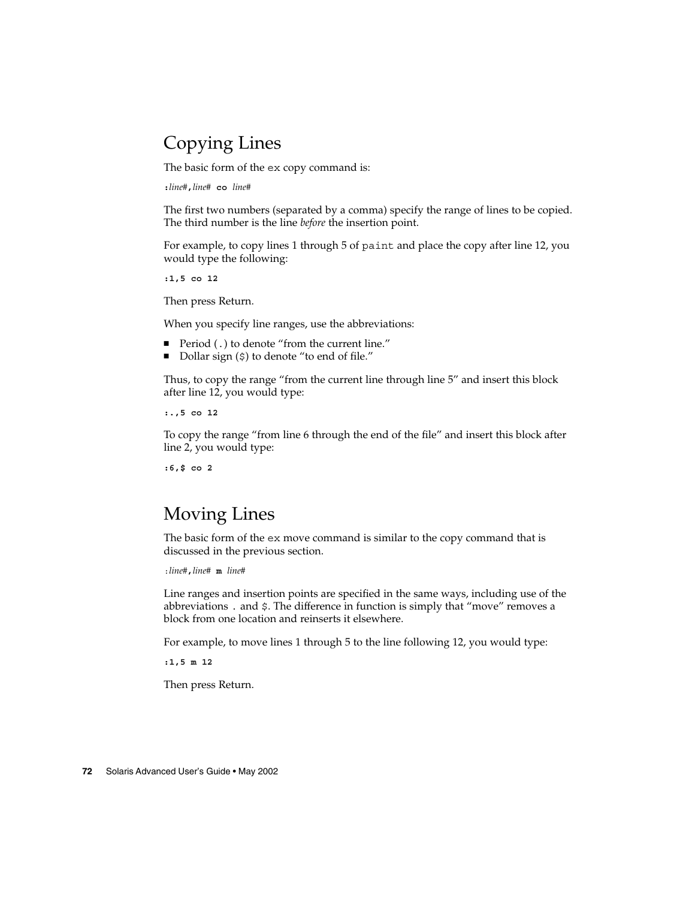## Copying Lines

The basic form of the ex copy command is:

```
:line#,line# co line#
```

The first two numbers (separated by a comma) specify the range of lines to be copied. The third number is the line *before* the insertion point.

For example, to copy lines 1 through 5 of paint and place the copy after line 12, you would type the following:

```
:1,5 co 12
```

Then press Return.

When you specify line ranges, use the abbreviations:

- Period (.) to denote "from the current line."
- Dollar sign ($) to denote "to end of file."

Thus, to copy the range "from the current line through line 5" and insert this block after line 12, you would type:

```
:.,5 co 12
```

To copy the range "from line 6 through the end of the file" and insert this block after line 2, you would type:

```
:6,$ co 2
```

## Moving Lines

The basic form of the ex move command is similar to the copy command that is discussed in the previous section.

```
:line#,line# m line#
```

Line ranges and insertion points are specified in the same ways, including use of the abbreviations . and $. The difference in function is simply that "move" removes a block from one location and reinserts it elsewhere.

For example, to move lines 1 through 5 to the line following 12, you would type:

```
:1,5 m 12
```

Then press Return.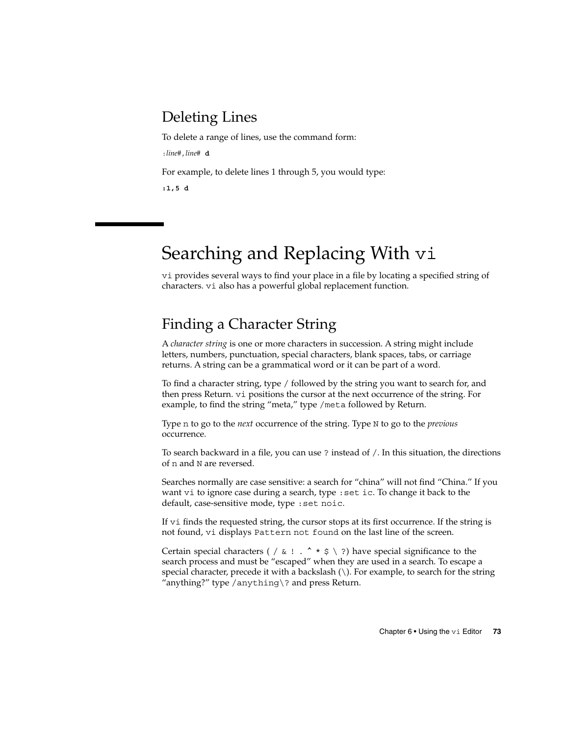### Deleting Lines

To delete a range of lines, use the command form:

`:line#,line# d`

For example, to delete lines 1 through 5, you would type:

**`:1,5 d`**

## Searching and Replacing With `vi`

`vi` provides several ways to find your place in a file by locating a specified string of characters. `vi` also has a powerful global replacement function.

### Finding a Character String

A *character string* is one or more characters in succession. A string might include letters, numbers, punctuation, special characters, blank spaces, tabs, or carriage returns. A string can be a grammatical word or it can be part of a word.

To find a character string, type `/` followed by the string you want to search for, and then press Return. `vi` positions the cursor at the next occurrence of the string. For example, to find the string "meta," type `/meta` followed by Return.

Type `n` to go to the *next* occurrence of the string. Type `N` to go to the *previous* occurrence.

To search backward in a file, you can use `?` instead of `/`. In this situation, the directions of `n` and `N` are reversed.

Searches normally are case sensitive: a search for "china" will not find "China." If you want `vi` to ignore case during a search, type `:set ic`. To change it back to the default, case-sensitive mode, type `:set noic`.

If `vi` finds the requested string, the cursor stops at its first occurrence. If the string is not found, `vi` displays `Pattern not found` on the last line of the screen.

Certain special characters ( `/ & ! . ^ * $ \ ?`) have special significance to the search process and must be "escaped" when they are used in a search. To escape a special character, precede it with a backslash (`\`). For example, to search for the string "anything?" type `/anything\?` and press Return.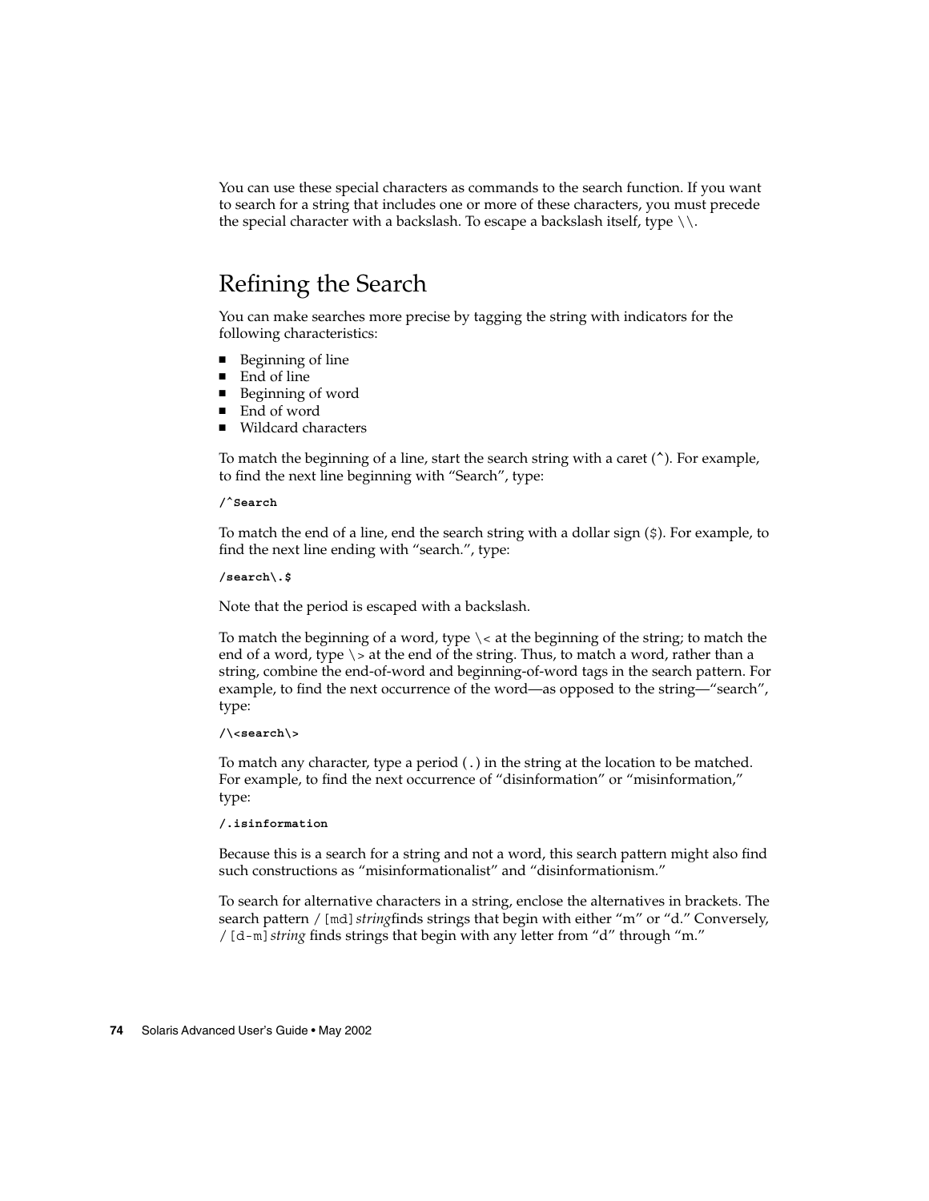You can use these special characters as commands to the search function. If you want to search for a string that includes one or more of these characters, you must precede the special character with a backslash. To escape a backslash itself, type `\\`.

## Refining the Search

You can make searches more precise by tagging the string with indicators for the following characteristics:

- Beginning of line
- End of line
- Beginning of word
- End of word
- Wildcard characters

To match the beginning of a line, start the search string with a caret (^). For example, to find the next line beginning with “Search”, type:

```
/^Search
```

To match the end of a line, end the search string with a dollar sign (`$`). For example, to find the next line ending with “search.”, type:

```
/search\.$
```

Note that the period is escaped with a backslash.

To match the beginning of a word, type `\<` at the beginning of the string; to match the end of a word, type `\>` at the end of the string. Thus, to match a word, rather than a string, combine the end-of-word and beginning-of-word tags in the search pattern. For example, to find the next occurrence of the word—as opposed to the string—“search”, type:

```
/\<search\>
```

To match any character, type a period (`.`) in the string at the location to be matched. For example, to find the next occurrence of “disinformation” or “misinformation,” type:

```
/.isinformation
```

Because this is a search for a string and not a word, this search pattern might also find such constructions as “misinformationalist” and “disinformationism.”

To search for alternative characters in a string, enclose the alternatives in brackets. The search pattern `/[md]`*string*finds strings that begin with either “m” or “d.” Conversely, `/[d-m]`*string* finds strings that begin with any letter from “d” through “m.”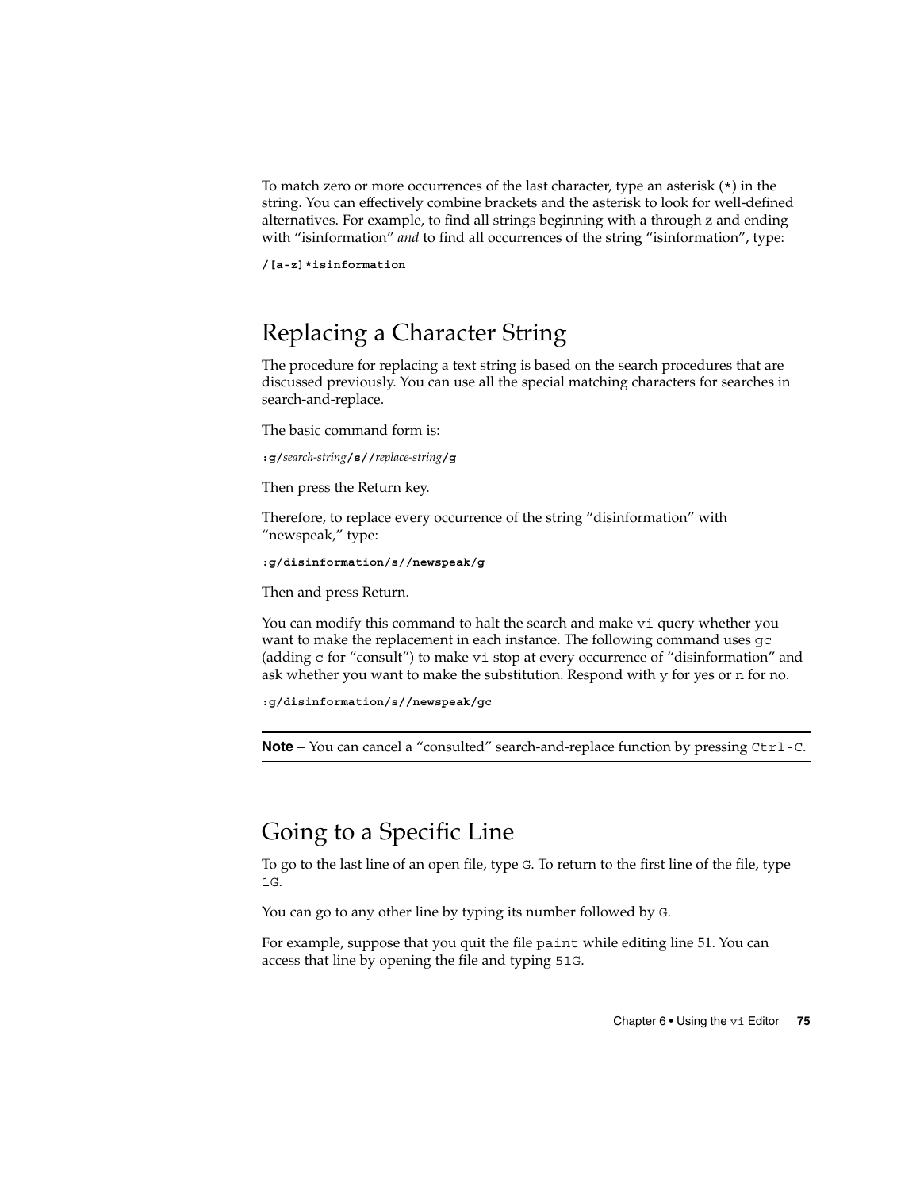To match zero or more occurrences of the last character, type an asterisk (`*`) in the string. You can effectively combine brackets and the asterisk to look for well-defined alternatives. For example, to find all strings beginning with a through z and ending with "isinformation" *and* to find all occurrences of the string "isinformation", type:

```
/[a-z]*isinformation
```

## Replacing a Character String

The procedure for replacing a text string is based on the search procedures that are discussed previously. You can use all the special matching characters for searches in search-and-replace.

The basic command form is:

**:g/***search-string***/s//***replace-string***/g**

Then press the Return key.

Therefore, to replace every occurrence of the string "disinformation" with "newspeak," type:

```
:g/disinformation/s//newspeak/g
```

Then and press Return.

You can modify this command to halt the search and make `vi` query whether you want to make the replacement in each instance. The following command uses `gc` (adding `c` for "consult") to make `vi` stop at every occurrence of "disinformation" and ask whether you want to make the substitution. Respond with `y` for yes or `n` for no.

```
:g/disinformation/s//newspeak/gc
```

---

**Note –** You can cancel a "consulted" search-and-replace function by pressing `Ctrl-C`.

---

## Going to a Specific Line

To go to the last line of an open file, type `G`. To return to the first line of the file, type `1G`.

You can go to any other line by typing its number followed by `G`.

For example, suppose that you quit the file `paint` while editing line 51. You can access that line by opening the file and typing `51G`.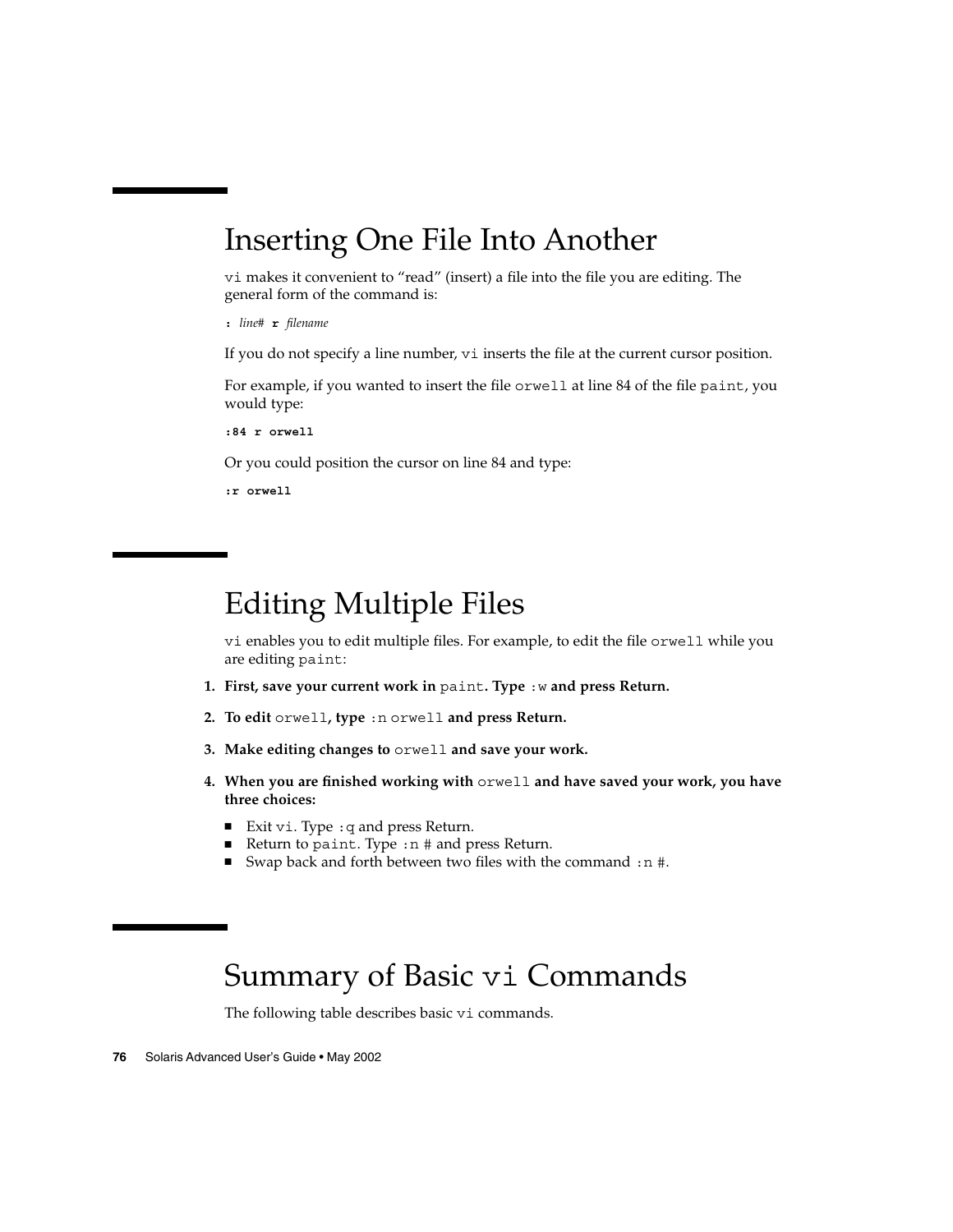# Inserting One File Into Another

`vi` makes it convenient to "read" (insert) a file into the file you are editing. The general form of the command is:

**:** *line#* **r** *filename*

If you do not specify a line number, `vi` inserts the file at the current cursor position.

For example, if you wanted to insert the file `orwell` at line 84 of the file `paint`, you would type:

```
:84 r orwell
```

Or you could position the cursor on line 84 and type:

```
:r orwell
```

# Editing Multiple Files

`vi` enables you to edit multiple files. For example, to edit the file `orwell` while you are editing `paint`:

1. **First, save your current work in `paint`. Type `:w` and press Return.**
2. **To edit `orwell`, type `:n orwell` and press Return.**
3. **Make editing changes to `orwell` and save your work.**
4. **When you are finished working with `orwell` and have saved your work, you have three choices:**
   - Exit `vi`. Type `:q` and press Return.
   - Return to `paint`. Type `:n #` and press Return.
   - Swap back and forth between two files with the command `:n #`.

# Summary of Basic `vi` Commands

The following table describes basic `vi` commands.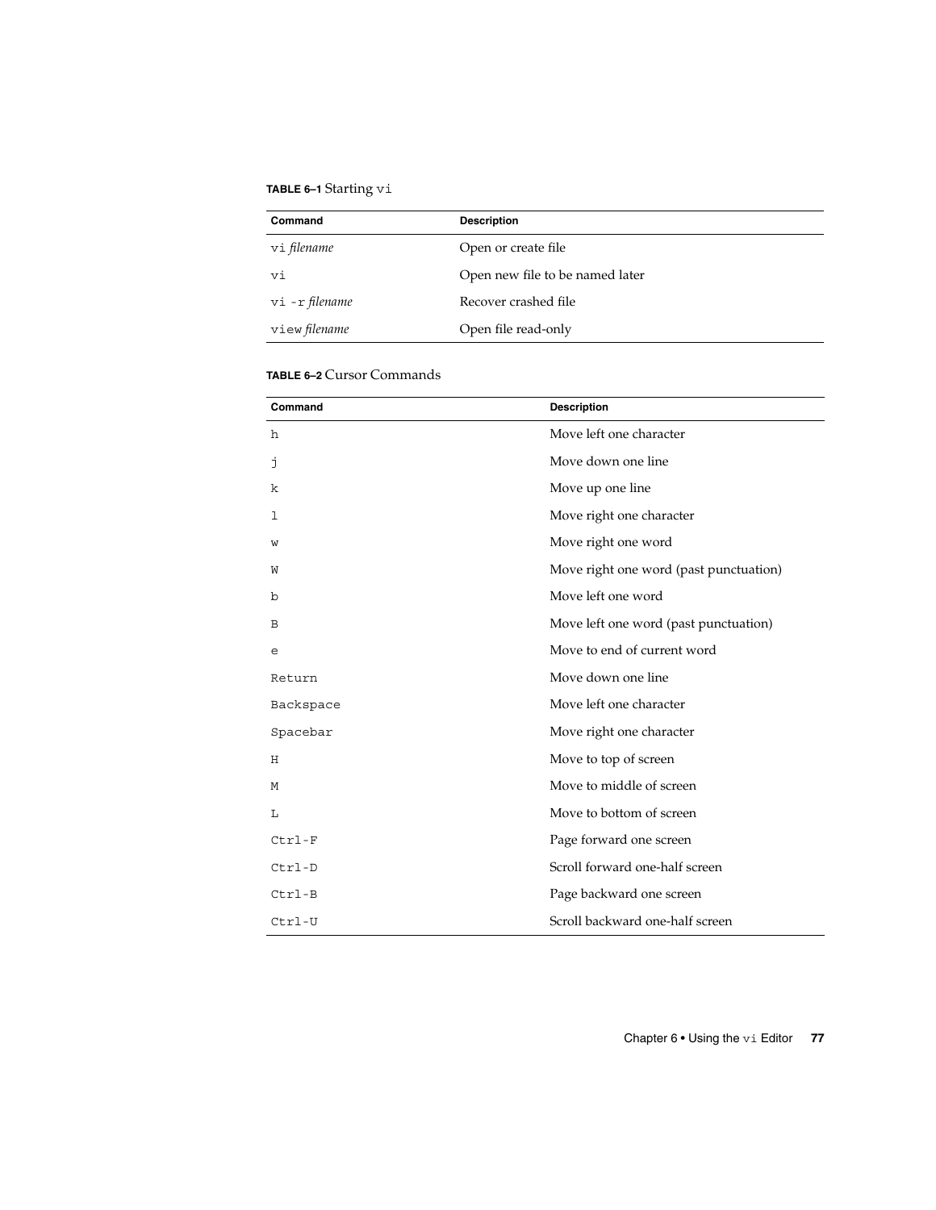**TABLE 6–1** Starting `vi`

| Command | Description |
| --- | --- |
| `vi` *filename* | Open or create file |
| `vi` | Open new file to be named later |
| `vi -r` *filename* | Recover crashed file |
| `view` *filename* | Open file read-only |

**TABLE 6–2** Cursor Commands

| Command | Description |
| --- | --- |
| `h` | Move left one character |
| `j` | Move down one line |
| `k` | Move up one line |
| `l` | Move right one character |
| `w` | Move right one word |
| `W` | Move right one word (past punctuation) |
| `b` | Move left one word |
| `B` | Move left one word (past punctuation) |
| `e` | Move to end of current word |
| `Return` | Move down one line |
| `Backspace` | Move left one character |
| `Spacebar` | Move right one character |
| `H` | Move to top of screen |
| `M` | Move to middle of screen |
| `L` | Move to bottom of screen |
| `Ctrl-F` | Page forward one screen |
| `Ctrl-D` | Scroll forward one-half screen |
| `Ctrl-B` | Page backward one screen |
| `Ctrl-U` | Scroll backward one-half screen |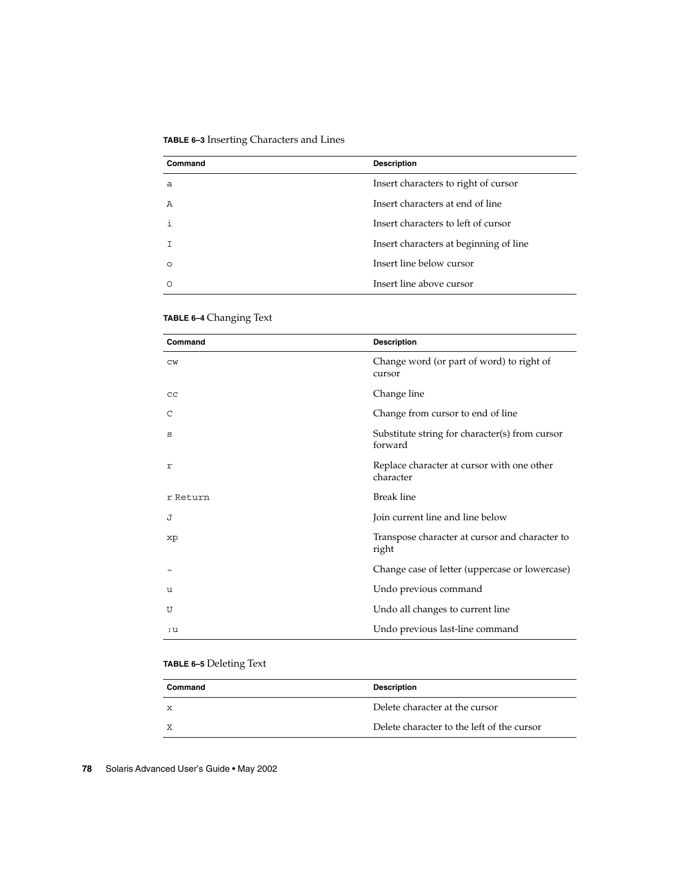**TABLE 6–3** Inserting Characters and Lines

| Command | Description |
| --- | --- |
| a | Insert characters to right of cursor |
| A | Insert characters at end of line |
| i | Insert characters to left of cursor |
| I | Insert characters at beginning of line |
| o | Insert line below cursor |
| O | Insert line above cursor |

**TABLE 6–4** Changing Text

| Command | Description |
| --- | --- |
| cw | Change word (or part of word) to right of cursor |
| cc | Change line |
| C | Change from cursor to end of line |
| s | Substitute string for character(s) from cursor forward |
| r | Replace character at cursor with one other character |
| r Return | Break line |
| J | Join current line and line below |
| xp | Transpose character at cursor and character to right |
| ~ | Change case of letter (uppercase or lowercase) |
| u | Undo previous command |
| U | Undo all changes to current line |
| :u | Undo previous last-line command |

**TABLE 6–5** Deleting Text

| Command | Description |
| --- | --- |
| x | Delete character at the cursor |
| X | Delete character to the left of the cursor |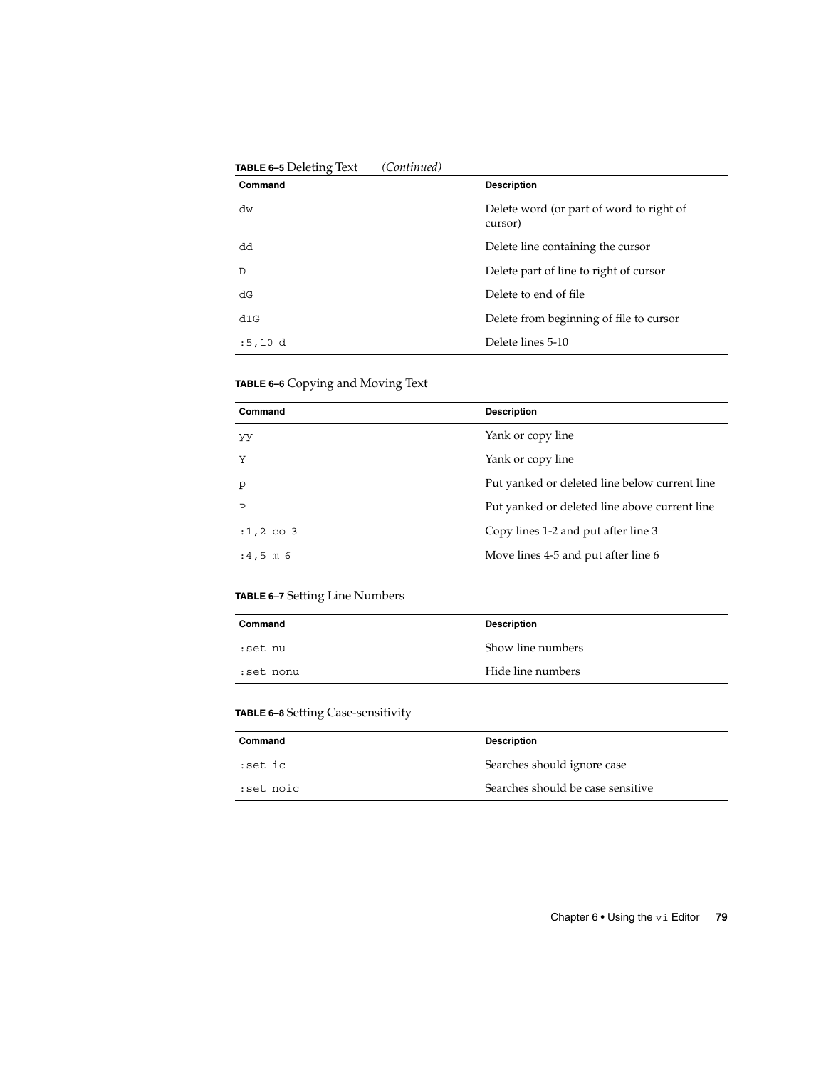**TABLE 6–5** Deleting Text *(Continued)*

| Command | Description |
| --- | --- |
| `dw` | Delete word (or part of word to right of cursor) |
| `dd` | Delete line containing the cursor |
| `D` | Delete part of line to right of cursor |
| `dG` | Delete to end of file |
| `d1G` | Delete from beginning of file to cursor |
| `:5,10 d` | Delete lines 5-10 |

**TABLE 6–6** Copying and Moving Text

| Command | Description |
| --- | --- |
| `yy` | Yank or copy line |
| `Y` | Yank or copy line |
| `p` | Put yanked or deleted line below current line |
| `P` | Put yanked or deleted line above current line |
| `:1,2 co 3` | Copy lines 1-2 and put after line 3 |
| `:4,5 m 6` | Move lines 4-5 and put after line 6 |

**TABLE 6–7** Setting Line Numbers

| Command | Description |
| --- | --- |
| `:set nu` | Show line numbers |
| `:set nonu` | Hide line numbers |

**TABLE 6–8** Setting Case-sensitivity

| Command | Description |
| --- | --- |
| `:set ic` | Searches should ignore case |
| `:set noic` | Searches should be case sensitive |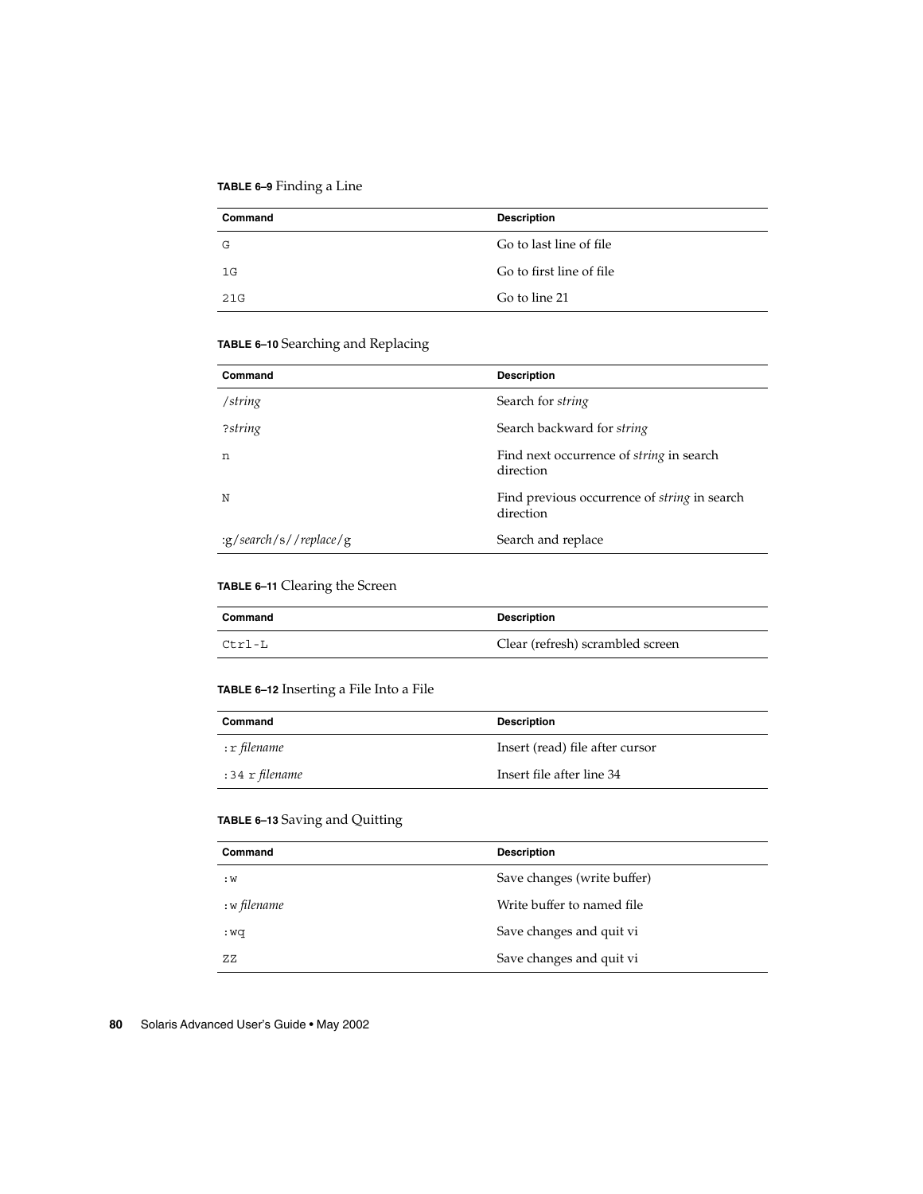**TABLE 6–9** Finding a Line

| Command | Description |
| --- | --- |
| `G` | Go to last line of file |
| `1G` | Go to first line of file |
| `21G` | Go to line 21 |

**TABLE 6–10** Searching and Replacing

| Command | Description |
| --- | --- |
| /*string* | Search for *string* |
| ?*string* | Search backward for *string* |
| `n` | Find next occurrence of *string* in search direction |
| `N` | Find previous occurrence of *string* in search direction |
| :g/*search*/s//*replace*/g | Search and replace |

**TABLE 6–11** Clearing the Screen

| Command | Description |
| --- | --- |
| `Ctrl-L` | Clear (refresh) scrambled screen |

**TABLE 6–12** Inserting a File Into a File

| Command | Description |
| --- | --- |
| :r *filename* | Insert (read) file after cursor |
| :34 r *filename* | Insert file after line 34 |

**TABLE 6–13** Saving and Quitting

| Command | Description |
| --- | --- |
| `:w` | Save changes (write buffer) |
| :w *filename* | Write buffer to named file |
| `:wq` | Save changes and quit vi |
| `ZZ` | Save changes and quit vi |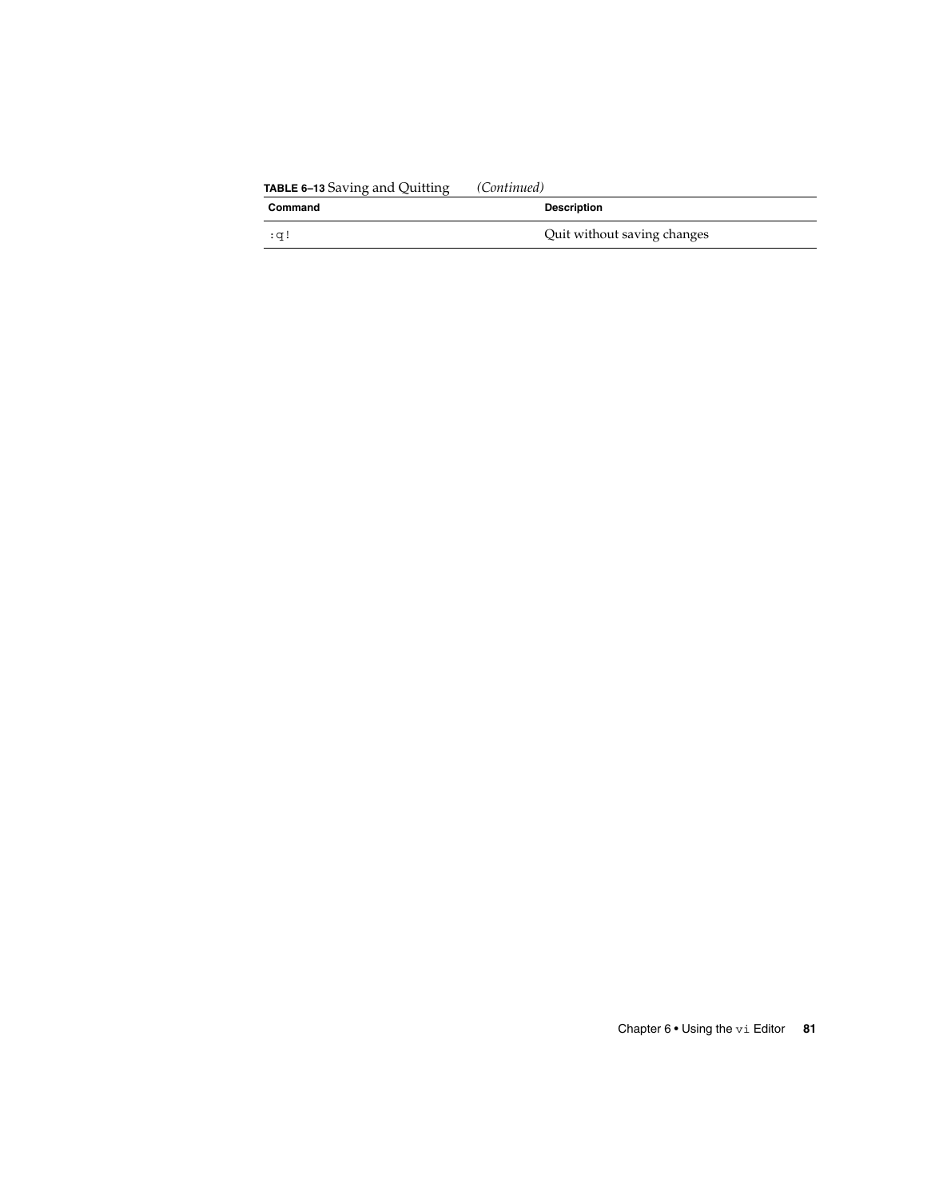**TABLE 6–13** Saving and Quitting *(Continued)*

| Command | Description |
| --- | --- |
| `:q!` | Quit without saving changes |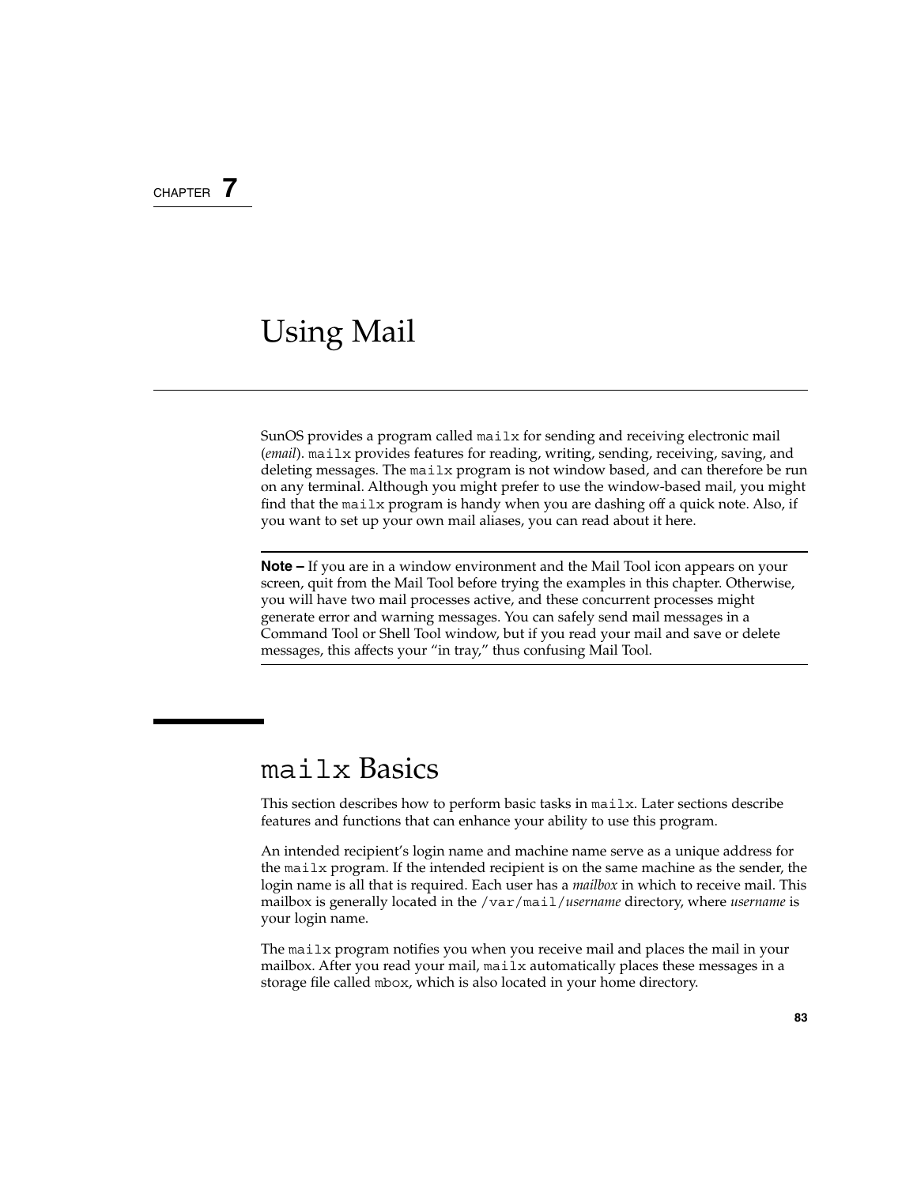CHAPTER 7

# Using Mail

SunOS provides a program called `mailx` for sending and receiving electronic mail (*email*). `mailx` provides features for reading, writing, sending, receiving, saving, and deleting messages. The `mailx` program is not window based, and can therefore be run on any terminal. Although you might prefer to use the window-based mail, you might find that the `mailx` program is handy when you are dashing off a quick note. Also, if you want to set up your own mail aliases, you can read about it here.

---

**Note –** If you are in a window environment and the Mail Tool icon appears on your screen, quit from the Mail Tool before trying the examples in this chapter. Otherwise, you will have two mail processes active, and these concurrent processes might generate error and warning messages. You can safely send mail messages in a Command Tool or Shell Tool window, but if you read your mail and save or delete messages, this affects your "in tray," thus confusing Mail Tool.

---

## `mailx` Basics

This section describes how to perform basic tasks in `mailx`. Later sections describe features and functions that can enhance your ability to use this program.

An intended recipient's login name and machine name serve as a unique address for the `mailx` program. If the intended recipient is on the same machine as the sender, the login name is all that is required. Each user has a *mailbox* in which to receive mail. This mailbox is generally located in the `/var/mail/`*username* directory, where *username* is your login name.

The `mailx` program notifies you when you receive mail and places the mail in your mailbox. After you read your mail, `mailx` automatically places these messages in a storage file called `mbox`, which is also located in your home directory.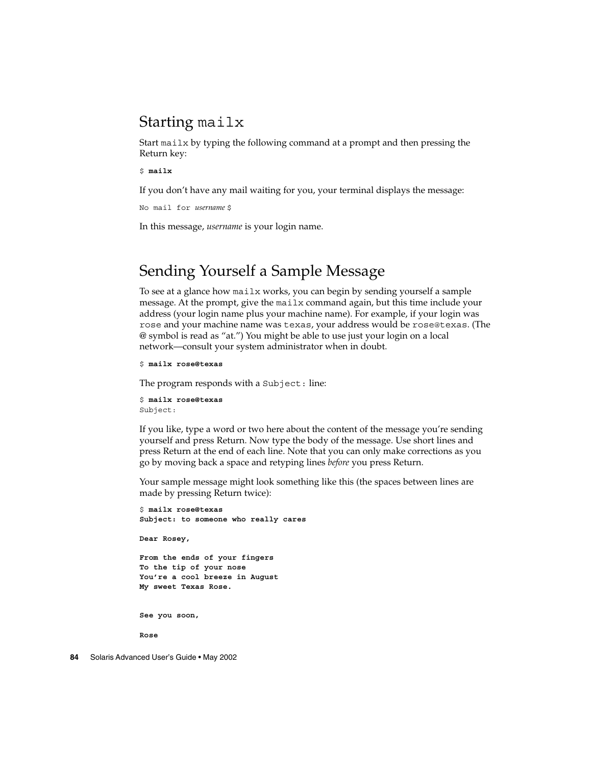## Starting `mailx`

Start `mailx` by typing the following command at a prompt and then pressing the Return key:

```
$ mailx
```

If you don't have any mail waiting for you, your terminal displays the message:

```
No mail for username $
```

In this message, *username* is your login name.

## Sending Yourself a Sample Message

To see at a glance how `mailx` works, you can begin by sending yourself a sample message. At the prompt, give the `mailx` command again, but this time include your address (your login name plus your machine name). For example, if your login was `rose` and your machine name was `texas`, your address would be `rose@texas`. (The @ symbol is read as "at.") You might be able to use just your login on a local network—consult your system administrator when in doubt.

```
$ mailx rose@texas
```

The program responds with a `Subject:` line:

```
$ mailx rose@texas
Subject:
```

If you like, type a word or two here about the content of the message you're sending yourself and press Return. Now type the body of the message. Use short lines and press Return at the end of each line. Note that you can only make corrections as you go by moving back a space and retyping lines *before* you press Return.

Your sample message might look something like this (the spaces between lines are made by pressing Return twice):

```
$ mailx rose@texas
Subject: to someone who really cares

Dear Rosey,

From the ends of your fingers
To the tip of your nose
You're a cool breeze in August
My sweet Texas Rose.


See you soon,

Rose
```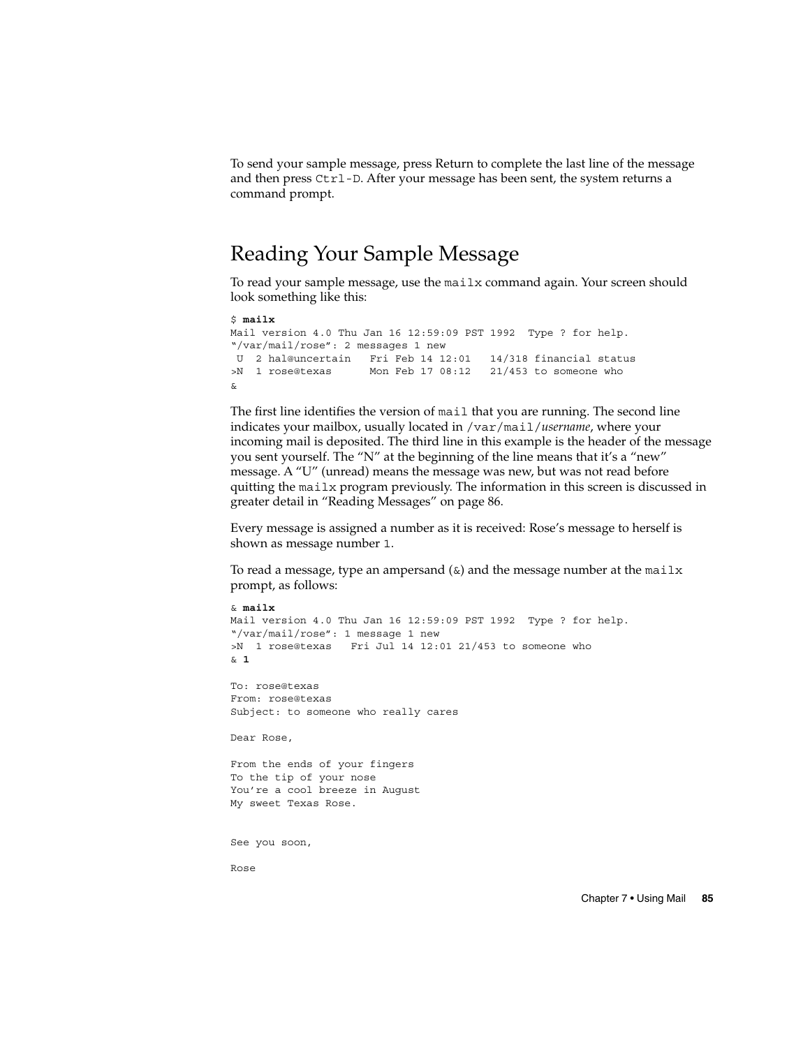To send your sample message, press Return to complete the last line of the message and then press `Ctrl-D`. After your message has been sent, the system returns a command prompt.

## Reading Your Sample Message

To read your sample message, use the `mailx` command again. Your screen should look something like this:

```
$ mailx
Mail version 4.0 Thu Jan 16 12:59:09 PST 1992  Type ? for help.
"/var/mail/rose": 2 messages 1 new
 U  2 hal@uncertain   Fri Feb 14 12:01   14/318 financial status
>N  1 rose@texas      Mon Feb 17 08:12   21/453 to someone who
&
```

The first line identifies the version of `mail` that you are running. The second line indicates your mailbox, usually located in `/var/mail/`*username*, where your incoming mail is deposited. The third line in this example is the header of the message you sent yourself. The "N" at the beginning of the line means that it's a "new" message. A "U" (unread) means the message was new, but was not read before quitting the `mailx` program previously. The information in this screen is discussed in greater detail in "Reading Messages" on page 86.

Every message is assigned a number as it is received: Rose's message to herself is shown as message number `1`.

To read a message, type an ampersand (`&`) and the message number at the `mailx` prompt, as follows:

```
& mailx
Mail version 4.0 Thu Jan 16 12:59:09 PST 1992  Type ? for help.
"/var/mail/rose": 1 message 1 new
>N  1 rose@texas   Fri Jul 14 12:01 21/453 to someone who
& 1

To: rose@texas
From: rose@texas
Subject: to someone who really cares

Dear Rose,

From the ends of your fingers
To the tip of your nose
You're a cool breeze in August
My sweet Texas Rose.


See you soon,

Rose
```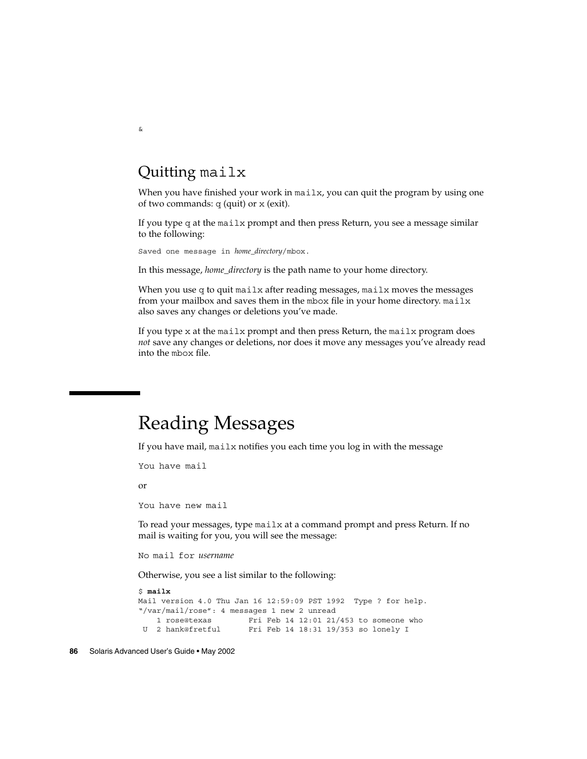&

## Quitting `mailx`

When you have finished your work in `mailx`, you can quit the program by using one of two commands: `q` (quit) or `x` (exit).

If you type `q` at the `mailx` prompt and then press Return, you see a message similar to the following:

```
Saved one message in home_directory/mbox.
```

In this message, *home_directory* is the path name to your home directory.

When you use `q` to quit `mailx` after reading messages, `mailx` moves the messages from your mailbox and saves them in the `mbox` file in your home directory. `mailx` also saves any changes or deletions you've made.

If you type `x` at the `mailx` prompt and then press Return, the `mailx` program does *not* save any changes or deletions, nor does it move any messages you've already read into the `mbox` file.

# Reading Messages

If you have mail, `mailx` notifies you each time you log in with the message

```
You have mail
```

or

```
You have new mail
```

To read your messages, type `mailx` at a command prompt and press Return. If no mail is waiting for you, you will see the message:

```
No mail for username
```

Otherwise, you see a list similar to the following:

```
$ mailx
Mail version 4.0 Thu Jan 16 12:59:09 PST 1992  Type ? for help.
"/var/mail/rose": 4 messages 1 new 2 unread
    1 rose@texas        Fri Feb 14 12:01 21/453 to someone who
 U  2 hank@fretful      Fri Feb 14 18:31 19/353 so lonely I
```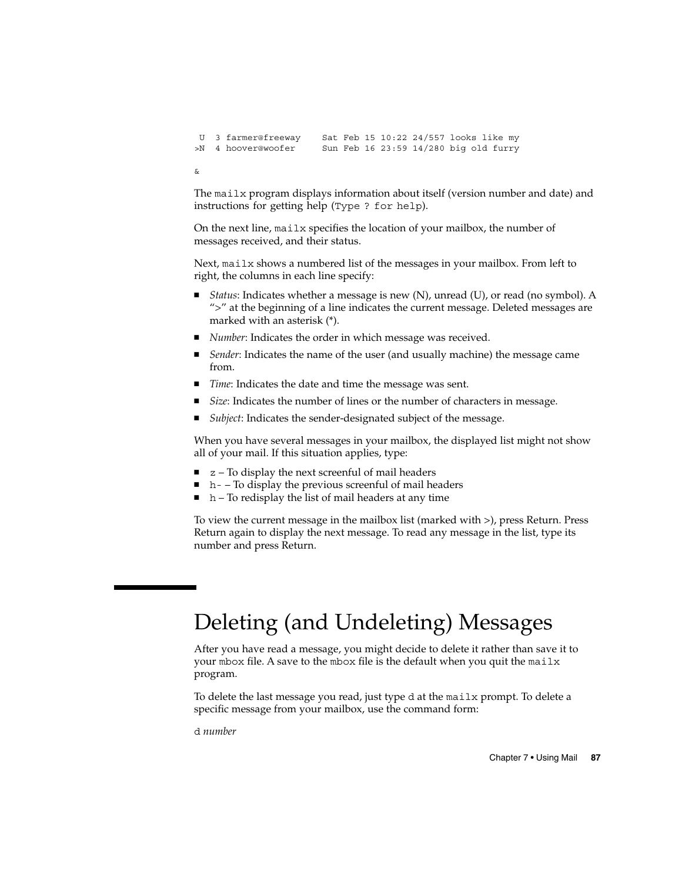```
 U  3 farmer@freeway    Sat Feb 15 10:22 24/557 looks like my
>N  4 hoover@woofer     Sun Feb 16 23:59 14/280 big old furry

&
```

The mailx program displays information about itself (version number and date) and instructions for getting help (Type ? for help).

On the next line, mailx specifies the location of your mailbox, the number of messages received, and their status.

Next, mailx shows a numbered list of the messages in your mailbox. From left to right, the columns in each line specify:

- *Status*: Indicates whether a message is new (N), unread (U), or read (no symbol). A ">" at the beginning of a line indicates the current message. Deleted messages are marked with an asterisk (*).
- *Number*: Indicates the order in which message was received.
- *Sender*: Indicates the name of the user (and usually machine) the message came from.
- *Time*: Indicates the date and time the message was sent.
- *Size*: Indicates the number of lines or the number of characters in message.
- *Subject*: Indicates the sender-designated subject of the message.

When you have several messages in your mailbox, the displayed list might not show all of your mail. If this situation applies, type:

- z – To display the next screenful of mail headers
- h- – To display the previous screenful of mail headers
- h – To redisplay the list of mail headers at any time

To view the current message in the mailbox list (marked with >), press Return. Press Return again to display the next message. To read any message in the list, type its number and press Return.

# Deleting (and Undeleting) Messages

After you have read a message, you might decide to delete it rather than save it to your mbox file. A save to the mbox file is the default when you quit the mailx program.

To delete the last message you read, just type d at the mailx prompt. To delete a specific message from your mailbox, use the command form:

d *number*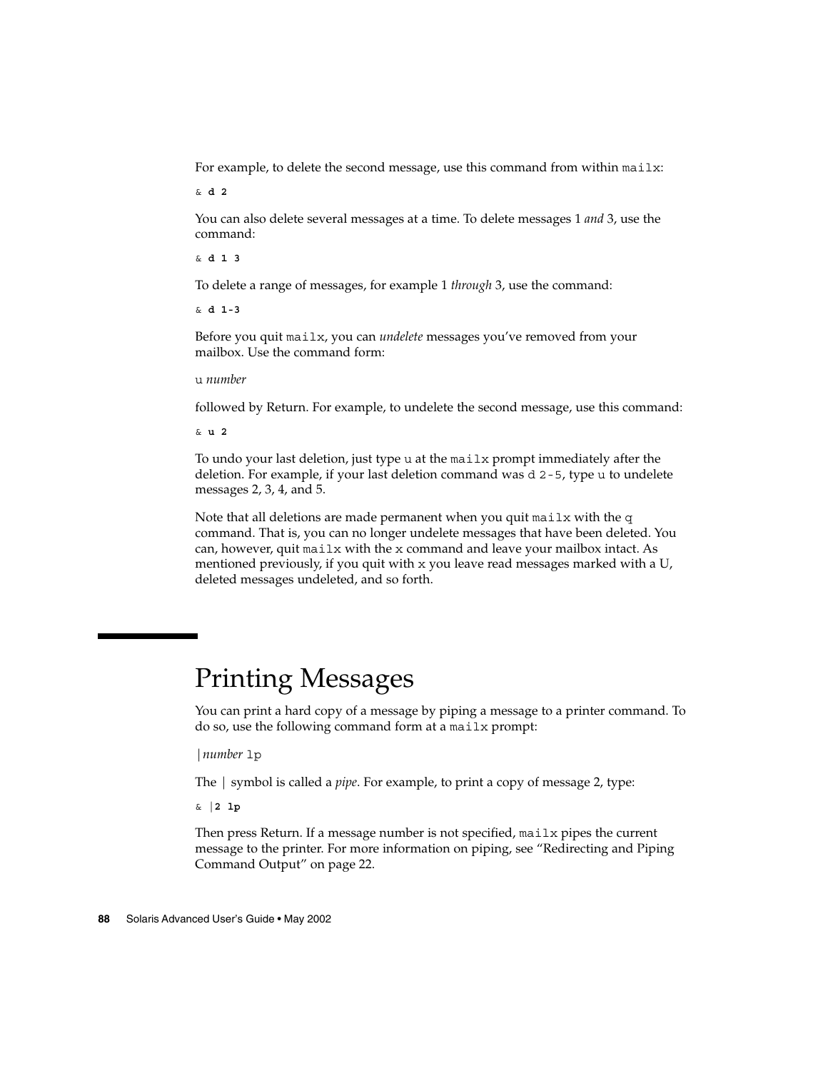For example, to delete the second message, use this command from within `mailx`:

```
& d 2
```

You can also delete several messages at a time. To delete messages 1 *and* 3, use the command:

```
& d 1 3
```

To delete a range of messages, for example 1 *through* 3, use the command:

```
& d 1-3
```

Before you quit `mailx`, you can *undelete* messages you've removed from your mailbox. Use the command form:

`u` *number*

followed by Return. For example, to undelete the second message, use this command:

```
& u 2
```

To undo your last deletion, just type `u` at the `mailx` prompt immediately after the deletion. For example, if your last deletion command was `d 2-5`, type `u` to undelete messages 2, 3, 4, and 5.

Note that all deletions are made permanent when you quit `mailx` with the `q` command. That is, you can no longer undelete messages that have been deleted. You can, however, quit `mailx` with the `x` command and leave your mailbox intact. As mentioned previously, if you quit with `x` you leave read messages marked with a U, deleted messages undeleted, and so forth.

# Printing Messages

You can print a hard copy of a message by piping a message to a printer command. To do so, use the following command form at a `mailx` prompt:

|*number* `lp`

The | symbol is called a *pipe*. For example, to print a copy of message 2, type:

```
& |2 lp
```

Then press Return. If a message number is not specified, `mailx` pipes the current message to the printer. For more information on piping, see "Redirecting and Piping Command Output" on page 22.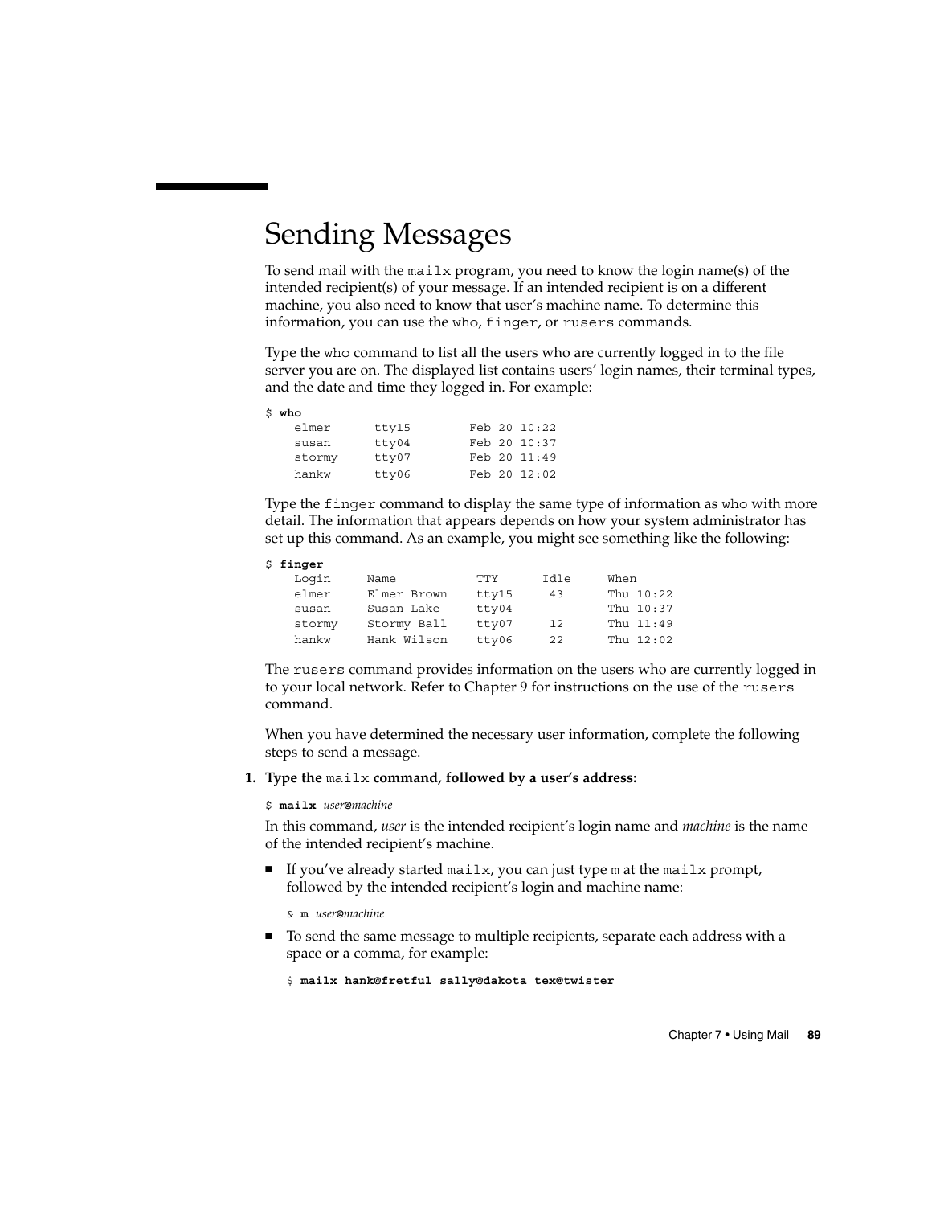# Sending Messages

To send mail with the `mailx` program, you need to know the login name(s) of the intended recipient(s) of your message. If an intended recipient is on a different machine, you also need to know that user's machine name. To determine this information, you can use the `who`, `finger`, or `rusers` commands.

Type the `who` command to list all the users who are currently logged in to the file server you are on. The displayed list contains users' login names, their terminal types, and the date and time they logged in. For example:

```
$ who
   elmer      tty15        Feb 20 10:22
   susan      tty04        Feb 20 10:37
   stormy     tty07        Feb 20 11:49
   hankw      tty06        Feb 20 12:02
```

Type the `finger` command to display the same type of information as `who` with more detail. The information that appears depends on how your system administrator has set up this command. As an example, you might see something like the following:

```
$ finger
   Login     Name           TTY      Idle     When
   elmer     Elmer Brown    tty15     43      Thu 10:22
   susan     Susan Lake     tty04             Thu 10:37
   stormy    Stormy Ball    tty07     12      Thu 11:49
   hankw     Hank Wilson    tty06     22      Thu 12:02
```

The `rusers` command provides information on the users who are currently logged in to your local network. Refer to Chapter 9 for instructions on the use of the `rusers` command.

When you have determined the necessary user information, complete the following steps to send a message.

1. **Type the `mailx` command, followed by a user's address:**

   ```
   $ mailx user@machine
   ```

   In this command, *user* is the intended recipient's login name and *machine* is the name of the intended recipient's machine.

   - If you've already started `mailx`, you can just type `m` at the `mailx` prompt, followed by the intended recipient's login and machine name:

     ```
     & m user@machine
     ```

   - To send the same message to multiple recipients, separate each address with a space or a comma, for example:

     ```
     $ mailx hank@fretful sally@dakota tex@twister
     ```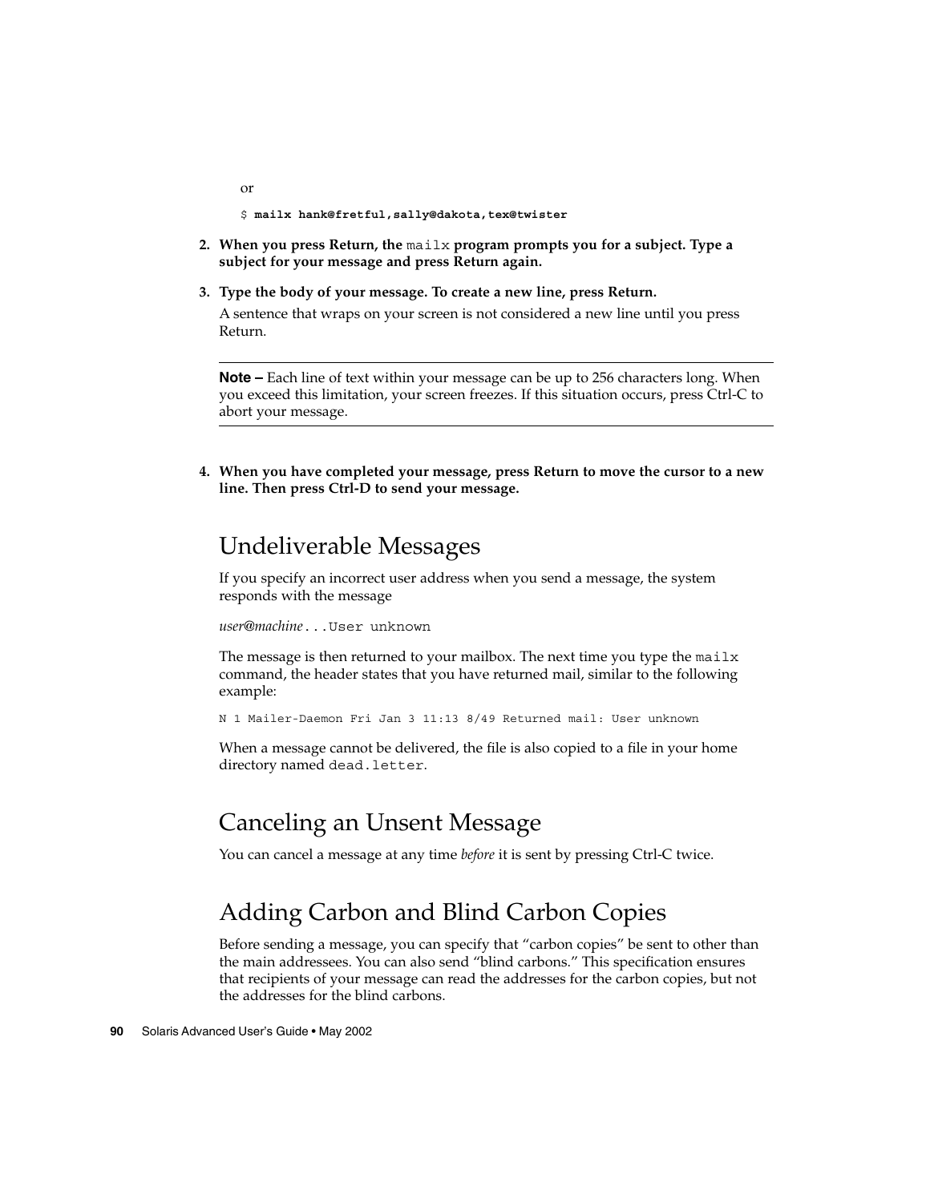or

```
$ mailx hank@fretful,sally@dakota,tex@twister
```

2. **When you press Return, the `mailx` program prompts you for a subject. Type a subject for your message and press Return again.**

3. **Type the body of your message. To create a new line, press Return.**

   A sentence that wraps on your screen is not considered a new line until you press Return.

---

**Note –** Each line of text within your message can be up to 256 characters long. When you exceed this limitation, your screen freezes. If this situation occurs, press Ctrl-C to abort your message.

---

4. **When you have completed your message, press Return to move the cursor to a new line. Then press Ctrl-D to send your message.**

## Undeliverable Messages

If you specify an incorrect user address when you send a message, the system responds with the message

*user@machine*`...User unknown`

The message is then returned to your mailbox. The next time you type the `mailx` command, the header states that you have returned mail, similar to the following example:

```
N 1 Mailer-Daemon Fri Jan 3 11:13 8/49 Returned mail: User unknown
```

When a message cannot be delivered, the file is also copied to a file in your home directory named `dead.letter`.

## Canceling an Unsent Message

You can cancel a message at any time *before* it is sent by pressing Ctrl-C twice.

## Adding Carbon and Blind Carbon Copies

Before sending a message, you can specify that “carbon copies” be sent to other than the main addressees. You can also send “blind carbons.” This specification ensures that recipients of your message can read the addresses for the carbon copies, but not the addresses for the blind carbons.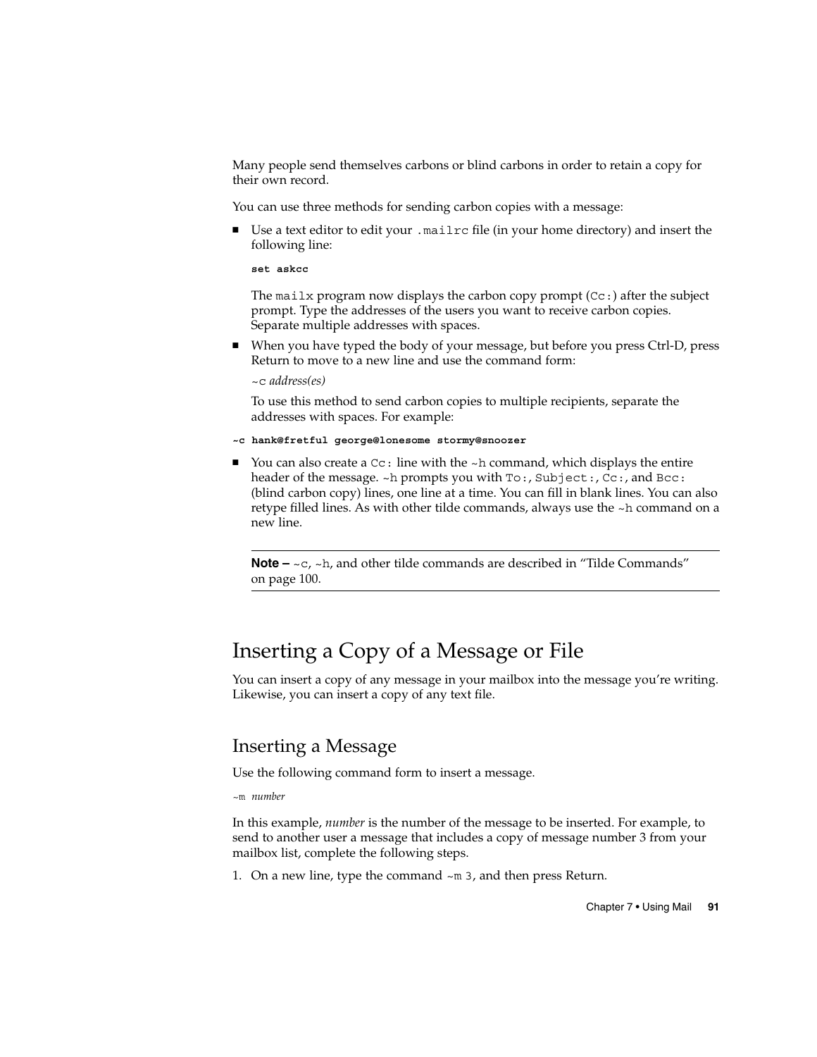Many people send themselves carbons or blind carbons in order to retain a copy for their own record.

You can use three methods for sending carbon copies with a message:

- Use a text editor to edit your `.mailrc` file (in your home directory) and insert the following line:

  ```
  set askcc
  ```

  The `mailx` program now displays the carbon copy prompt (`Cc:`) after the subject prompt. Type the addresses of the users you want to receive carbon copies. Separate multiple addresses with spaces.

- When you have typed the body of your message, but before you press Ctrl-D, press Return to move to a new line and use the command form:

  `~c` *address(es)*

  To use this method to send carbon copies to multiple recipients, separate the addresses with spaces. For example:

```
~c hank@fretful george@lonesome stormy@snoozer
```

- You can also create a `Cc:` line with the `~h` command, which displays the entire header of the message. `~h` prompts you with `To:`, `Subject:`, `Cc:`, and `Bcc:` (blind carbon copy) lines, one line at a time. You can fill in blank lines. You can also retype filled lines. As with other tilde commands, always use the `~h` command on a new line.

---

**Note –** `~c`, `~h`, and other tilde commands are described in “Tilde Commands” on page 100.

---

## Inserting a Copy of a Message or File

You can insert a copy of any message in your mailbox into the message you’re writing. Likewise, you can insert a copy of any text file.

### Inserting a Message

Use the following command form to insert a message.

`~m` *number*

In this example, *number* is the number of the message to be inserted. For example, to send to another user a message that includes a copy of message number 3 from your mailbox list, complete the following steps.

1. On a new line, type the command `~m 3`, and then press Return.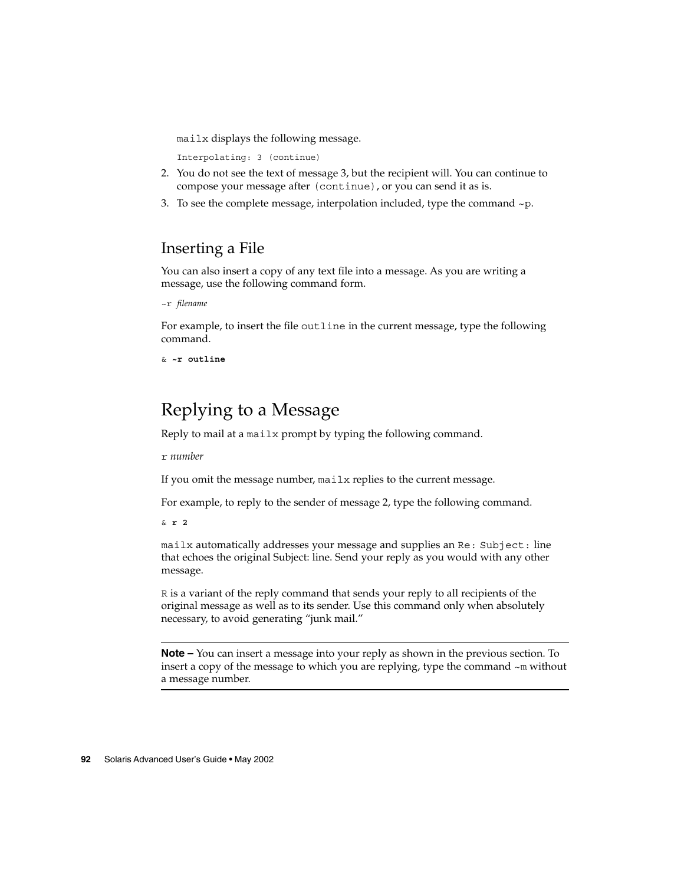`mailx` displays the following message.

```
Interpolating: 3 (continue)
```

2. You do not see the text of message 3, but the recipient will. You can continue to compose your message after `(continue)`, or you can send it as is.
3. To see the complete message, interpolation included, type the command `~p`.

## Inserting a File

You can also insert a copy of any text file into a message. As you are writing a message, use the following command form.

`~r` *filename*

For example, to insert the file `outline` in the current message, type the following command.

```
& ~r outline
```

# Replying to a Message

Reply to mail at a `mailx` prompt by typing the following command.

`r` *number*

If you omit the message number, `mailx` replies to the current message.

For example, to reply to the sender of message 2, type the following command.

```
& r 2
```

`mailx` automatically addresses your message and supplies an `Re: Subject:` line that echoes the original Subject: line. Send your reply as you would with any other message.

`R` is a variant of the reply command that sends your reply to all recipients of the original message as well as to its sender. Use this command only when absolutely necessary, to avoid generating “junk mail.”

---

**Note –** You can insert a message into your reply as shown in the previous section. To insert a copy of the message to which you are replying, type the command `~m` without a message number.

---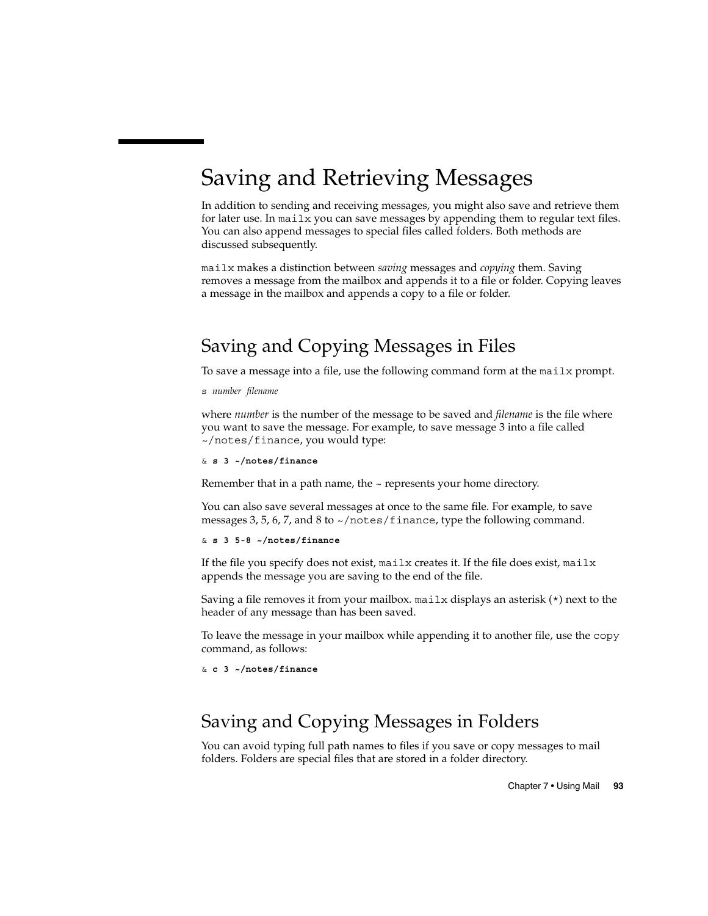# Saving and Retrieving Messages

In addition to sending and receiving messages, you might also save and retrieve them for later use. In `mailx` you can save messages by appending them to regular text files. You can also append messages to special files called folders. Both methods are discussed subsequently.

`mailx` makes a distinction between *saving* messages and *copying* them. Saving removes a message from the mailbox and appends it to a file or folder. Copying leaves a message in the mailbox and appends a copy to a file or folder.

## Saving and Copying Messages in Files

To save a message into a file, use the following command form at the `mailx` prompt.

```
s number filename
```

where *number* is the number of the message to be saved and *filename* is the file where you want to save the message. For example, to save message 3 into a file called `~/notes/finance`, you would type:

```
& s 3 ~/notes/finance
```

Remember that in a path name, the ~ represents your home directory.

You can also save several messages at once to the same file. For example, to save messages 3, 5, 6, 7, and 8 to `~/notes/finance`, type the following command.

```
& s 3 5-8 ~/notes/finance
```

If the file you specify does not exist, `mailx` creates it. If the file does exist, `mailx` appends the message you are saving to the end of the file.

Saving a file removes it from your mailbox. `mailx` displays an asterisk (`*`) next to the header of any message than has been saved.

To leave the message in your mailbox while appending it to another file, use the `copy` command, as follows:

```
& c 3 ~/notes/finance
```

## Saving and Copying Messages in Folders

You can avoid typing full path names to files if you save or copy messages to mail folders. Folders are special files that are stored in a folder directory.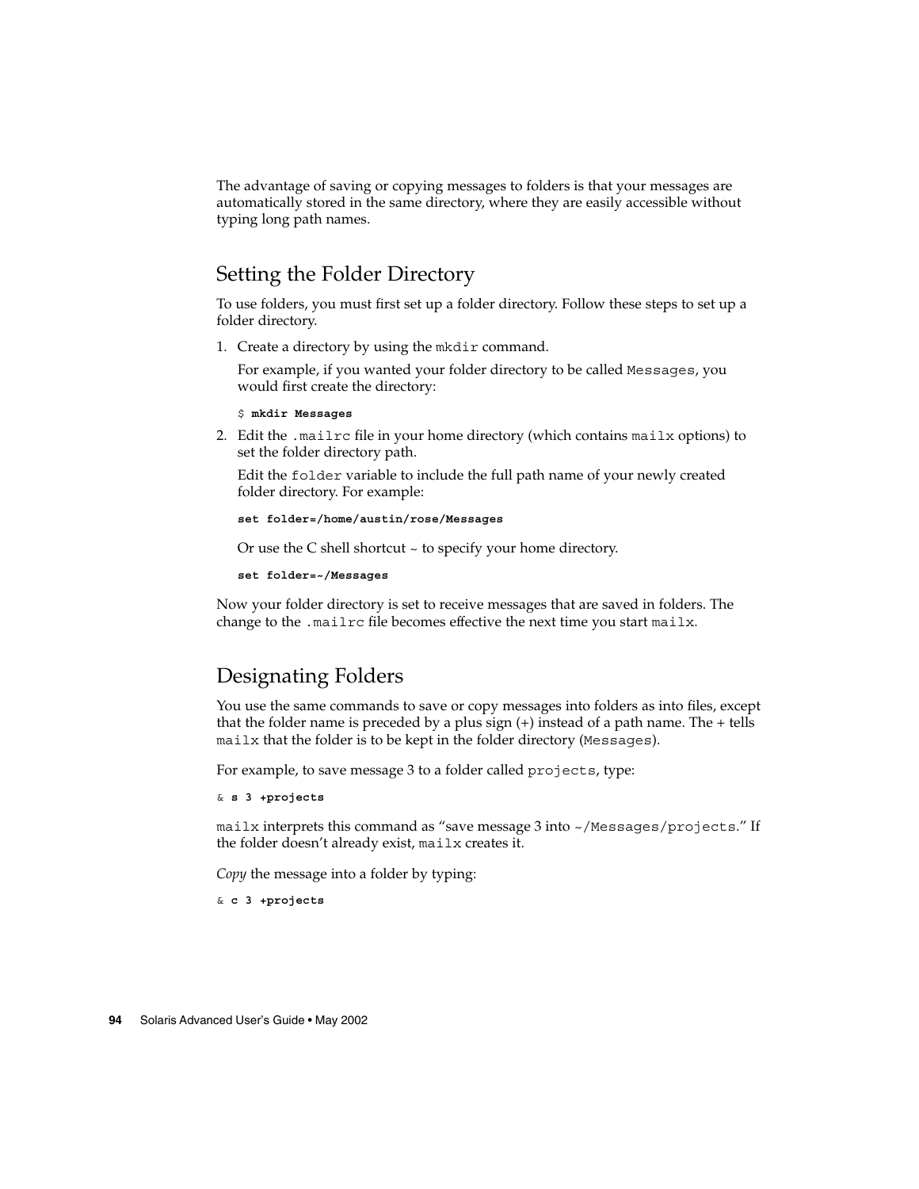The advantage of saving or copying messages to folders is that your messages are automatically stored in the same directory, where they are easily accessible without typing long path names.

## Setting the Folder Directory

To use folders, you must first set up a folder directory. Follow these steps to set up a folder directory.

1. Create a directory by using the `mkdir` command.

   For example, if you wanted your folder directory to be called `Messages`, you would first create the directory:

   ```
   $ mkdir Messages
   ```

2. Edit the `.mailrc` file in your home directory (which contains `mailx` options) to set the folder directory path.

   Edit the `folder` variable to include the full path name of your newly created folder directory. For example:

   ```
   set folder=/home/austin/rose/Messages
   ```

   Or use the C shell shortcut ~ to specify your home directory.

   ```
   set folder=~/Messages
   ```

Now your folder directory is set to receive messages that are saved in folders. The change to the `.mailrc` file becomes effective the next time you start `mailx`.

## Designating Folders

You use the same commands to save or copy messages into folders as into files, except that the folder name is preceded by a plus sign (+) instead of a path name. The + tells `mailx` that the folder is to be kept in the folder directory (`Messages`).

For example, to save message 3 to a folder called `projects`, type:

```
& s 3 +projects
```

`mailx` interprets this command as "save message 3 into `~/Messages/projects`." If the folder doesn't already exist, `mailx` creates it.

*Copy* the message into a folder by typing:

```
& c 3 +projects
```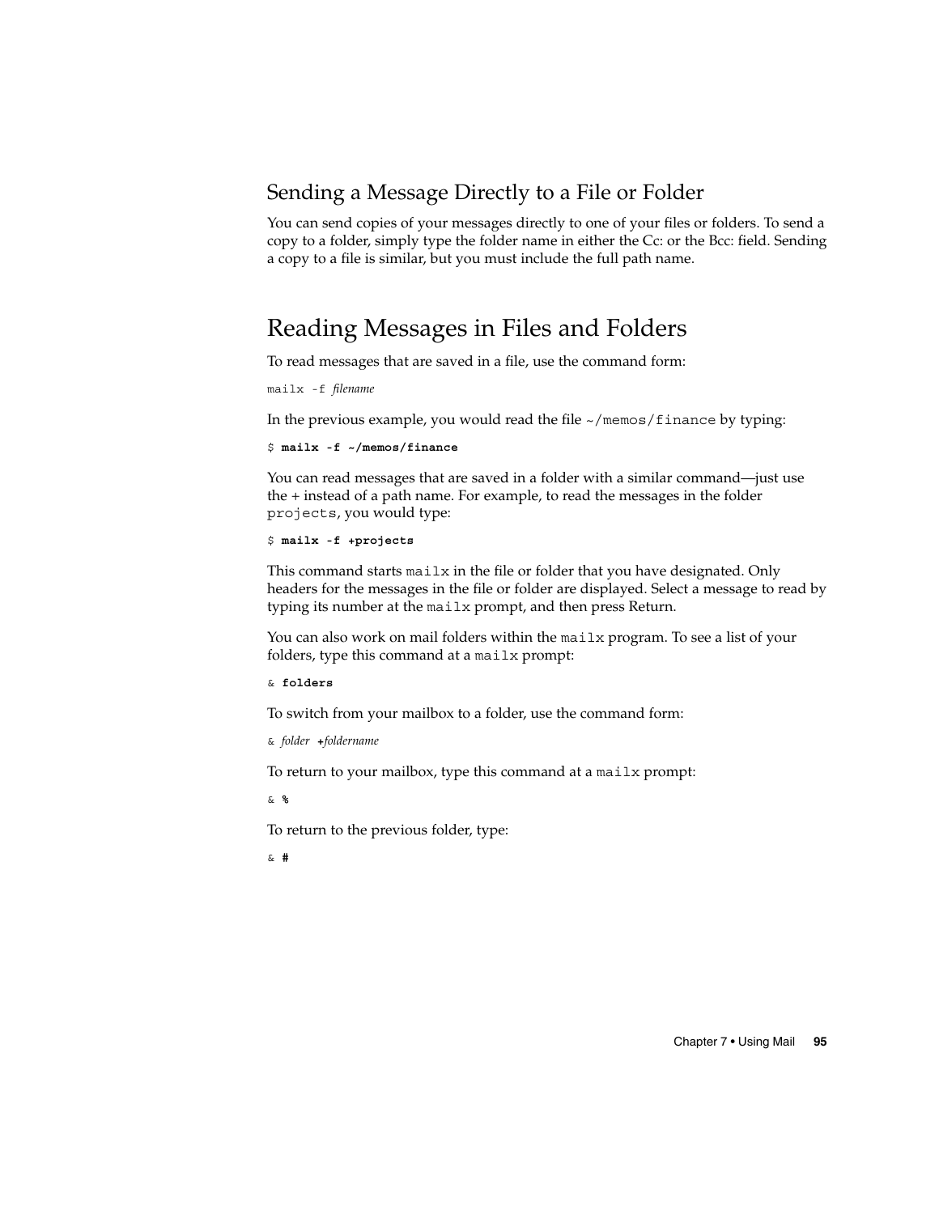## Sending a Message Directly to a File or Folder

You can send copies of your messages directly to one of your files or folders. To send a copy to a folder, simply type the folder name in either the Cc: or the Bcc: field. Sending a copy to a file is similar, but you must include the full path name.

# Reading Messages in Files and Folders

To read messages that are saved in a file, use the command form:

```
mailx -f filename
```

In the previous example, you would read the file `~/memos/finance` by typing:

```
$ mailx -f ~/memos/finance
```

You can read messages that are saved in a folder with a similar command—just use the + instead of a path name. For example, to read the messages in the folder `projects`, you would type:

```
$ mailx -f +projects
```

This command starts `mailx` in the file or folder that you have designated. Only headers for the messages in the file or folder are displayed. Select a message to read by typing its number at the `mailx` prompt, and then press Return.

You can also work on mail folders within the `mailx` program. To see a list of your folders, type this command at a `mailx` prompt:

```
& folders
```

To switch from your mailbox to a folder, use the command form:

```
& folder +foldername
```

To return to your mailbox, type this command at a `mailx` prompt:

```
& %
```

To return to the previous folder, type:

```
& #
```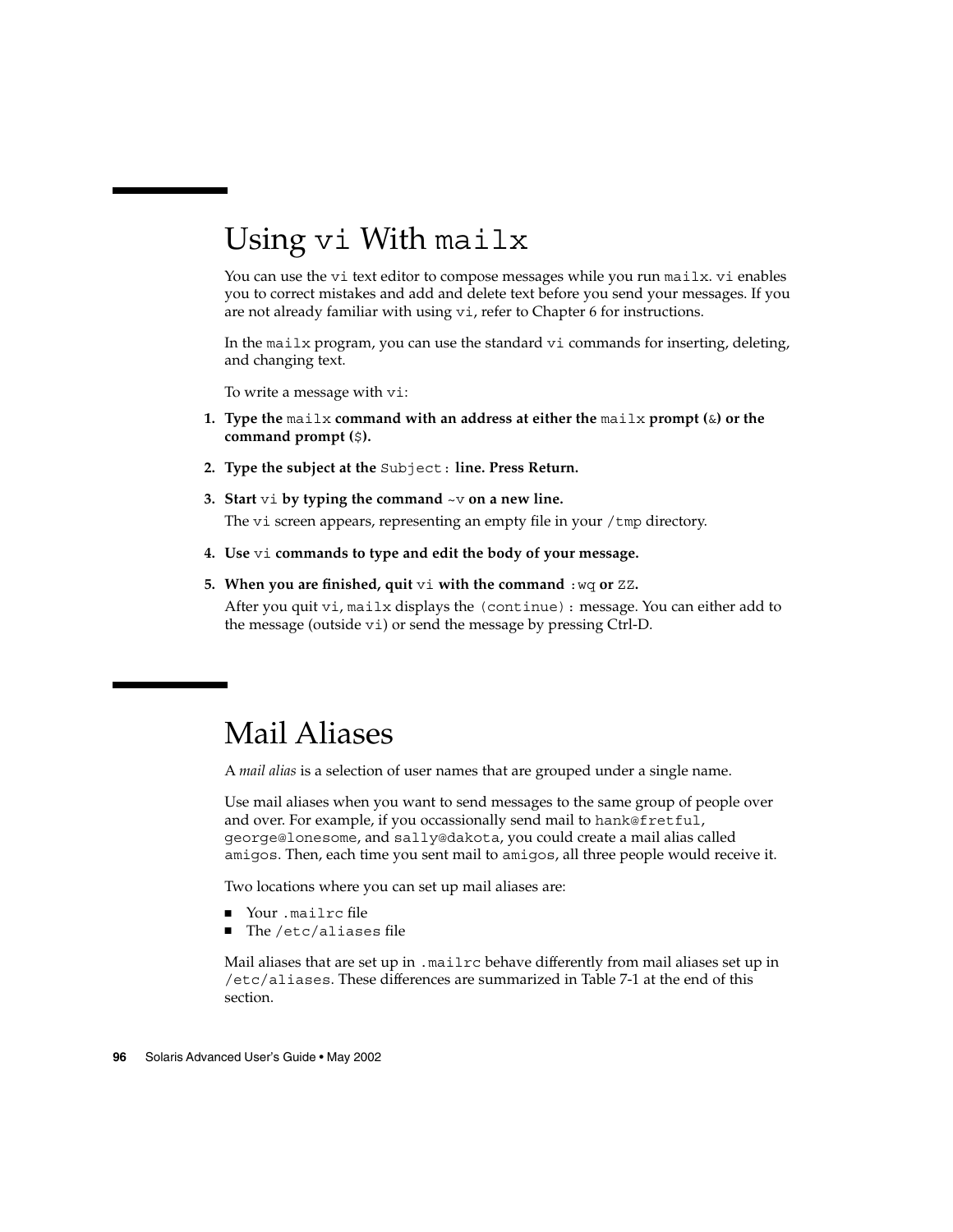## Using `vi` With `mailx`

You can use the `vi` text editor to compose messages while you run `mailx`. `vi` enables you to correct mistakes and add and delete text before you send your messages. If you are not already familiar with using `vi`, refer to Chapter 6 for instructions.

In the `mailx` program, you can use the standard `vi` commands for inserting, deleting, and changing text.

To write a message with `vi`:

1. **Type the `mailx` command with an address at either the `mailx` prompt (`&`) or the command prompt (`$`).**
2. **Type the subject at the `Subject:` line. Press Return.**
3. **Start `vi` by typing the command `~v` on a new line.**

   The `vi` screen appears, representing an empty file in your `/tmp` directory.
4. **Use `vi` commands to type and edit the body of your message.**
5. **When you are finished, quit `vi` with the command `:wq` or `ZZ`.**

   After you quit `vi`, `mailx` displays the `(continue):` message. You can either add to the message (outside `vi`) or send the message by pressing Ctrl-D.

## Mail Aliases

A *mail alias* is a selection of user names that are grouped under a single name.

Use mail aliases when you want to send messages to the same group of people over and over. For example, if you occassionally send mail to `hank@fretful`, `george@lonesome`, and `sally@dakota`, you could create a mail alias called `amigos`. Then, each time you sent mail to `amigos`, all three people would receive it.

Two locations where you can set up mail aliases are:

- Your `.mailrc` file
- The `/etc/aliases` file

Mail aliases that are set up in `.mailrc` behave differently from mail aliases set up in `/etc/aliases`. These differences are summarized in Table 7-1 at the end of this section.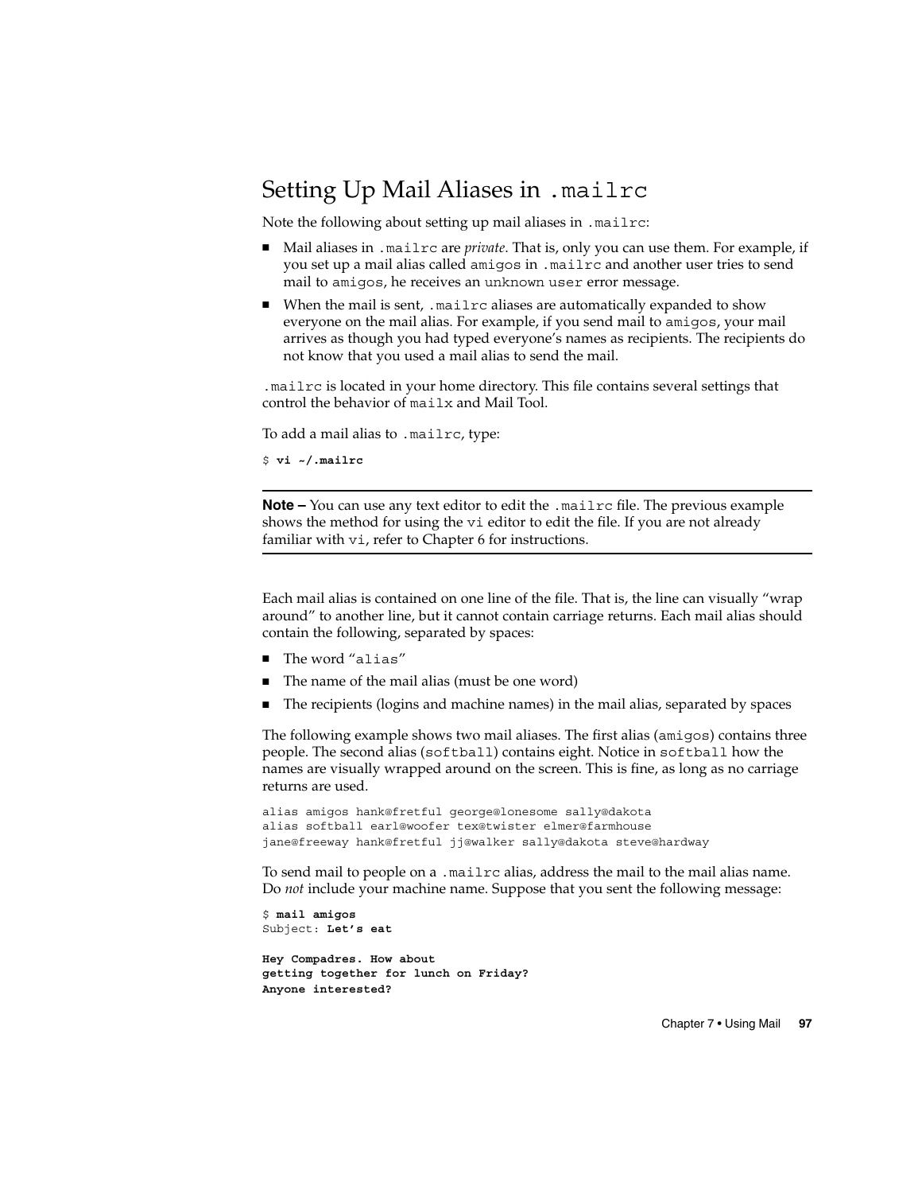## Setting Up Mail Aliases in `.mailrc`

Note the following about setting up mail aliases in `.mailrc`:

- Mail aliases in `.mailrc` are *private*. That is, only you can use them. For example, if you set up a mail alias called `amigos` in `.mailrc` and another user tries to send mail to `amigos`, he receives an `unknown user` error message.
- When the mail is sent, `.mailrc` aliases are automatically expanded to show everyone on the mail alias. For example, if you send mail to `amigos`, your mail arrives as though you had typed everyone's names as recipients. The recipients do not know that you used a mail alias to send the mail.

`.mailrc` is located in your home directory. This file contains several settings that control the behavior of `mailx` and Mail Tool.

To add a mail alias to `.mailrc`, type:

```
$ vi ~/.mailrc
```

---

**Note –** You can use any text editor to edit the `.mailrc` file. The previous example shows the method for using the `vi` editor to edit the file. If you are not already familiar with `vi`, refer to Chapter 6 for instructions.

---

Each mail alias is contained on one line of the file. That is, the line can visually "wrap around" to another line, but it cannot contain carriage returns. Each mail alias should contain the following, separated by spaces:

- The word "`alias`"
- The name of the mail alias (must be one word)
- The recipients (logins and machine names) in the mail alias, separated by spaces

The following example shows two mail aliases. The first alias (`amigos`) contains three people. The second alias (`softball`) contains eight. Notice in `softball` how the names are visually wrapped around on the screen. This is fine, as long as no carriage returns are used.

```
alias amigos hank@fretful george@lonesome sally@dakota
alias softball earl@woofer tex@twister elmer@farmhouse
jane@freeway hank@fretful jj@walker sally@dakota steve@hardway
```

To send mail to people on a `.mailrc` alias, address the mail to the mail alias name. Do *not* include your machine name. Suppose that you sent the following message:

```
$ mail amigos
Subject: Let's eat

Hey Compadres. How about
getting together for lunch on Friday?
Anyone interested?
```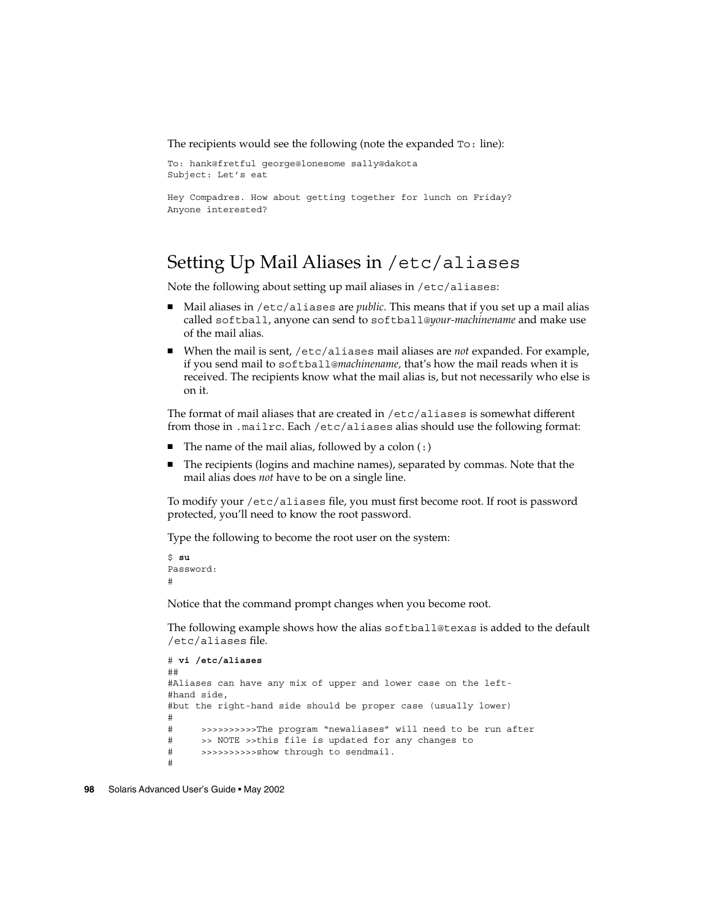The recipients would see the following (note the expanded `To:` line):

```
To: hank@fretful george@lonesome sally@dakota
Subject: Let's eat

Hey Compadres. How about getting together for lunch on Friday?
Anyone interested?
```

## Setting Up Mail Aliases in /etc/aliases

Note the following about setting up mail aliases in `/etc/aliases`:

- Mail aliases in `/etc/aliases` are *public*. This means that if you set up a mail alias called `softball`, anyone can send to `softball@`*your-machinename* and make use of the mail alias.
- When the mail is sent, `/etc/aliases` mail aliases are *not* expanded. For example, if you send mail to `softball@`*machinename*, that's how the mail reads when it is received. The recipients know what the mail alias is, but not necessarily who else is on it.

The format of mail aliases that are created in `/etc/aliases` is somewhat different from those in `.mailrc`. Each `/etc/aliases` alias should use the following format:

- The name of the mail alias, followed by a colon (`:`)
- The recipients (logins and machine names), separated by commas. Note that the mail alias does *not* have to be on a single line.

To modify your `/etc/aliases` file, you must first become root. If root is password protected, you'll need to know the root password.

Type the following to become the root user on the system:

```
$ su
Password:
#
```

Notice that the command prompt changes when you become root.

The following example shows how the alias `softball@texas` is added to the default `/etc/aliases` file.

```
# vi /etc/aliases
##
#Aliases can have any mix of upper and lower case on the left-
#hand side,
#but the right-hand side should be proper case (usually lower)
#
#      >>>>>>>>>>The program "newaliases" will need to be run after
#      >> NOTE >>this file is updated for any changes to
#      >>>>>>>>>>show through to sendmail.
#
```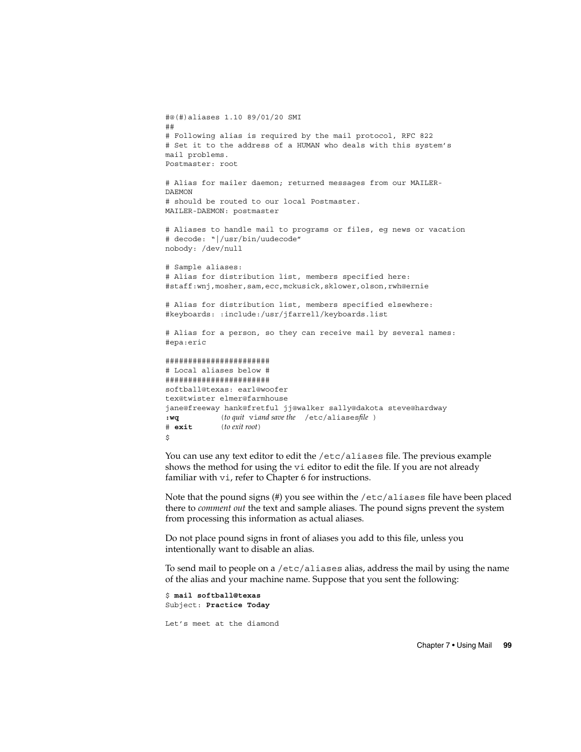```
#@(#)aliases 1.10 89/01/20 SMI
##
# Following alias is required by the mail protocol, RFC 822
# Set it to the address of a HUMAN who deals with this system's
mail problems.
Postmaster: root

# Alias for mailer daemon; returned messages from our MAILER-
DAEMON
# should be routed to our local Postmaster.
MAILER-DAEMON: postmaster

# Aliases to handle mail to programs or files, eg news or vacation
# decode: "|/usr/bin/uudecode"
nobody: /dev/null

# Sample aliases:
# Alias for distribution list, members specified here:
#staff:wnj,mosher,sam,ecc,mckusick,sklower,olson,rwh@ernie

# Alias for distribution list, members specified elsewhere:
#keyboards: :include:/usr/jfarrell/keyboards.list

# Alias for a person, so they can receive mail by several names:
#epa:eric

#######################
# Local aliases below #
#######################
softball@texas: earl@woofer
tex@twister elmer@farmhouse
jane@freeway hank@fretful jj@walker sally@dakota steve@hardway
:wq          (to quit vi and save the /etc/aliases file )
# exit       (to exit root)
$
```

You can use any text editor to edit the /etc/aliases file. The previous example shows the method for using the vi editor to edit the file. If you are not already familiar with vi, refer to Chapter 6 for instructions.

Note that the pound signs (#) you see within the /etc/aliases file have been placed there to *comment out* the text and sample aliases. The pound signs prevent the system from processing this information as actual aliases.

Do not place pound signs in front of aliases you add to this file, unless you intentionally want to disable an alias.

To send mail to people on a /etc/aliases alias, address the mail by using the name of the alias and your machine name. Suppose that you sent the following:

```
$ mail softball@texas
Subject: Practice Today

Let's meet at the diamond
```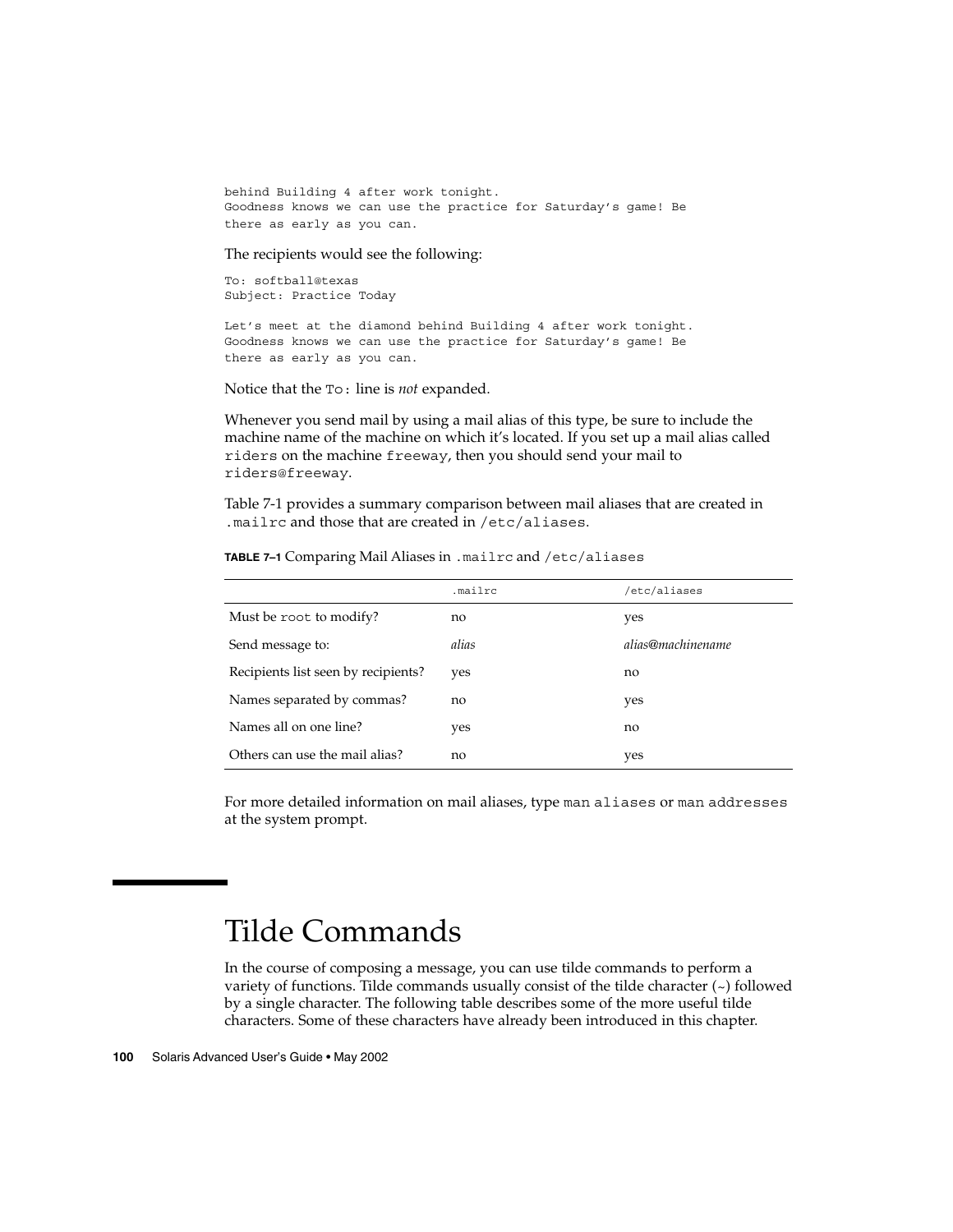```
behind Building 4 after work tonight.
Goodness knows we can use the practice for Saturday's game! Be
there as early as you can.
```

The recipients would see the following:

```
To: softball@texas
Subject: Practice Today

Let's meet at the diamond behind Building 4 after work tonight.
Goodness knows we can use the practice for Saturday's game! Be
there as early as you can.
```

Notice that the `To:` line is *not* expanded.

Whenever you send mail by using a mail alias of this type, be sure to include the machine name of the machine on which it's located. If you set up a mail alias called `riders` on the machine `freeway`, then you should send your mail to `riders@freeway`.

Table 7-1 provides a summary comparison between mail aliases that are created in `.mailrc` and those that are created in `/etc/aliases`.

**TABLE 7–1** Comparing Mail Aliases in `.mailrc` and `/etc/aliases`

| | `.mailrc` | `/etc/aliases` |
|---|---|---|
| Must be `root` to modify? | no | yes |
| Send message to: | *alias* | *alias@machinename* |
| Recipients list seen by recipients? | yes | no |
| Names separated by commas? | no | yes |
| Names all on one line? | yes | no |
| Others can use the mail alias? | no | yes |

For more detailed information on mail aliases, type `man aliases` or `man addresses` at the system prompt.

# Tilde Commands

In the course of composing a message, you can use tilde commands to perform a variety of functions. Tilde commands usually consist of the tilde character (~) followed by a single character. The following table describes some of the more useful tilde characters. Some of these characters have already been introduced in this chapter.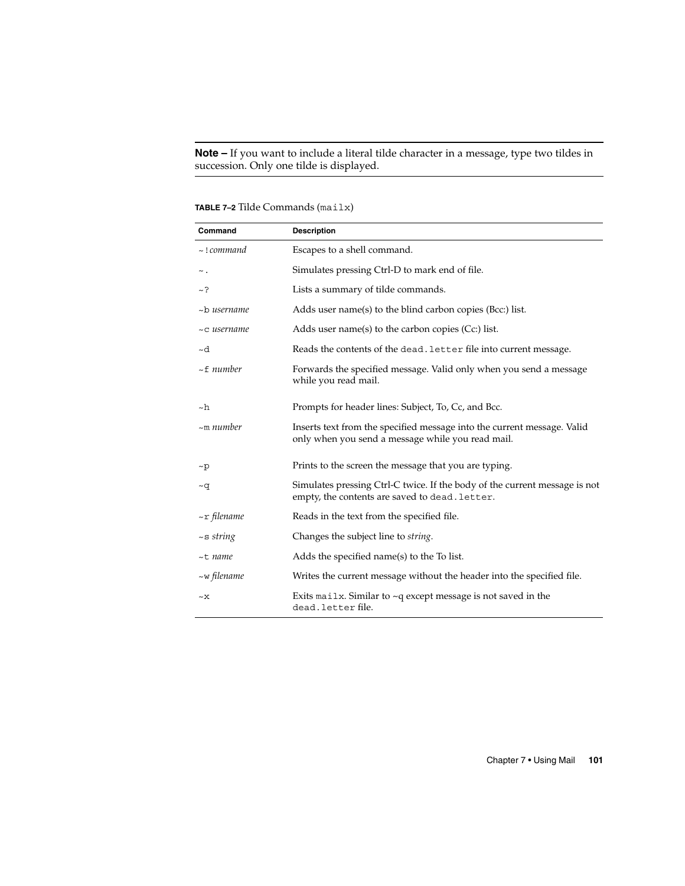**Note –** If you want to include a literal tilde character in a message, type two tildes in succession. Only one tilde is displayed.

**TABLE 7–2** Tilde Commands (`mailx`)

| Command | Description |
| --- | --- |
| `~!`*command* | Escapes to a shell command. |
| `~.` | Simulates pressing Ctrl-D to mark end of file. |
| `~?` | Lists a summary of tilde commands. |
| `~b` *username* | Adds user name(s) to the blind carbon copies (Bcc:) list. |
| `~c` *username* | Adds user name(s) to the carbon copies (Cc:) list. |
| `~d` | Reads the contents of the `dead.letter` file into current message. |
| `~f` *number* | Forwards the specified message. Valid only when you send a message while you read mail. |
| `~h` | Prompts for header lines: Subject, To, Cc, and Bcc. |
| `~m` *number* | Inserts text from the specified message into the current message. Valid only when you send a message while you read mail. |
| `~p` | Prints to the screen the message that you are typing. |
| `~q` | Simulates pressing Ctrl-C twice. If the body of the current message is not empty, the contents are saved to `dead.letter`. |
| `~r` *filename* | Reads in the text from the specified file. |
| `~s` *string* | Changes the subject line to *string*. |
| `~t` *name* | Adds the specified name(s) to the To list. |
| ~w *filename* | Writes the current message without the header into the specified file. |
| `~x` | Exits `mailx`. Similar to ~q except message is not saved in the `dead.letter` file. |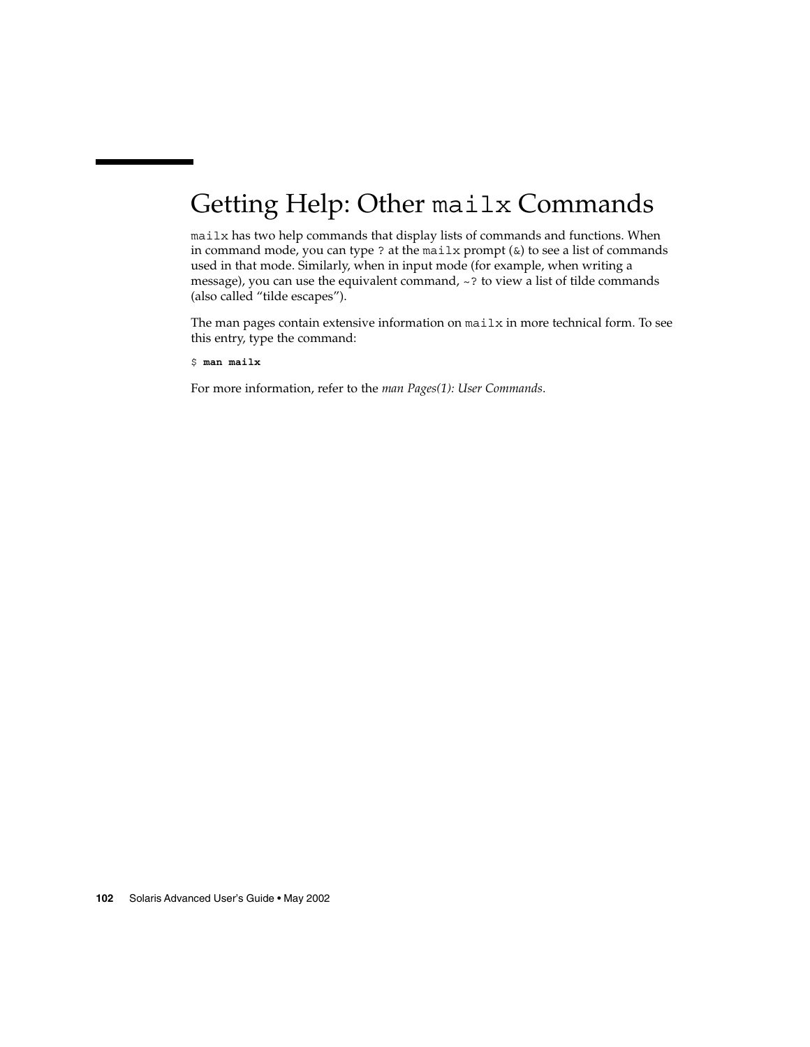# Getting Help: Other `mailx` Commands

`mailx` has two help commands that display lists of commands and functions. When in command mode, you can type `?` at the `mailx` prompt (`&`) to see a list of commands used in that mode. Similarly, when in input mode (for example, when writing a message), you can use the equivalent command, `~?` to view a list of tilde commands (also called "tilde escapes").

The man pages contain extensive information on `mailx` in more technical form. To see this entry, type the command:

```
$ man mailx
```

For more information, refer to the *man Pages(1): User Commands*.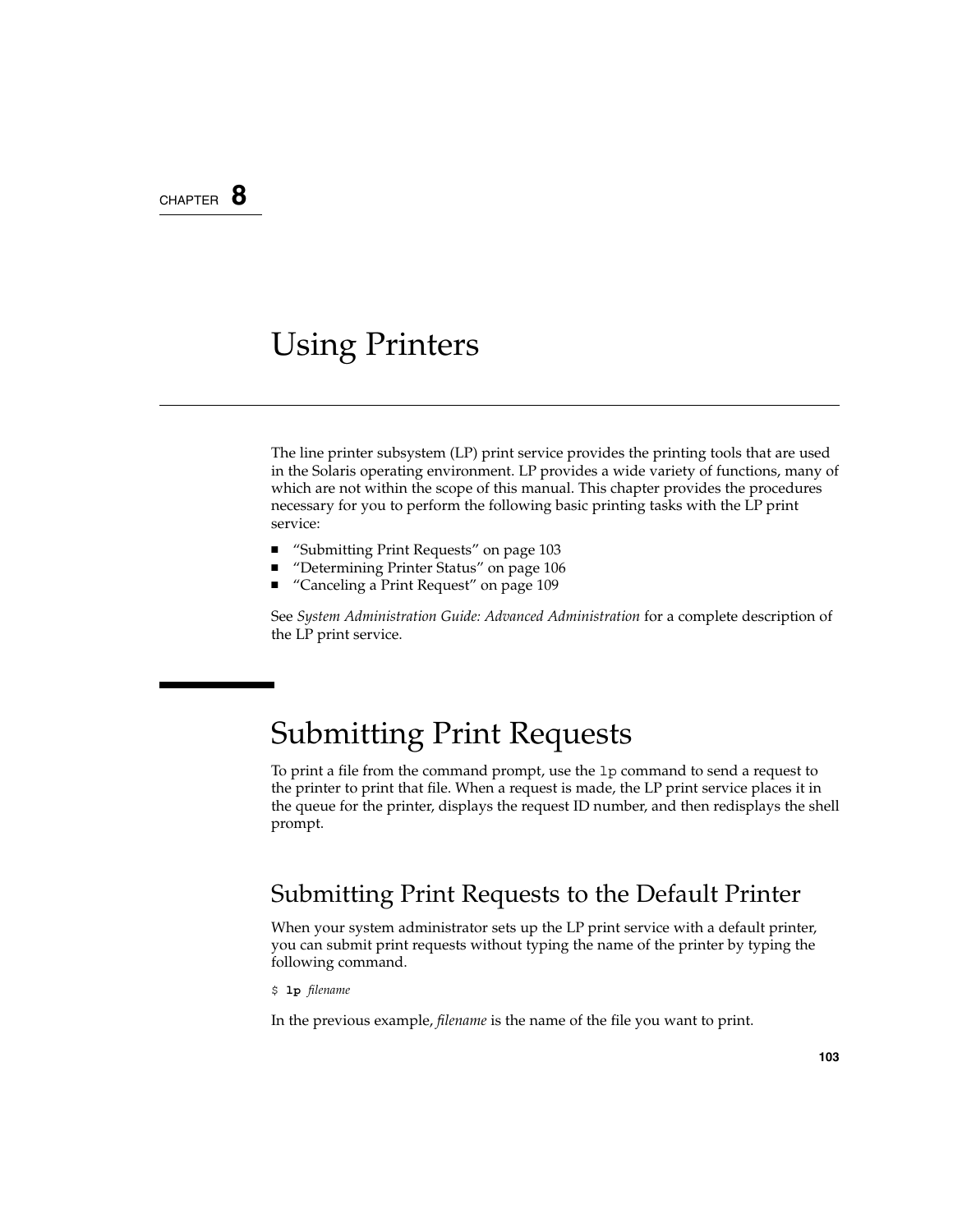CHAPTER 8

# Using Printers

The line printer subsystem (LP) print service provides the printing tools that are used in the Solaris operating environment. LP provides a wide variety of functions, many of which are not within the scope of this manual. This chapter provides the procedures necessary for you to perform the following basic printing tasks with the LP print service:

- "Submitting Print Requests" on page 103
- "Determining Printer Status" on page 106
- "Canceling a Print Request" on page 109

See *System Administration Guide: Advanced Administration* for a complete description of the LP print service.

## Submitting Print Requests

To print a file from the command prompt, use the `lp` command to send a request to the printer to print that file. When a request is made, the LP print service places it in the queue for the printer, displays the request ID number, and then redisplays the shell prompt.

### Submitting Print Requests to the Default Printer

When your system administrator sets up the LP print service with a default printer, you can submit print requests without typing the name of the printer by typing the following command.

```
$ lp filename
```

In the previous example, *filename* is the name of the file you want to print.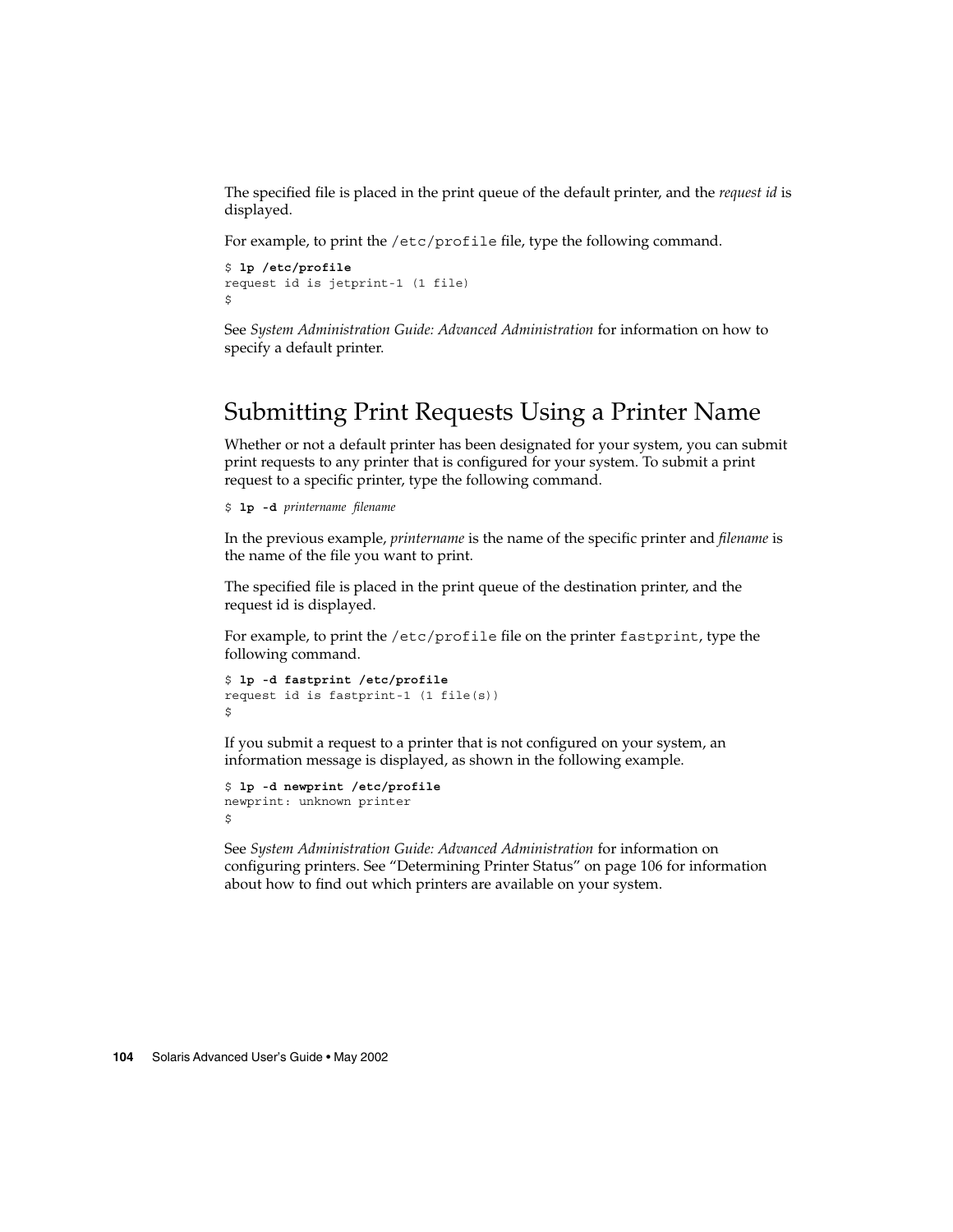The specified file is placed in the print queue of the default printer, and the *request id* is displayed.

For example, to print the /etc/profile file, type the following command.

```
$ lp /etc/profile
request id is jetprint-1 (1 file)
$
```

See *System Administration Guide: Advanced Administration* for information on how to specify a default printer.

## Submitting Print Requests Using a Printer Name

Whether or not a default printer has been designated for your system, you can submit print requests to any printer that is configured for your system. To submit a print request to a specific printer, type the following command.

```
$ lp -d printername filename
```

In the previous example, *printername* is the name of the specific printer and *filename* is the name of the file you want to print.

The specified file is placed in the print queue of the destination printer, and the request id is displayed.

For example, to print the /etc/profile file on the printer fastprint, type the following command.

```
$ lp -d fastprint /etc/profile
request id is fastprint-1 (1 file(s))
$
```

If you submit a request to a printer that is not configured on your system, an information message is displayed, as shown in the following example.

```
$ lp -d newprint /etc/profile
newprint: unknown printer
$
```

See *System Administration Guide: Advanced Administration* for information on configuring printers. See "Determining Printer Status" on page 106 for information about how to find out which printers are available on your system.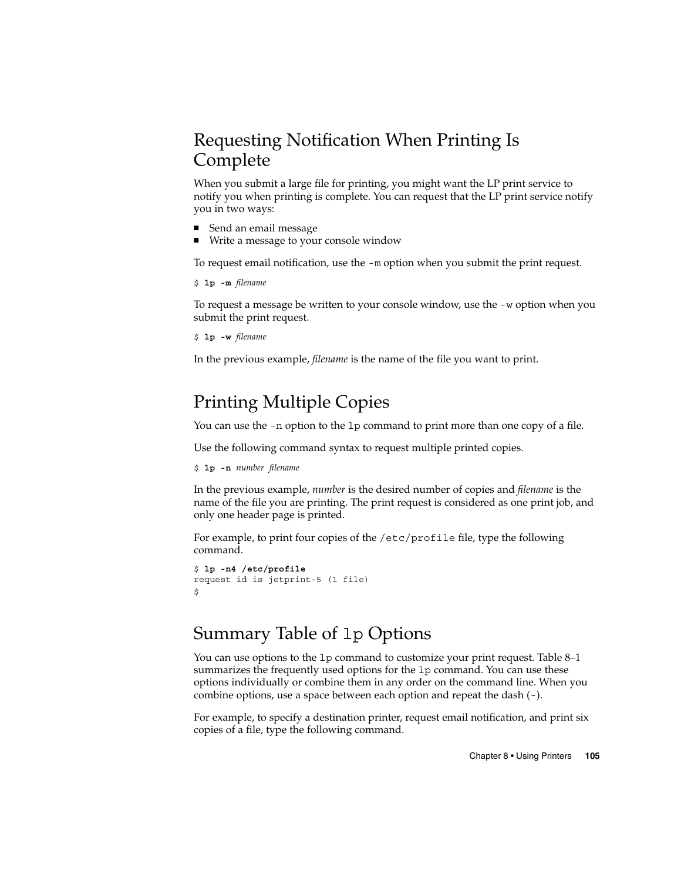## Requesting Notification When Printing Is Complete

When you submit a large file for printing, you might want the LP print service to notify you when printing is complete. You can request that the LP print service notify you in two ways:

- Send an email message
- Write a message to your console window

To request email notification, use the `-m` option when you submit the print request.

```
$ lp -m filename
```

To request a message be written to your console window, use the `-w` option when you submit the print request.

```
$ lp -w filename
```

In the previous example, *filename* is the name of the file you want to print.

## Printing Multiple Copies

You can use the `-n` option to the `lp` command to print more than one copy of a file.

Use the following command syntax to request multiple printed copies.

```
$ lp -n number filename
```

In the previous example, *number* is the desired number of copies and *filename* is the name of the file you are printing. The print request is considered as one print job, and only one header page is printed.

For example, to print four copies of the `/etc/profile` file, type the following command.

```
$ lp -n4 /etc/profile
request id is jetprint-5 (1 file)
$
```

## Summary Table of `lp` Options

You can use options to the `lp` command to customize your print request. Table 8–1 summarizes the frequently used options for the `lp` command. You can use these options individually or combine them in any order on the command line. When you combine options, use a space between each option and repeat the dash (`-`).

For example, to specify a destination printer, request email notification, and print six copies of a file, type the following command.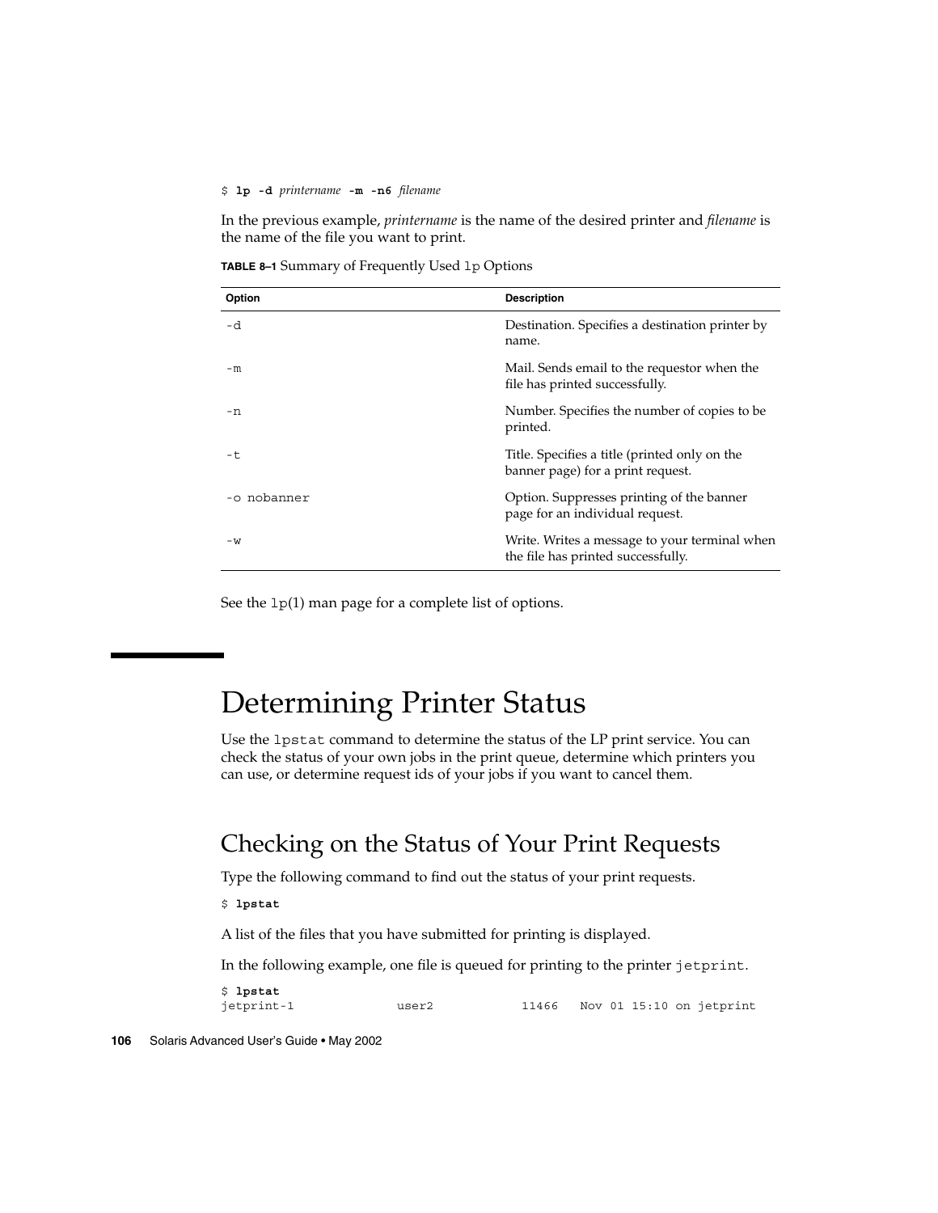```
$ lp -d printername -m -n6 filename
```

In the previous example, *printername* is the name of the desired printer and *filename* is the name of the file you want to print.

**TABLE 8–1** Summary of Frequently Used `lp` Options

| Option | Description |
| --- | --- |
| `-d` | Destination. Specifies a destination printer by name. |
| `-m` | Mail. Sends email to the requestor when the file has printed successfully. |
| `-n` | Number. Specifies the number of copies to be printed. |
| `-t` | Title. Specifies a title (printed only on the banner page) for a print request. |
| `-o nobanner` | Option. Suppresses printing of the banner page for an individual request. |
| `-w` | Write. Writes a message to your terminal when the file has printed successfully. |

See the `lp`(1) man page for a complete list of options.

# Determining Printer Status

Use the `lpstat` command to determine the status of the LP print service. You can check the status of your own jobs in the print queue, determine which printers you can use, or determine request ids of your jobs if you want to cancel them.

## Checking on the Status of Your Print Requests

Type the following command to find out the status of your print requests.

```
$ lpstat
```

A list of the files that you have submitted for printing is displayed.

In the following example, one file is queued for printing to the printer `jetprint`.

```
$ lpstat
jetprint-1             user2           11466   Nov 01 15:10 on jetprint
```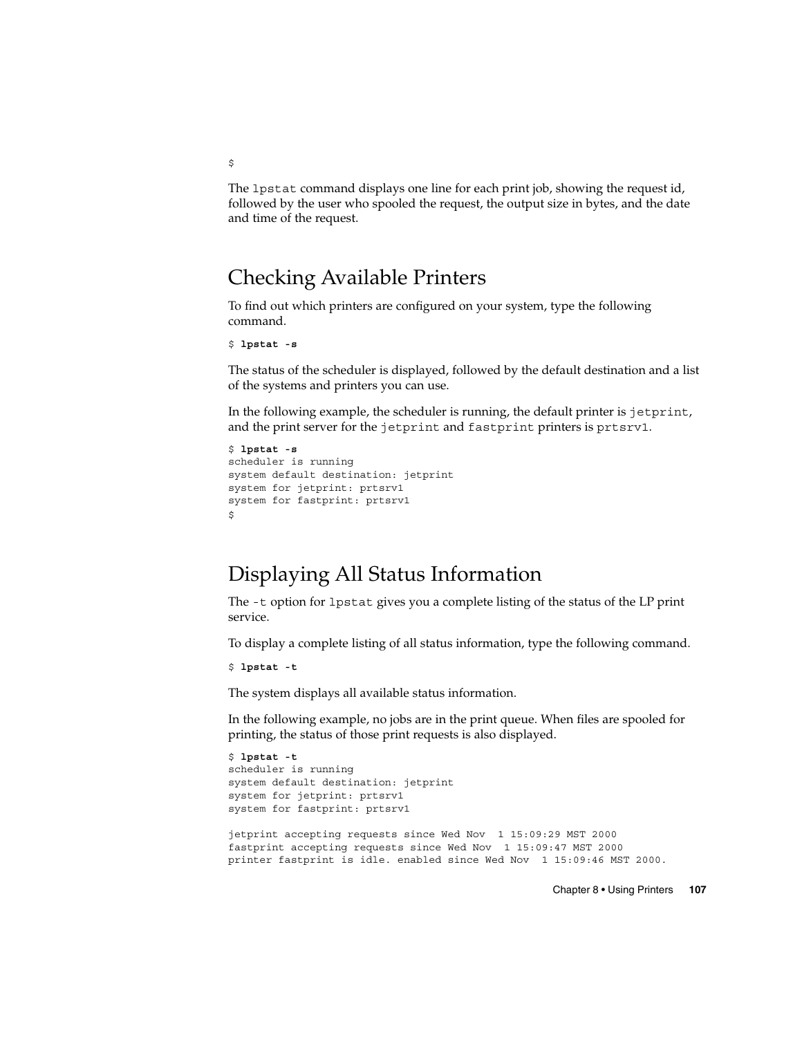```
$
```

The `lpstat` command displays one line for each print job, showing the request id, followed by the user who spooled the request, the output size in bytes, and the date and time of the request.

## Checking Available Printers

To find out which printers are configured on your system, type the following command.

```
$ lpstat -s
```

The status of the scheduler is displayed, followed by the default destination and a list of the systems and printers you can use.

In the following example, the scheduler is running, the default printer is `jetprint`, and the print server for the `jetprint` and `fastprint` printers is `prtsrv1`.

```
$ lpstat -s
scheduler is running
system default destination: jetprint
system for jetprint: prtsrv1
system for fastprint: prtsrv1
$
```

## Displaying All Status Information

The `-t` option for `lpstat` gives you a complete listing of the status of the LP print service.

To display a complete listing of all status information, type the following command.

```
$ lpstat -t
```

The system displays all available status information.

In the following example, no jobs are in the print queue. When files are spooled for printing, the status of those print requests is also displayed.

```
$ lpstat -t
scheduler is running
system default destination: jetprint
system for jetprint: prtsrv1
system for fastprint: prtsrv1

jetprint accepting requests since Wed Nov  1 15:09:29 MST 2000
fastprint accepting requests since Wed Nov  1 15:09:47 MST 2000
printer fastprint is idle. enabled since Wed Nov  1 15:09:46 MST 2000.
```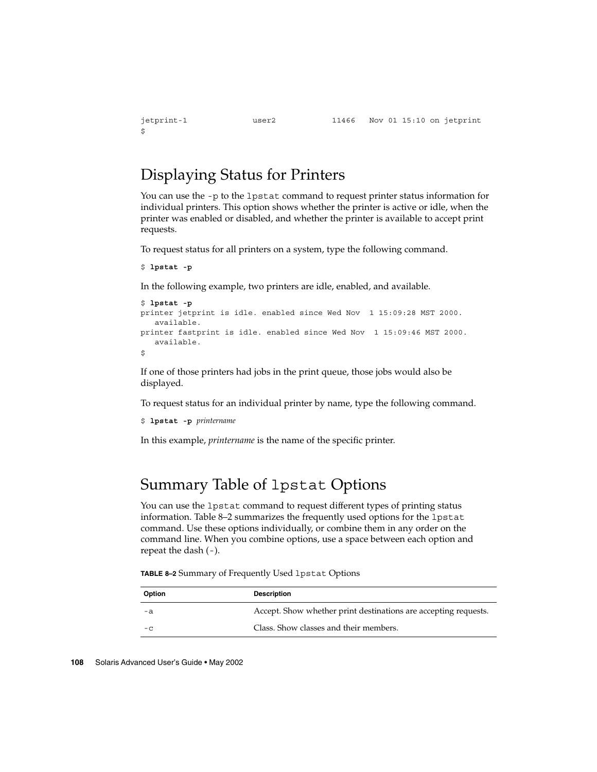```
jetprint-1              user2            11466   Nov 01 15:10 on jetprint
$
```

## Displaying Status for Printers

You can use the `-p` to the `lpstat` command to request printer status information for individual printers. This option shows whether the printer is active or idle, when the printer was enabled or disabled, and whether the printer is available to accept print requests.

To request status for all printers on a system, type the following command.

```
$ lpstat -p
```

In the following example, two printers are idle, enabled, and available.

```
$ lpstat -p
printer jetprint is idle. enabled since Wed Nov  1 15:09:28 MST 2000.
   available.
printer fastprint is idle. enabled since Wed Nov  1 15:09:46 MST 2000.
   available.
$
```

If one of those printers had jobs in the print queue, those jobs would also be displayed.

To request status for an individual printer by name, type the following command.

```
$ lpstat -p printername
```

In this example, *printername* is the name of the specific printer.

## Summary Table of `lpstat` Options

You can use the `lpstat` command to request different types of printing status information. Table 8–2 summarizes the frequently used options for the `lpstat` command. Use these options individually, or combine them in any order on the command line. When you combine options, use a space between each option and repeat the dash (`-`).

**TABLE 8–2** Summary of Frequently Used `lpstat` Options

| Option | Description |
| --- | --- |
| `-a` | Accept. Show whether print destinations are accepting requests. |
| `-c` | Class. Show classes and their members. |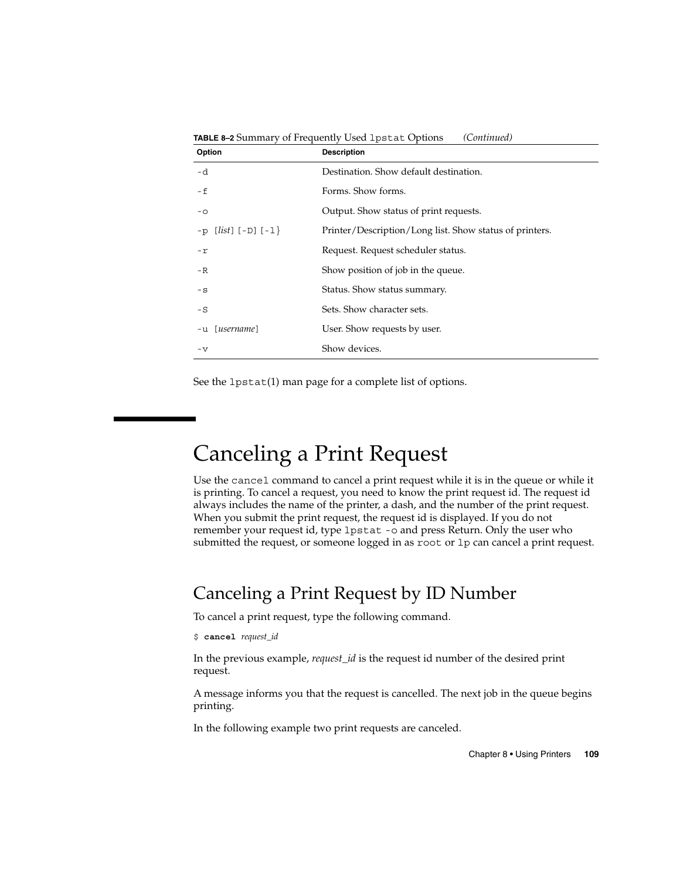**TABLE 8–2** Summary of Frequently Used `lpstat` Options *(Continued)*

| Option | Description |
| --- | --- |
| `-d` | Destination. Show default destination. |
| `-f` | Forms. Show forms. |
| `-o` | Output. Show status of print requests. |
| `-p` [*list*] [`-D`] [`-l`} | Printer/Description/Long list. Show status of printers. |
| `-r` | Request. Request scheduler status. |
| `-R` | Show position of job in the queue. |
| `-s` | Status. Show status summary. |
| `-S` | Sets. Show character sets. |
| `-u` [*username*] | User. Show requests by user. |
| `-v` | Show devices. |

See the `lpstat`(1) man page for a complete list of options.

# Canceling a Print Request

Use the `cancel` command to cancel a print request while it is in the queue or while it is printing. To cancel a request, you need to know the print request id. The request id always includes the name of the printer, a dash, and the number of the print request. When you submit the print request, the request id is displayed. If you do not remember your request id, type `lpstat -o` and press Return. Only the user who submitted the request, or someone logged in as `root` or `lp` can cancel a print request.

## Canceling a Print Request by ID Number

To cancel a print request, type the following command.

```
$ cancel request_id
```

In the previous example, *request_id* is the request id number of the desired print request.

A message informs you that the request is cancelled. The next job in the queue begins printing.

In the following example two print requests are canceled.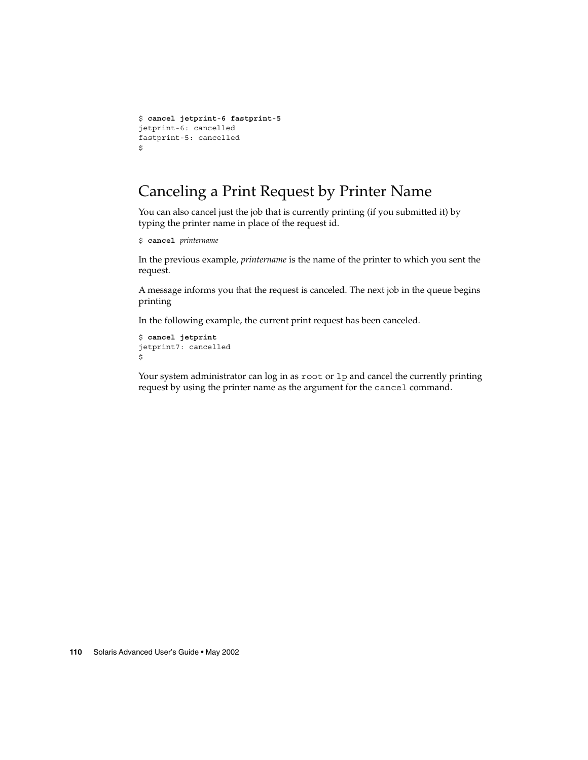```
$ cancel jetprint-6 fastprint-5
jetprint-6: cancelled
fastprint-5: cancelled
$
```

## Canceling a Print Request by Printer Name

You can also cancel just the job that is currently printing (if you submitted it) by typing the printer name in place of the request id.

```
$ cancel printername
```

In the previous example, *printername* is the name of the printer to which you sent the request.

A message informs you that the request is canceled. The next job in the queue begins printing

In the following example, the current print request has been canceled.

```
$ cancel jetprint
jetprint7: cancelled
$
```

Your system administrator can log in as `root` or `lp` and cancel the currently printing request by using the printer name as the argument for the `cancel` command.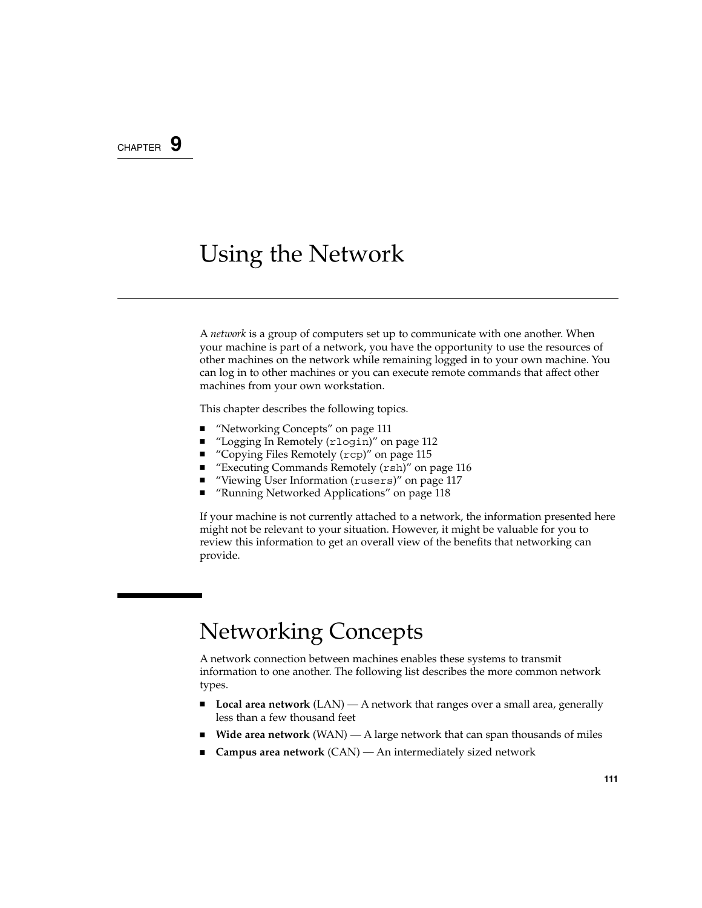CHAPTER 9

# Using the Network

A *network* is a group of computers set up to communicate with one another. When your machine is part of a network, you have the opportunity to use the resources of other machines on the network while remaining logged in to your own machine. You can log in to other machines or you can execute remote commands that affect other machines from your own workstation.

This chapter describes the following topics.

- "Networking Concepts" on page 111
- "Logging In Remotely (`rlogin`)" on page 112
- "Copying Files Remotely (`rcp`)" on page 115
- "Executing Commands Remotely (`rsh`)" on page 116
- "Viewing User Information (`rusers`)" on page 117
- "Running Networked Applications" on page 118

If your machine is not currently attached to a network, the information presented here might not be relevant to your situation. However, it might be valuable for you to review this information to get an overall view of the benefits that networking can provide.

## Networking Concepts

A network connection between machines enables these systems to transmit information to one another. The following list describes the more common network types.

- **Local area network** (LAN) — A network that ranges over a small area, generally less than a few thousand feet
- **Wide area network** (WAN) — A large network that can span thousands of miles
- **Campus area network** (CAN) — An intermediately sized network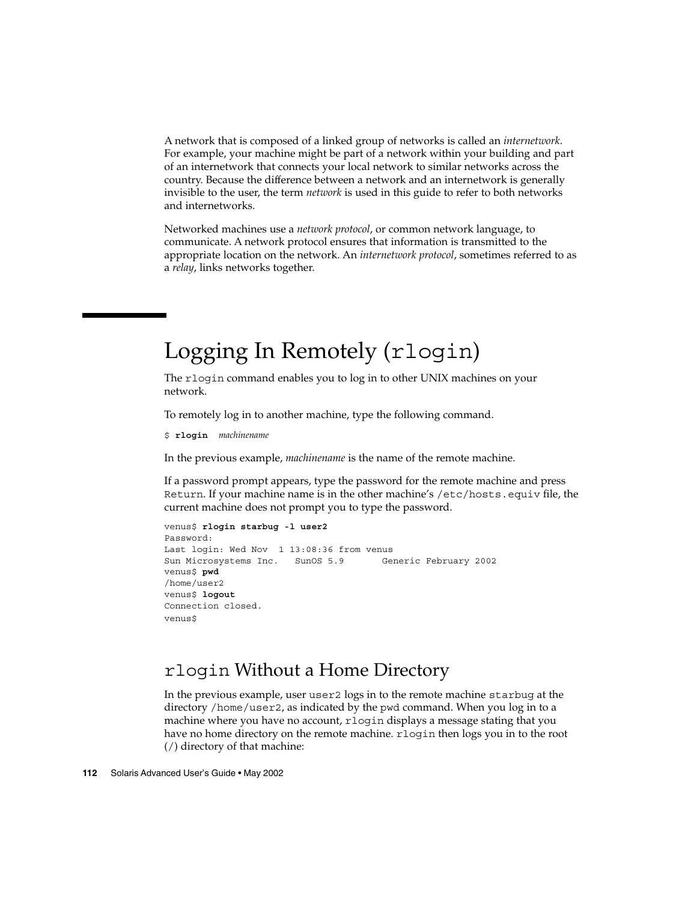A network that is composed of a linked group of networks is called an *internetwork*. For example, your machine might be part of a network within your building and part of an internetwork that connects your local network to similar networks across the country. Because the difference between a network and an internetwork is generally invisible to the user, the term *network* is used in this guide to refer to both networks and internetworks.

Networked machines use a *network protocol*, or common network language, to communicate. A network protocol ensures that information is transmitted to the appropriate location on the network. An *internetwork protocol*, sometimes referred to as a *relay*, links networks together.

# Logging In Remotely (`rlogin`)

The `rlogin` command enables you to log in to other UNIX machines on your network.

To remotely log in to another machine, type the following command.

```
$ rlogin  machinename
```

In the previous example, *machinename* is the name of the remote machine.

If a password prompt appears, type the password for the remote machine and press `Return`. If your machine name is in the other machine's `/etc/hosts.equiv` file, the current machine does not prompt you to type the password.

```
venus$ rlogin starbug -l user2
Password:
Last login: Wed Nov  1 13:08:36 from venus
Sun Microsystems Inc.   SunOS 5.9       Generic February 2002
venus$ pwd
/home/user2
venus$ logout
Connection closed.
venus$
```

## `rlogin` Without a Home Directory

In the previous example, user `user2` logs in to the remote machine `starbug` at the directory `/home/user2`, as indicated by the `pwd` command. When you log in to a machine where you have no account, `rlogin` displays a message stating that you have no home directory on the remote machine. `rlogin` then logs you in to the root (/) directory of that machine: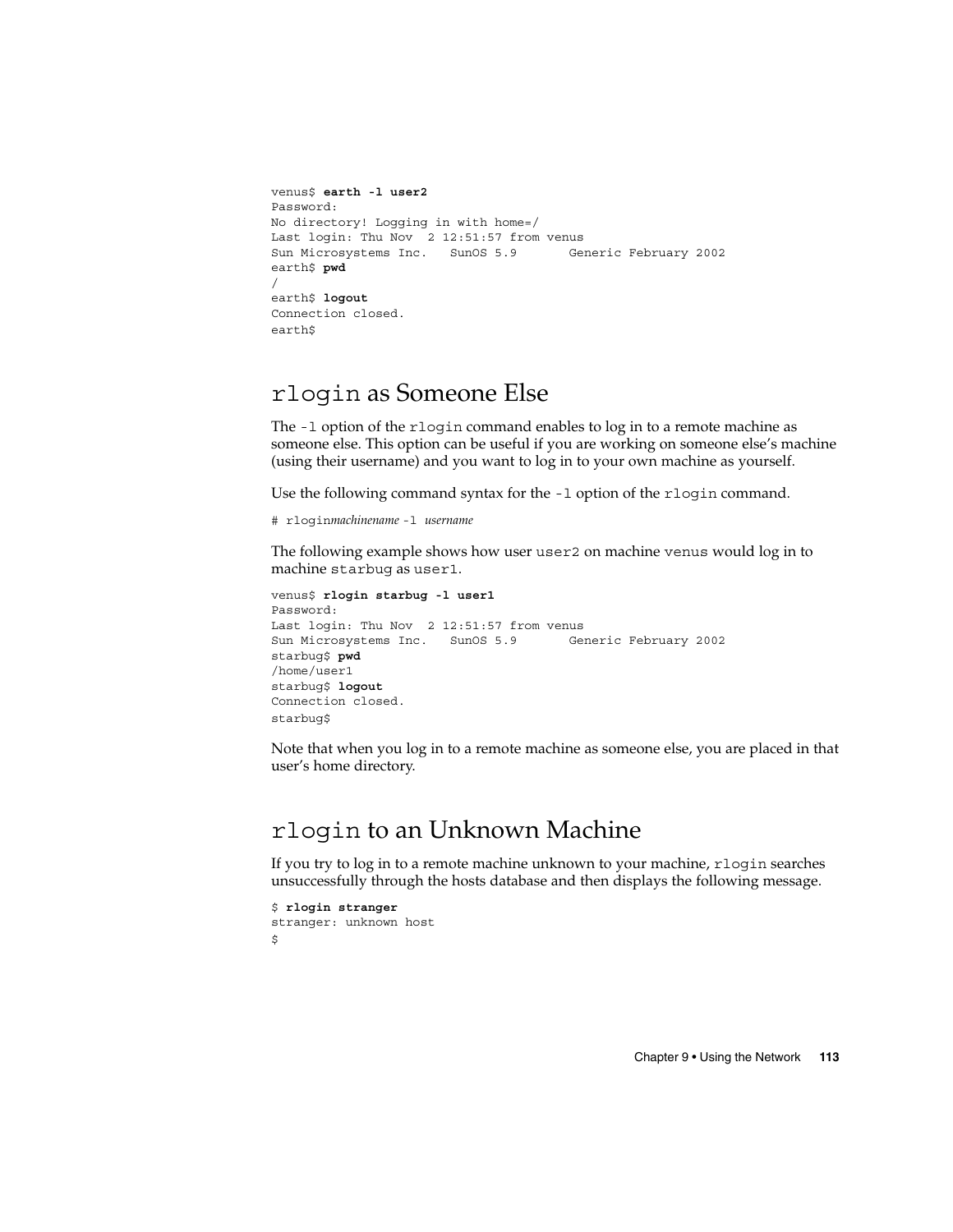```
venus$ earth -l user2
Password:
No directory! Logging in with home=/
Last login: Thu Nov  2 12:51:57 from venus
Sun Microsystems Inc.   SunOS 5.9       Generic February 2002
earth$ pwd
/
earth$ logout
Connection closed.
earth$
```

## rlogin as Someone Else

The -l option of the rlogin command enables to log in to a remote machine as someone else. This option can be useful if you are working on someone else's machine (using their username) and you want to log in to your own machine as yourself.

Use the following command syntax for the -l option of the rlogin command.

```
# rloginmachinename -l  username
```

The following example shows how user user2 on machine venus would log in to machine starbug as user1.

```
venus$ rlogin starbug -l user1
Password:
Last login: Thu Nov  2 12:51:57 from venus
Sun Microsystems Inc.   SunOS 5.9       Generic February 2002
starbug$ pwd
/home/user1
starbug$ logout
Connection closed.
starbug$
```

Note that when you log in to a remote machine as someone else, you are placed in that user's home directory.

## rlogin to an Unknown Machine

If you try to log in to a remote machine unknown to your machine, rlogin searches unsuccessfully through the hosts database and then displays the following message.

```
$ rlogin stranger
stranger: unknown host
$
```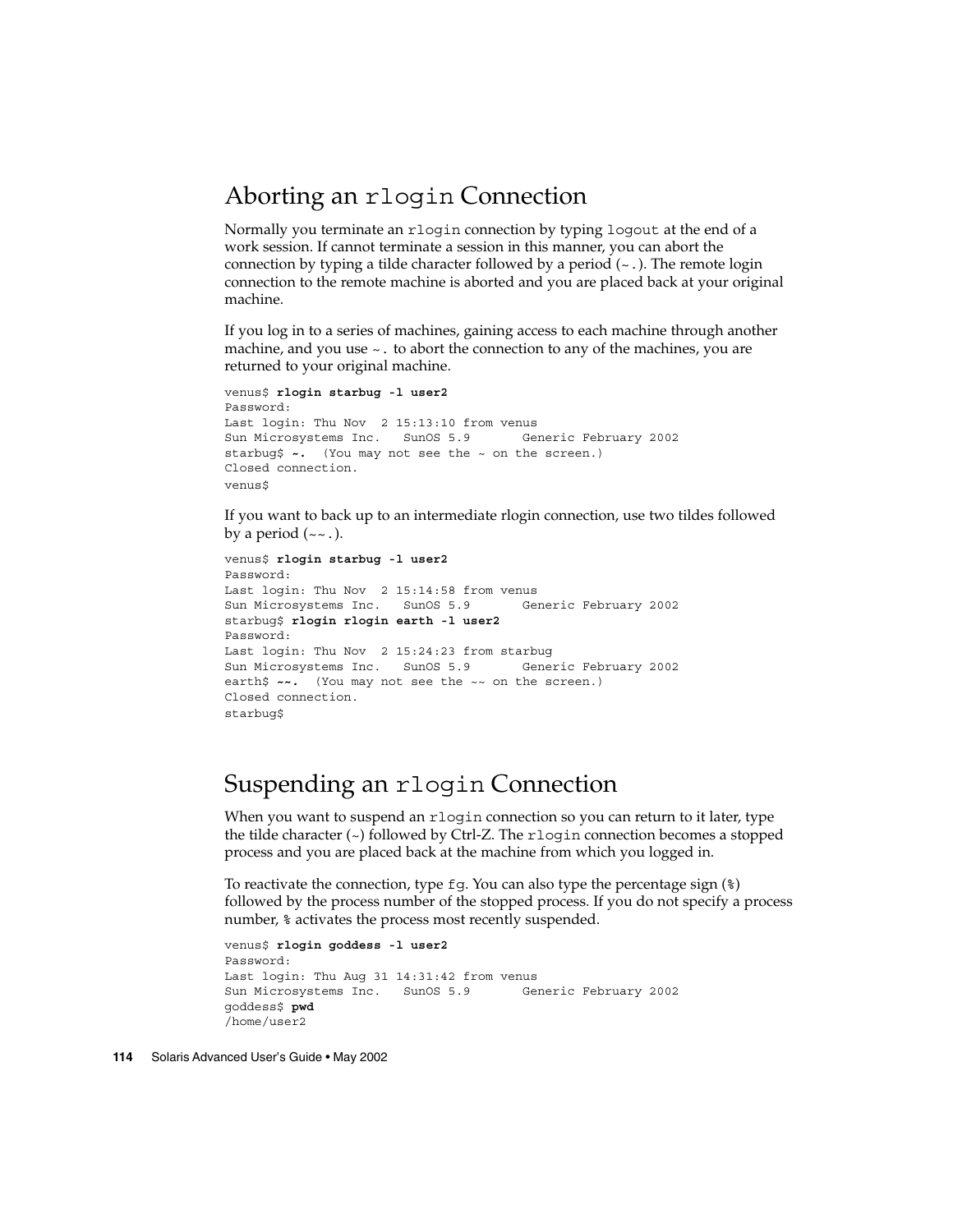## Aborting an `rlogin` Connection

Normally you terminate an `rlogin` connection by typing `logout` at the end of a work session. If cannot terminate a session in this manner, you can abort the connection by typing a tilde character followed by a period (`~.`). The remote login connection to the remote machine is aborted and you are placed back at your original machine.

If you log in to a series of machines, gaining access to each machine through another machine, and you use `~.` to abort the connection to any of the machines, you are returned to your original machine.

```
venus$ rlogin starbug -l user2
Password:
Last login: Thu Nov  2 15:13:10 from venus
Sun Microsystems Inc.   SunOS 5.9       Generic February 2002
starbug$ ~.  (You may not see the ~ on the screen.)
Closed connection.
venus$
```

If you want to back up to an intermediate rlogin connection, use two tildes followed by a period (`~~.`).

```
venus$ rlogin starbug -l user2
Password:
Last login: Thu Nov  2 15:14:58 from venus
Sun Microsystems Inc.   SunOS 5.9       Generic February 2002
starbug$ rlogin rlogin earth -l user2
Password:
Last login: Thu Nov  2 15:24:23 from starbug
Sun Microsystems Inc.   SunOS 5.9       Generic February 2002
earth$ ~~.  (You may not see the ~~ on the screen.)
Closed connection.
starbug$
```

## Suspending an `rlogin` Connection

When you want to suspend an `rlogin` connection so you can return to it later, type the tilde character (~) followed by Ctrl-Z. The `rlogin` connection becomes a stopped process and you are placed back at the machine from which you logged in.

To reactivate the connection, type `fg`. You can also type the percentage sign (`%`) followed by the process number of the stopped process. If you do not specify a process number, `%` activates the process most recently suspended.

```
venus$ rlogin goddess -l user2
Password:
Last login: Thu Aug 31 14:31:42 from venus
Sun Microsystems Inc.   SunOS 5.9       Generic February 2002
goddess$ pwd
/home/user2
```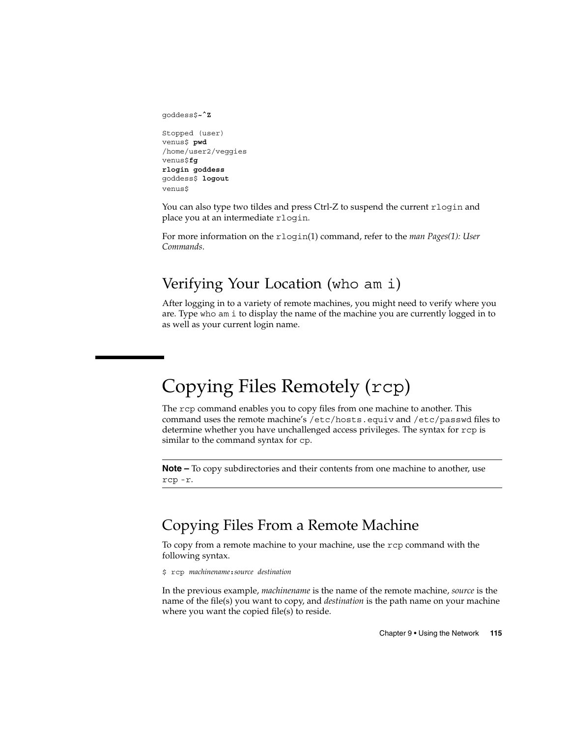```
goddess$~^Z

Stopped (user)
venus$ pwd
/home/user2/veggies
venus$fg
rlogin goddess
goddess$ logout
venus$
```

You can also type two tildes and press Ctrl-Z to suspend the current `rlogin` and place you at an intermediate `rlogin`.

For more information on the `rlogin`(1) command, refer to the *man Pages(1): User Commands*.

## Verifying Your Location (`who am i`)

After logging in to a variety of remote machines, you might need to verify where you are. Type `who am i` to display the name of the machine you are currently logged in to as well as your current login name.

# Copying Files Remotely (`rcp`)

The `rcp` command enables you to copy files from one machine to another. This command uses the remote machine's `/etc/hosts.equiv` and `/etc/passwd` files to determine whether you have unchallenged access privileges. The syntax for `rcp` is similar to the command syntax for `cp`.

---

**Note –** To copy subdirectories and their contents from one machine to another, use `rcp -r`.

---

## Copying Files From a Remote Machine

To copy from a remote machine to your machine, use the `rcp` command with the following syntax.

```
$ rcp machinename:source destination
```

In the previous example, *machinename* is the name of the remote machine, *source* is the name of the file(s) you want to copy, and *destination* is the path name on your machine where you want the copied file(s) to reside.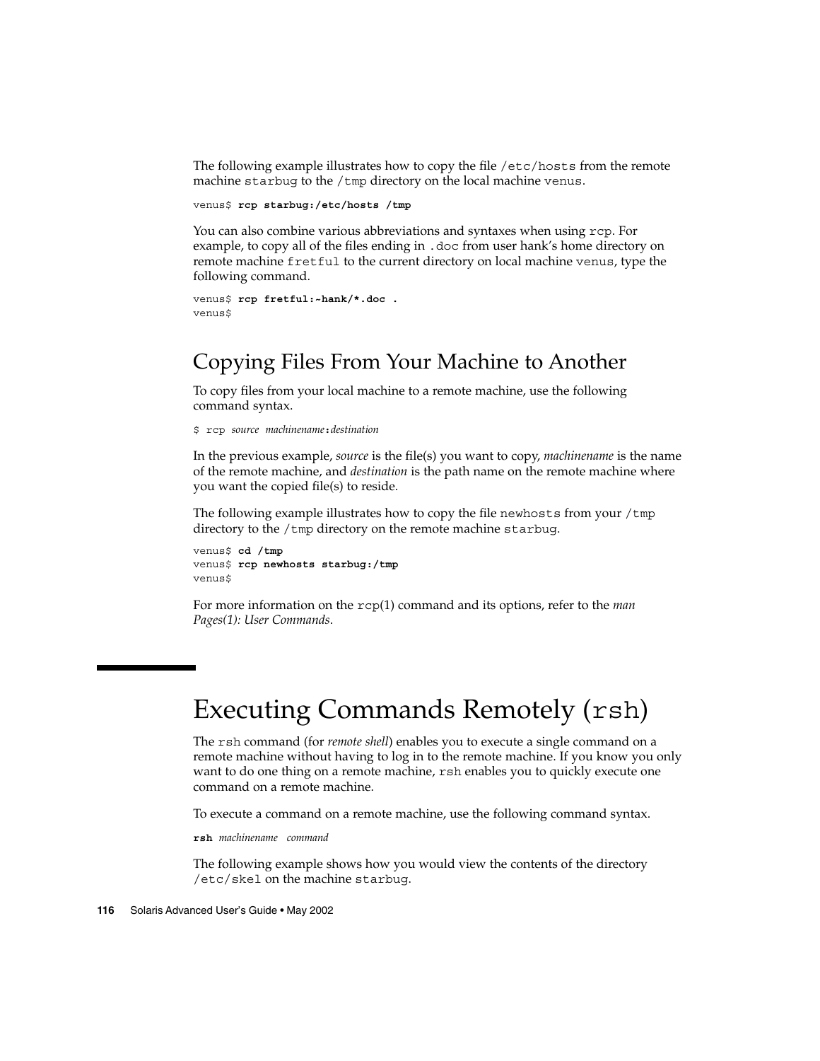The following example illustrates how to copy the file `/etc/hosts` from the remote machine `starbug` to the `/tmp` directory on the local machine `venus`.

```
venus$ rcp starbug:/etc/hosts /tmp
```

You can also combine various abbreviations and syntaxes when using `rcp`. For example, to copy all of the files ending in `.doc` from user hank's home directory on remote machine `fretful` to the current directory on local machine `venus`, type the following command.

```
venus$ rcp fretful:~hank/*.doc .
venus$
```

## Copying Files From Your Machine to Another

To copy files from your local machine to a remote machine, use the following command syntax.

```
$ rcp source machinename:destination
```

In the previous example, *source* is the file(s) you want to copy, *machinename* is the name of the remote machine, and *destination* is the path name on the remote machine where you want the copied file(s) to reside.

The following example illustrates how to copy the file `newhosts` from your `/tmp` directory to the `/tmp` directory on the remote machine `starbug`.

```
venus$ cd /tmp
venus$ rcp newhosts starbug:/tmp
venus$
```

For more information on the `rcp`(1) command and its options, refer to the *man Pages(1): User Commands*.

# Executing Commands Remotely (`rsh`)

The `rsh` command (for *remote shell*) enables you to execute a single command on a remote machine without having to log in to the remote machine. If you know you only want to do one thing on a remote machine, `rsh` enables you to quickly execute one command on a remote machine.

To execute a command on a remote machine, use the following command syntax.

```
rsh machinename command
```

The following example shows how you would view the contents of the directory `/etc/skel` on the machine `starbug`.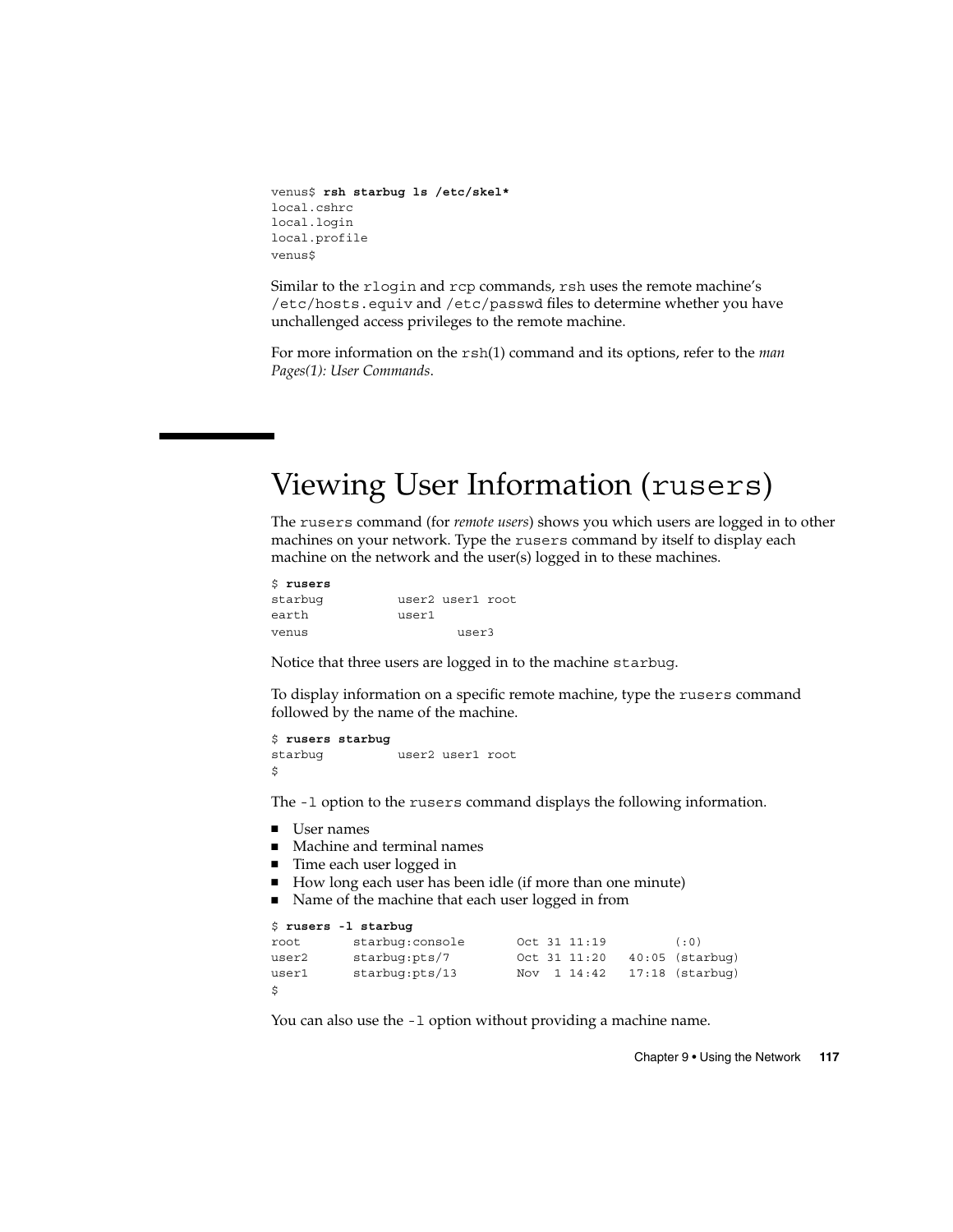```
venus$ rsh starbug ls /etc/skel*
local.cshrc
local.login
local.profile
venus$
```

Similar to the `rlogin` and `rcp` commands, `rsh` uses the remote machine's `/etc/hosts.equiv` and `/etc/passwd` files to determine whether you have unchallenged access privileges to the remote machine.

For more information on the `rsh`(1) command and its options, refer to the *man Pages(1): User Commands*.

# Viewing User Information (`rusers`)

The `rusers` command (for *remote users*) shows you which users are logged in to other machines on your network. Type the `rusers` command by itself to display each machine on the network and the user(s) logged in to these machines.

```
$ rusers
starbug          user2 user1 root
earth            user1
venus                    user3
```

Notice that three users are logged in to the machine `starbug`.

To display information on a specific remote machine, type the `rusers` command followed by the name of the machine.

```
$ rusers starbug
starbug          user2 user1 root
$
```

The `-l` option to the `rusers` command displays the following information.

- User names
- Machine and terminal names
- Time each user logged in
- How long each user has been idle (if more than one minute)
- Name of the machine that each user logged in from

```
$ rusers -l starbug
root       starbug:console       Oct 31 11:19         (:0)
user2      starbug:pts/7         Oct 31 11:20   40:05 (starbug)
user1      starbug:pts/13        Nov  1 14:42   17:18 (starbug)
$
```

You can also use the `-l` option without providing a machine name.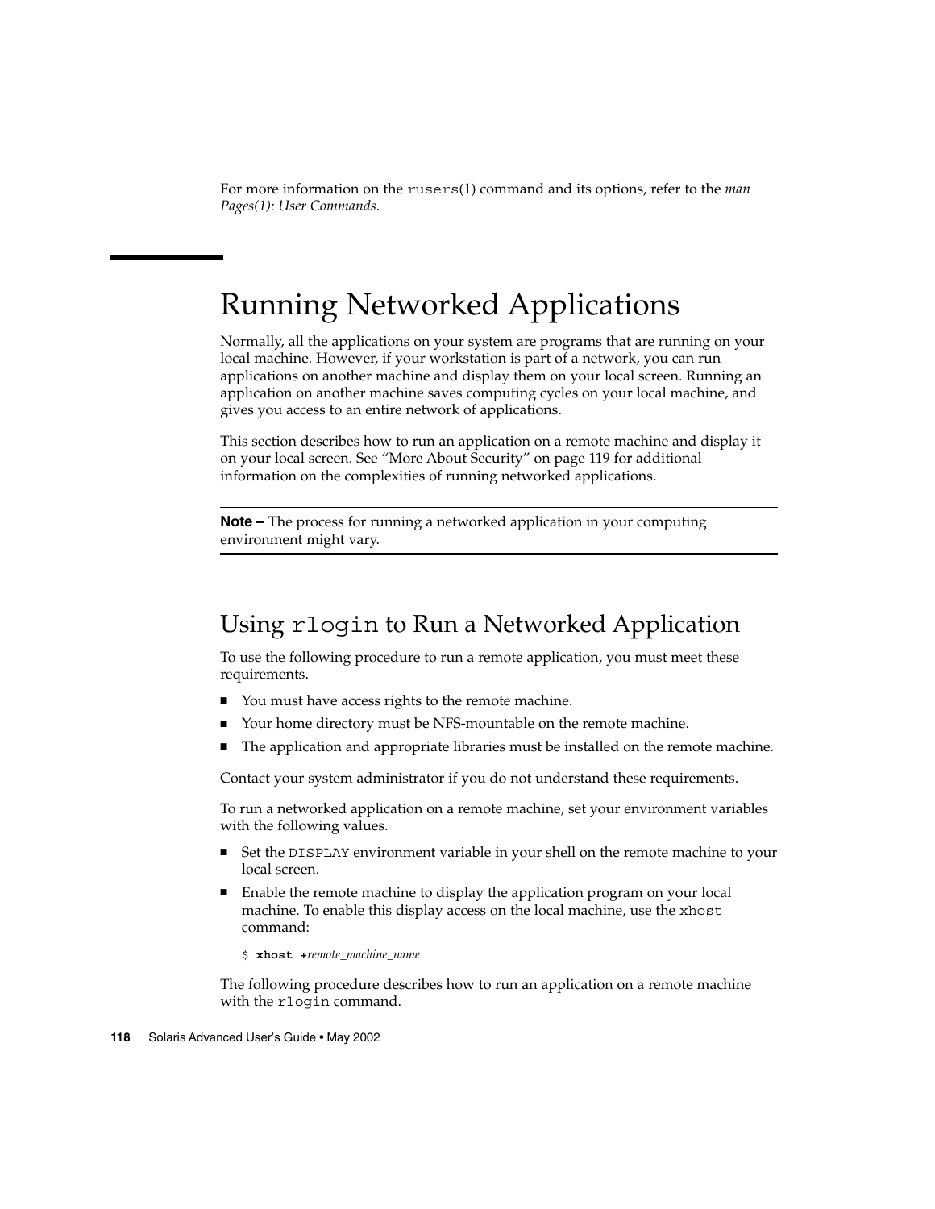For more information on the `rusers`(1) command and its options, refer to the *man Pages(1): User Commands*.

# Running Networked Applications

Normally, all the applications on your system are programs that are running on your local machine. However, if your workstation is part of a network, you can run applications on another machine and display them on your local screen. Running an application on another machine saves computing cycles on your local machine, and gives you access to an entire network of applications.

This section describes how to run an application on a remote machine and display it on your local screen. See "More About Security" on page 119 for additional information on the complexities of running networked applications.

---

**Note –** The process for running a networked application in your computing environment might vary.

---

## Using `rlogin` to Run a Networked Application

To use the following procedure to run a remote application, you must meet these requirements.

- You must have access rights to the remote machine.
- Your home directory must be NFS-mountable on the remote machine.
- The application and appropriate libraries must be installed on the remote machine.

Contact your system administrator if you do not understand these requirements.

To run a networked application on a remote machine, set your environment variables with the following values.

- Set the `DISPLAY` environment variable in your shell on the remote machine to your local screen.
- Enable the remote machine to display the application program on your local machine. To enable this display access on the local machine, use the `xhost` command:

  ```
  $ xhost +remote_machine_name
  ```

The following procedure describes how to run an application on a remote machine with the `rlogin` command.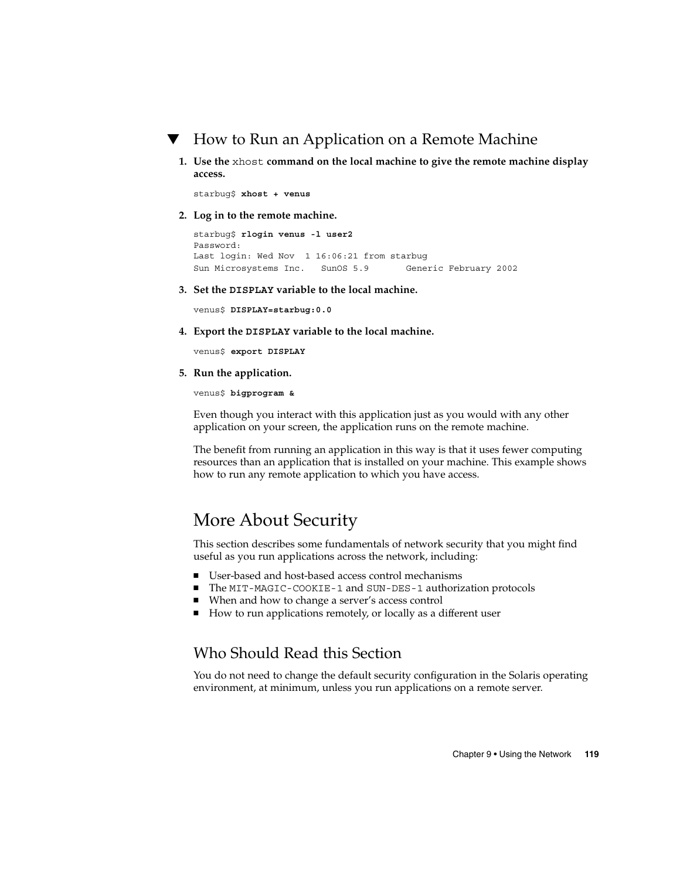## ▼ How to Run an Application on a Remote Machine

1. **Use the `xhost` command on the local machine to give the remote machine display access.**

   ```
   starbug$ xhost + venus
   ```

2. **Log in to the remote machine.**

   ```
   starbug$ rlogin venus -l user2
   Password:
   Last login: Wed Nov  1 16:06:21 from starbug
   Sun Microsystems Inc.   SunOS 5.9       Generic February 2002
   ```

3. **Set the `DISPLAY` variable to the local machine.**

   ```
   venus$ DISPLAY=starbug:0.0
   ```

4. **Export the `DISPLAY` variable to the local machine.**

   ```
   venus$ export DISPLAY
   ```

5. **Run the application.**

   ```
   venus$ bigprogram &
   ```

   Even though you interact with this application just as you would with any other application on your screen, the application runs on the remote machine.

   The benefit from running an application in this way is that it uses fewer computing resources than an application that is installed on your machine. This example shows how to run any remote application to which you have access.

## More About Security

This section describes some fundamentals of network security that you might find useful as you run applications across the network, including:

- User-based and host-based access control mechanisms
- The `MIT-MAGIC-COOKIE-1` and `SUN-DES-1` authorization protocols
- When and how to change a server's access control
- How to run applications remotely, or locally as a different user

### Who Should Read this Section

You do not need to change the default security configuration in the Solaris operating environment, at minimum, unless you run applications on a remote server.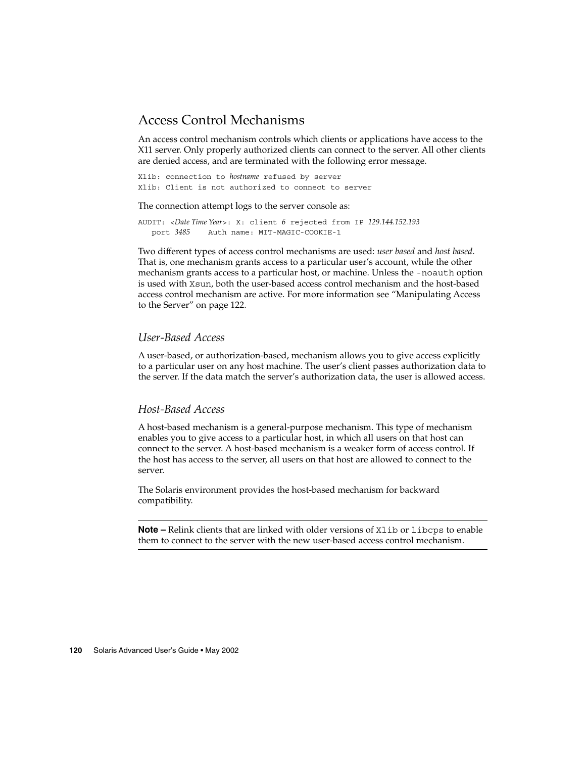## Access Control Mechanisms

An access control mechanism controls which clients or applications have access to the X11 server. Only properly authorized clients can connect to the server. All other clients are denied access, and are terminated with the following error message.

```
Xlib: connection to hostname refused by server
Xlib: Client is not authorized to connect to server
```

The connection attempt logs to the server console as:

```
AUDIT: <Date Time Year>: X: client 6 rejected from IP 129.144.152.193
   port 3485    Auth name: MIT-MAGIC-COOKIE-1
```

Two different types of access control mechanisms are used: *user based* and *host based*. That is, one mechanism grants access to a particular user's account, while the other mechanism grants access to a particular host, or machine. Unless the `-noauth` option is used with `Xsun`, both the user-based access control mechanism and the host-based access control mechanism are active. For more information see "Manipulating Access to the Server" on page 122.

### *User-Based Access*

A user-based, or authorization-based, mechanism allows you to give access explicitly to a particular user on any host machine. The user's client passes authorization data to the server. If the data match the server's authorization data, the user is allowed access.

### *Host-Based Access*

A host-based mechanism is a general-purpose mechanism. This type of mechanism enables you to give access to a particular host, in which all users on that host can connect to the server. A host-based mechanism is a weaker form of access control. If the host has access to the server, all users on that host are allowed to connect to the server.

The Solaris environment provides the host-based mechanism for backward compatibility.

---

**Note –** Relink clients that are linked with older versions of `Xlib` or `libcps` to enable them to connect to the server with the new user-based access control mechanism.

---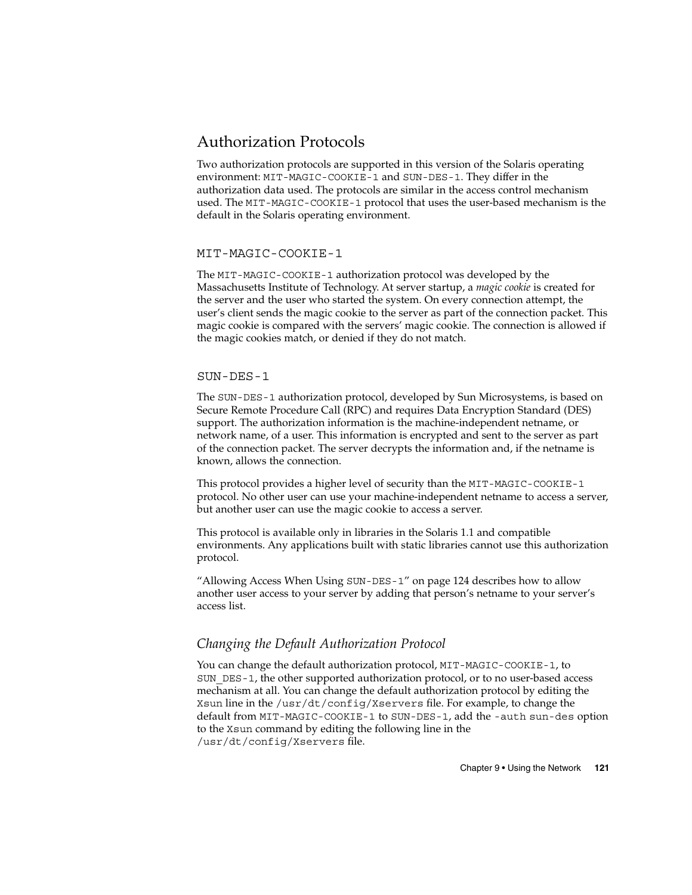## Authorization Protocols

Two authorization protocols are supported in this version of the Solaris operating environment: `MIT-MAGIC-COOKIE-1` and `SUN-DES-1`. They differ in the authorization data used. The protocols are similar in the access control mechanism used. The `MIT-MAGIC-COOKIE-1` protocol that uses the user-based mechanism is the default in the Solaris operating environment.

### MIT-MAGIC-COOKIE-1

The `MIT-MAGIC-COOKIE-1` authorization protocol was developed by the Massachusetts Institute of Technology. At server startup, a *magic cookie* is created for the server and the user who started the system. On every connection attempt, the user's client sends the magic cookie to the server as part of the connection packet. This magic cookie is compared with the servers' magic cookie. The connection is allowed if the magic cookies match, or denied if they do not match.

### SUN-DES-1

The `SUN-DES-1` authorization protocol, developed by Sun Microsystems, is based on Secure Remote Procedure Call (RPC) and requires Data Encryption Standard (DES) support. The authorization information is the machine-independent netname, or network name, of a user. This information is encrypted and sent to the server as part of the connection packet. The server decrypts the information and, if the netname is known, allows the connection.

This protocol provides a higher level of security than the `MIT-MAGIC-COOKIE-1` protocol. No other user can use your machine-independent netname to access a server, but another user can use the magic cookie to access a server.

This protocol is available only in libraries in the Solaris 1.1 and compatible environments. Any applications built with static libraries cannot use this authorization protocol.

"Allowing Access When Using `SUN-DES-1`" on page 124 describes how to allow another user access to your server by adding that person's netname to your server's access list.

### *Changing the Default Authorization Protocol*

You can change the default authorization protocol, `MIT-MAGIC-COOKIE-1`, to `SUN_DES-1`, the other supported authorization protocol, or to no user-based access mechanism at all. You can change the default authorization protocol by editing the `Xsun` line in the `/usr/dt/config/Xservers` file. For example, to change the default from `MIT-MAGIC-COOKIE-1` to `SUN-DES-1`, add the `-auth sun-des` option to the `Xsun` command by editing the following line in the `/usr/dt/config/Xservers` file.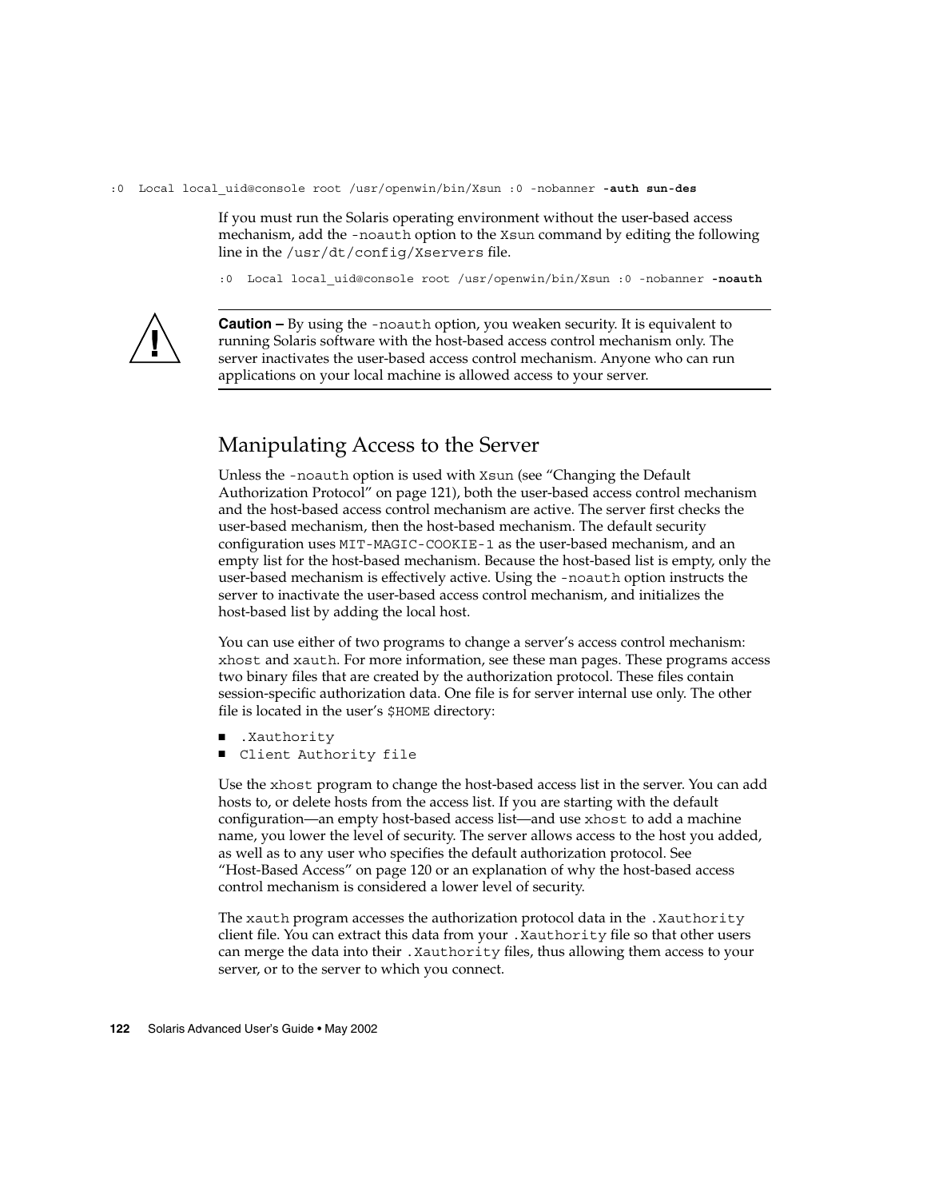```
:0  Local local_uid@console root /usr/openwin/bin/Xsun :0 -nobanner -auth sun-des
```

If you must run the Solaris operating environment without the user-based access mechanism, add the `-noauth` option to the `Xsun` command by editing the following line in the `/usr/dt/config/Xservers` file.

```
:0  Local local_uid@console root /usr/openwin/bin/Xsun :0 -nobanner -noauth
```

**Caution –** By using the `-noauth` option, you weaken security. It is equivalent to running Solaris software with the host-based access control mechanism only. The server inactivates the user-based access control mechanism. Anyone who can run applications on your local machine is allowed access to your server.

## Manipulating Access to the Server

Unless the `-noauth` option is used with `Xsun` (see "Changing the Default Authorization Protocol" on page 121), both the user-based access control mechanism and the host-based access control mechanism are active. The server first checks the user-based mechanism, then the host-based mechanism. The default security configuration uses `MIT-MAGIC-COOKIE-1` as the user-based mechanism, and an empty list for the host-based mechanism. Because the host-based list is empty, only the user-based mechanism is effectively active. Using the `-noauth` option instructs the server to inactivate the user-based access control mechanism, and initializes the host-based list by adding the local host.

You can use either of two programs to change a server's access control mechanism: `xhost` and `xauth`. For more information, see these man pages. These programs access two binary files that are created by the authorization protocol. These files contain session-specific authorization data. One file is for server internal use only. The other file is located in the user's `$HOME` directory:

- `.Xauthority`
- `Client Authority file`

Use the `xhost` program to change the host-based access list in the server. You can add hosts to, or delete hosts from the access list. If you are starting with the default configuration—an empty host-based access list—and use `xhost` to add a machine name, you lower the level of security. The server allows access to the host you added, as well as to any user who specifies the default authorization protocol. See "Host-Based Access" on page 120 or an explanation of why the host-based access control mechanism is considered a lower level of security.

The `xauth` program accesses the authorization protocol data in the `.Xauthority` client file. You can extract this data from your `.Xauthority` file so that other users can merge the data into their `.Xauthority` files, thus allowing them access to your server, or to the server to which you connect.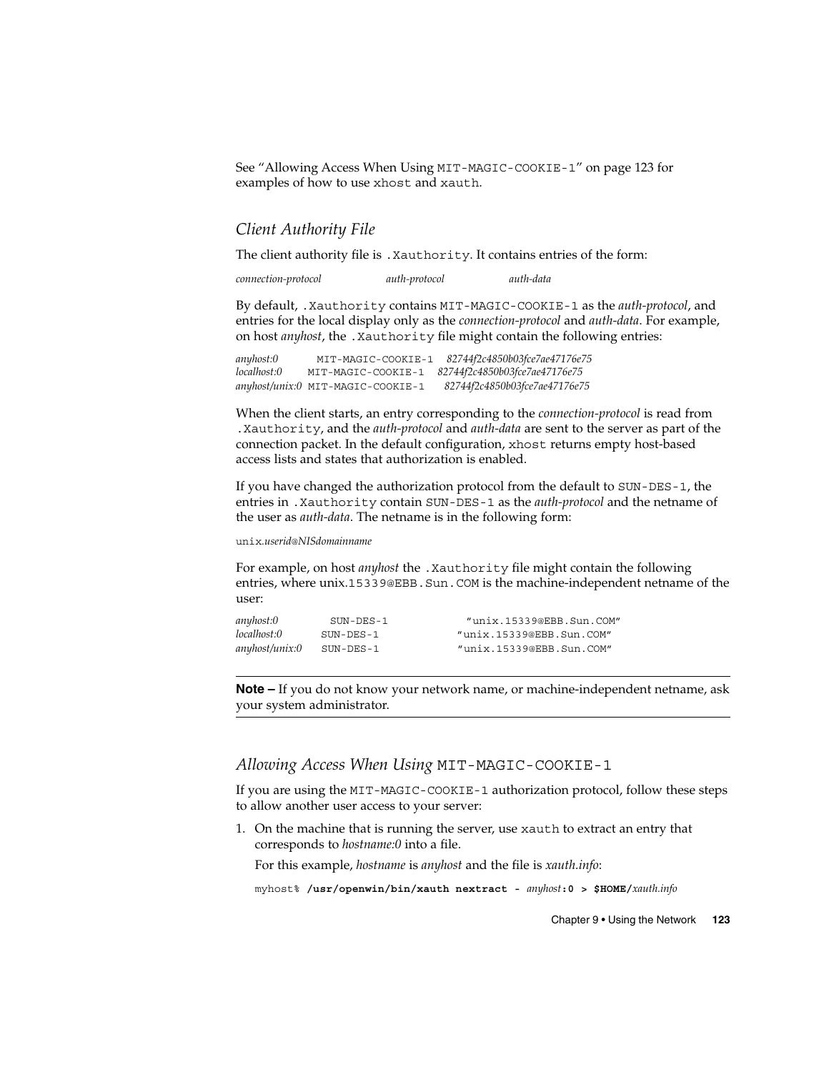See "Allowing Access When Using `MIT-MAGIC-COOKIE-1`" on page 123 for examples of how to use `xhost` and `xauth`.

### *Client Authority File*

The client authority file is `.Xauthority`. It contains entries of the form:

*connection-protocol* *auth-protocol* *auth-data*

By default, `.Xauthority` contains `MIT-MAGIC-COOKIE-1` as the *auth-protocol*, and entries for the local display only as the *connection-protocol* and *auth-data*. For example, on host *anyhost*, the `.Xauthority` file might contain the following entries:

```
anyhost:0        MIT-MAGIC-COOKIE-1  82744f2c4850b03fce7ae47176e75
localhost:0      MIT-MAGIC-COOKIE-1  82744f2c4850b03fce7ae47176e75
anyhost/unix:0   MIT-MAGIC-COOKIE-1  82744f2c4850b03fce7ae47176e75
```

When the client starts, an entry corresponding to the *connection-protocol* is read from `.Xauthority`, and the *auth-protocol* and *auth-data* are sent to the server as part of the connection packet. In the default configuration, `xhost` returns empty host-based access lists and states that authorization is enabled.

If you have changed the authorization protocol from the default to `SUN-DES-1`, the entries in `.Xauthority` contain `SUN-DES-1` as the *auth-protocol* and the netname of the user as *auth-data*. The netname is in the following form:

`unix.`*userid@NISdomainname*

For example, on host *anyhost* the `.Xauthority` file might contain the following entries, where unix.`15339@EBB.Sun.COM` is the machine-independent netname of the user:

```
anyhost:0        SUN-DES-1    "unix.15339@EBB.Sun.COM"
localhost:0      SUN-DES-1    "unix.15339@EBB.Sun.COM"
anyhost/unix:0   SUN-DES-1    "unix.15339@EBB.Sun.COM"
```

---

**Note –** If you do not know your network name, or machine-independent netname, ask your system administrator.

---

### *Allowing Access When Using* `MIT-MAGIC-COOKIE-1`

If you are using the `MIT-MAGIC-COOKIE-1` authorization protocol, follow these steps to allow another user access to your server:

1. On the machine that is running the server, use `xauth` to extract an entry that corresponds to *hostname:0* into a file.

   For this example, *hostname* is *anyhost* and the file is *xauth.info*:

   ```
   myhost% /usr/openwin/bin/xauth nextract - anyhost:0 > $HOME/xauth.info
   ```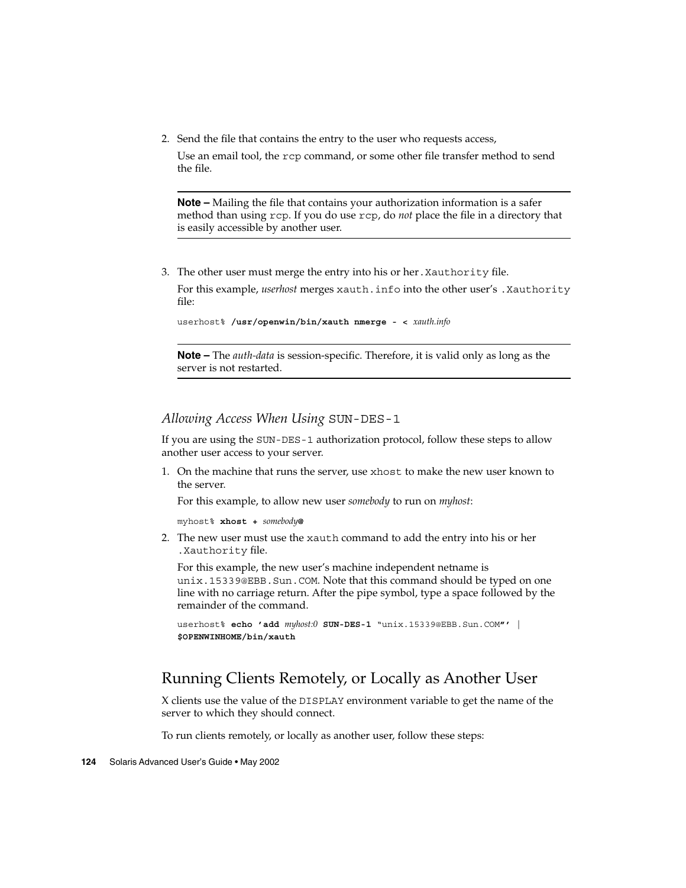2. Send the file that contains the entry to the user who requests access,

   Use an email tool, the `rcp` command, or some other file transfer method to send the file.

---

**Note –** Mailing the file that contains your authorization information is a safer method than using `rcp`. If you do use `rcp`, do *not* place the file in a directory that is easily accessible by another user.

---

3. The other user must merge the entry into his or her `.Xauthority` file.

   For this example, *userhost* merges `xauth.info` into the other user's `.Xauthority` file:

   ```
   userhost% /usr/openwin/bin/xauth nmerge - < xauth.info
   ```

---

**Note –** The *auth-data* is session-specific. Therefore, it is valid only as long as the server is not restarted.

---

### *Allowing Access When Using* `SUN-DES-1`

If you are using the `SUN-DES-1` authorization protocol, follow these steps to allow another user access to your server.

1. On the machine that runs the server, use `xhost` to make the new user known to the server.

   For this example, to allow new user *somebody* to run on *myhost*:

   ```
   myhost% xhost + somebody@
   ```

2. The new user must use the `xauth` command to add the entry into his or her `.Xauthority` file.

   For this example, the new user's machine independent netname is `unix.15339@EBB.Sun.COM`. Note that this command should be typed on one line with no carriage return. After the pipe symbol, type a space followed by the remainder of the command.

   ```
   userhost% echo 'add myhost:0 SUN-DES-1 "unix.15339@EBB.Sun.COM"' |
   $OPENWINHOME/bin/xauth
   ```

## Running Clients Remotely, or Locally as Another User

X clients use the value of the `DISPLAY` environment variable to get the name of the server to which they should connect.

To run clients remotely, or locally as another user, follow these steps: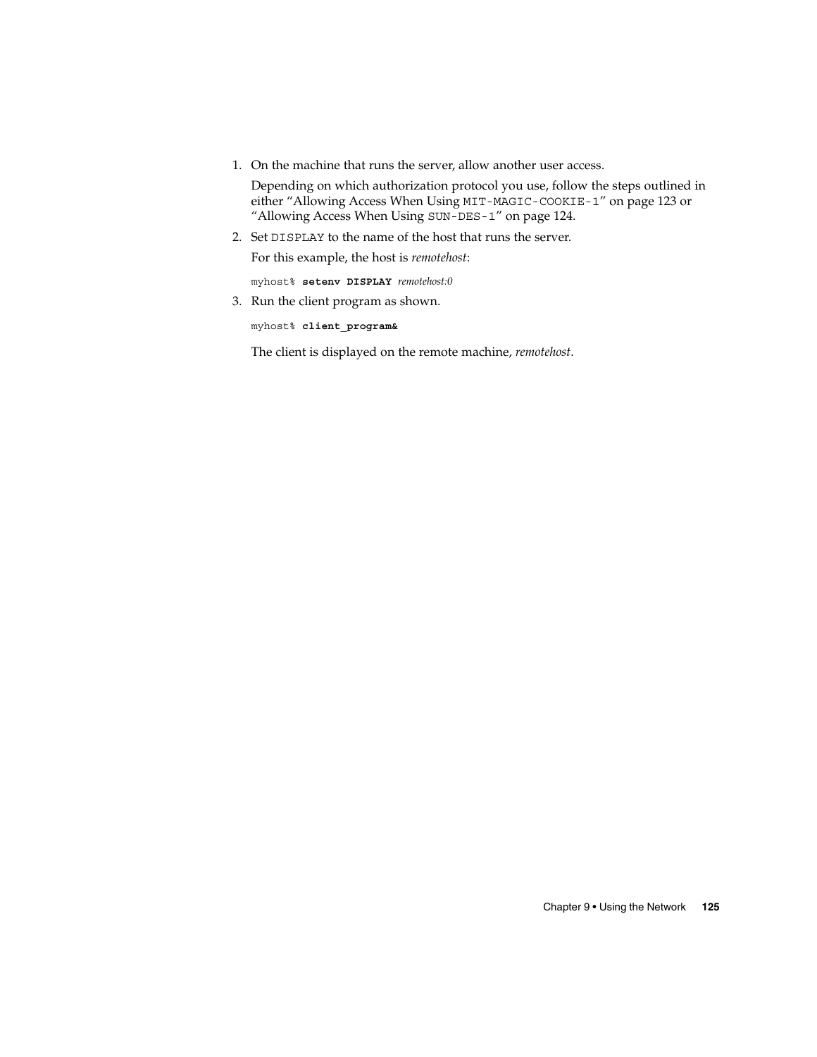1. On the machine that runs the server, allow another user access.

   Depending on which authorization protocol you use, follow the steps outlined in either "Allowing Access When Using `MIT-MAGIC-COOKIE-1`" on page 123 or "Allowing Access When Using `SUN-DES-1`" on page 124.

2. Set `DISPLAY` to the name of the host that runs the server.

   For this example, the host is *remotehost*:

   ```
   myhost% setenv DISPLAY remotehost:0
   ```

3. Run the client program as shown.

   ```
   myhost% client_program&
   ```

   The client is displayed on the remote machine, *remotehost*.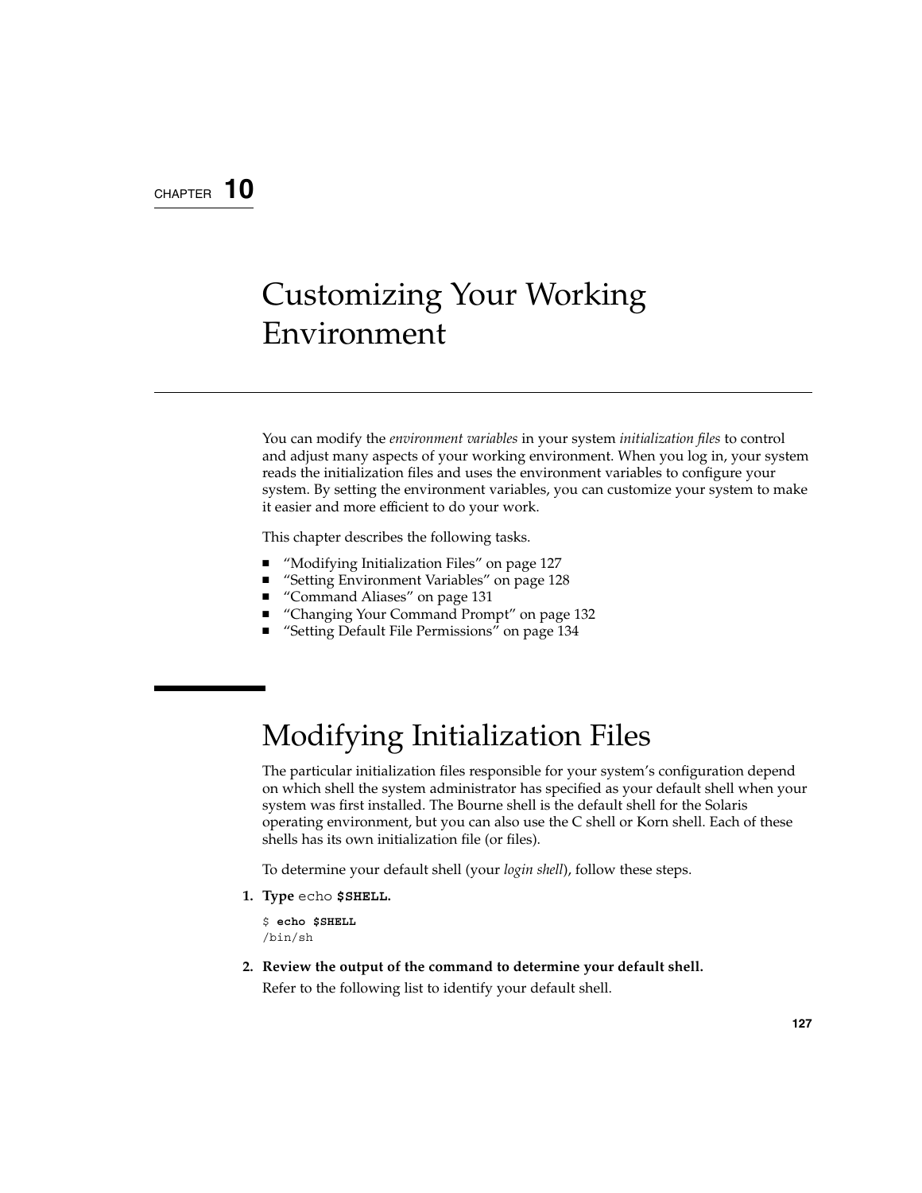CHAPTER 10

# Customizing Your Working Environment

You can modify the *environment variables* in your system *initialization files* to control and adjust many aspects of your working environment. When you log in, your system reads the initialization files and uses the environment variables to configure your system. By setting the environment variables, you can customize your system to make it easier and more efficient to do your work.

This chapter describes the following tasks.

- "Modifying Initialization Files" on page 127
- "Setting Environment Variables" on page 128
- "Command Aliases" on page 131
- "Changing Your Command Prompt" on page 132
- "Setting Default File Permissions" on page 134

## Modifying Initialization Files

The particular initialization files responsible for your system's configuration depend on which shell the system administrator has specified as your default shell when your system was first installed. The Bourne shell is the default shell for the Solaris operating environment, but you can also use the C shell or Korn shell. Each of these shells has its own initialization file (or files).

To determine your default shell (your *login shell*), follow these steps.

1. **Type** `echo` **`$SHELL`.**

```
$ echo $SHELL
/bin/sh
```

2. **Review the output of the command to determine your default shell.**

   Refer to the following list to identify your default shell.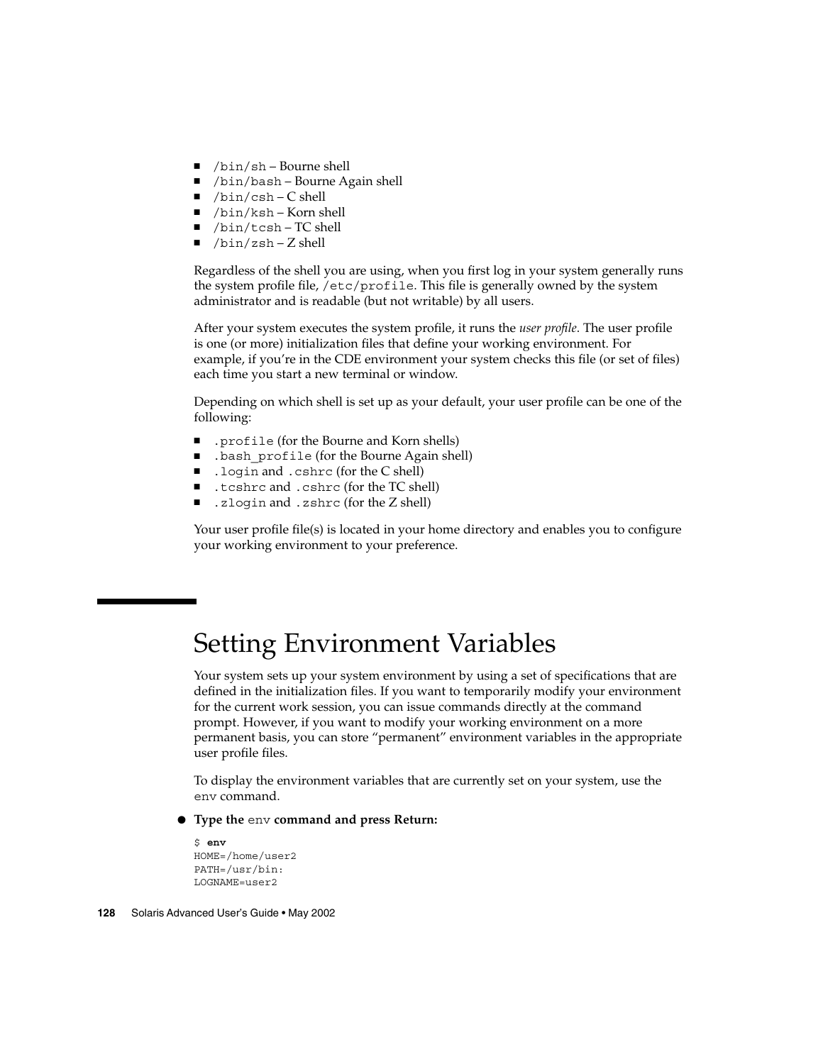- `/bin/sh` – Bourne shell
- `/bin/bash` – Bourne Again shell
- `/bin/csh` – C shell
- `/bin/ksh` – Korn shell
- `/bin/tcsh` – TC shell
- `/bin/zsh` – Z shell

Regardless of the shell you are using, when you first log in your system generally runs the system profile file, `/etc/profile`. This file is generally owned by the system administrator and is readable (but not writable) by all users.

After your system executes the system profile, it runs the *user profile*. The user profile is one (or more) initialization files that define your working environment. For example, if you're in the CDE environment your system checks this file (or set of files) each time you start a new terminal or window.

Depending on which shell is set up as your default, your user profile can be one of the following:

- `.profile` (for the Bourne and Korn shells)
- `.bash_profile` (for the Bourne Again shell)
- `.login` and `.cshrc` (for the C shell)
- `.tcshrc` and `.cshrc` (for the TC shell)
- `.zlogin` and `.zshrc` (for the Z shell)

Your user profile file(s) is located in your home directory and enables you to configure your working environment to your preference.

# Setting Environment Variables

Your system sets up your system environment by using a set of specifications that are defined in the initialization files. If you want to temporarily modify your environment for the current work session, you can issue commands directly at the command prompt. However, if you want to modify your working environment on a more permanent basis, you can store "permanent" environment variables in the appropriate user profile files.

To display the environment variables that are currently set on your system, use the `env` command.

- **Type the `env` command and press Return:**

```
$ env
HOME=/home/user2
PATH=/usr/bin:
LOGNAME=user2
```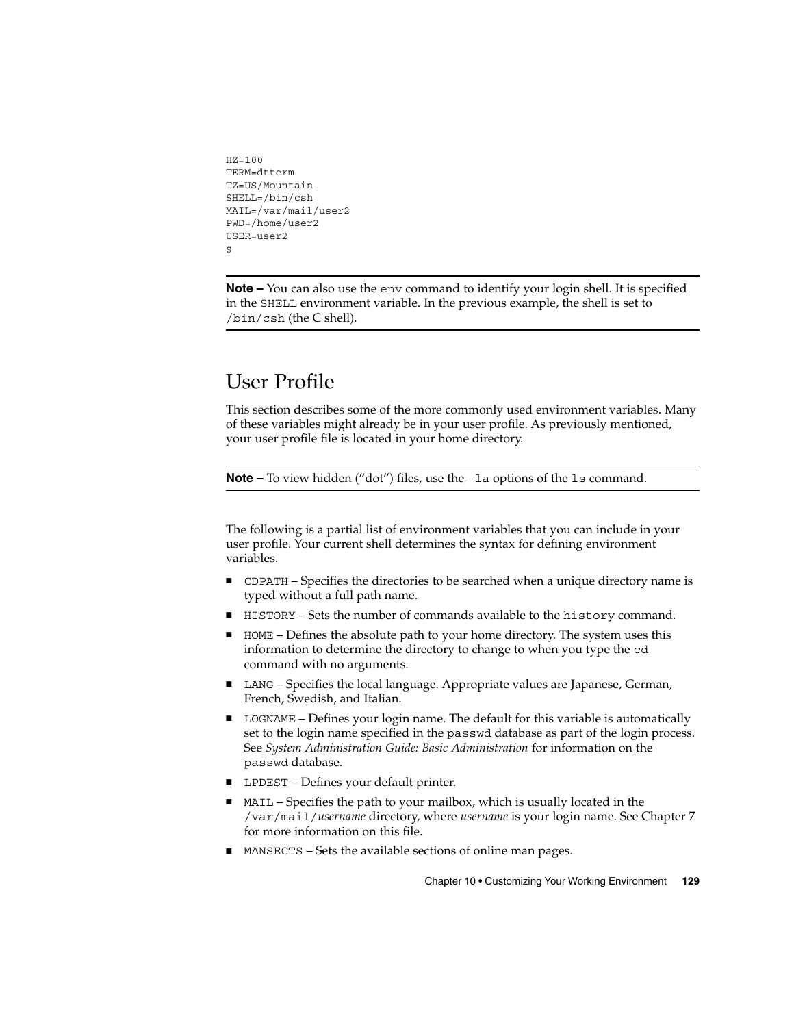```
HZ=100
TERM=dtterm
TZ=US/Mountain
SHELL=/bin/csh
MAIL=/var/mail/user2
PWD=/home/user2
USER=user2
$
```

---

**Note –** You can also use the `env` command to identify your login shell. It is specified in the `SHELL` environment variable. In the previous example, the shell is set to `/bin/csh` (the C shell).

---

## User Profile

This section describes some of the more commonly used environment variables. Many of these variables might already be in your user profile. As previously mentioned, your user profile file is located in your home directory.

---

**Note –** To view hidden ("dot") files, use the `-la` options of the `ls` command.

---

The following is a partial list of environment variables that you can include in your user profile. Your current shell determines the syntax for defining environment variables.

- `CDPATH` – Specifies the directories to be searched when a unique directory name is typed without a full path name.
- `HISTORY` – Sets the number of commands available to the `history` command.
- `HOME` – Defines the absolute path to your home directory. The system uses this information to determine the directory to change to when you type the `cd` command with no arguments.
- `LANG` – Specifies the local language. Appropriate values are Japanese, German, French, Swedish, and Italian.
- `LOGNAME` – Defines your login name. The default for this variable is automatically set to the login name specified in the `passwd` database as part of the login process. See *System Administration Guide: Basic Administration* for information on the `passwd` database.
- `LPDEST` – Defines your default printer.
- `MAIL` – Specifies the path to your mailbox, which is usually located in the `/var/mail/`*username* directory, where *username* is your login name. See Chapter 7 for more information on this file.
- `MANSECTS` – Sets the available sections of online man pages.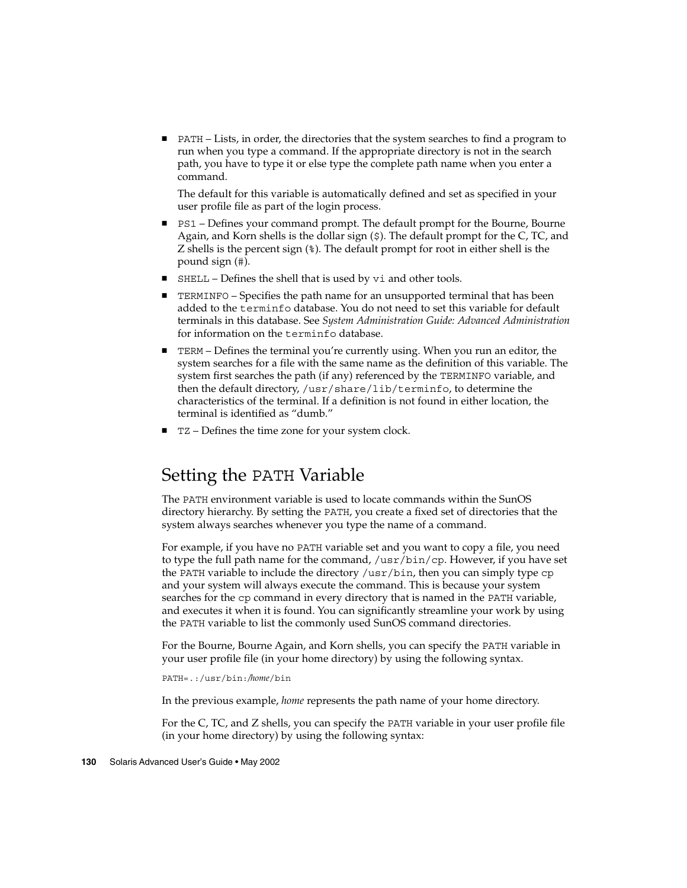- PATH – Lists, in order, the directories that the system searches to find a program to run when you type a command. If the appropriate directory is not in the search path, you have to type it or else type the complete path name when you enter a command.

  The default for this variable is automatically defined and set as specified in your user profile file as part of the login process.

- PS1 – Defines your command prompt. The default prompt for the Bourne, Bourne Again, and Korn shells is the dollar sign ($). The default prompt for the C, TC, and Z shells is the percent sign (%). The default prompt for root in either shell is the pound sign (#).
- SHELL – Defines the shell that is used by vi and other tools.
- TERMINFO – Specifies the path name for an unsupported terminal that has been added to the terminfo database. You do not need to set this variable for default terminals in this database. See *System Administration Guide: Advanced Administration* for information on the terminfo database.
- TERM – Defines the terminal you're currently using. When you run an editor, the system searches for a file with the same name as the definition of this variable. The system first searches the path (if any) referenced by the TERMINFO variable, and then the default directory, /usr/share/lib/terminfo, to determine the characteristics of the terminal. If a definition is not found in either location, the terminal is identified as "dumb."
- TZ – Defines the time zone for your system clock.

## Setting the PATH Variable

The PATH environment variable is used to locate commands within the SunOS directory hierarchy. By setting the PATH, you create a fixed set of directories that the system always searches whenever you type the name of a command.

For example, if you have no PATH variable set and you want to copy a file, you need to type the full path name for the command, /usr/bin/cp. However, if you have set the PATH variable to include the directory /usr/bin, then you can simply type cp and your system will always execute the command. This is because your system searches for the cp command in every directory that is named in the PATH variable, and executes it when it is found. You can significantly streamline your work by using the PATH variable to list the commonly used SunOS command directories.

For the Bourne, Bourne Again, and Korn shells, you can specify the PATH variable in your user profile file (in your home directory) by using the following syntax.

```
PATH=.:/usr/bin:/home/bin
```

In the previous example, *home* represents the path name of your home directory.

For the C, TC, and Z shells, you can specify the PATH variable in your user profile file (in your home directory) by using the following syntax: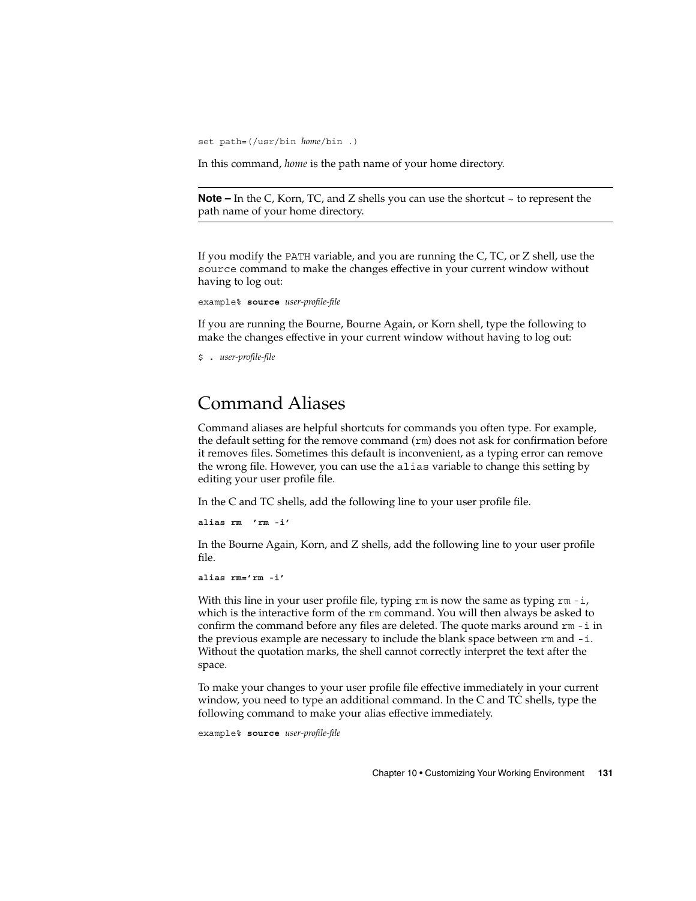```
set path=(/usr/bin home/bin .)
```

In this command, *home* is the path name of your home directory.

---

**Note –** In the C, Korn, TC, and Z shells you can use the shortcut ~ to represent the path name of your home directory.

---

If you modify the `PATH` variable, and you are running the C, TC, or Z shell, use the `source` command to make the changes effective in your current window without having to log out:

```
example% source user-profile-file
```

If you are running the Bourne, Bourne Again, or Korn shell, type the following to make the changes effective in your current window without having to log out:

```
$ . user-profile-file
```

## Command Aliases

Command aliases are helpful shortcuts for commands you often type. For example, the default setting for the remove command (`rm`) does not ask for confirmation before it removes files. Sometimes this default is inconvenient, as a typing error can remove the wrong file. However, you can use the `alias` variable to change this setting by editing your user profile file.

In the C and TC shells, add the following line to your user profile file.

```
alias rm  'rm -i'
```

In the Bourne Again, Korn, and Z shells, add the following line to your user profile file.

```
alias rm='rm -i'
```

With this line in your user profile file, typing `rm` is now the same as typing `rm -i`, which is the interactive form of the `rm` command. You will then always be asked to confirm the command before any files are deleted. The quote marks around `rm -i` in the previous example are necessary to include the blank space between `rm` and `-i`. Without the quotation marks, the shell cannot correctly interpret the text after the space.

To make your changes to your user profile file effective immediately in your current window, you need to type an additional command. In the C and TC shells, type the following command to make your alias effective immediately.

```
example% source user-profile-file
```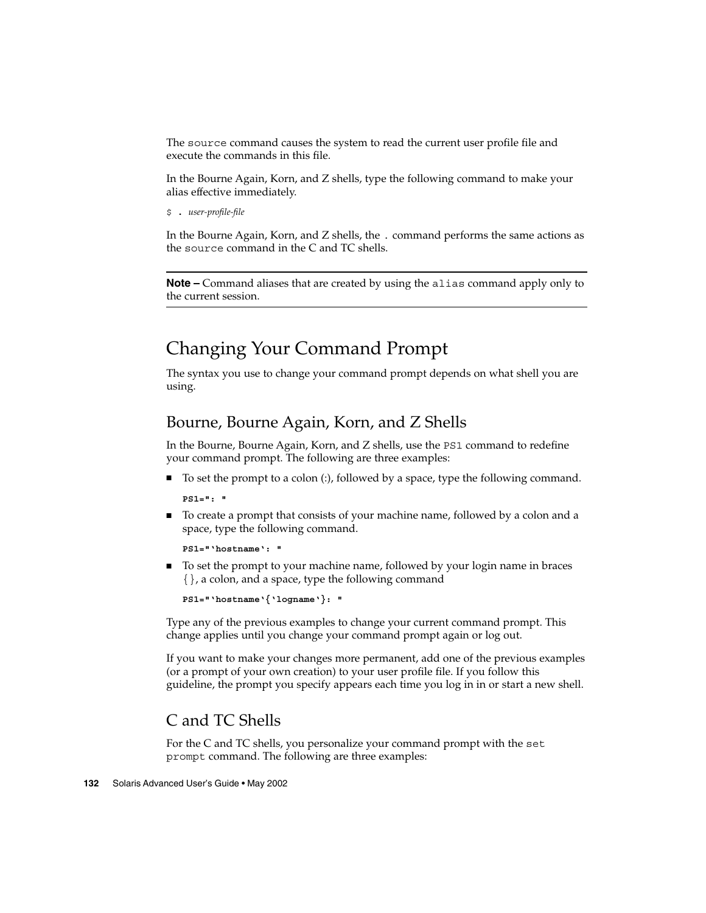The `source` command causes the system to read the current user profile file and execute the commands in this file.

In the Bourne Again, Korn, and Z shells, type the following command to make your alias effective immediately.

```
$ . user-profile-file
```

In the Bourne Again, Korn, and Z shells, the `.` command performs the same actions as the `source` command in the C and TC shells.

---

**Note –** Command aliases that are created by using the `alias` command apply only to the current session.

---

# Changing Your Command Prompt

The syntax you use to change your command prompt depends on what shell you are using.

## Bourne, Bourne Again, Korn, and Z Shells

In the Bourne, Bourne Again, Korn, and Z shells, use the `PS1` command to redefine your command prompt. The following are three examples:

- To set the prompt to a colon (:), followed by a space, type the following command.

  ```
  PS1=": "
  ```

- To create a prompt that consists of your machine name, followed by a colon and a space, type the following command.

  ```
  PS1="`hostname`: "
  ```

- To set the prompt to your machine name, followed by your login name in braces {}, a colon, and a space, type the following command

  ```
  PS1="`hostname`{`logname`}: "
  ```

Type any of the previous examples to change your current command prompt. This change applies until you change your command prompt again or log out.

If you want to make your changes more permanent, add one of the previous examples (or a prompt of your own creation) to your user profile file. If you follow this guideline, the prompt you specify appears each time you log in in or start a new shell.

## C and TC Shells

For the C and TC shells, you personalize your command prompt with the `set prompt` command. The following are three examples: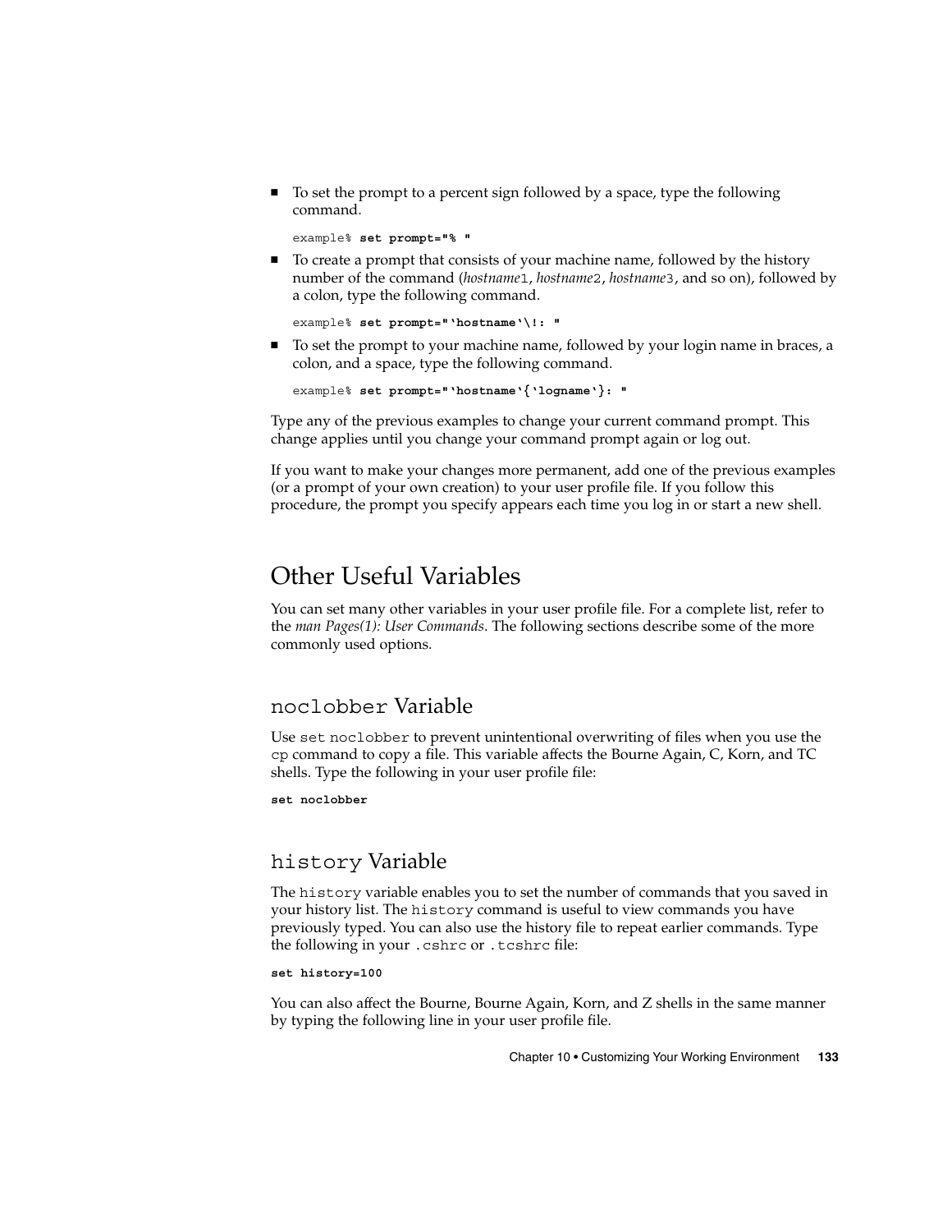- To set the prompt to a percent sign followed by a space, type the following command.

  ```
  example% set prompt="% "
  ```

- To create a prompt that consists of your machine name, followed by the history number of the command (*hostname*1, *hostname*2, *hostname*3, and so on), followed by a colon, type the following command.

  ```
  example% set prompt="`hostname`\!: "
  ```

- To set the prompt to your machine name, followed by your login name in braces, a colon, and a space, type the following command.

  ```
  example% set prompt="`hostname`{`logname`}: "
  ```

Type any of the previous examples to change your current command prompt. This change applies until you change your command prompt again or log out.

If you want to make your changes more permanent, add one of the previous examples (or a prompt of your own creation) to your user profile file. If you follow this procedure, the prompt you specify appears each time you log in or start a new shell.

## Other Useful Variables

You can set many other variables in your user profile file. For a complete list, refer to the *man Pages(1): User Commands*. The following sections describe some of the more commonly used options.

### `noclobber` Variable

Use `set noclobber` to prevent unintentional overwriting of files when you use the `cp` command to copy a file. This variable affects the Bourne Again, C, Korn, and TC shells. Type the following in your user profile file:

```
set noclobber
```

### `history` Variable

The `history` variable enables you to set the number of commands that you saved in your history list. The `history` command is useful to view commands you have previously typed. You can also use the history file to repeat earlier commands. Type the following in your `.cshrc` or `.tcshrc` file:

```
set history=100
```

You can also affect the Bourne, Bourne Again, Korn, and Z shells in the same manner by typing the following line in your user profile file.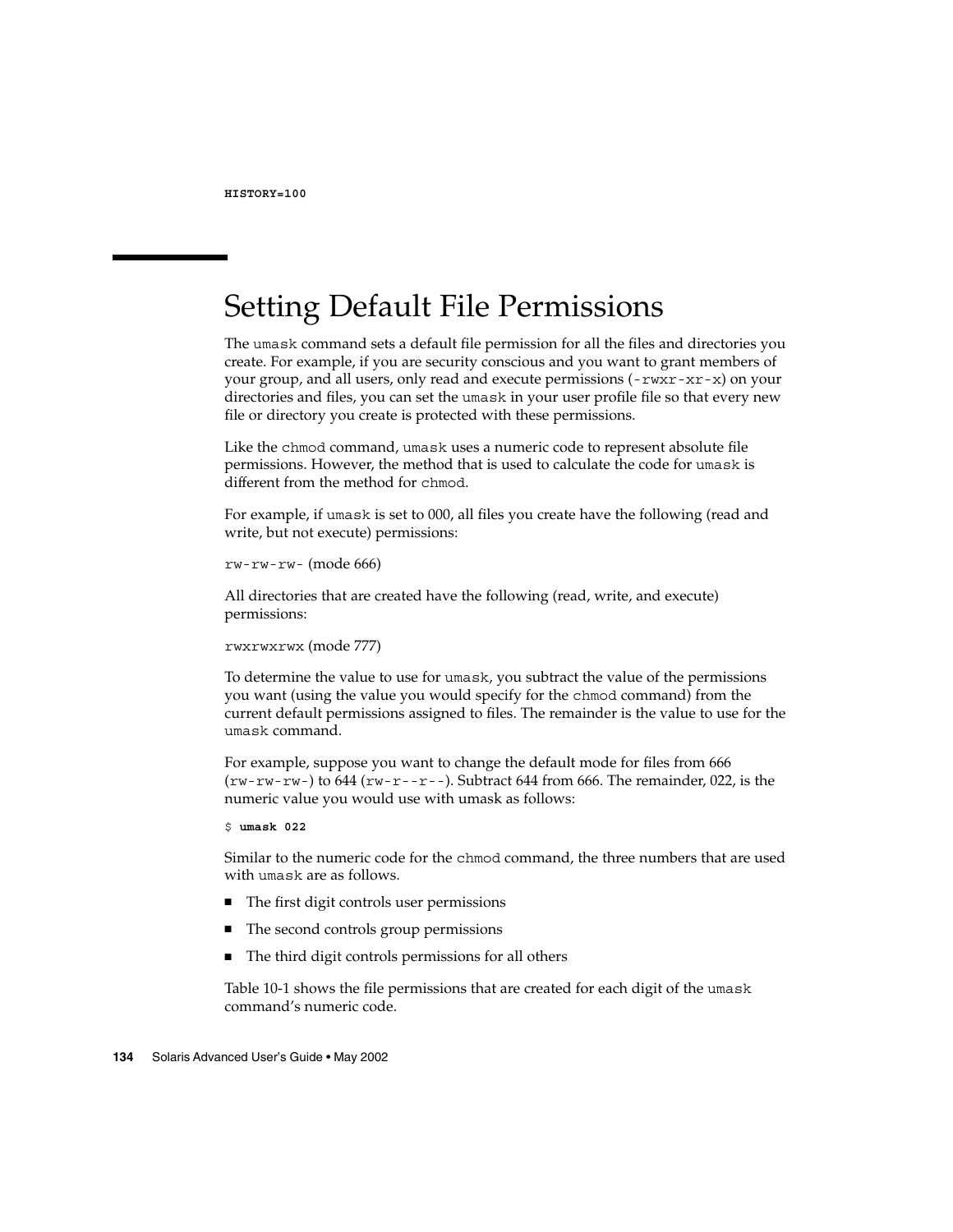```
HISTORY=100
```

## Setting Default File Permissions

The `umask` command sets a default file permission for all the files and directories you create. For example, if you are security conscious and you want to grant members of your group, and all users, only read and execute permissions (`-rwxr-xr-x`) on your directories and files, you can set the `umask` in your user profile file so that every new file or directory you create is protected with these permissions.

Like the `chmod` command, `umask` uses a numeric code to represent absolute file permissions. However, the method that is used to calculate the code for `umask` is different from the method for `chmod`.

For example, if `umask` is set to 000, all files you create have the following (read and write, but not execute) permissions:

`rw-rw-rw-` (mode 666)

All directories that are created have the following (read, write, and execute) permissions:

`rwxrwxrwx` (mode 777)

To determine the value to use for `umask`, you subtract the value of the permissions you want (using the value you would specify for the `chmod` command) from the current default permissions assigned to files. The remainder is the value to use for the `umask` command.

For example, suppose you want to change the default mode for files from 666 (`rw-rw-rw-`) to 644 (`rw-r--r--`). Subtract 644 from 666. The remainder, 022, is the numeric value you would use with umask as follows:

```
$ umask 022
```

Similar to the numeric code for the `chmod` command, the three numbers that are used with `umask` are as follows.

- The first digit controls user permissions
- The second controls group permissions
- The third digit controls permissions for all others

Table 10-1 shows the file permissions that are created for each digit of the `umask` command's numeric code.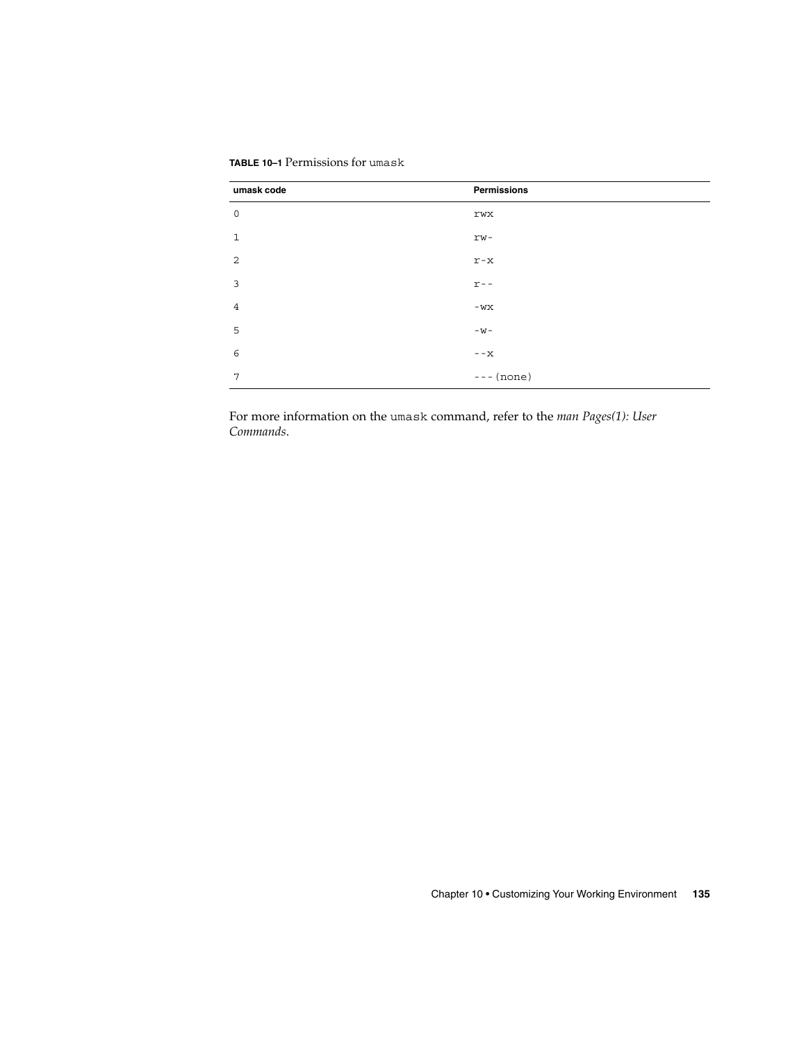**TABLE 10–1** Permissions for `umask`

| umask code | Permissions |
| --- | --- |
| 0 | rwx |
| 1 | rw- |
| 2 | r-x |
| 3 | r-- |
| 4 | -wx |
| 5 | -w- |
| 6 | --x |
| 7 | ---(none) |

For more information on the `umask` command, refer to the *man Pages(1): User Commands*.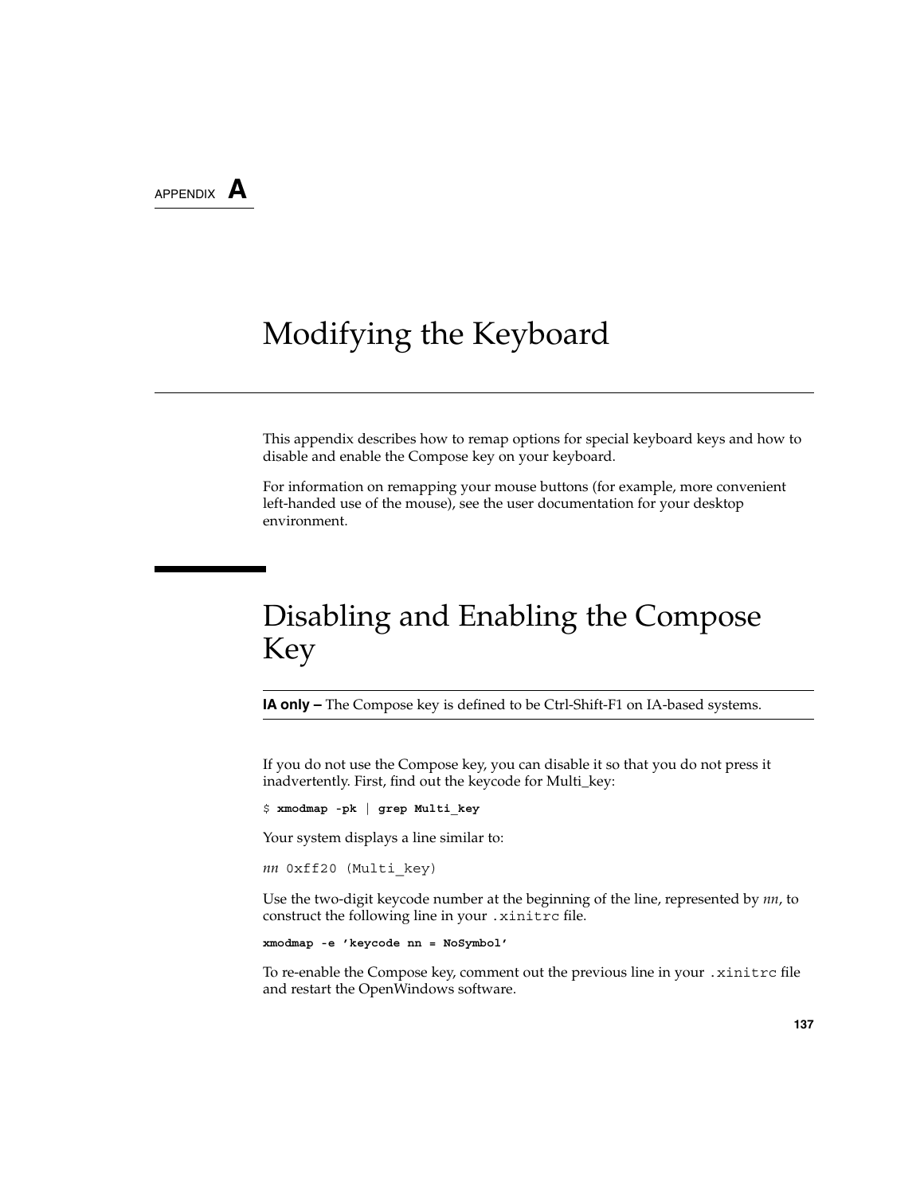APPENDIX **A**

# Modifying the Keyboard

This appendix describes how to remap options for special keyboard keys and how to disable and enable the Compose key on your keyboard.

For information on remapping your mouse buttons (for example, more convenient left-handed use of the mouse), see the user documentation for your desktop environment.

## Disabling and Enabling the Compose Key

**IA only –** The Compose key is defined to be Ctrl-Shift-F1 on IA-based systems.

If you do not use the Compose key, you can disable it so that you do not press it inadvertently. First, find out the keycode for Multi_key:

```
$ xmodmap -pk | grep Multi_key
```

Your system displays a line similar to:

```
nn 0xff20 (Multi_key)
```

Use the two-digit keycode number at the beginning of the line, represented by *nn*, to construct the following line in your `.xinitrc` file.

```
xmodmap -e 'keycode nn = NoSymbol'
```

To re-enable the Compose key, comment out the previous line in your `.xinitrc` file and restart the OpenWindows software.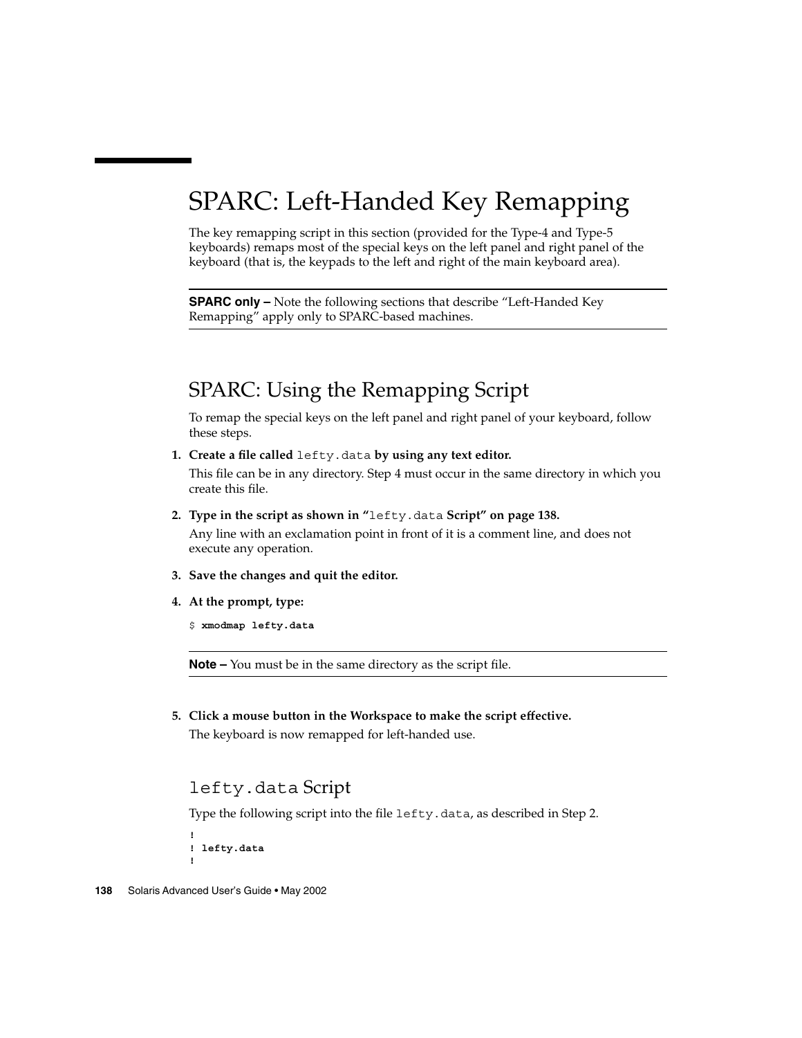# SPARC: Left-Handed Key Remapping

The key remapping script in this section (provided for the Type-4 and Type-5 keyboards) remaps most of the special keys on the left panel and right panel of the keyboard (that is, the keypads to the left and right of the main keyboard area).

---

**SPARC only –** Note the following sections that describe "Left-Handed Key Remapping" apply only to SPARC-based machines.

---

## SPARC: Using the Remapping Script

To remap the special keys on the left panel and right panel of your keyboard, follow these steps.

1. **Create a file called `lefty.data` by using any text editor.**

   This file can be in any directory. Step 4 must occur in the same directory in which you create this file.

2. **Type in the script as shown in "`lefty.data` Script" on page 138.**

   Any line with an exclamation point in front of it is a comment line, and does not execute any operation.

3. **Save the changes and quit the editor.**

4. **At the prompt, type:**

   ```
   $ xmodmap lefty.data
   ```

   ---

   **Note –** You must be in the same directory as the script file.

   ---

5. **Click a mouse button in the Workspace to make the script effective.**

   The keyboard is now remapped for left-handed use.

### `lefty.data` Script

Type the following script into the file `lefty.data`, as described in Step 2.

```
!
! lefty.data
!
```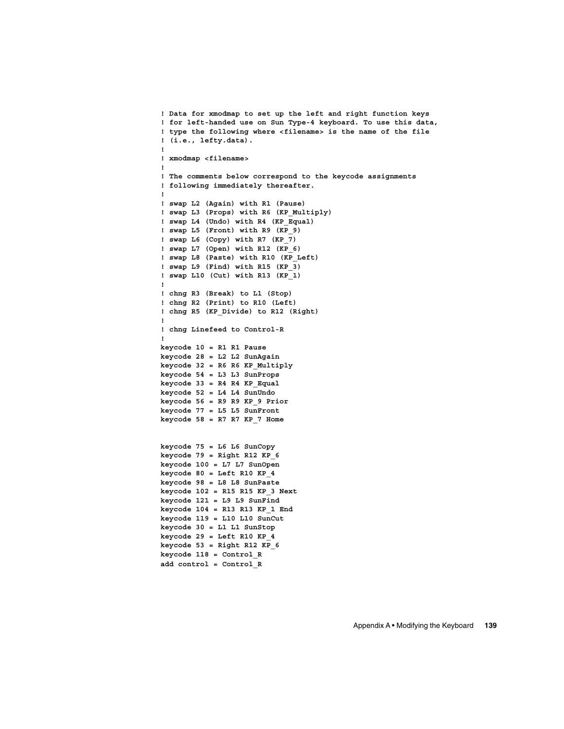```
! Data for xmodmap to set up the left and right function keys
! for left-handed use on Sun Type-4 keyboard. To use this data,
! type the following where <filename> is the name of the file
! (i.e., lefty.data).
!
! xmodmap <filename>
!
! The comments below correspond to the keycode assignments
! following immediately thereafter.
!
! swap L2 (Again) with R1 (Pause)
! swap L3 (Props) with R6 (KP_Multiply)
! swap L4 (Undo) with R4 (KP_Equal)
! swap L5 (Front) with R9 (KP_9)
! swap L6 (Copy) with R7 (KP_7)
! swap L7 (Open) with R12 (KP_6)
! swap L8 (Paste) with R10 (KP_Left)
! swap L9 (Find) with R15 (KP_3)
! swap L10 (Cut) with R13 (KP_1)
!
! chng R3 (Break) to L1 (Stop)
! chng R2 (Print) to R10 (Left)
! chng R5 (KP_Divide) to R12 (Right)
!
! chng Linefeed to Control-R
!
keycode 10 = R1 R1 Pause
keycode 28 = L2 L2 SunAgain
keycode 32 = R6 R6 KP_Multiply
keycode 54 = L3 L3 SunProps
keycode 33 = R4 R4 KP_Equal
keycode 52 = L4 L4 SunUndo
keycode 56 = R9 R9 KP_9 Prior
keycode 77 = L5 L5 SunFront
keycode 58 = R7 R7 KP_7 Home


keycode 75 = L6 L6 SunCopy
keycode 79 = Right R12 KP_6
keycode 100 = L7 L7 SunOpen
keycode 80 = Left R10 KP_4
keycode 98 = L8 L8 SunPaste
keycode 102 = R15 R15 KP_3 Next
keycode 121 = L9 L9 SunFind
keycode 104 = R13 R13 KP_1 End
keycode 119 = L10 L10 SunCut
keycode 30 = L1 L1 SunStop
keycode 29 = Left R10 KP_4
keycode 53 = Right R12 KP_6
keycode 118 = Control_R
add control = Control_R
```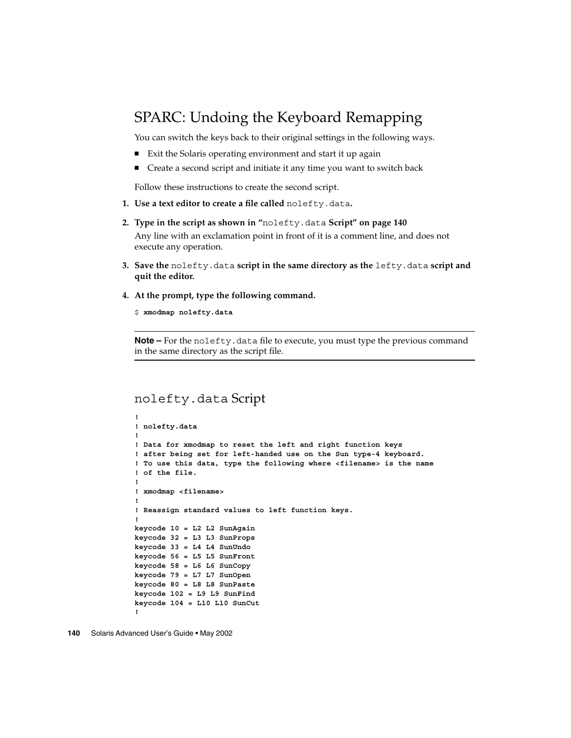## SPARC: Undoing the Keyboard Remapping

You can switch the keys back to their original settings in the following ways.

- Exit the Solaris operating environment and start it up again
- Create a second script and initiate it any time you want to switch back

Follow these instructions to create the second script.

1. **Use a text editor to create a file called** `nolefty.data`**.**
2. **Type in the script as shown in "**`nolefty.data` **Script" on page 140**

   Any line with an exclamation point in front of it is a comment line, and does not execute any operation.
3. **Save the** `nolefty.data` **script in the same directory as the** `lefty.data` **script and quit the editor.**
4. **At the prompt, type the following command.**

   ```
   $ xmodmap nolefty.data
   ```

---

**Note –** For the `nolefty.data` file to execute, you must type the previous command in the same directory as the script file.

---

## `nolefty.data` Script

```
!
! nolefty.data
!
! Data for xmodmap to reset the left and right function keys
! after being set for left-handed use on the Sun type-4 keyboard.
! To use this data, type the following where <filename> is the name
! of the file.
!
! xmodmap <filename>
!
! Reassign standard values to left function keys.
!
keycode 10 = L2 L2 SunAgain
keycode 32 = L3 L3 SunProps
keycode 33 = L4 L4 SunUndo
keycode 56 = L5 L5 SunFront
keycode 58 = L6 L6 SunCopy
keycode 79 = L7 L7 SunOpen
keycode 80 = L8 L8 SunPaste
keycode 102 = L9 L9 SunFind
keycode 104 = L10 L10 SunCut
!
```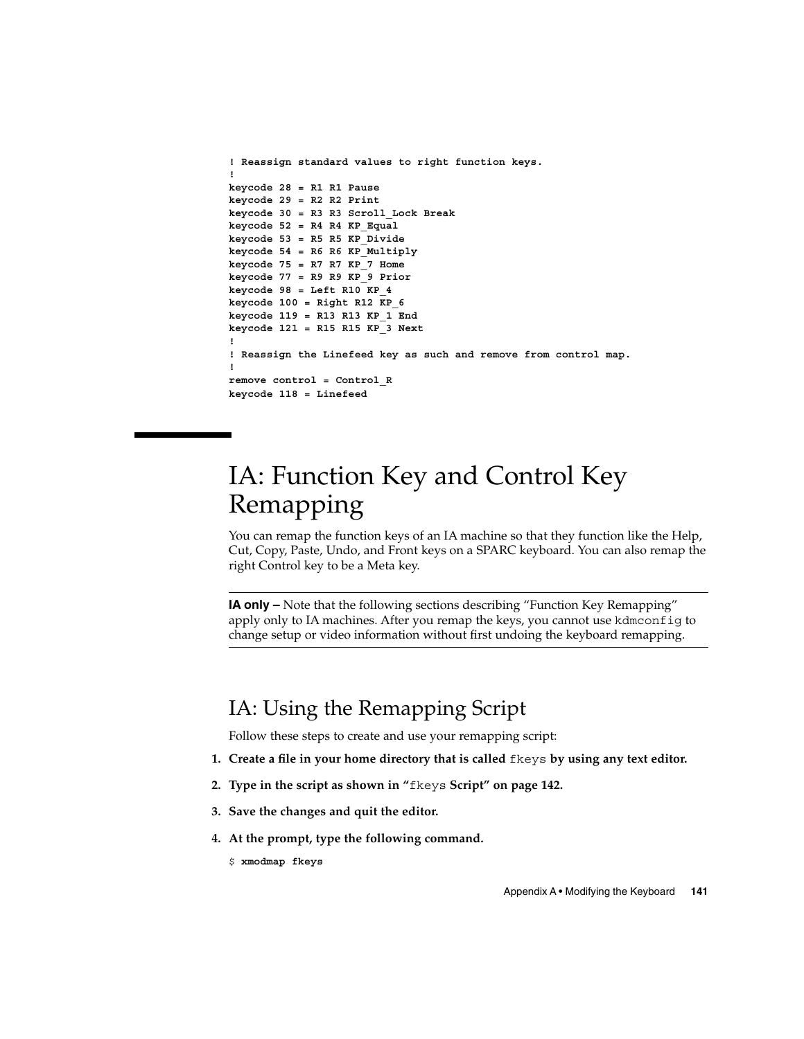```
! Reassign standard values to right function keys.
!
keycode 28 = R1 R1 Pause
keycode 29 = R2 R2 Print
keycode 30 = R3 R3 Scroll_Lock Break
keycode 52 = R4 R4 KP_Equal
keycode 53 = R5 R5 KP_Divide
keycode 54 = R6 R6 KP_Multiply
keycode 75 = R7 R7 KP_7 Home
keycode 77 = R9 R9 KP_9 Prior
keycode 98 = Left R10 KP_4
keycode 100 = Right R12 KP_6
keycode 119 = R13 R13 KP_1 End
keycode 121 = R15 R15 KP_3 Next
!
! Reassign the Linefeed key as such and remove from control map.
!
remove control = Control_R
keycode 118 = Linefeed
```

# IA: Function Key and Control Key Remapping

You can remap the function keys of an IA machine so that they function like the Help, Cut, Copy, Paste, Undo, and Front keys on a SPARC keyboard. You can also remap the right Control key to be a Meta key.

---

**IA only –** Note that the following sections describing "Function Key Remapping" apply only to IA machines. After you remap the keys, you cannot use `kdmconfig` to change setup or video information without first undoing the keyboard remapping.

---

## IA: Using the Remapping Script

Follow these steps to create and use your remapping script:

1. **Create a file in your home directory that is called `fkeys` by using any text editor.**
2. **Type in the script as shown in "`fkeys` Script" on page 142.**
3. **Save the changes and quit the editor.**
4. **At the prompt, type the following command.**

```
$ xmodmap fkeys
```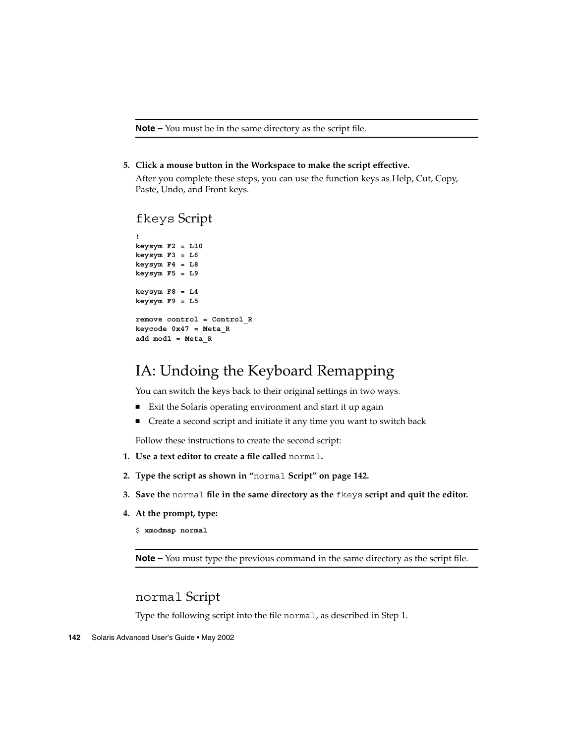**Note –** You must be in the same directory as the script file.

5. **Click a mouse button in the Workspace to make the script effective.**

   After you complete these steps, you can use the function keys as Help, Cut, Copy, Paste, Undo, and Front keys.

### `fkeys` Script

```
!
keysym F2 = L10
keysym F3 = L6
keysym F4 = L8
keysym F5 = L9

keysym F8 = L4
keysym F9 = L5

remove control = Control_R
keycode 0x47 = Meta_R
add mod1 = Meta_R
```

## IA: Undoing the Keyboard Remapping

You can switch the keys back to their original settings in two ways.

- Exit the Solaris operating environment and start it up again
- Create a second script and initiate it any time you want to switch back

Follow these instructions to create the second script:

1. **Use a text editor to create a file called** `normal`**.**
2. **Type the script as shown in "**`normal` **Script" on page 142.**
3. **Save the** `normal` **file in the same directory as the** `fkeys` **script and quit the editor.**
4. **At the prompt, type:**

   ```
   $ xmodmap normal
   ```

**Note –** You must type the previous command in the same directory as the script file.

### `normal` Script

Type the following script into the file `normal`, as described in Step 1.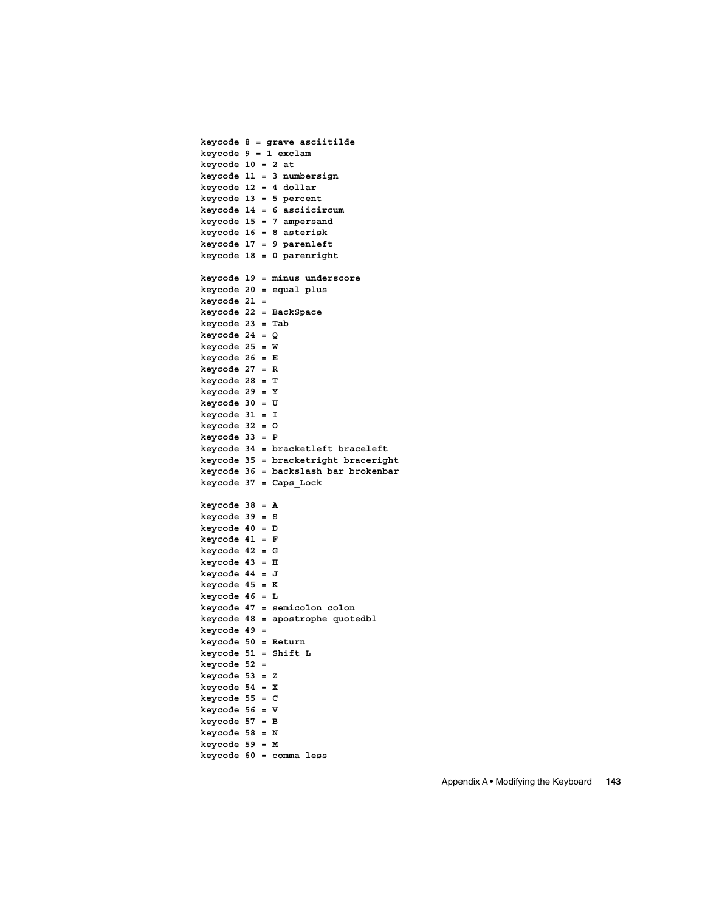```
keycode 8 = grave asciitilde
keycode 9 = 1 exclam
keycode 10 = 2 at
keycode 11 = 3 numbersign
keycode 12 = 4 dollar
keycode 13 = 5 percent
keycode 14 = 6 asciicircum
keycode 15 = 7 ampersand
keycode 16 = 8 asterisk
keycode 17 = 9 parenleft
keycode 18 = 0 parenright

keycode 19 = minus underscore
keycode 20 = equal plus
keycode 21 =
keycode 22 = BackSpace
keycode 23 = Tab
keycode 24 = Q
keycode 25 = W
keycode 26 = E
keycode 27 = R
keycode 28 = T
keycode 29 = Y
keycode 30 = U
keycode 31 = I
keycode 32 = O
keycode 33 = P
keycode 34 = bracketleft braceleft
keycode 35 = bracketright braceright
keycode 36 = backslash bar brokenbar
keycode 37 = Caps_Lock

keycode 38 = A
keycode 39 = S
keycode 40 = D
keycode 41 = F
keycode 42 = G
keycode 43 = H
keycode 44 = J
keycode 45 = K
keycode 46 = L
keycode 47 = semicolon colon
keycode 48 = apostrophe quotedbl
keycode 49 =
keycode 50 = Return
keycode 51 = Shift_L
keycode 52 =
keycode 53 = Z
keycode 54 = X
keycode 55 = C
keycode 56 = V
keycode 57 = B
keycode 58 = N
keycode 59 = M
keycode 60 = comma less
```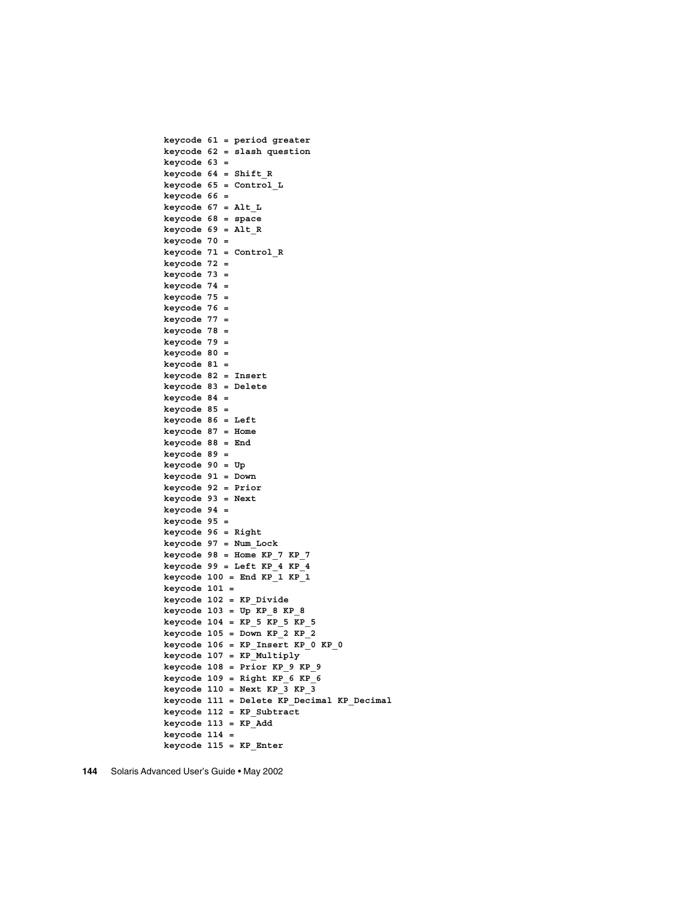```
keycode 61 = period greater
keycode 62 = slash question
keycode 63 =
keycode 64 = Shift_R
keycode 65 = Control_L
keycode 66 =
keycode 67 = Alt_L
keycode 68 = space
keycode 69 = Alt_R
keycode 70 =
keycode 71 = Control_R
keycode 72 =
keycode 73 =
keycode 74 =
keycode 75 =
keycode 76 =
keycode 77 =
keycode 78 =
keycode 79 =
keycode 80 =
keycode 81 =
keycode 82 = Insert
keycode 83 = Delete
keycode 84 =
keycode 85 =
keycode 86 = Left
keycode 87 = Home
keycode 88 = End
keycode 89 =
keycode 90 = Up
keycode 91 = Down
keycode 92 = Prior
keycode 93 = Next
keycode 94 =
keycode 95 =
keycode 96 = Right
keycode 97 = Num_Lock
keycode 98 = Home KP_7 KP_7
keycode 99 = Left KP_4 KP_4
keycode 100 = End KP_1 KP_1
keycode 101 =
keycode 102 = KP_Divide
keycode 103 = Up KP_8 KP_8
keycode 104 = KP_5 KP_5 KP_5
keycode 105 = Down KP_2 KP_2
keycode 106 = KP_Insert KP_0 KP_0
keycode 107 = KP_Multiply
keycode 108 = Prior KP_9 KP_9
keycode 109 = Right KP_6 KP_6
keycode 110 = Next KP_3 KP_3
keycode 111 = Delete KP_Decimal KP_Decimal
keycode 112 = KP_Subtract
keycode 113 = KP_Add
keycode 114 =
keycode 115 = KP_Enter
```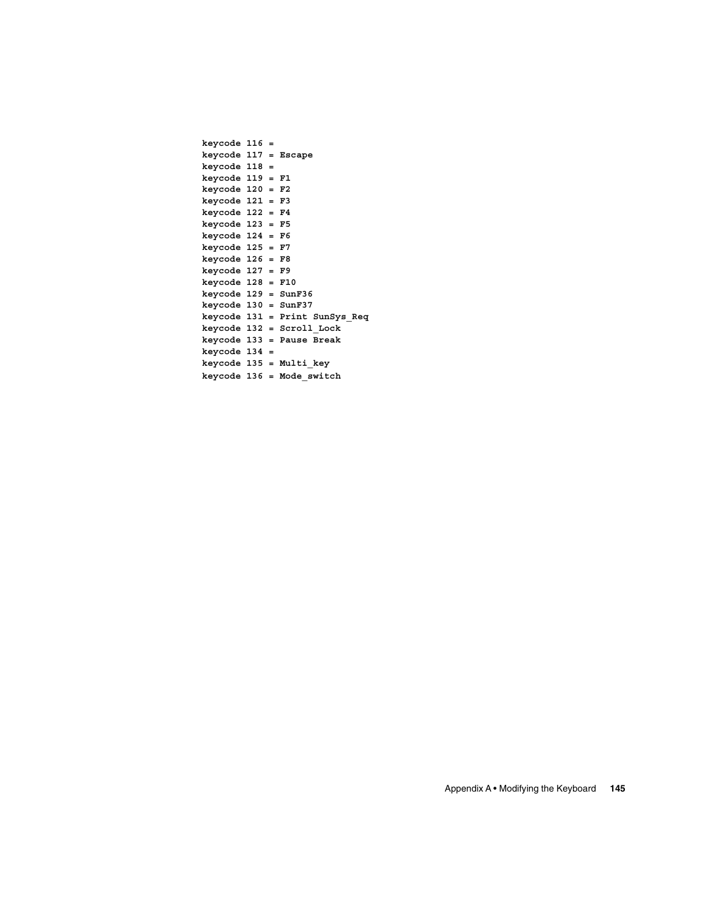```
keycode 116 =
keycode 117 = Escape
keycode 118 =
keycode 119 = F1
keycode 120 = F2
keycode 121 = F3
keycode 122 = F4
keycode 123 = F5
keycode 124 = F6
keycode 125 = F7
keycode 126 = F8
keycode 127 = F9
keycode 128 = F10
keycode 129 = SunF36
keycode 130 = SunF37
keycode 131 = Print SunSys_Req
keycode 132 = Scroll_Lock
keycode 133 = Pause Break
keycode 134 =
keycode 135 = Multi_key
keycode 136 = Mode_switch
```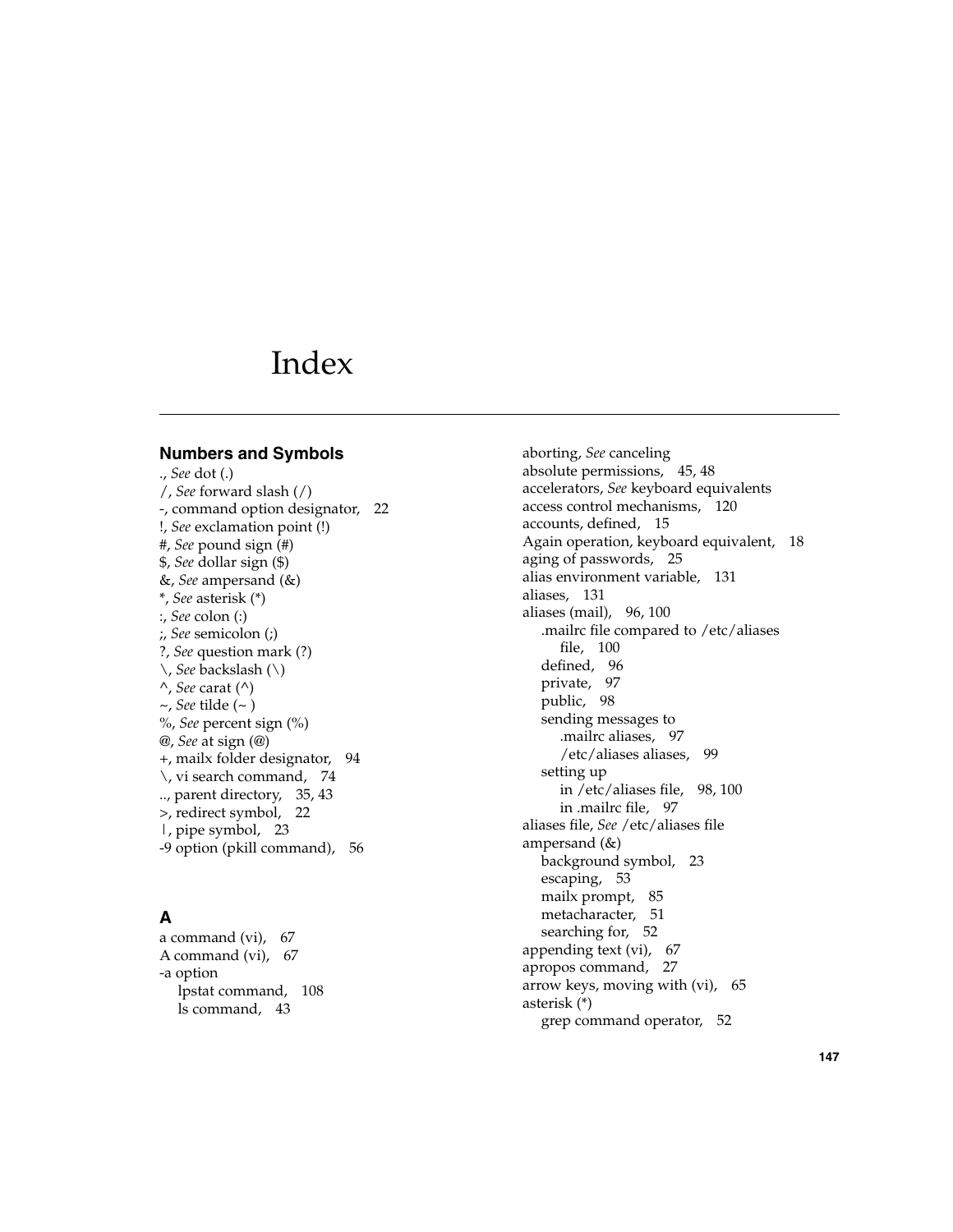# Index

## Numbers and Symbols

., *See* dot (.)
/, *See* forward slash (/)
-, command option designator, 22
!, *See* exclamation point (!)
#, *See* pound sign (#)
$, *See* dollar sign ($)
&, *See* ampersand (&)
*, *See* asterisk (*)
:, *See* colon (:)
;, *See* semicolon (;)
?, *See* question mark (?)
\, *See* backslash (\)
^, *See* carat (^)
~, *See* tilde (~ )
%, *See* percent sign (%)
@, *See* at sign (@)
+, mailx folder designator, 94
\, vi search command, 74
.., parent directory, 35, 43
>, redirect symbol, 22
|, pipe symbol, 23
-9 option (pkill command), 56

## A

a command (vi), 67
A command (vi), 67
-a option
    lpstat command, 108
    ls command, 43
aborting, *See* canceling
absolute permissions, 45, 48
accelerators, *See* keyboard equivalents
access control mechanisms, 120
accounts, defined, 15
Again operation, keyboard equivalent, 18
aging of passwords, 25
alias environment variable, 131
aliases, 131
aliases (mail), 96, 100
    .mailrc file compared to /etc/aliases
        file, 100
    defined, 96
    private, 97
    public, 98
    sending messages to
        .mailrc aliases, 97
        /etc/aliases aliases, 99
    setting up
        in /etc/aliases file, 98, 100
        in .mailrc file, 97
aliases file, *See* /etc/aliases file
ampersand (&)
    background symbol, 23
    escaping, 53
    mailx prompt, 85
    metacharacter, 51
    searching for, 52
appending text (vi), 67
apropos command, 27
arrow keys, moving with (vi), 65
asterisk (*)
    grep command operator, 52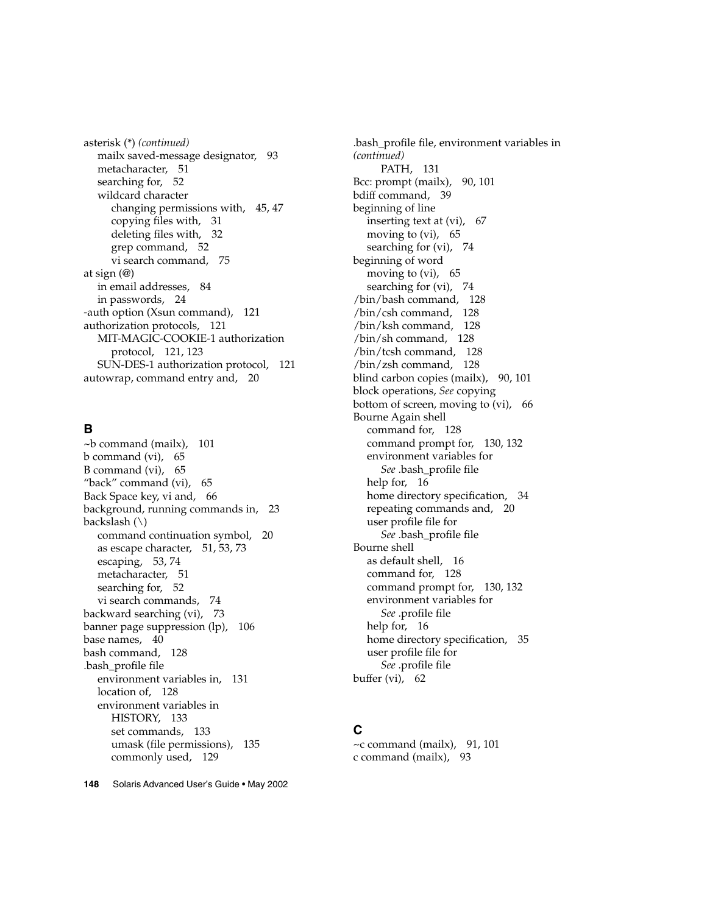asterisk (*) *(continued)*
  mailx saved-message designator, 93
  metacharacter, 51
  searching for, 52
  wildcard character
    changing permissions with, 45, 47
    copying files with, 31
    deleting files with, 32
    grep command, 52
    vi search command, 75

at sign (@)
  in email addresses, 84
  in passwords, 24

-auth option (Xsun command), 121

authorization protocols, 121
  MIT-MAGIC-COOKIE-1 authorization protocol, 121, 123
  SUN-DES-1 authorization protocol, 121

autowrap, command entry and, 20

## B

~b command (mailx), 101

b command (vi), 65

B command (vi), 65

"back" command (vi), 65

Back Space key, vi and, 66

background, running commands in, 23

backslash (\)
  command continuation symbol, 20
  as escape character, 51, 53, 73
  escaping, 53, 74
  metacharacter, 51
  searching for, 52
  vi search commands, 74

backward searching (vi), 73

banner page suppression (lp), 106

base names, 40

bash command, 128

.bash_profile file
  environment variables in, 131
  location of, 128
  environment variables in
    HISTORY, 133
    set commands, 133
    umask (file permissions), 135
    commonly used, 129

.bash_profile file, environment variables in *(continued)*
    PATH, 131

Bcc: prompt (mailx), 90, 101

bdiff command, 39

beginning of line
  inserting text at (vi), 67
  moving to (vi), 65
  searching for (vi), 74

beginning of word
  moving to (vi), 65
  searching for (vi), 74

/bin/bash command, 128

/bin/csh command, 128

/bin/ksh command, 128

/bin/sh command, 128

/bin/tcsh command, 128

/bin/zsh command, 128

blind carbon copies (mailx), 90, 101

block operations, *See* copying

bottom of screen, moving to (vi), 66

Bourne Again shell
  command for, 128
  command prompt for, 130, 132
  environment variables for
    *See* .bash_profile file
  help for, 16
  home directory specification, 34
  repeating commands and, 20
  user profile file for
    *See* .bash_profile file

Bourne shell
  as default shell, 16
  command for, 128
  command prompt for, 130, 132
  environment variables for
    *See* .profile file
  help for, 16
  home directory specification, 35
  user profile file for
    *See* .profile file

buffer (vi), 62

## C

~c command (mailx), 91, 101

c command (mailx), 93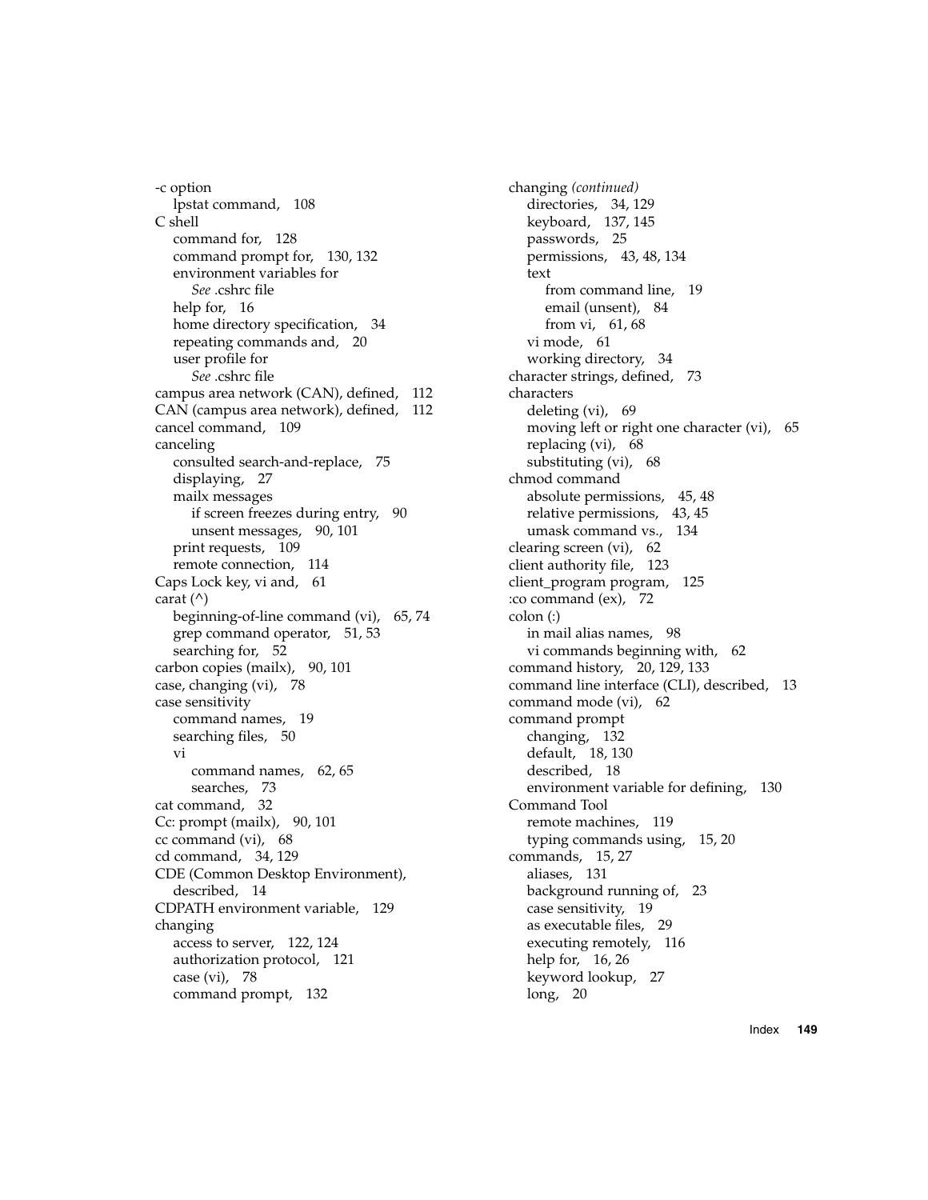-c option
  lpstat command, 108
C shell
  command for, 128
  command prompt for, 130, 132
  environment variables for
    *See* .cshrc file
  help for, 16
  home directory specification, 34
  repeating commands and, 20
  user profile for
    *See* .cshrc file
campus area network (CAN), defined, 112
CAN (campus area network), defined, 112
cancel command, 109
canceling
  consulted search-and-replace, 75
  displaying, 27
  mailx messages
    if screen freezes during entry, 90
    unsent messages, 90, 101
  print requests, 109
  remote connection, 114
Caps Lock key, vi and, 61
carat (^)
  beginning-of-line command (vi), 65, 74
  grep command operator, 51, 53
  searching for, 52
carbon copies (mailx), 90, 101
case, changing (vi), 78
case sensitivity
  command names, 19
  searching files, 50
  vi
    command names, 62, 65
    searches, 73
cat command, 32
Cc: prompt (mailx), 90, 101
cc command (vi), 68
cd command, 34, 129
CDE (Common Desktop Environment), described, 14
CDPATH environment variable, 129
changing
  access to server, 122, 124
  authorization protocol, 121
  case (vi), 78
  command prompt, 132

changing *(continued)*
  directories, 34, 129
  keyboard, 137, 145
  passwords, 25
  permissions, 43, 48, 134
  text
    from command line, 19
    email (unsent), 84
    from vi, 61, 68
  vi mode, 61
  working directory, 34
character strings, defined, 73
characters
  deleting (vi), 69
  moving left or right one character (vi), 65
  replacing (vi), 68
  substituting (vi), 68
chmod command
  absolute permissions, 45, 48
  relative permissions, 43, 45
  umask command vs., 134
clearing screen (vi), 62
client authority file, 123
client_program program, 125
:co command (ex), 72
colon (:)
  in mail alias names, 98
  vi commands beginning with, 62
command history, 20, 129, 133
command line interface (CLI), described, 13
command mode (vi), 62
command prompt
  changing, 132
  default, 18, 130
  described, 18
  environment variable for defining, 130
Command Tool
  remote machines, 119
  typing commands using, 15, 20
commands, 15, 27
  aliases, 131
  background running of, 23
  case sensitivity, 19
  as executable files, 29
  executing remotely, 116
  help for, 16, 26
  keyword lookup, 27
  long, 20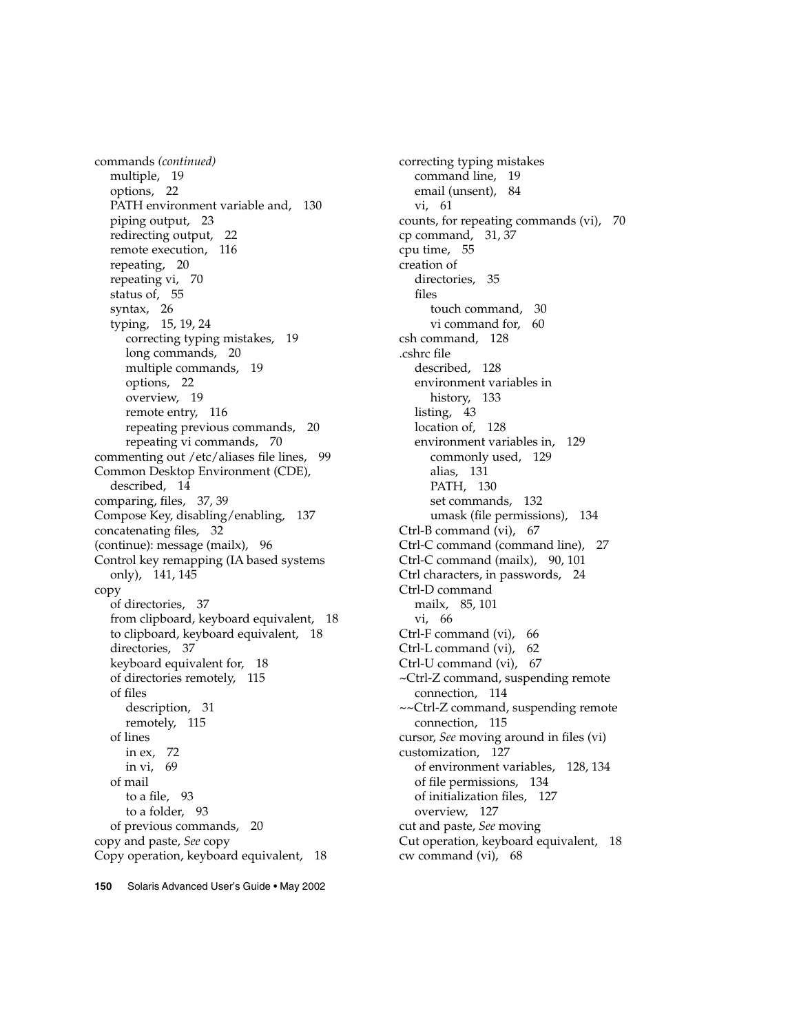commands *(continued)*
- multiple, 19
- options, 22
- PATH environment variable and, 130
- piping output, 23
- redirecting output, 22
- remote execution, 116
- repeating, 20
- repeating vi, 70
- status of, 55
- syntax, 26
- typing, 15, 19, 24
  - correcting typing mistakes, 19
  - long commands, 20
  - multiple commands, 19
  - options, 22
  - overview, 19
  - remote entry, 116
  - repeating previous commands, 20
  - repeating vi commands, 70

commenting out /etc/aliases file lines, 99
Common Desktop Environment (CDE), described, 14
comparing, files, 37, 39
Compose Key, disabling/enabling, 137
concatenating files, 32
(continue): message (mailx), 96
Control key remapping (IA based systems only), 141, 145
copy
- of directories, 37
- from clipboard, keyboard equivalent, 18
- to clipboard, keyboard equivalent, 18
- directories, 37
- keyboard equivalent for, 18
- of directories remotely, 115
- of files
  - description, 31
  - remotely, 115
- of lines
  - in ex, 72
  - in vi, 69
- of mail
  - to a file, 93
  - to a folder, 93
- of previous commands, 20

copy and paste, *See* copy
Copy operation, keyboard equivalent, 18

correcting typing mistakes
- command line, 19
- email (unsent), 84
- vi, 61

counts, for repeating commands (vi), 70
cp command, 31, 37
cpu time, 55
creation of
- directories, 35
- files
  - touch command, 30
  - vi command for, 60

csh command, 128
.cshrc file
- described, 128
- environment variables in
  - history, 133
- listing, 43
- location of, 128
- environment variables in, 129
  - commonly used, 129
  - alias, 131
  - PATH, 130
  - set commands, 132
  - umask (file permissions), 134

Ctrl-B command (vi), 67
Ctrl-C command (command line), 27
Ctrl-C command (mailx), 90, 101
Ctrl characters, in passwords, 24
Ctrl-D command
- mailx, 85, 101
- vi, 66

Ctrl-F command (vi), 66
Ctrl-L command (vi), 62
Ctrl-U command (vi), 67
~Ctrl-Z command, suspending remote connection, 114
~~Ctrl-Z command, suspending remote connection, 115
cursor, *See* moving around in files (vi)
customization, 127
- of environment variables, 128, 134
- of file permissions, 134
- of initialization files, 127
- overview, 127

cut and paste, *See* moving
Cut operation, keyboard equivalent, 18
cw command (vi), 68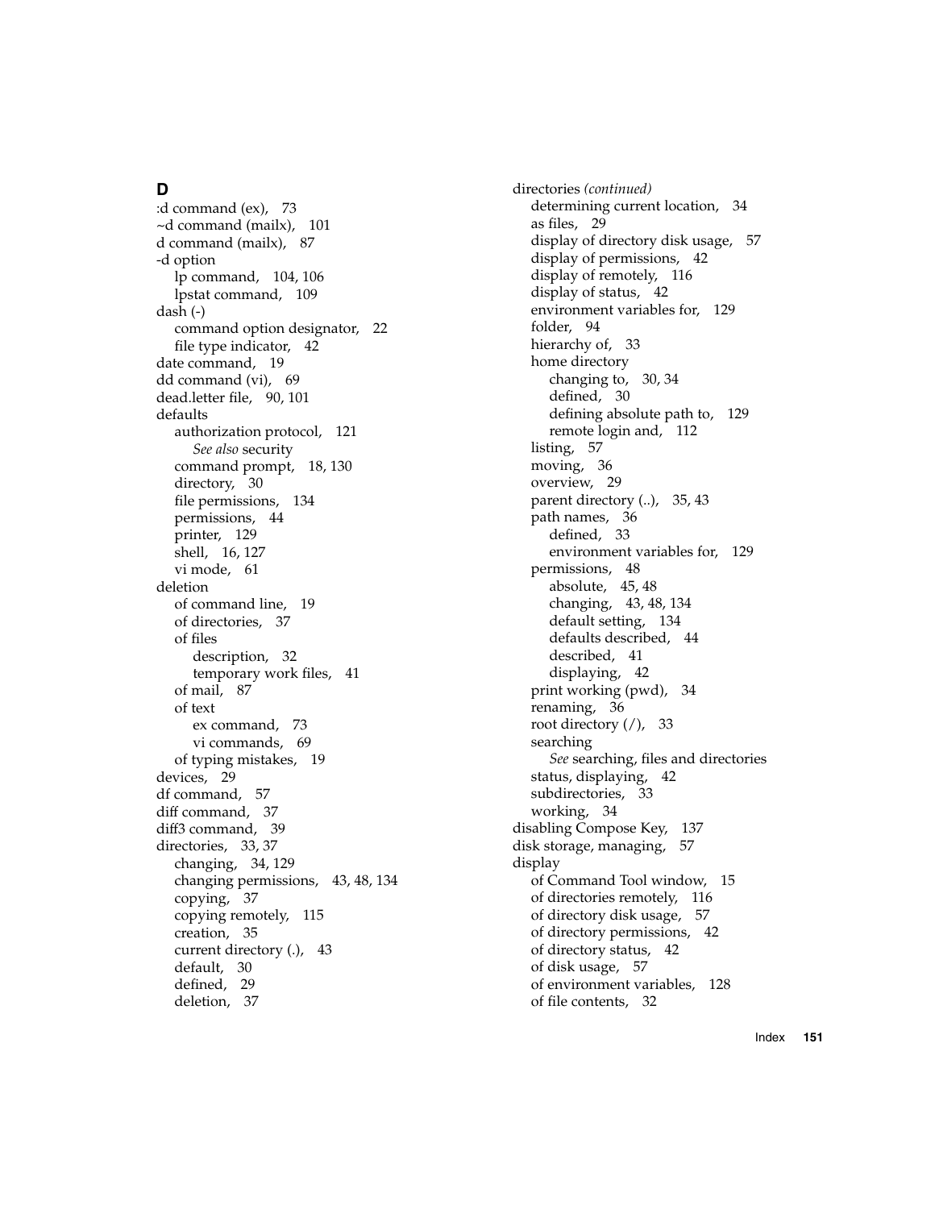## D

:d command (ex), 73
~d command (mailx), 101
d command (mailx), 87
-d option
  lp command, 104, 106
  lpstat command, 109
dash (-)
  command option designator, 22
  file type indicator, 42
date command, 19
dd command (vi), 69
dead.letter file, 90, 101
defaults
  authorization protocol, 121
    *See also* security
  command prompt, 18, 130
  directory, 30
  file permissions, 134
  permissions, 44
  printer, 129
  shell, 16, 127
  vi mode, 61
deletion
  of command line, 19
  of directories, 37
  of files
    description, 32
    temporary work files, 41
  of mail, 87
  of text
    ex command, 73
    vi commands, 69
  of typing mistakes, 19
devices, 29
df command, 57
diff command, 37
diff3 command, 39
directories, 33, 37
  changing, 34, 129
  changing permissions, 43, 48, 134
  copying, 37
  copying remotely, 115
  creation, 35
  current directory (.), 43
  default, 30
  defined, 29
  deletion, 37

directories *(continued)*
  determining current location, 34
  as files, 29
  display of directory disk usage, 57
  display of permissions, 42
  display of remotely, 116
  display of status, 42
  environment variables for, 129
  folder, 94
  hierarchy of, 33
  home directory
    changing to, 30, 34
    defined, 30
    defining absolute path to, 129
    remote login and, 112
  listing, 57
  moving, 36
  overview, 29
  parent directory (..), 35, 43
  path names, 36
    defined, 33
    environment variables for, 129
  permissions, 48
    absolute, 45, 48
    changing, 43, 48, 134
    default setting, 134
    defaults described, 44
    described, 41
    displaying, 42
  print working (pwd), 34
  renaming, 36
  root directory (/), 33
  searching
    *See* searching, files and directories
  status, displaying, 42
  subdirectories, 33
  working, 34
disabling Compose Key, 137
disk storage, managing, 57
display
  of Command Tool window, 15
  of directories remotely, 116
  of directory disk usage, 57
  of directory permissions, 42
  of directory status, 42
  of disk usage, 57
  of environment variables, 128
  of file contents, 32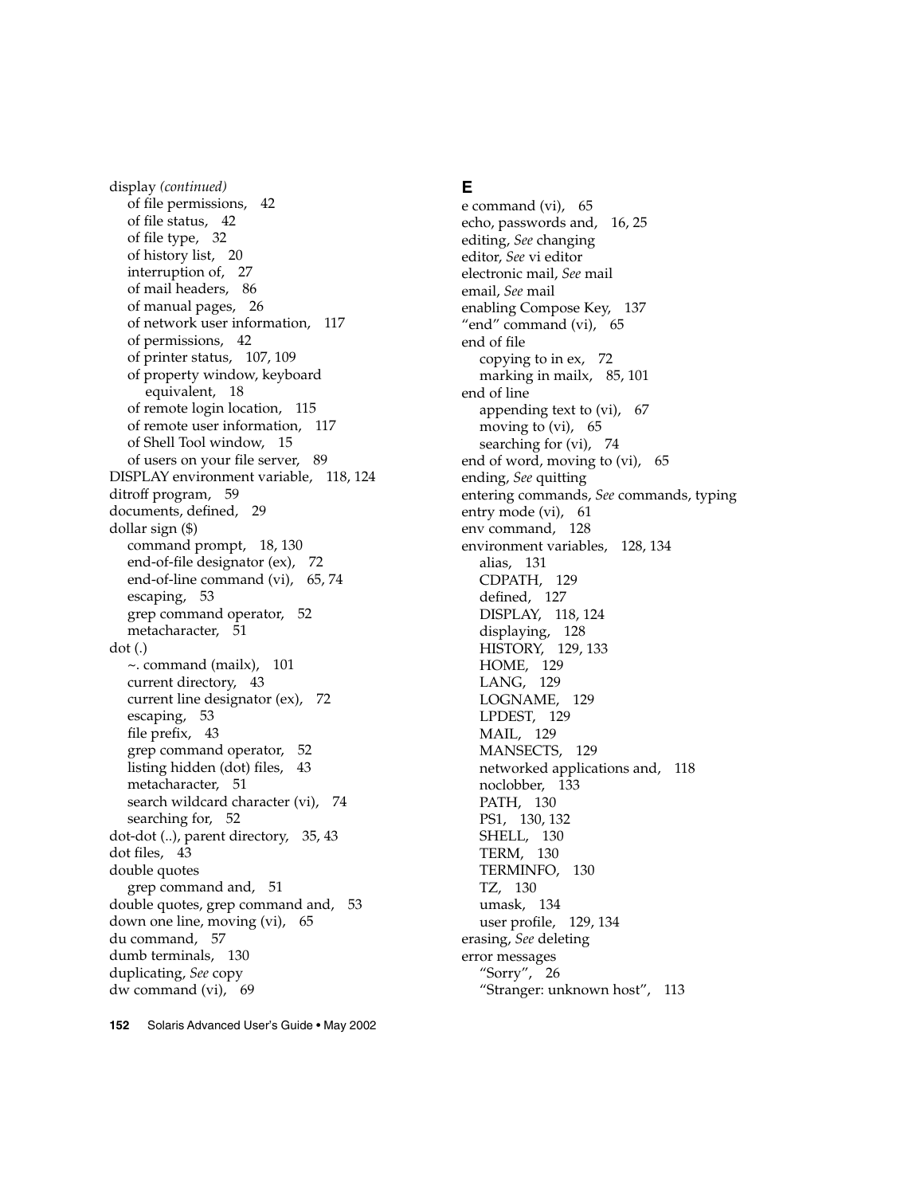display *(continued)*
  of file permissions, 42
  of file status, 42
  of file type, 32
  of history list, 20
  interruption of, 27
  of mail headers, 86
  of manual pages, 26
  of network user information, 117
  of permissions, 42
  of printer status, 107, 109
  of property window, keyboard equivalent, 18
  of remote login location, 115
  of remote user information, 117
  of Shell Tool window, 15
  of users on your file server, 89
DISPLAY environment variable, 118, 124
ditroff program, 59
documents, defined, 29
dollar sign ($)
  command prompt, 18, 130
  end-of-file designator (ex), 72
  end-of-line command (vi), 65, 74
  escaping, 53
  grep command operator, 52
  metacharacter, 51
dot (.)
  ~. command (mailx), 101
  current directory, 43
  current line designator (ex), 72
  escaping, 53
  file prefix, 43
  grep command operator, 52
  listing hidden (dot) files, 43
  metacharacter, 51
  search wildcard character (vi), 74
  searching for, 52
dot-dot (..), parent directory, 35, 43
dot files, 43
double quotes
  grep command and, 51
double quotes, grep command and, 53
down one line, moving (vi), 65
du command, 57
dumb terminals, 130
duplicating, *See* copy
dw command (vi), 69

## E

e command (vi), 65
echo, passwords and, 16, 25
editing, *See* changing
editor, *See* vi editor
electronic mail, *See* mail
email, *See* mail
enabling Compose Key, 137
"end" command (vi), 65
end of file
  copying to in ex, 72
  marking in mailx, 85, 101
end of line
  appending text to (vi), 67
  moving to (vi), 65
  searching for (vi), 74
end of word, moving to (vi), 65
ending, *See* quitting
entering commands, *See* commands, typing
entry mode (vi), 61
env command, 128
environment variables, 128, 134
  alias, 131
  CDPATH, 129
  defined, 127
  DISPLAY, 118, 124
  displaying, 128
  HISTORY, 129, 133
  HOME, 129
  LANG, 129
  LOGNAME, 129
  LPDEST, 129
  MAIL, 129
  MANSECTS, 129
  networked applications and, 118
  noclobber, 133
  PATH, 130
  PS1, 130, 132
  SHELL, 130
  TERM, 130
  TERMINFO, 130
  TZ, 130
  umask, 134
  user profile, 129, 134
erasing, *See* deleting
error messages
  "Sorry", 26
  "Stranger: unknown host", 113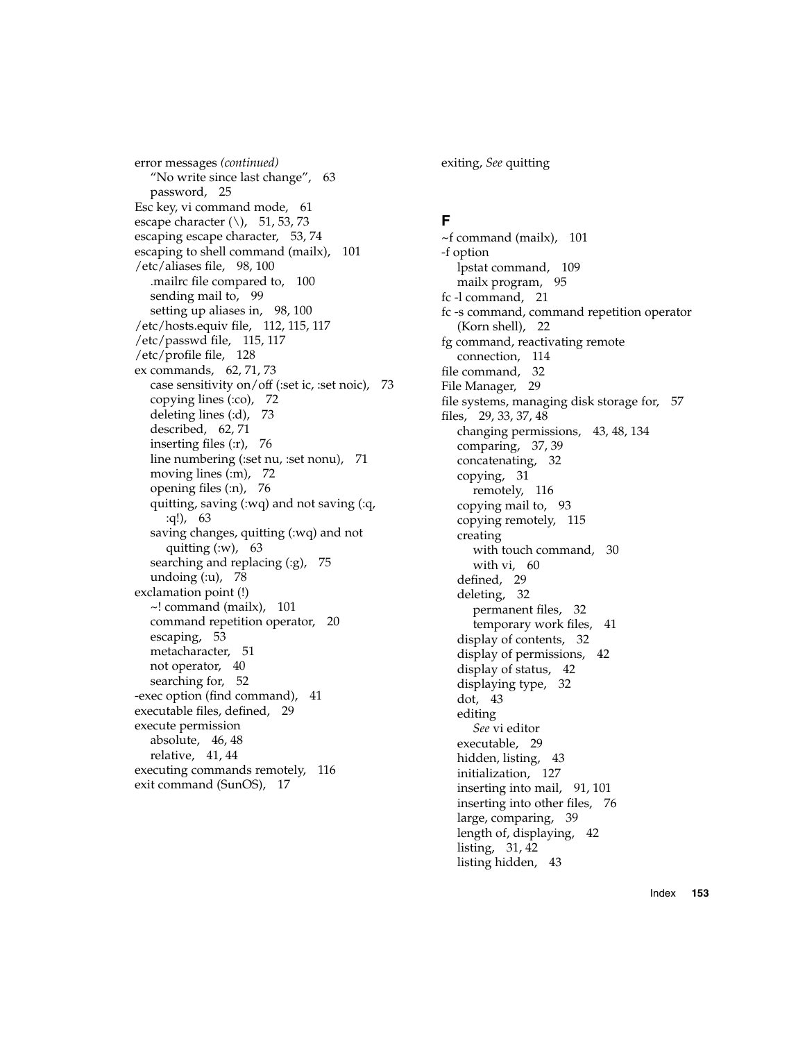error messages *(continued)*
  "No write since last change", 63
  password, 25
Esc key, vi command mode, 61
escape character (\), 51, 53, 73
escaping escape character, 53, 74
escaping to shell command (mailx), 101
/etc/aliases file, 98, 100
  .mailrc file compared to, 100
  sending mail to, 99
  setting up aliases in, 98, 100
/etc/hosts.equiv file, 112, 115, 117
/etc/passwd file, 115, 117
/etc/profile file, 128
ex commands, 62, 71, 73
  case sensitivity on/off (:set ic, :set noic), 73
  copying lines (:co), 72
  deleting lines (:d), 73
  described, 62, 71
  inserting files (:r), 76
  line numbering (:set nu, :set nonu), 71
  moving lines (:m), 72
  opening files (:n), 76
  quitting, saving (:wq) and not saving (:q, :q!), 63
  saving changes, quitting (:wq) and not quitting (:w), 63
  searching and replacing (:g), 75
  undoing (:u), 78
exclamation point (!)
  ~! command (mailx), 101
  command repetition operator, 20
  escaping, 53
  metacharacter, 51
  not operator, 40
  searching for, 52
-exec option (find command), 41
executable files, defined, 29
execute permission
  absolute, 46, 48
  relative, 41, 44
executing commands remotely, 116
exit command (SunOS), 17

exiting, *See* quitting

## F

~f command (mailx), 101
-f option
  lpstat command, 109
  mailx program, 95
fc -l command, 21
fc -s command, command repetition operator (Korn shell), 22
fg command, reactivating remote connection, 114
file command, 32
File Manager, 29
file systems, managing disk storage for, 57
files, 29, 33, 37, 48
  changing permissions, 43, 48, 134
  comparing, 37, 39
  concatenating, 32
  copying, 31
    remotely, 116
  copying mail to, 93
  copying remotely, 115
  creating
    with touch command, 30
    with vi, 60
  defined, 29
  deleting, 32
    permanent files, 32
    temporary work files, 41
  display of contents, 32
  display of permissions, 42
  display of status, 42
  displaying type, 32
  dot, 43
  editing
    *See* vi editor
  executable, 29
  hidden, listing, 43
  initialization, 127
  inserting into mail, 91, 101
  inserting into other files, 76
  large, comparing, 39
  length of, displaying, 42
  listing, 31, 42
  listing hidden, 43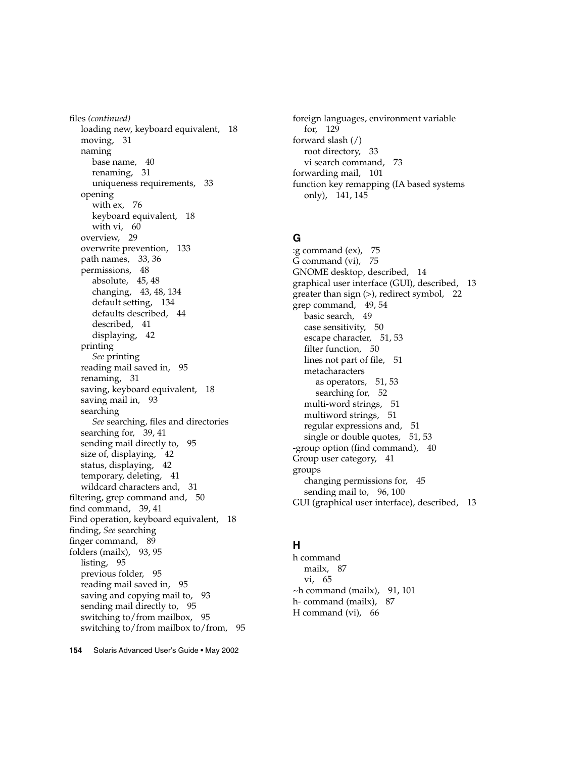files *(continued)*
  loading new, keyboard equivalent, 18
  moving, 31
  naming
    base name, 40
    renaming, 31
    uniqueness requirements, 33
  opening
    with ex, 76
    keyboard equivalent, 18
    with vi, 60
  overview, 29
  overwrite prevention, 133
  path names, 33, 36
  permissions, 48
    absolute, 45, 48
    changing, 43, 48, 134
    default setting, 134
    defaults described, 44
    described, 41
    displaying, 42
  printing
    *See* printing
  reading mail saved in, 95
  renaming, 31
  saving, keyboard equivalent, 18
  saving mail in, 93
  searching
    *See* searching, files and directories
  searching for, 39, 41
  sending mail directly to, 95
  size of, displaying, 42
  status, displaying, 42
  temporary, deleting, 41
  wildcard characters and, 31
filtering, grep command and, 50
find command, 39, 41
Find operation, keyboard equivalent, 18
finding, *See* searching
finger command, 89
folders (mailx), 93, 95
  listing, 95
  previous folder, 95
  reading mail saved in, 95
  saving and copying mail to, 93
  sending mail directly to, 95
  switching to/from mailbox, 95
  switching to/from mailbox to/from, 95

foreign languages, environment variable
  for, 129
forward slash (/)
  root directory, 33
  vi search command, 73
forwarding mail, 101
function key remapping (IA based systems
  only), 141, 145

## G

:g command (ex), 75
G command (vi), 75
GNOME desktop, described, 14
graphical user interface (GUI), described, 13
greater than sign (>), redirect symbol, 22
grep command, 49, 54
  basic search, 49
  case sensitivity, 50
  escape character, 51, 53
  filter function, 50
  lines not part of file, 51
  metacharacters
    as operators, 51, 53
    searching for, 52
  multi-word strings, 51
  multiword strings, 51
  regular expressions and, 51
  single or double quotes, 51, 53
-group option (find command), 40
Group user category, 41
groups
  changing permissions for, 45
  sending mail to, 96, 100
GUI (graphical user interface), described, 13

## H

h command
  mailx, 87
  vi, 65
~h command (mailx), 91, 101
h- command (mailx), 87
H command (vi), 66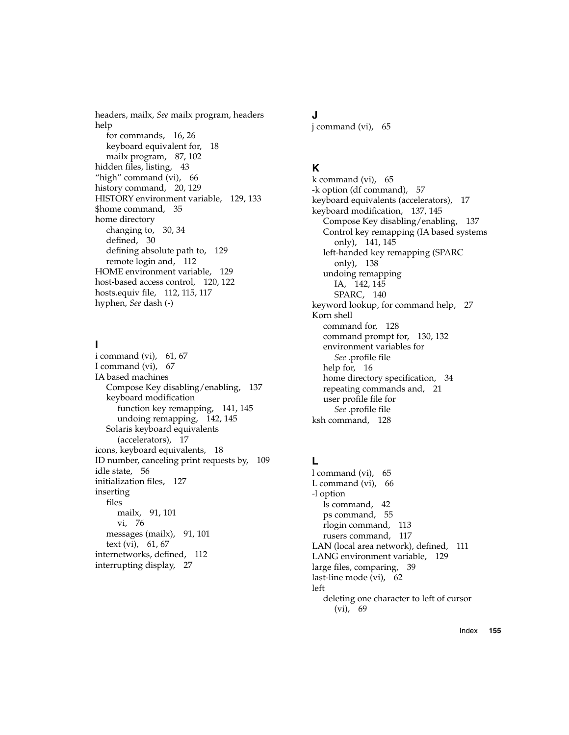headers, mailx, *See* mailx program, headers
help
  for commands, 16, 26
  keyboard equivalent for, 18
  mailx program, 87, 102
hidden files, listing, 43
"high" command (vi), 66
history command, 20, 129
HISTORY environment variable, 129, 133
$home command, 35
home directory
  changing to, 30, 34
  defined, 30
  defining absolute path to, 129
  remote login and, 112
HOME environment variable, 129
host-based access control, 120, 122
hosts.equiv file, 112, 115, 117
hyphen, *See* dash (-)

## I

i command (vi), 61, 67
I command (vi), 67
IA based machines
  Compose Key disabling/enabling, 137
  keyboard modification
    function key remapping, 141, 145
    undoing remapping, 142, 145
  Solaris keyboard equivalents
    (accelerators), 17
icons, keyboard equivalents, 18
ID number, canceling print requests by, 109
idle state, 56
initialization files, 127
inserting
  files
    mailx, 91, 101
    vi, 76
  messages (mailx), 91, 101
  text (vi), 61, 67
internetworks, defined, 112
interrupting display, 27

## J

j command (vi), 65

## K

k command (vi), 65
-k option (df command), 57
keyboard equivalents (accelerators), 17
keyboard modification, 137, 145
  Compose Key disabling/enabling, 137
  Control key remapping (IA based systems
    only), 141, 145
  left-handed key remapping (SPARC
    only), 138
  undoing remapping
    IA, 142, 145
    SPARC, 140
keyword lookup, for command help, 27
Korn shell
  command for, 128
  command prompt for, 130, 132
  environment variables for
    *See* .profile file
  help for, 16
  home directory specification, 34
  repeating commands and, 21
  user profile file for
    *See* .profile file
ksh command, 128

## L

l command (vi), 65
L command (vi), 66
-l option
  ls command, 42
  ps command, 55
  rlogin command, 113
  rusers command, 117
LAN (local area network), defined, 111
LANG environment variable, 129
large files, comparing, 39
last-line mode (vi), 62
left
  deleting one character to left of cursor
    (vi), 69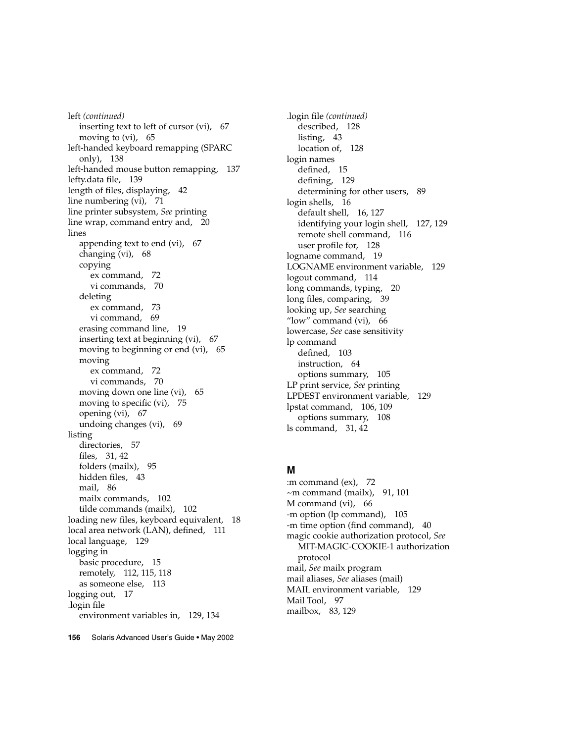left *(continued)*
  inserting text to left of cursor (vi), 67
  moving to (vi), 65
left-handed keyboard remapping (SPARC only), 138
left-handed mouse button remapping, 137
lefty.data file, 139
length of files, displaying, 42
line numbering (vi), 71
line printer subsystem, *See* printing
line wrap, command entry and, 20
lines
  appending text to end (vi), 67
  changing (vi), 68
  copying
    ex command, 72
    vi commands, 70
  deleting
    ex command, 73
    vi command, 69
  erasing command line, 19
  inserting text at beginning (vi), 67
  moving to beginning or end (vi), 65
  moving
    ex command, 72
    vi commands, 70
  moving down one line (vi), 65
  moving to specific (vi), 75
  opening (vi), 67
  undoing changes (vi), 69
listing
  directories, 57
  files, 31, 42
  folders (mailx), 95
  hidden files, 43
  mail, 86
  mailx commands, 102
  tilde commands (mailx), 102
loading new files, keyboard equivalent, 18
local area network (LAN), defined, 111
local language, 129
logging in
  basic procedure, 15
  remotely, 112, 115, 118
  as someone else, 113
logging out, 17
.login file
  environment variables in, 129, 134

.login file *(continued)*
  described, 128
  listing, 43
  location of, 128
login names
  defined, 15
  defining, 129
  determining for other users, 89
login shells, 16
  default shell, 16, 127
  identifying your login shell, 127, 129
  remote shell command, 116
  user profile for, 128
logname command, 19
LOGNAME environment variable, 129
logout command, 114
long commands, typing, 20
long files, comparing, 39
looking up, *See* searching
“low” command (vi), 66
lowercase, *See* case sensitivity
lp command
  defined, 103
  instruction, 64
  options summary, 105
LP print service, *See* printing
LPDEST environment variable, 129
lpstat command, 106, 109
  options summary, 108
ls command, 31, 42

## M

:m command (ex), 72
~m command (mailx), 91, 101
M command (vi), 66
-m option (lp command), 105
-m time option (find command), 40
magic cookie authorization protocol, *See* MIT-MAGIC-COOKIE-1 authorization protocol
mail, *See* mailx program
mail aliases, *See* aliases (mail)
MAIL environment variable, 129
Mail Tool, 97
mailbox, 83, 129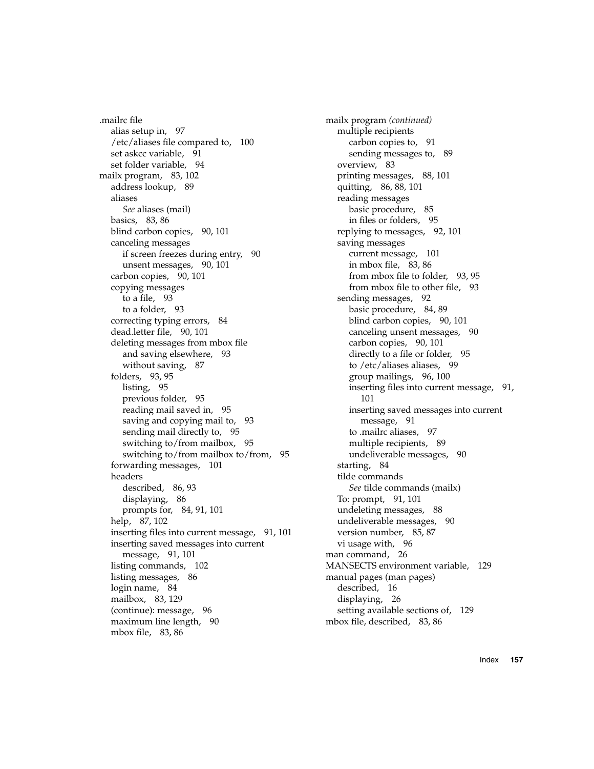.mailrc file
- alias setup in, 97
- /etc/aliases file compared to, 100
- set askcc variable, 91
- set folder variable, 94

mailx program, 83, 102
- address lookup, 89
- aliases
  - *See* aliases (mail)
- basics, 83, 86
- blind carbon copies, 90, 101
- canceling messages
  - if screen freezes during entry, 90
  - unsent messages, 90, 101
- carbon copies, 90, 101
- copying messages
  - to a file, 93
  - to a folder, 93
- correcting typing errors, 84
- dead.letter file, 90, 101
- deleting messages from mbox file
  - and saving elsewhere, 93
  - without saving, 87
- folders, 93, 95
  - listing, 95
  - previous folder, 95
  - reading mail saved in, 95
  - saving and copying mail to, 93
  - sending mail directly to, 95
  - switching to/from mailbox, 95
  - switching to/from mailbox to/from, 95
- forwarding messages, 101
- headers
  - described, 86, 93
  - displaying, 86
  - prompts for, 84, 91, 101
- help, 87, 102
- inserting files into current message, 91, 101
- inserting saved messages into current message, 91, 101
- listing commands, 102
- listing messages, 86
- login name, 84
- mailbox, 83, 129
- (continue): message, 96
- maximum line length, 90
- mbox file, 83, 86

mailx program *(continued)*
- multiple recipients
  - carbon copies to, 91
  - sending messages to, 89
- overview, 83
- printing messages, 88, 101
- quitting, 86, 88, 101
- reading messages
  - basic procedure, 85
  - in files or folders, 95
- replying to messages, 92, 101
- saving messages
  - current message, 101
  - in mbox file, 83, 86
  - from mbox file to folder, 93, 95
  - from mbox file to other file, 93
- sending messages, 92
  - basic procedure, 84, 89
  - blind carbon copies, 90, 101
  - canceling unsent messages, 90
  - carbon copies, 90, 101
  - directly to a file or folder, 95
  - to /etc/aliases aliases, 99
  - group mailings, 96, 100
  - inserting files into current message, 91, 101
  - inserting saved messages into current message, 91
  - to .mailrc aliases, 97
  - multiple recipients, 89
  - undeliverable messages, 90
- starting, 84
- tilde commands
  - *See* tilde commands (mailx)
- To: prompt, 91, 101
- undeleting messages, 88
- undeliverable messages, 90
- version number, 85, 87
- vi usage with, 96

man command, 26

MANSECTS environment variable, 129

manual pages (man pages)
- described, 16
- displaying, 26
- setting available sections of, 129

mbox file, described, 83, 86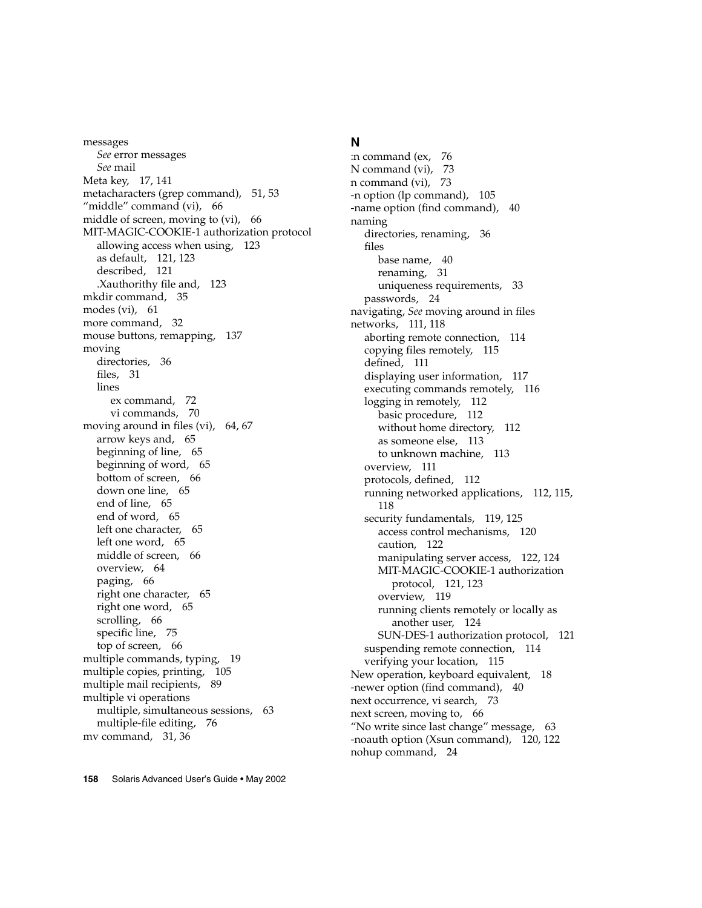messages
  *See* error messages
  *See* mail
Meta key, 17, 141
metacharacters (grep command), 51, 53
"middle" command (vi), 66
middle of screen, moving to (vi), 66
MIT-MAGIC-COOKIE-1 authorization protocol
  allowing access when using, 123
  as default, 121, 123
  described, 121
  .Xauthorithy file and, 123
mkdir command, 35
modes (vi), 61
more command, 32
mouse buttons, remapping, 137
moving
  directories, 36
  files, 31
  lines
    ex command, 72
    vi commands, 70
moving around in files (vi), 64, 67
  arrow keys and, 65
  beginning of line, 65
  beginning of word, 65
  bottom of screen, 66
  down one line, 65
  end of line, 65
  end of word, 65
  left one character, 65
  left one word, 65
  middle of screen, 66
  overview, 64
  paging, 66
  right one character, 65
  right one word, 65
  scrolling, 66
  specific line, 75
  top of screen, 66
multiple commands, typing, 19
multiple copies, printing, 105
multiple mail recipients, 89
multiple vi operations
  multiple, simultaneous sessions, 63
  multiple-file editing, 76
mv command, 31, 36

## N

:n command (ex, 76
N command (vi), 73
n command (vi), 73
-n option (lp command), 105
-name option (find command), 40
naming
  directories, renaming, 36
  files
    base name, 40
    renaming, 31
    uniqueness requirements, 33
  passwords, 24
navigating, *See* moving around in files
networks, 111, 118
  aborting remote connection, 114
  copying files remotely, 115
  defined, 111
  displaying user information, 117
  executing commands remotely, 116
  logging in remotely, 112
    basic procedure, 112
    without home directory, 112
    as someone else, 113
    to unknown machine, 113
  overview, 111
  protocols, defined, 112
  running networked applications, 112, 115, 118
  security fundamentals, 119, 125
    access control mechanisms, 120
    caution, 122
    manipulating server access, 122, 124
    MIT-MAGIC-COOKIE-1 authorization protocol, 121, 123
    overview, 119
    running clients remotely or locally as another user, 124
    SUN-DES-1 authorization protocol, 121
  suspending remote connection, 114
  verifying your location, 115
New operation, keyboard equivalent, 18
-newer option (find command), 40
next occurrence, vi search, 73
next screen, moving to, 66
"No write since last change" message, 63
-noauth option (Xsun command), 120, 122
nohup command, 24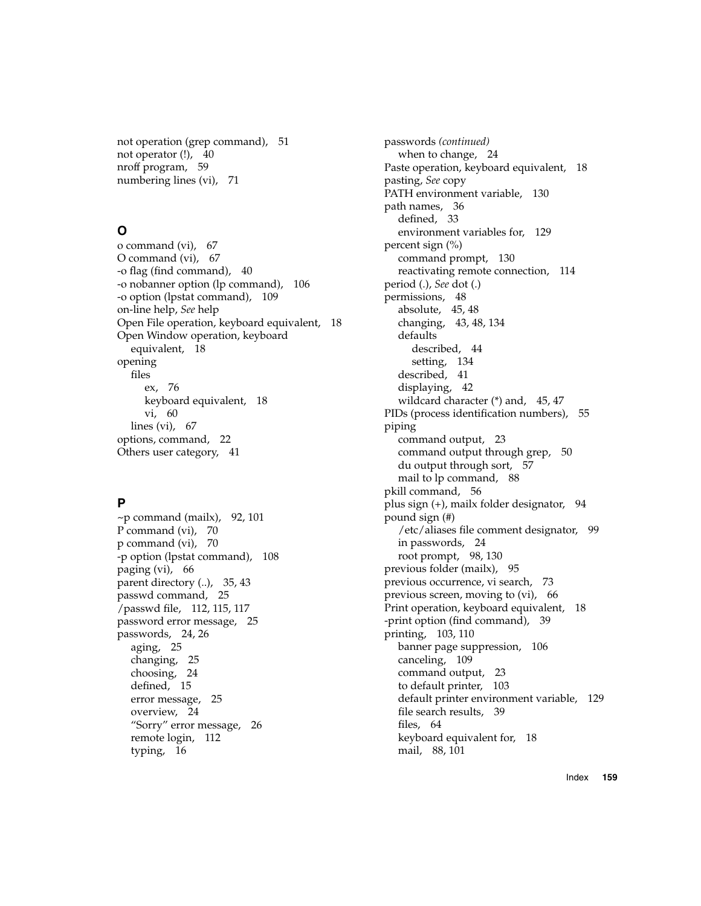not operation (grep command), 51
not operator (!), 40
nroff program, 59
numbering lines (vi), 71

## O

o command (vi), 67
O command (vi), 67
-o flag (find command), 40
-o nobanner option (lp command), 106
-o option (lpstat command), 109
on-line help, *See* help
Open File operation, keyboard equivalent, 18
Open Window operation, keyboard equivalent, 18
opening
- files
  - ex, 76
  - keyboard equivalent, 18
  - vi, 60
- lines (vi), 67

options, command, 22
Others user category, 41

## P

~p command (mailx), 92, 101
P command (vi), 70
p command (vi), 70
-p option (lpstat command), 108
paging (vi), 66
parent directory (..), 35, 43
passwd command, 25
/passwd file, 112, 115, 117
password error message, 25
passwords, 24, 26
- aging, 25
- changing, 25
- choosing, 24
- defined, 15
- error message, 25
- overview, 24
- “Sorry” error message, 26
- remote login, 112
- typing, 16

passwords *(continued)*
- when to change, 24

Paste operation, keyboard equivalent, 18
pasting, *See* copy
PATH environment variable, 130
path names, 36
- defined, 33
- environment variables for, 129

percent sign (%)
- command prompt, 130
- reactivating remote connection, 114

period (.), *See* dot (.)
permissions, 48
- absolute, 45, 48
- changing, 43, 48, 134
- defaults
  - described, 44
  - setting, 134
- described, 41
- displaying, 42
- wildcard character (*) and, 45, 47

PIDs (process identification numbers), 55
piping
- command output, 23
- command output through grep, 50
- du output through sort, 57
- mail to lp command, 88

pkill command, 56
plus sign (+), mailx folder designator, 94
pound sign (#)
- /etc/aliases file comment designator, 99
- in passwords, 24
- root prompt, 98, 130

previous folder (mailx), 95
previous occurrence, vi search, 73
previous screen, moving to (vi), 66
Print operation, keyboard equivalent, 18
-print option (find command), 39
printing, 103, 110
- banner page suppression, 106
- canceling, 109
- command output, 23
- to default printer, 103
- default printer environment variable, 129
- file search results, 39
- files, 64
- keyboard equivalent for, 18
- mail, 88, 101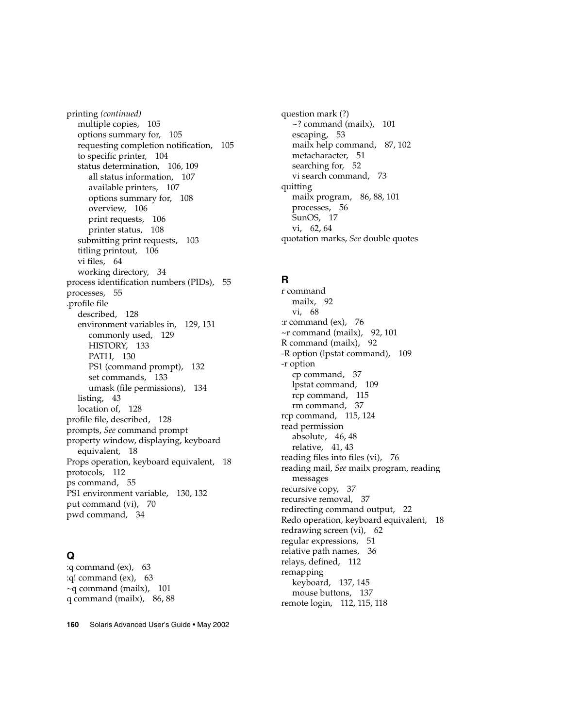printing *(continued)*
- multiple copies, 105
- options summary for, 105
- requesting completion notification, 105
- to specific printer, 104
- status determination, 106, 109
  - all status information, 107
  - available printers, 107
  - options summary for, 108
  - overview, 106
  - print requests, 106
  - printer status, 108
- submitting print requests, 103
- titling printout, 106
- vi files, 64
- working directory, 34

process identification numbers (PIDs), 55

processes, 55

.profile file
- described, 128
- environment variables in, 129, 131
  - commonly used, 129
  - HISTORY, 133
  - PATH, 130
  - PS1 (command prompt), 132
  - set commands, 133
  - umask (file permissions), 134
- listing, 43
- location of, 128

profile file, described, 128

prompts, *See* command prompt

property window, displaying, keyboard equivalent, 18

Props operation, keyboard equivalent, 18

protocols, 112

ps command, 55

PS1 environment variable, 130, 132

put command (vi), 70

pwd command, 34

## Q

:q command (ex), 63

:q! command (ex), 63

~q command (mailx), 101

q command (mailx), 86, 88

question mark (?)
- ~? command (mailx), 101
- escaping, 53
- mailx help command, 87, 102
- metacharacter, 51
- searching for, 52
- vi search command, 73

quitting
- mailx program, 86, 88, 101
- processes, 56
- SunOS, 17
- vi, 62, 64

quotation marks, *See* double quotes

## R

r command
- mailx, 92
- vi, 68

:r command (ex), 76

~r command (mailx), 92, 101

R command (mailx), 92

-R option (lpstat command), 109

-r option
- cp command, 37
- lpstat command, 109
- rcp command, 115
- rm command, 37

rcp command, 115, 124

read permission
- absolute, 46, 48
- relative, 41, 43

reading files into files (vi), 76

reading mail, *See* mailx program, reading messages

recursive copy, 37

recursive removal, 37

redirecting command output, 22

Redo operation, keyboard equivalent, 18

redrawing screen (vi), 62

regular expressions, 51

relative path names, 36

relays, defined, 112

remapping
- keyboard, 137, 145
- mouse buttons, 137

remote login, 112, 115, 118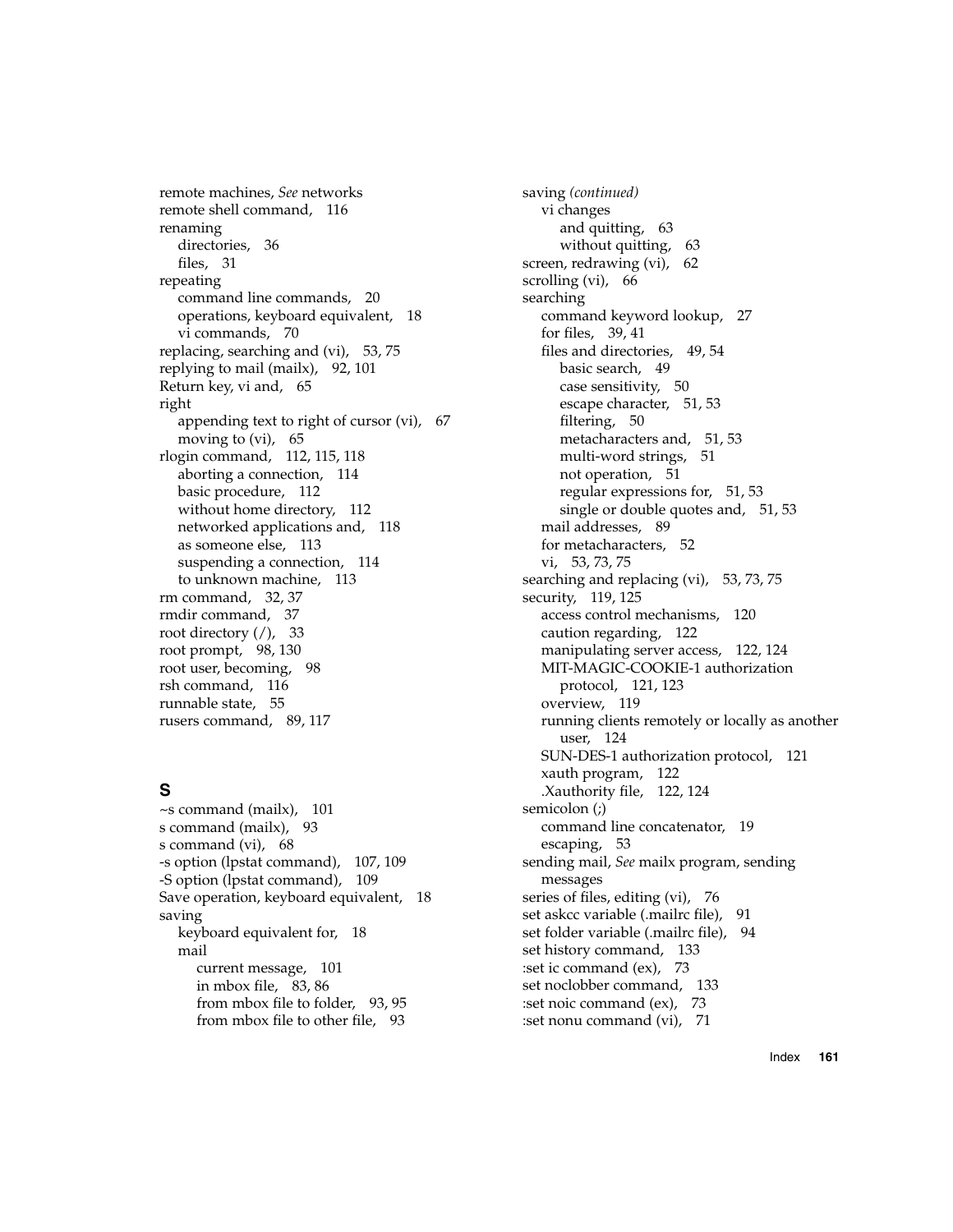remote machines, *See* networks
remote shell command, 116
renaming
  directories, 36
  files, 31
repeating
  command line commands, 20
  operations, keyboard equivalent, 18
  vi commands, 70
replacing, searching and (vi), 53, 75
replying to mail (mailx), 92, 101
Return key, vi and, 65
right
  appending text to right of cursor (vi), 67
  moving to (vi), 65
rlogin command, 112, 115, 118
  aborting a connection, 114
  basic procedure, 112
  without home directory, 112
  networked applications and, 118
  as someone else, 113
  suspending a connection, 114
  to unknown machine, 113
rm command, 32, 37
rmdir command, 37
root directory (/), 33
root prompt, 98, 130
root user, becoming, 98
rsh command, 116
runnable state, 55
rusers command, 89, 117

## S

~s command (mailx), 101
s command (mailx), 93
s command (vi), 68
-s option (lpstat command), 107, 109
-S option (lpstat command), 109
Save operation, keyboard equivalent, 18
saving
  keyboard equivalent for, 18
  mail
    current message, 101
    in mbox file, 83, 86
    from mbox file to folder, 93, 95
    from mbox file to other file, 93

saving *(continued)*
  vi changes
    and quitting, 63
    without quitting, 63
screen, redrawing (vi), 62
scrolling (vi), 66
searching
  command keyword lookup, 27
  for files, 39, 41
  files and directories, 49, 54
    basic search, 49
    case sensitivity, 50
    escape character, 51, 53
    filtering, 50
    metacharacters and, 51, 53
    multi-word strings, 51
    not operation, 51
    regular expressions for, 51, 53
    single or double quotes and, 51, 53
  mail addresses, 89
  for metacharacters, 52
  vi, 53, 73, 75
searching and replacing (vi), 53, 73, 75
security, 119, 125
  access control mechanisms, 120
  caution regarding, 122
  manipulating server access, 122, 124
  MIT-MAGIC-COOKIE-1 authorization protocol, 121, 123
  overview, 119
  running clients remotely or locally as another user, 124
  SUN-DES-1 authorization protocol, 121
  xauth program, 122
  .Xauthority file, 122, 124
semicolon (;)
  command line concatenator, 19
  escaping, 53
sending mail, *See* mailx program, sending messages
series of files, editing (vi), 76
set askcc variable (.mailrc file), 91
set folder variable (.mailrc file), 94
set history command, 133
:set ic command (ex), 73
set noclobber command, 133
:set noic command (ex), 73
:set nonu command (vi), 71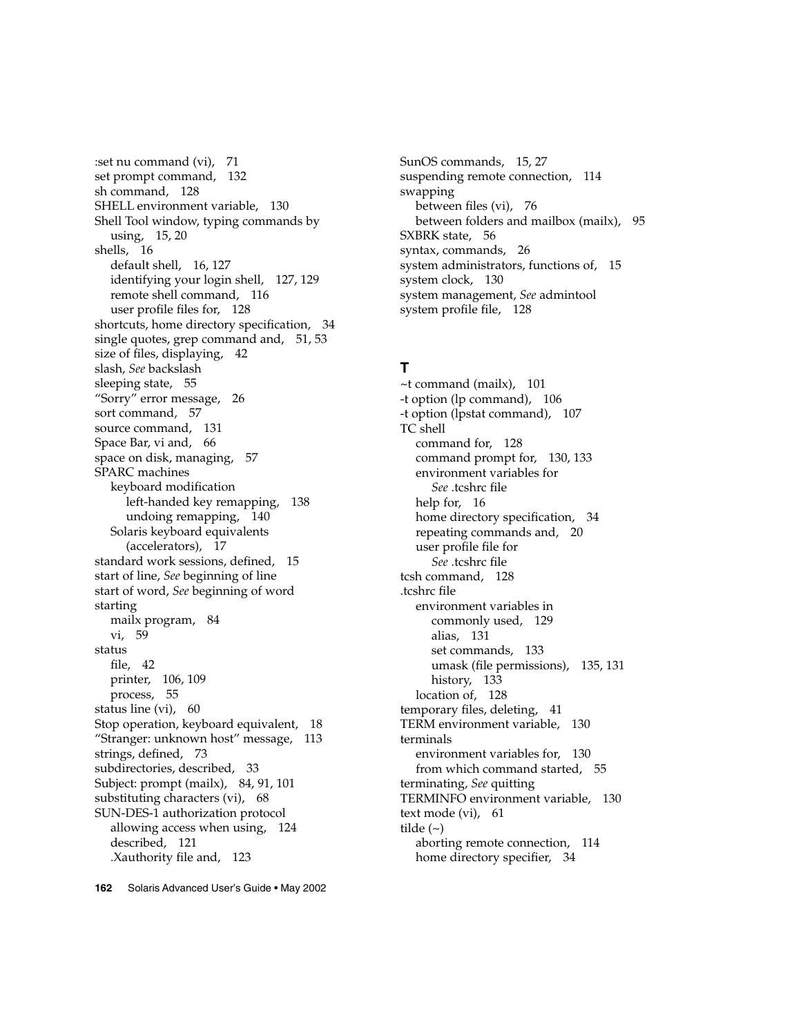:set nu command (vi), 71
set prompt command, 132
sh command, 128
SHELL environment variable, 130
Shell Tool window, typing commands by using, 15, 20
shells, 16
    default shell, 16, 127
    identifying your login shell, 127, 129
    remote shell command, 116
    user profile files for, 128
shortcuts, home directory specification, 34
single quotes, grep command and, 51, 53
size of files, displaying, 42
slash, *See* backslash
sleeping state, 55
“Sorry” error message, 26
sort command, 57
source command, 131
Space Bar, vi and, 66
space on disk, managing, 57
SPARC machines
    keyboard modification
        left-handed key remapping, 138
        undoing remapping, 140
    Solaris keyboard equivalents (accelerators), 17
standard work sessions, defined, 15
start of line, *See* beginning of line
start of word, *See* beginning of word
starting
    mailx program, 84
    vi, 59
status
    file, 42
    printer, 106, 109
    process, 55
status line (vi), 60
Stop operation, keyboard equivalent, 18
“Stranger: unknown host” message, 113
strings, defined, 73
subdirectories, described, 33
Subject: prompt (mailx), 84, 91, 101
substituting characters (vi), 68
SUN-DES-1 authorization protocol
    allowing access when using, 124
    described, 121
    .Xauthority file and, 123
SunOS commands, 15, 27
suspending remote connection, 114
swapping
    between files (vi), 76
    between folders and mailbox (mailx), 95
SXBRK state, 56
syntax, commands, 26
system administrators, functions of, 15
system clock, 130
system management, *See* admintool
system profile file, 128

## T

~t command (mailx), 101
-t option (lp command), 106
-t option (lpstat command), 107
TC shell
    command for, 128
    command prompt for, 130, 133
    environment variables for
        *See* .tcshrc file
    help for, 16
    home directory specification, 34
    repeating commands and, 20
    user profile file for
        *See* .tcshrc file
tcsh command, 128
.tcshrc file
    environment variables in
        commonly used, 129
        alias, 131
        set commands, 133
        umask (file permissions), 135, 131
        history, 133
    location of, 128
temporary files, deleting, 41
TERM environment variable, 130
terminals
    environment variables for, 130
    from which command started, 55
terminating, *See* quitting
TERMINFO environment variable, 130
text mode (vi), 61
tilde (~)
    aborting remote connection, 114
    home directory specifier, 34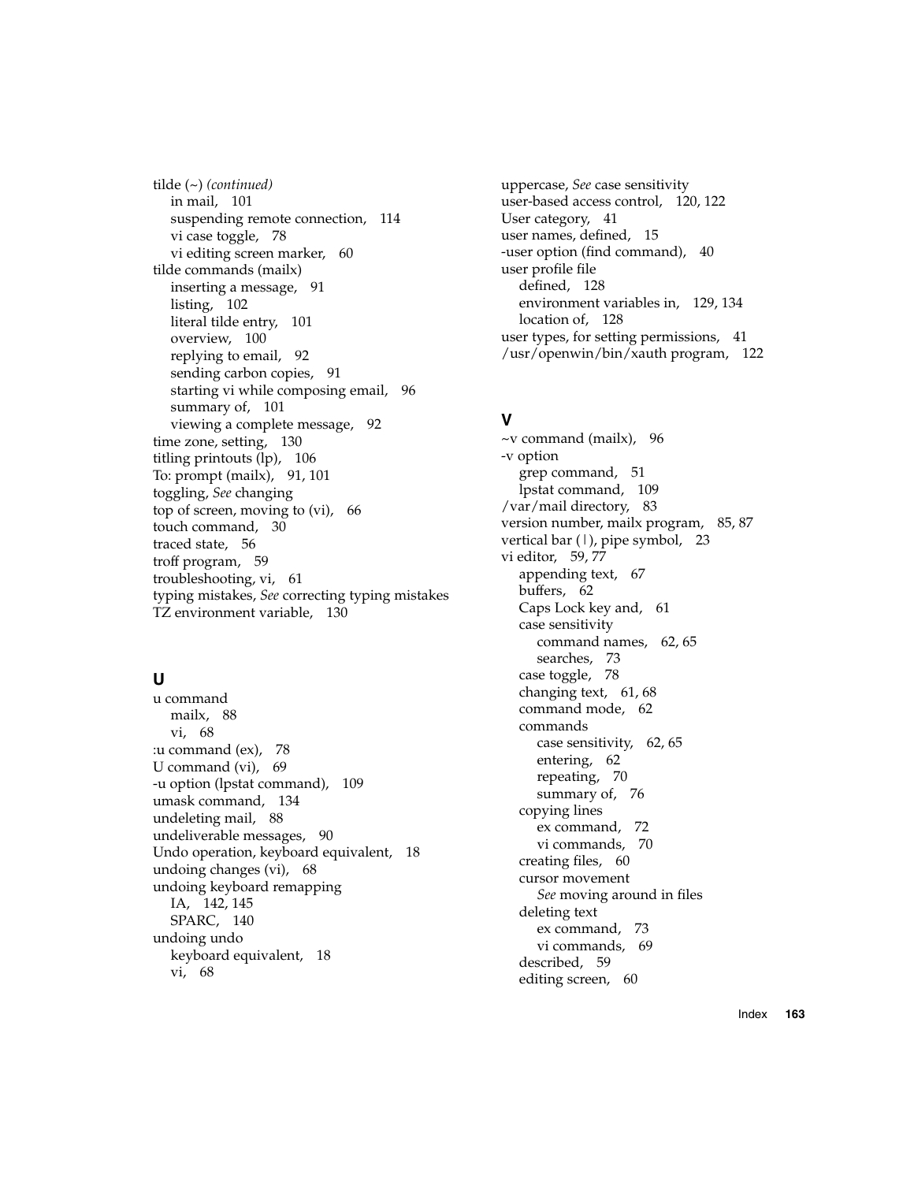tilde (~) *(continued)*
  in mail, 101
  suspending remote connection, 114
  vi case toggle, 78
  vi editing screen marker, 60
tilde commands (mailx)
  inserting a message, 91
  listing, 102
  literal tilde entry, 101
  overview, 100
  replying to email, 92
  sending carbon copies, 91
  starting vi while composing email, 96
  summary of, 101
  viewing a complete message, 92
time zone, setting, 130
titling printouts (lp), 106
To: prompt (mailx), 91, 101
toggling, *See* changing
top of screen, moving to (vi), 66
touch command, 30
traced state, 56
troff program, 59
troubleshooting, vi, 61
typing mistakes, *See* correcting typing mistakes
TZ environment variable, 130

## U

u command
  mailx, 88
  vi, 68
:u command (ex), 78
U command (vi), 69
-u option (lpstat command), 109
umask command, 134
undeleting mail, 88
undeliverable messages, 90
Undo operation, keyboard equivalent, 18
undoing changes (vi), 68
undoing keyboard remapping
  IA, 142, 145
  SPARC, 140
undoing undo
  keyboard equivalent, 18
  vi, 68

uppercase, *See* case sensitivity
user-based access control, 120, 122
User category, 41
user names, defined, 15
-user option (find command), 40
user profile file
  defined, 128
  environment variables in, 129, 134
  location of, 128
user types, for setting permissions, 41
/usr/openwin/bin/xauth program, 122

## V

~v command (mailx), 96
-v option
  grep command, 51
  lpstat command, 109
/var/mail directory, 83
version number, mailx program, 85, 87
vertical bar (|), pipe symbol, 23
vi editor, 59, 77
  appending text, 67
  buffers, 62
  Caps Lock key and, 61
  case sensitivity
    command names, 62, 65
    searches, 73
  case toggle, 78
  changing text, 61, 68
  command mode, 62
  commands
    case sensitivity, 62, 65
    entering, 62
    repeating, 70
    summary of, 76
  copying lines
    ex command, 72
    vi commands, 70
  creating files, 60
  cursor movement
    *See* moving around in files
  deleting text
    ex command, 73
    vi commands, 69
  described, 59
  editing screen, 60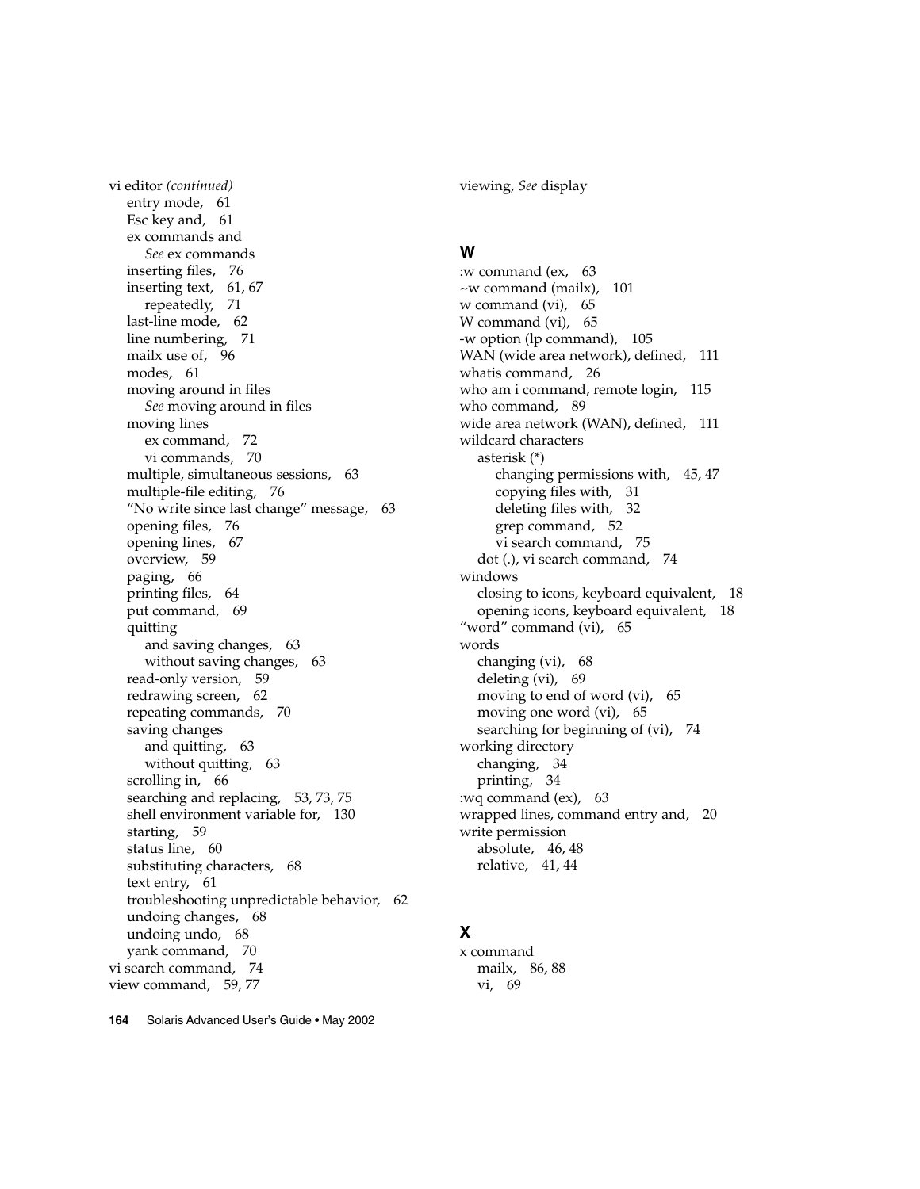vi editor *(continued)*
- entry mode, 61
- Esc key and, 61
- ex commands and
  - *See* ex commands
- inserting files, 76
- inserting text, 61, 67
  - repeatedly, 71
- last-line mode, 62
- line numbering, 71
- mailx use of, 96
- modes, 61
- moving around in files
  - *See* moving around in files
- moving lines
  - ex command, 72
  - vi commands, 70
- multiple, simultaneous sessions, 63
- multiple-file editing, 76
- "No write since last change" message, 63
- opening files, 76
- opening lines, 67
- overview, 59
- paging, 66
- printing files, 64
- put command, 69
- quitting
  - and saving changes, 63
  - without saving changes, 63
- read-only version, 59
- redrawing screen, 62
- repeating commands, 70
- saving changes
  - and quitting, 63
  - without quitting, 63
- scrolling in, 66
- searching and replacing, 53, 73, 75
- shell environment variable for, 130
- starting, 59
- status line, 60
- substituting characters, 68
- text entry, 61
- troubleshooting unpredictable behavior, 62
- undoing changes, 68
- undoing undo, 68
- yank command, 70

vi search command, 74

view command, 59, 77

viewing, *See* display

## W

:w command (ex, 63

~w command (mailx), 101

w command (vi), 65

W command (vi), 65

-w option (lp command), 105

WAN (wide area network), defined, 111

whatis command, 26

who am i command, remote login, 115

who command, 89

wide area network (WAN), defined, 111

wildcard characters
- asterisk (*)
  - changing permissions with, 45, 47
  - copying files with, 31
  - deleting files with, 32
  - grep command, 52
  - vi search command, 75
- dot (.), vi search command, 74

windows
- closing to icons, keyboard equivalent, 18
- opening icons, keyboard equivalent, 18

"word" command (vi), 65

words
- changing (vi), 68
- deleting (vi), 69
- moving to end of word (vi), 65
- moving one word (vi), 65
- searching for beginning of (vi), 74

working directory
- changing, 34
- printing, 34

:wq command (ex), 63

wrapped lines, command entry and, 20

write permission
- absolute, 46, 48
- relative, 41, 44

## X

x command
- mailx, 86, 88
- vi, 69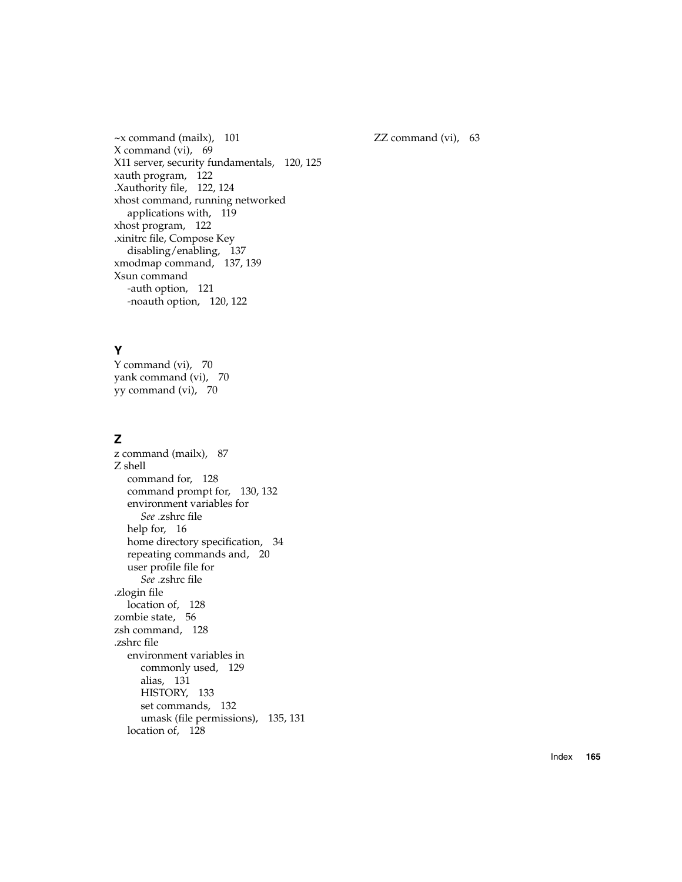~x command (mailx), 101
X command (vi), 69
X11 server, security fundamentals, 120, 125
xauth program, 122
.Xauthority file, 122, 124
xhost command, running networked applications with, 119
xhost program, 122
.xinitrc file, Compose Key disabling/enabling, 137
xmodmap command, 137, 139
Xsun command
  - -auth option, 121
  - -noauth option, 120, 122

## Y

Y command (vi), 70
yank command (vi), 70
yy command (vi), 70

## Z

z command (mailx), 87
Z shell
  - command for, 128
  - command prompt for, 130, 132
  - environment variables for
    - *See* .zshrc file
  - help for, 16
  - home directory specification, 34
  - repeating commands and, 20
  - user profile file for
    - *See* .zshrc file

.zlogin file
  - location of, 128

zombie state, 56
zsh command, 128
.zshrc file
  - environment variables in
    - commonly used, 129
    - alias, 131
    - HISTORY, 133
    - set commands, 132
    - umask (file permissions), 135, 131
  - location of, 128

ZZ command (vi), 63